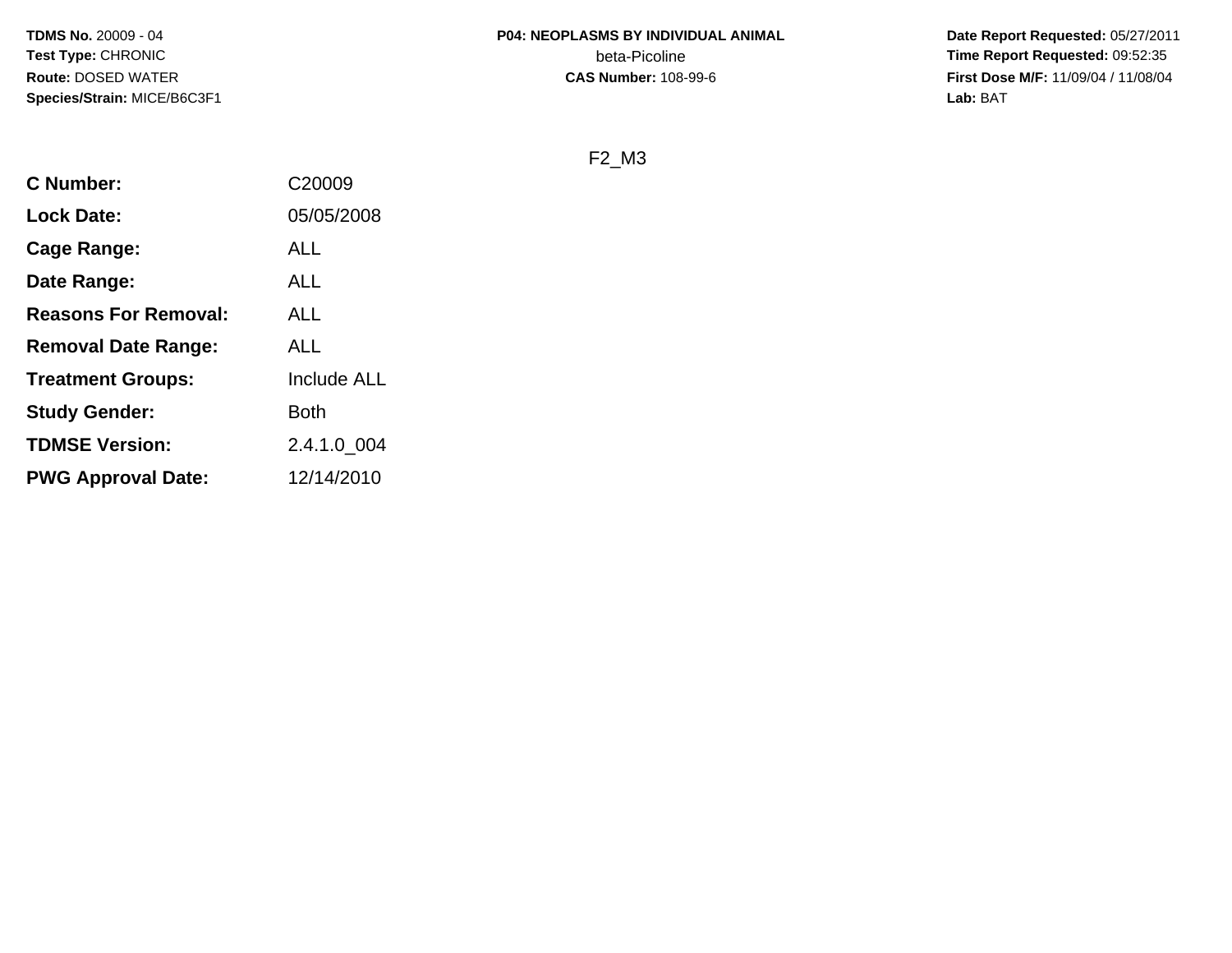**TDMS No.** 20009 - 04
**Test Type:** CHRONIC
**Route:** DOSED WATER
**Species/Strain:** MICE/B6C3F1

**P04: NEOPLASMS BY INDIVIDUAL ANIMAL**
beta-Picoline
**CAS Number:** 108-99-6

**Date Report Requested:** 05/27/2011
**Time Report Requested:** 09:52:35
**First Dose M/F:** 11/09/04 / 11/08/04
**Lab:** BAT

F2_M3

| | |
|---|---|
| **C Number:** | C20009 |
| **Lock Date:** | 05/05/2008 |
| **Cage Range:** | ALL |
| **Date Range:** | ALL |
| **Reasons For Removal:** | ALL |
| **Removal Date Range:** | ALL |
| **Treatment Groups:** | Include ALL |
| **Study Gender:** | Both |
| **TDMSE Version:** | 2.4.1.0_004 |
| **PWG Approval Date:** | 12/14/2010 |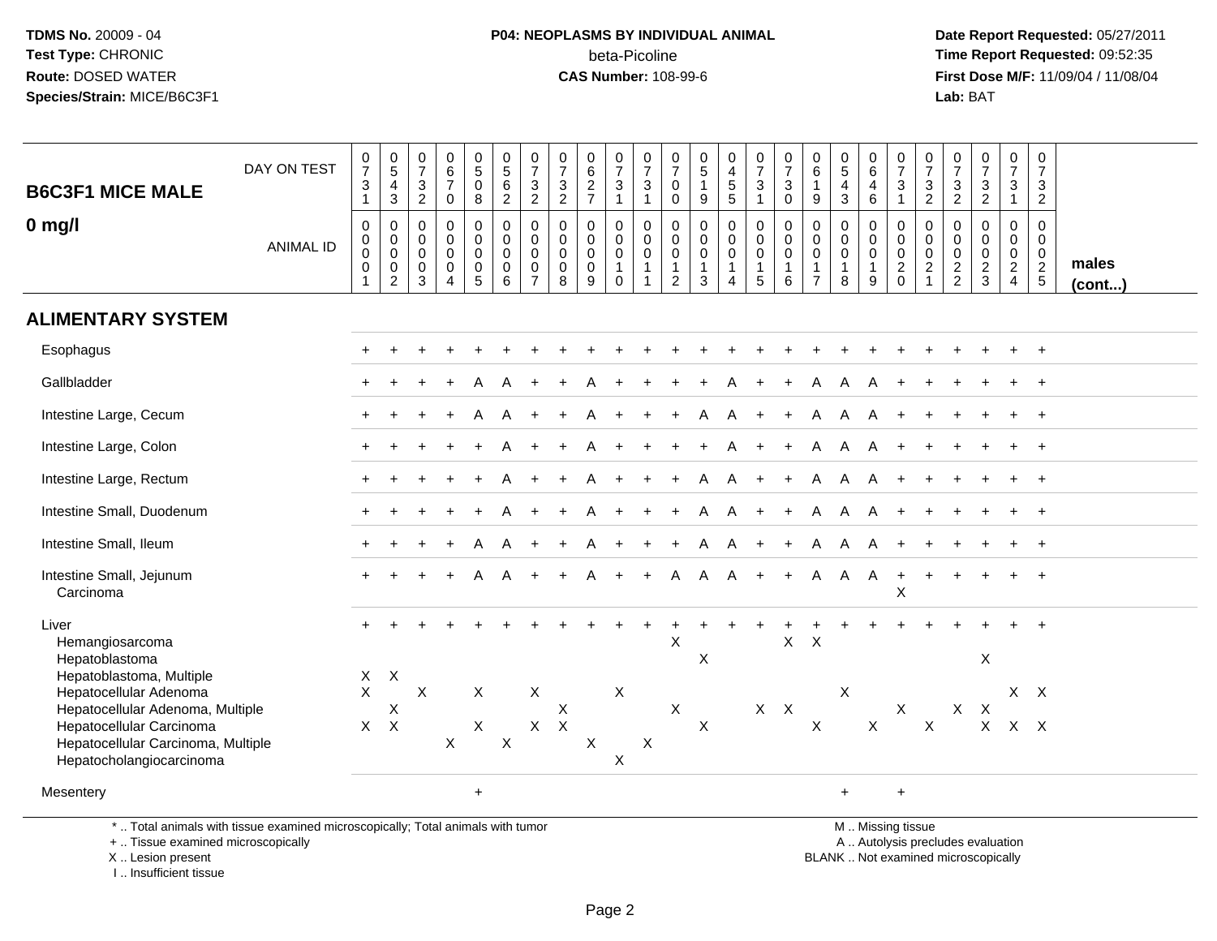**TDMS No.** 20009 - 04
**Test Type:** CHRONIC
**Route:** DOSED WATER
**Species/Strain:** MICE/B6C3F1

**P04: NEOPLASMS BY INDIVIDUAL ANIMAL**
beta-Picoline
**CAS Number:** 108-99-6

**Date Report Requested:** 05/27/2011
**Time Report Requested:** 09:52:35
**First Dose M/F:** 11/09/04 / 11/08/04
**Lab:** BAT

## B6C3F1 MICE MALE — 0 mg/l

| DAY ON TEST | 0731 | 0543 | 0732 | 0670 | 0508 | 0562 | 0732 | 0732 | 0627 | 0731 | 0731 | 0700 | 0519 | 0455 | 0731 | 0730 | 0619 | 0543 | 0646 | 0731 | 0732 | 0732 | 0732 | 0731 | 0732 | |
|---|---|---|---|---|---|---|---|---|---|---|---|---|---|---|---|---|---|---|---|---|---|---|---|---|---|---|
| **ANIMAL ID** | 0001 | 0002 | 0003 | 0004 | 0005 | 0006 | 0007 | 0008 | 0009 | 0010 | 0011 | 0012 | 0013 | 0014 | 0015 | 0016 | 0017 | 0018 | 0019 | 0020 | 0021 | 0022 | 0023 | 0024 | 0025 | **males (cont...)** |
| **ALIMENTARY SYSTEM** | | | | | | | | | | | | | | | | | | | | | | | | | | |
| Esophagus | + | + | + | + | + | + | + | + | + | + | + | + | + | + | + | + | + | + | + | + | + | + | + | + | + | |
| Gallbladder | + | + | + | + | A | A | + | + | A | + | + | + | + | A | + | + | A | A | A | + | + | + | + | + | + | |
| Intestine Large, Cecum | + | + | + | + | A | A | + | + | A | + | + | + | A | A | + | + | A | A | A | + | + | + | + | + | + | |
| Intestine Large, Colon | + | + | + | + | + | A | + | + | A | + | + | + | + | A | + | + | A | A | A | + | + | + | + | + | + | |
| Intestine Large, Rectum | + | + | + | + | + | A | + | + | A | + | + | + | A | A | + | + | A | A | A | + | + | + | + | + | + | |
| Intestine Small, Duodenum | + | + | + | + | + | A | + | + | A | + | + | + | A | A | + | + | A | A | A | + | + | + | + | + | + | |
| Intestine Small, Ileum | + | + | + | + | A | A | + | + | A | + | + | + | A | A | + | + | A | A | A | + | + | + | + | + | + | |
| Intestine Small, Jejunum | + | + | + | + | A | A | + | + | A | + | + | A | A | A | + | + | A | A | A | + | + | + | + | + | + | |
| Carcinoma | | | | | | | | | | | | | | | | | | | | X | | | | | | |
| Liver | + | + | + | + | + | + | + | + | + | + | + | + | + | + | + | + | + | + | + | + | + | + | + | + | + | |
| Hemangiosarcoma | | | | | | | | | | | | X | | | | X | X | | | | | | | | | |
| Hepatoblastoma | | | | | | | | | | | | | X | | | | | | | | | | X | | | |
| Hepatoblastoma, Multiple | X | X | | | | | | | | | | | | | | | | | | | | | | | | |
| Hepatocellular Adenoma | X | | X | | X | | X | | | X | | | | | | | | X | | | | | | X | X | |
| Hepatocellular Adenoma, Multiple | | X | | | | | | X | | | | X | | | X | X | | | | X | | X | X | | | |
| Hepatocellular Carcinoma | X | X | | | X | | X | X | | | | | X | | | | X | | X | | X | | X | X | X | |
| Hepatocellular Carcinoma, Multiple | | | | X | | X | | | X | | X | | | | | | | | | | | | | | | |
| Hepatocholangiocarcinoma | | | | | | | | | | X | | | | | | | | | | | | | | | | |
| Mesentery | | | | | + | | | | | | | | | | | | | + | | + | | | | | | |

\* .. Total animals with tissue examined microscopically; Total animals with tumor
\+ .. Tissue examined microscopically
X .. Lesion present
I .. Insufficient tissue

M .. Missing tissue
A .. Autolysis precludes evaluation
BLANK .. Not examined microscopically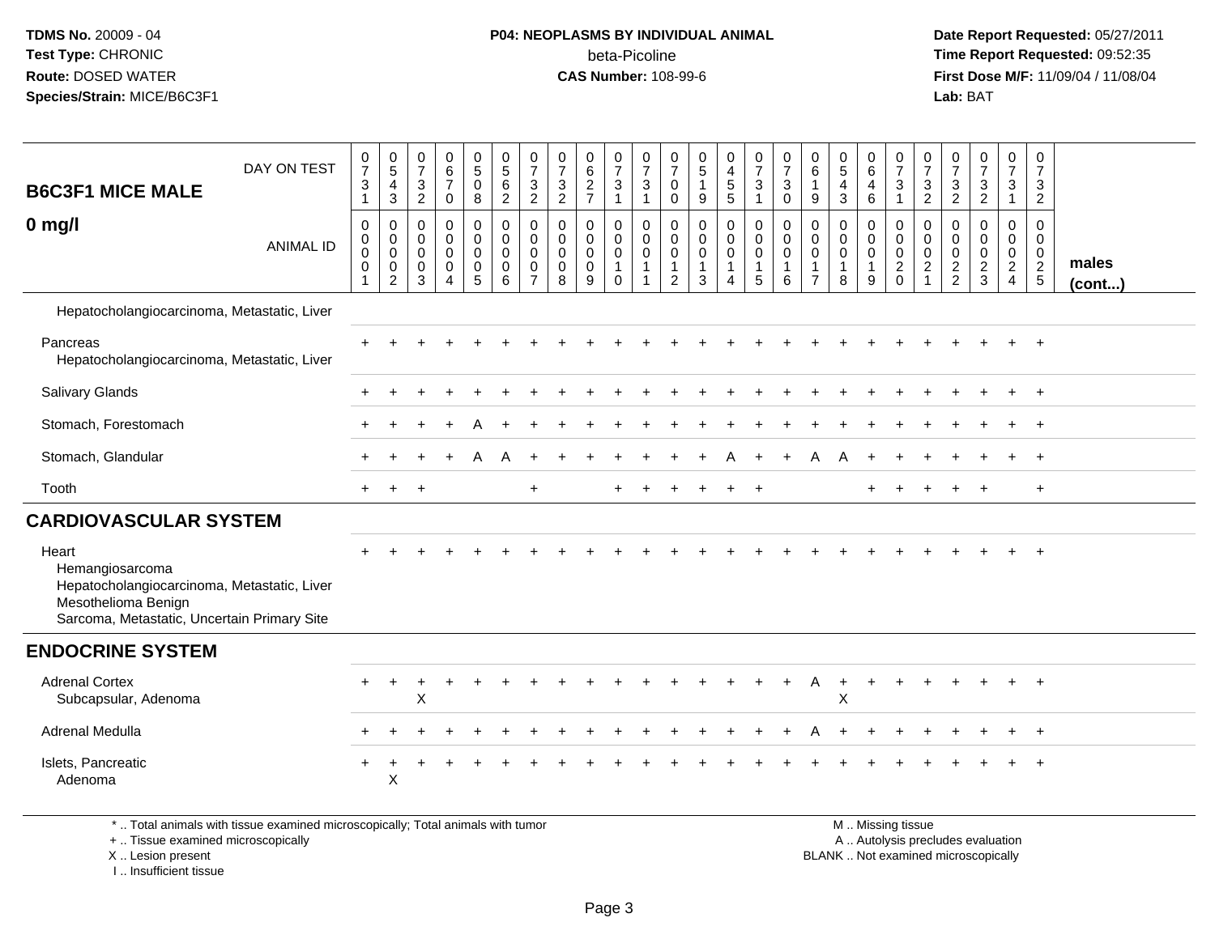**TDMS No.** 20009 - 04
**Test Type:** CHRONIC
**Route:** DOSED WATER
**Species/Strain:** MICE/B6C3F1

**P04: NEOPLASMS BY INDIVIDUAL ANIMAL**
beta-Picoline
**CAS Number:** 108-99-6

**Date Report Requested:** 05/27/2011
**Time Report Requested:** 09:52:35
**First Dose M/F:** 11/09/04 / 11/08/04
**Lab:** BAT

## B6C3F1 MICE MALE

## 0 mg/l

| DAY ON TEST | 0731 | 0543 | 0732 | 0670 | 0508 | 0562 | 0732 | 0732 | 0627 | 0731 | 0731 | 0700 | 0519 | 0455 | 0731 | 0730 | 0619 | 0543 | 0646 | 0731 | 0732 | 0732 | 0732 | 0731 | 0732 | |
|---|---|---|---|---|---|---|---|---|---|---|---|---|---|---|---|---|---|---|---|---|---|---|---|---|---|---|
| **ANIMAL ID** | 0001 | 0002 | 0003 | 0004 | 0005 | 0006 | 0007 | 0008 | 0009 | 0010 | 0011 | 0012 | 0013 | 0014 | 0015 | 0016 | 0017 | 0018 | 0019 | 0020 | 0021 | 0022 | 0023 | 0024 | 0025 | **males (cont...)** |
| Hepatocholangiocarcinoma, Metastatic, Liver | | | | | | | | | | | | | | | | | | | | | | | | | | |
| Pancreas | + | + | + | + | + | + | + | + | + | + | + | + | + | + | + | + | + | + | + | + | + | + | + | + | + | |
| Hepatocholangiocarcinoma, Metastatic, Liver | | | | | | | | | | | | | | | | | | | | | | | | | | |
| Salivary Glands | + | + | + | + | + | + | + | + | + | + | + | + | + | + | + | + | + | + | + | + | + | + | + | + | + | |
| Stomach, Forestomach | + | + | + | + | A | + | + | + | + | + | + | + | + | + | + | + | + | + | + | + | + | + | + | + | + | |
| Stomach, Glandular | + | + | + | + | A | A | + | + | + | + | + | + | + | A | + | + | A | A | + | + | + | + | + | + | + | |
| Tooth | + | + | + | | | | + | | | + | + | + | + | + | + | | | | + | + | + | + | + | | + | |
| **CARDIOVASCULAR SYSTEM** | | | | | | | | | | | | | | | | | | | | | | | | | | |
| Heart | + | + | + | + | + | + | + | + | + | + | + | + | + | + | + | + | + | + | + | + | + | + | + | + | + | |
| Hemangiosarcoma | | | | | | | | | | | | | | | | | | | | | | | | | | |
| Hepatocholangiocarcinoma, Metastatic, Liver | | | | | | | | | | | | | | | | | | | | | | | | | | |
| Mesothelioma Benign | | | | | | | | | | | | | | | | | | | | | | | | | | |
| Sarcoma, Metastatic, Uncertain Primary Site | | | | | | | | | | | | | | | | | | | | | | | | | | |
| **ENDOCRINE SYSTEM** | | | | | | | | | | | | | | | | | | | | | | | | | | |
| Adrenal Cortex | + | + | + | + | + | + | + | + | + | + | + | + | + | + | + | + | A | + | + | + | + | + | + | + | + | |
| Subcapsular, Adenoma | | | X | | | | | | | | | | | | | | | X | | | | | | | | |
| Adrenal Medulla | + | + | + | + | + | + | + | + | + | + | + | + | + | + | + | + | A | + | + | + | + | + | + | + | + | |
| Islets, Pancreatic | + | + | + | + | + | + | + | + | + | + | + | + | + | + | + | + | + | + | + | + | + | + | + | + | + | |
| Adenoma | | X | | | | | | | | | | | | | | | | | | | | | | | | |

\* .. Total animals with tissue examined microscopically; Total animals with tumor
\+ .. Tissue examined microscopically
X .. Lesion present
I .. Insufficient tissue

M .. Missing tissue
A .. Autolysis precludes evaluation
BLANK .. Not examined microscopically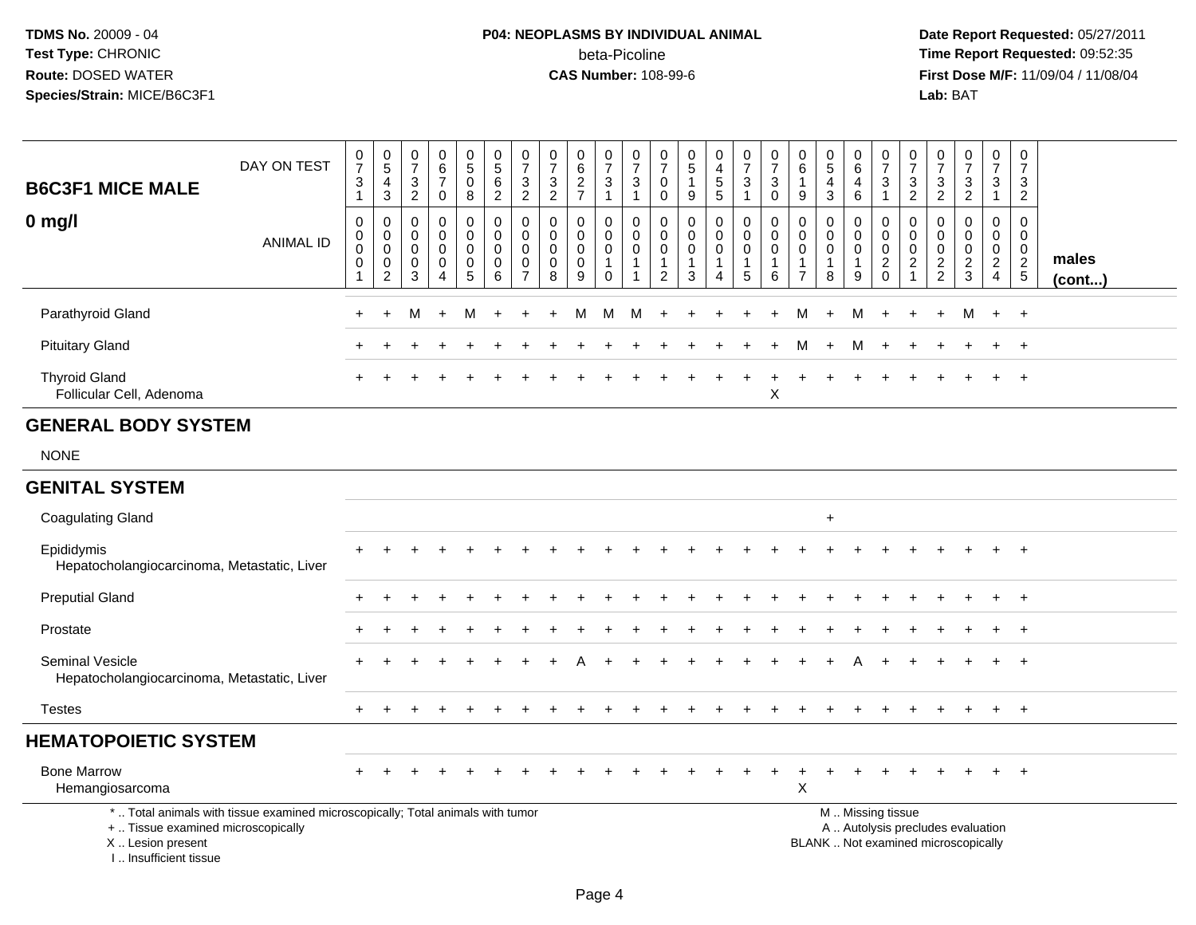**TDMS No.** 20009 - 04
**Test Type:** CHRONIC
**Route:** DOSED WATER
**Species/Strain:** MICE/B6C3F1

**P04: NEOPLASMS BY INDIVIDUAL ANIMAL**
beta-Picoline
**CAS Number:** 108-99-6

**Date Report Requested:** 05/27/2011
**Time Report Requested:** 09:52:35
**First Dose M/F:** 11/09/04 / 11/08/04
**Lab:** BAT

| B6C3F1 MICE MALE 0 mg/l | DAY ON TEST | 0731 | 0543 | 0732 | 0670 | 0508 | 0562 | 0732 | 0732 | 0627 | 0731 | 0731 | 0700 | 0519 | 0455 | 0731 | 0730 | 0619 | 0543 | 0646 | 0731 | 0732 | 0732 | 0732 | 0731 | 0732 | |
|---|---|---|---|---|---|---|---|---|---|---|---|---|---|---|---|---|---|---|---|---|---|---|---|---|---|---|---|
| | ANIMAL ID | 0001 | 0002 | 0003 | 0004 | 0005 | 0006 | 0007 | 0008 | 0009 | 0010 | 0011 | 0012 | 0013 | 0014 | 0015 | 0016 | 0017 | 0018 | 0019 | 0020 | 0021 | 0022 | 0023 | 0024 | 0025 | males (cont...) |
| Parathyroid Gland | | + | + | M | + | M | + | + | + | M | M | M | + | + | + | + | + | M | + | M | + | + | + | M | + | + | |
| Pituitary Gland | | + | + | + | + | + | + | + | + | + | + | + | + | + | + | + | + | M | + | M | + | + | + | + | + | + | |
| Thyroid Gland | | + | + | + | + | + | + | + | + | + | + | + | + | + | + | + | + | + | + | + | + | + | + | + | + | + | |
| Follicular Cell, Adenoma | | | | | | | | | | | | | | | | | X | | | | | | | | | | |
| **GENERAL BODY SYSTEM** | | | | | | | | | | | | | | | | | | | | | | | | | | | |
| NONE | | | | | | | | | | | | | | | | | | | | | | | | | | | |
| **GENITAL SYSTEM** | | | | | | | | | | | | | | | | | | | | | | | | | | | |
| Coagulating Gland | | | | | | | | | | | | | | | | | | | + | | | | | | | | |
| Epididymis | | + | + | + | + | + | + | + | + | + | + | + | + | + | + | + | + | + | + | + | + | + | + | + | + | + | |
| Hepatocholangiocarcinoma, Metastatic, Liver | | | | | | | | | | | | | | | | | | | | | | | | | | | |
| Preputial Gland | | + | + | + | + | + | + | + | + | + | + | + | + | + | + | + | + | + | + | + | + | + | + | + | + | + | |
| Prostate | | + | + | + | + | + | + | + | + | + | + | + | + | + | + | + | + | + | + | + | + | + | + | + | + | + | |
| Seminal Vesicle | | + | + | + | + | + | + | + | + | A | + | + | + | + | + | + | + | + | + | A | + | + | + | + | + | + | |
| Hepatocholangiocarcinoma, Metastatic, Liver | | | | | | | | | | | | | | | | | | | | | | | | | | | |
| Testes | | + | + | + | + | + | + | + | + | + | + | + | + | + | + | + | + | + | + | + | + | + | + | + | + | + | |
| **HEMATOPOIETIC SYSTEM** | | | | | | | | | | | | | | | | | | | | | | | | | | | |
| Bone Marrow | | + | + | + | + | + | + | + | + | + | + | + | + | + | + | + | + | + | + | + | + | + | + | + | + | + | |
| Hemangiosarcoma | | | | | | | | | | | | | | | | | | X | | | | | | | | | |

\* .. Total animals with tissue examined microscopically; Total animals with tumor
\+ .. Tissue examined microscopically
X .. Lesion present
I .. Insufficient tissue

M .. Missing tissue
A .. Autolysis precludes evaluation
BLANK .. Not examined microscopically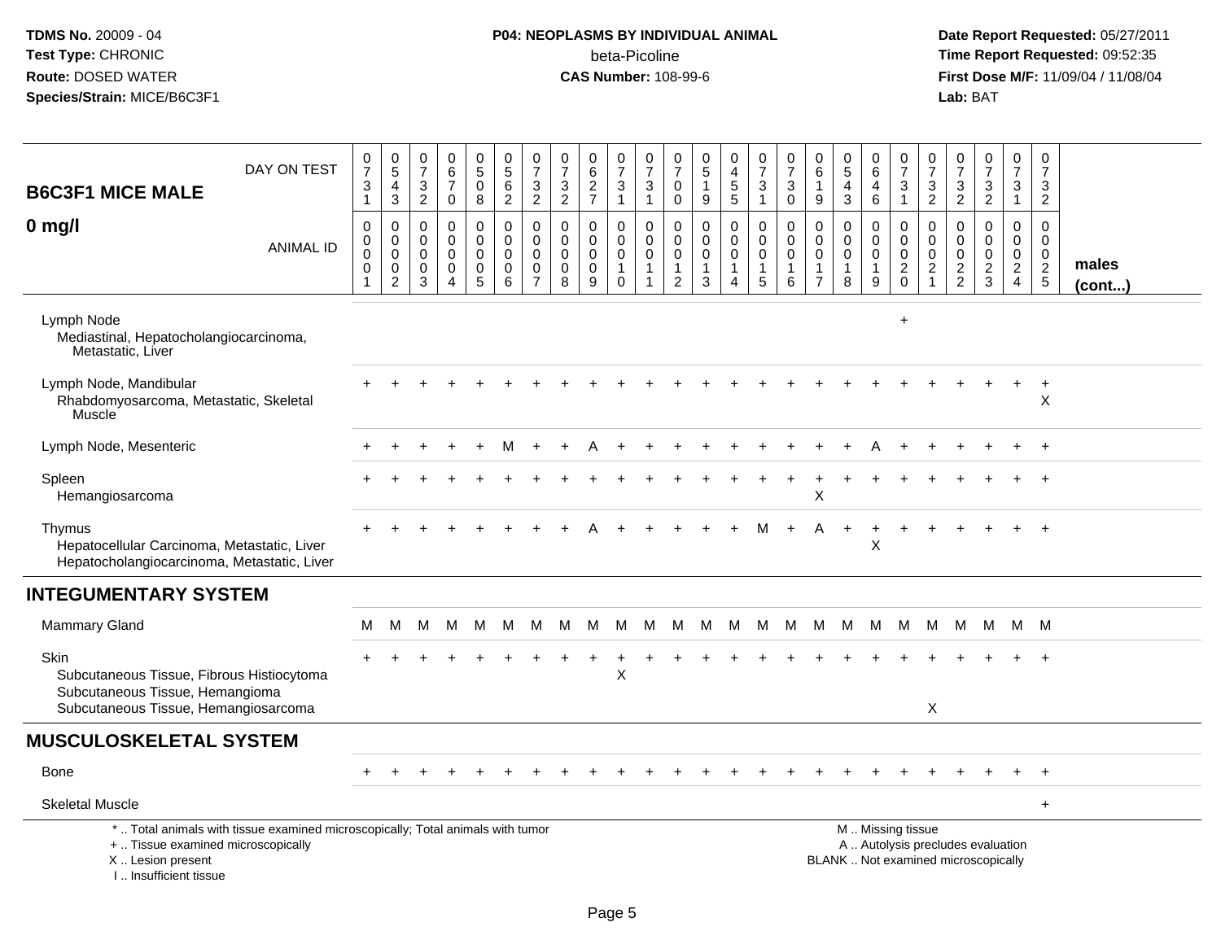**TDMS No.** 20009 - 04
**Test Type:** CHRONIC
**Route:** DOSED WATER
**Species/Strain:** MICE/B6C3F1

**P04: NEOPLASMS BY INDIVIDUAL ANIMAL**
beta-Picoline
**CAS Number:** 108-99-6

**Date Report Requested:** 05/27/2011
**Time Report Requested:** 09:52:35
**First Dose M/F:** 11/09/04 / 11/08/04
**Lab:** BAT

## B6C3F1 MICE MALE
## 0 mg/l

| DAY ON TEST | 0731 | 0543 | 0732 | 0670 | 0508 | 0562 | 0732 | 0732 | 0627 | 0731 | 0731 | 0700 | 0519 | 0455 | 0731 | 0730 | 0619 | 0543 | 0646 | 0731 | 0732 | 0732 | 0732 | 0731 | 0732 | |
|---|---|---|---|---|---|---|---|---|---|---|---|---|---|---|---|---|---|---|---|---|---|---|---|---|---|---|
| **ANIMAL ID** | 0001 | 0002 | 0003 | 0004 | 0005 | 0006 | 0007 | 0008 | 0009 | 0010 | 0011 | 0012 | 0013 | 0014 | 0015 | 0016 | 0017 | 0018 | 0019 | 0020 | 0021 | 0022 | 0023 | 0024 | 0025 | **males (cont...)** |
| Lymph Node | | | | | | | | | | | | | | | | | | | | + | | | | | | |
| Mediastinal, Hepatocholangiocarcinoma, Metastatic, Liver | | | | | | | | | | | | | | | | | | | | | | | | | | |
| Lymph Node, Mandibular | + | + | + | + | + | + | + | + | + | + | + | + | + | + | + | + | + | + | + | + | + | + | + | + | + | |
| Rhabdomyosarcoma, Metastatic, Skeletal Muscle | | | | | | | | | | | | | | | | | | | | | | | | | X | |
| Lymph Node, Mesenteric | + | + | + | + | + | M | + | + | A | + | + | + | + | + | + | + | + | + | A | + | + | + | + | + | + | |
| Spleen | + | + | + | + | + | + | + | + | + | + | + | + | + | + | + | + | + | + | + | + | + | + | + | + | + | |
| Hemangiosarcoma | | | | | | | | | | | | | | | | | X | | | | | | | | | |
| Thymus | + | + | + | + | + | + | + | + | A | + | + | + | + | + | M | + | A | + | + | + | + | + | + | + | + | |
| Hepatocellular Carcinoma, Metastatic, Liver | | | | | | | | | | | | | | | | | | | X | | | | | | | |
| Hepatocholangiocarcinoma, Metastatic, Liver | | | | | | | | | | | | | | | | | | | | | | | | | | |
| **INTEGUMENTARY SYSTEM** | | | | | | | | | | | | | | | | | | | | | | | | | | |
| Mammary Gland | M | M | M | M | M | M | M | M | M | M | M | M | M | M | M | M | M | M | M | M | M | M | M | M | M | |
| Skin | + | + | + | + | + | + | + | + | + | + | + | + | + | + | + | + | + | + | + | + | + | + | + | + | + | |
| Subcutaneous Tissue, Fibrous Histiocytoma | | | | | | | | | | X | | | | | | | | | | | | | | | | |
| Subcutaneous Tissue, Hemangioma | | | | | | | | | | | | | | | | | | | | | | | | | | |
| Subcutaneous Tissue, Hemangiosarcoma | | | | | | | | | | | | | | | | | | | | | X | | | | | |
| **MUSCULOSKELETAL SYSTEM** | | | | | | | | | | | | | | | | | | | | | | | | | | |
| Bone | + | + | + | + | + | + | + | + | + | + | + | + | + | + | + | + | + | + | + | + | + | + | + | + | + | |
| Skeletal Muscle | | | | | | | | | | | | | | | | | | | | | | | | | + | |

\* .. Total animals with tissue examined microscopically; Total animals with tumor
\+ .. Tissue examined microscopically
X .. Lesion present
I .. Insufficient tissue

M .. Missing tissue
A .. Autolysis precludes evaluation
BLANK .. Not examined microscopically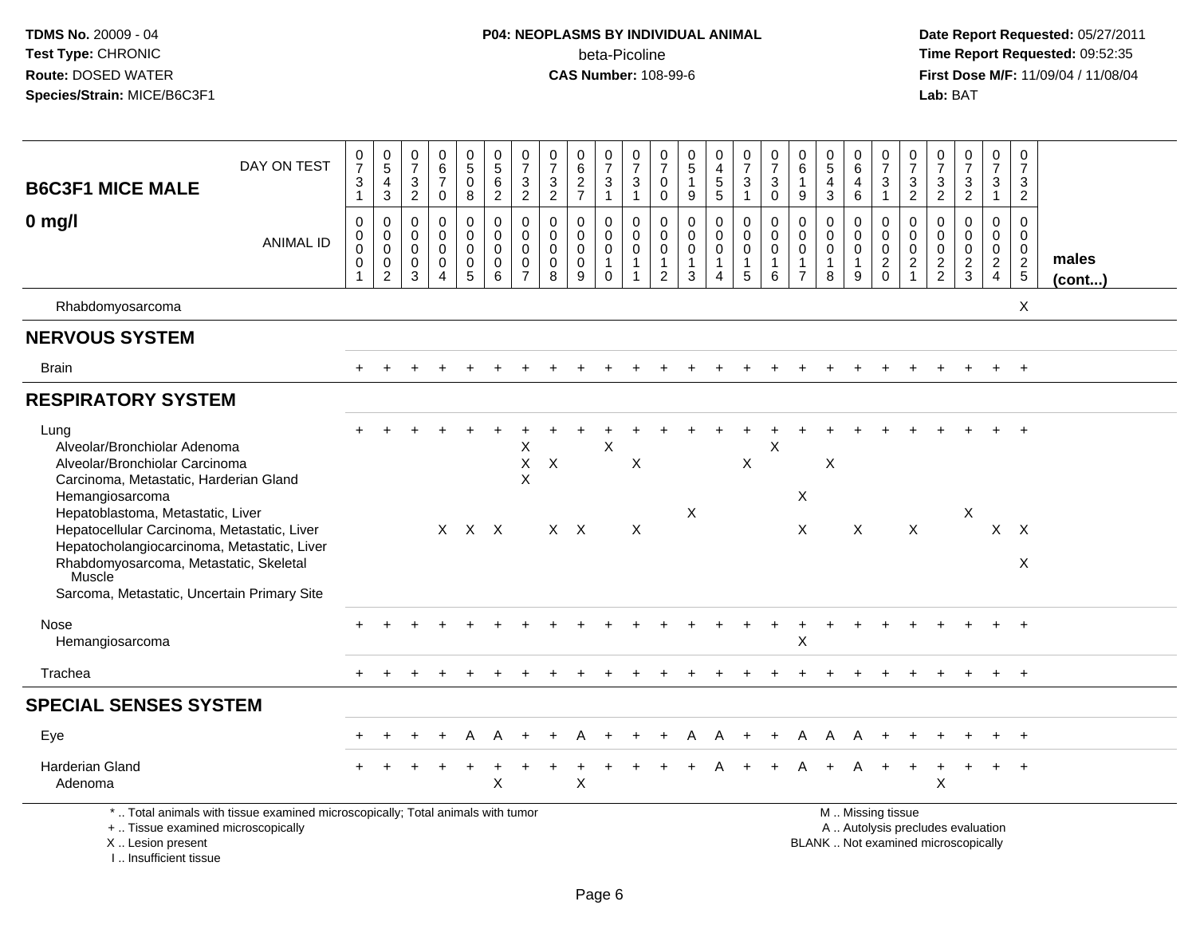**TDMS No.** 20009 - 04
**Test Type:** CHRONIC
**Route:** DOSED WATER
**Species/Strain:** MICE/B6C3F1

**P04: NEOPLASMS BY INDIVIDUAL ANIMAL**
beta-Picoline
**CAS Number:** 108-99-6

**Date Report Requested:** 05/27/2011
**Time Report Requested:** 09:52:35
**First Dose M/F:** 11/09/04 / 11/08/04
**Lab:** BAT

## B6C3F1 MICE MALE 0 mg/l

| DAY ON TEST | 0731 | 0543 | 0732 | 0670 | 0508 | 0562 | 0732 | 0732 | 0627 | 0731 | 0731 | 0700 | 0519 | 0455 | 0731 | 0730 | 0619 | 0543 | 0646 | 0731 | 0732 | 0732 | 0732 | 0731 | 0732 | |
|---|---|---|---|---|---|---|---|---|---|---|---|---|---|---|---|---|---|---|---|---|---|---|---|---|---|---|
| ANIMAL ID | 00001 | 00002 | 00003 | 00004 | 00005 | 00006 | 00007 | 00008 | 00009 | 00010 | 00011 | 00012 | 00013 | 00014 | 00015 | 00016 | 00017 | 00018 | 00019 | 00020 | 00021 | 00022 | 00023 | 00024 | 00025 | males (cont...) |
| Rhabdomyosarcoma | | | | | | | | | | | | | | | | | | | | | | | | | X | |
| **NERVOUS SYSTEM** | | | | | | | | | | | | | | | | | | | | | | | | | | |
| Brain | + | + | + | + | + | + | + | + | + | + | + | + | + | + | + | + | + | + | + | + | + | + | + | + | + | |
| **RESPIRATORY SYSTEM** | | | | | | | | | | | | | | | | | | | | | | | | | | |
| Lung | + | + | + | + | + | + | + | + | + | + | + | + | + | + | + | + | + | + | + | + | + | + | + | + | + | |
| Alveolar/Bronchiolar Adenoma | | | | | | | X | | | X | | | | | | X | | | | | | | | | | |
| Alveolar/Bronchiolar Carcinoma | | | | | | | X | X | | | X | | | | X | | | X | | | | | | | | |
| Carcinoma, Metastatic, Harderian Gland | | | | | | | X | | | | | | | | | | | | | | | | | | | |
| Hemangiosarcoma | | | | | | | | | | | | | | | | | X | | | | | | | | | |
| Hepatoblastoma, Metastatic, Liver | | | | | | | | | | | | | X | | | | | | | | | | X | | | |
| Hepatocellular Carcinoma, Metastatic, Liver | | | | X | X | X | | X | X | | X | | | | | | X | | X | | X | | | X | X | |
| Hepatocholangiocarcinoma, Metastatic, Liver | | | | | | | | | | | | | | | | | | | | | | | | | | |
| Rhabdomyosarcoma, Metastatic, Skeletal Muscle | | | | | | | | | | | | | | | | | | | | | | | | | X | |
| Sarcoma, Metastatic, Uncertain Primary Site | | | | | | | | | | | | | | | | | | | | | | | | | | |
| Nose | + | + | + | + | + | + | + | + | + | + | + | + | + | + | + | + | + | + | + | + | + | + | + | + | + | |
| Hemangiosarcoma | | | | | | | | | | | | | | | | | X | | | | | | | | | |
| Trachea | + | + | + | + | + | + | + | + | + | + | + | + | + | + | + | + | + | + | + | + | + | + | + | + | + | |
| **SPECIAL SENSES SYSTEM** | | | | | | | | | | | | | | | | | | | | | | | | | | |
| Eye | + | + | + | + | A | A | + | + | A | + | + | + | A | A | + | + | A | A | A | + | + | + | + | + | + | |
| Harderian Gland | + | + | + | + | + | + | + | + | + | + | + | + | + | A | + | + | A | + | A | + | + | + | + | + | + | |
| Adenoma | | | | | | X | | | X | | | | | | | | | | | | | X | | | | |

\* .. Total animals with tissue examined microscopically; Total animals with tumor
\+ .. Tissue examined microscopically
X .. Lesion present
I .. Insufficient tissue

M .. Missing tissue
A .. Autolysis precludes evaluation
BLANK .. Not examined microscopically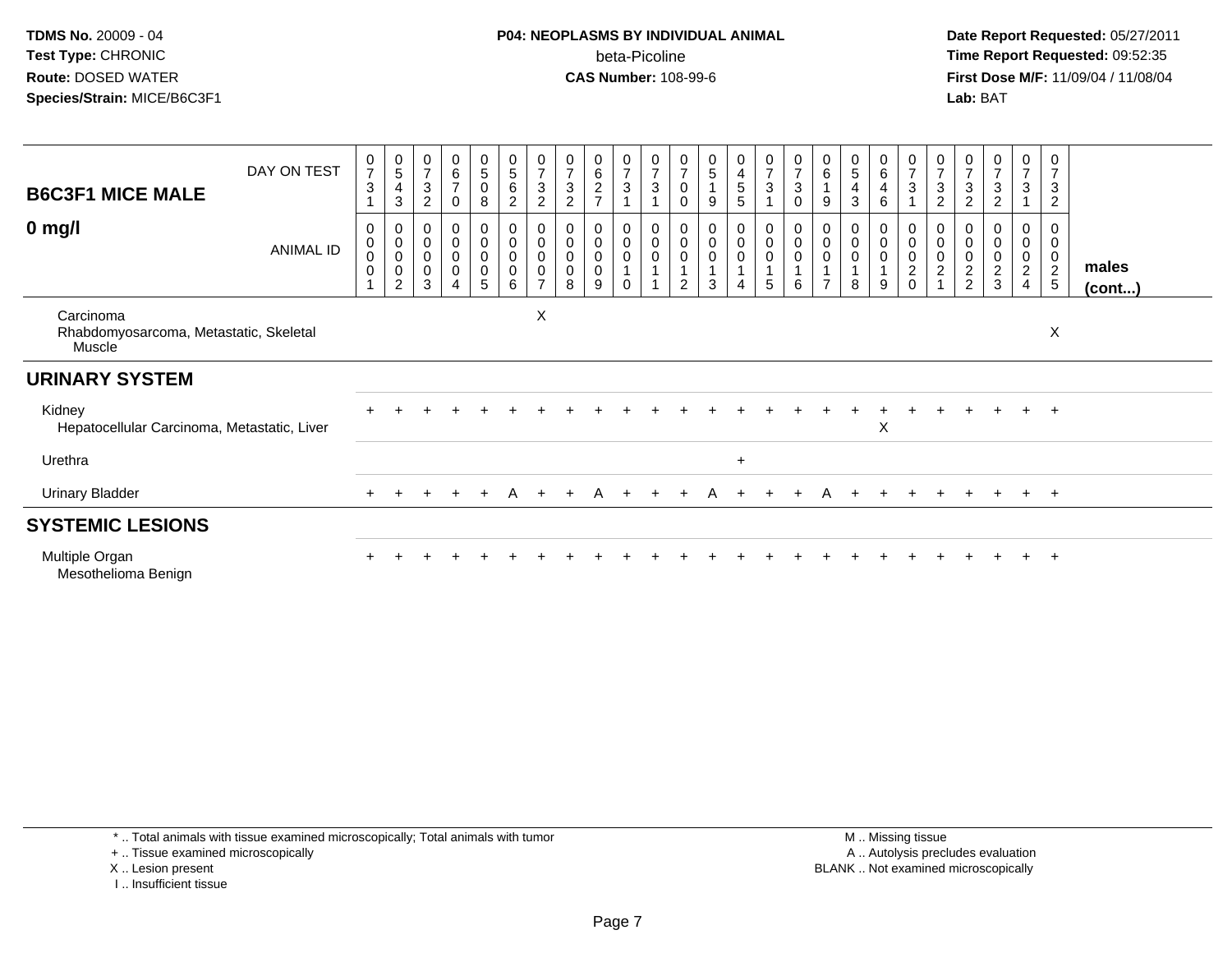TDMS No. 20009 - 04
Test Type: CHRONIC
Route: DOSED WATER
Species/Strain: MICE/B6C3F1

**P04: NEOPLASMS BY INDIVIDUAL ANIMAL**
beta-Picoline
**CAS Number:** 108-99-6

Date Report Requested: 05/27/2011
Time Report Requested: 09:52:35
First Dose M/F: 11/09/04 / 11/08/04
Lab: BAT

| B6C3F1 MICE MALE 0 mg/l | | | | | | | | | | | | | | | | | | | | | | | | | | |
|---|---|---|---|---|---|---|---|---|---|---|---|---|---|---|---|---|---|---|---|---|---|---|---|---|---|---|
| DAY ON TEST | 0731 | 0543 | 0732 | 0670 | 0508 | 0562 | 0732 | 0732 | 0627 | 0731 | 0731 | 0700 | 0519 | 0455 | 0731 | 0730 | 0619 | 0543 | 0646 | 0731 | 0732 | 0732 | 0732 | 0731 | 0732 | |
| ANIMAL ID | 00001 | 00002 | 00003 | 00004 | 00005 | 00006 | 00007 | 00008 | 00009 | 00010 | 00011 | 00012 | 00013 | 00014 | 00015 | 00016 | 00017 | 00018 | 00019 | 00020 | 00021 | 00022 | 00023 | 00024 | 00025 | males (cont...) |
| Carcinoma | | | | | | | X | | | | | | | | | | | | | | | | | | | |
| Rhabdomyosarcoma, Metastatic, Skeletal Muscle | | | | | | | | | | | | | | | | | | | | | | | | | X | |
| **URINARY SYSTEM** | | | | | | | | | | | | | | | | | | | | | | | | | | |
| Kidney | + | + | + | + | + | + | + | + | + | + | + | + | + | + | + | + | + | + | + | + | + | + | + | + | + | |
| Hepatocellular Carcinoma, Metastatic, Liver | | | | | | | | | | | | | | | | | | | X | | | | | | | |
| Urethra | | | | | | | | | | | | | | + | | | | | | | | | | | | |
| Urinary Bladder | + | + | + | + | + | A | + | + | A | + | + | + | A | + | + | + | A | + | + | + | + | + | + | + | + | |
| **SYSTEMIC LESIONS** | | | | | | | | | | | | | | | | | | | | | | | | | | |
| Multiple Organ | + | + | + | + | + | + | + | + | + | + | + | + | + | + | + | + | + | + | + | + | + | + | + | + | + | |
| Mesothelioma Benign | | | | | | | | | | | | | | | | | | | | | | | | | | |

\* .. Total animals with tissue examined microscopically; Total animals with tumor
\+ .. Tissue examined microscopically
X .. Lesion present
I .. Insufficient tissue

M .. Missing tissue
A .. Autolysis precludes evaluation
BLANK .. Not examined microscopically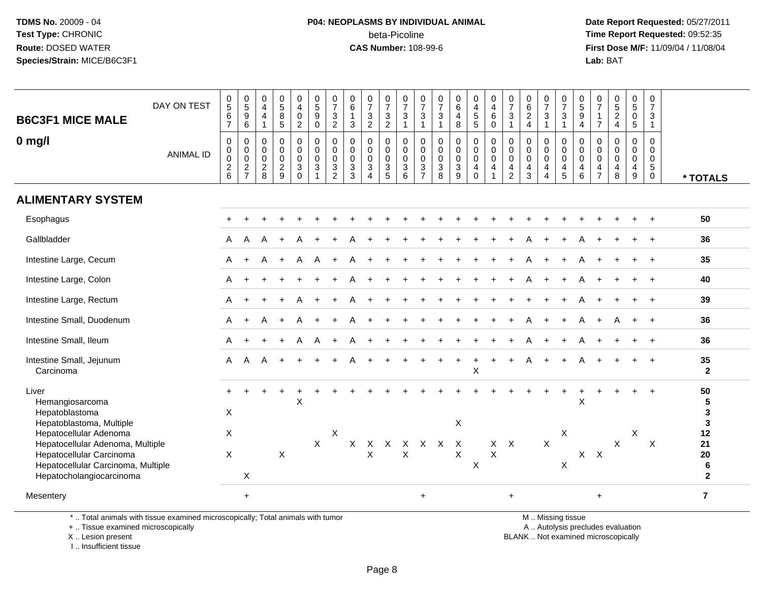**TDMS No.** 20009 - 04
**Test Type:** CHRONIC
**Route:** DOSED WATER
**Species/Strain:** MICE/B6C3F1

**P04: NEOPLASMS BY INDIVIDUAL ANIMAL**
beta-Picoline
**CAS Number:** 108-99-6

**Date Report Requested:** 05/27/2011
**Time Report Requested:** 09:52:35
**First Dose M/F:** 11/09/04 / 11/08/04
**Lab:** BAT

## B6C3F1 MICE MALE
## 0 mg/l

| DAY ON TEST | 0567 | 0596 | 0441 | 0585 | 0402 | 0590 | 0732 | 0613 | 0732 | 0732 | 0731 | 0731 | 0731 | 0648 | 0455 | 0460 | 0731 | 0624 | 0731 | 0731 | 0594 | 0717 | 0524 | 0505 | 0731 | |
|---|---|---|---|---|---|---|---|---|---|---|---|---|---|---|---|---|---|---|---|---|---|---|---|---|---|---|
| **ANIMAL ID** | 00026 | 00027 | 00028 | 00029 | 00030 | 00031 | 00032 | 00033 | 00034 | 00035 | 00036 | 00037 | 00038 | 00039 | 00040 | 00041 | 00042 | 00043 | 00044 | 00045 | 00046 | 00047 | 00048 | 00049 | 00050 | *** TOTALS** |
| **ALIMENTARY SYSTEM** | | | | | | | | | | | | | | | | | | | | | | | | | | |
| Esophagus | + | + | + | + | + | + | + | + | + | + | + | + | + | + | + | + | + | + | + | + | + | + | + | + | + | 50 |
| Gallbladder | A | A | A | + | A | + | + | A | + | + | + | + | + | + | + | + | + | A | + | + | A | + | + | + | + | 36 |
| Intestine Large, Cecum | A | + | A | + | A | A | + | A | + | + | + | + | + | + | + | + | + | A | + | + | A | + | + | + | + | 35 |
| Intestine Large, Colon | A | + | + | + | + | + | + | A | + | + | + | + | + | + | + | + | + | A | + | + | A | + | + | + | + | 40 |
| Intestine Large, Rectum | A | + | + | + | A | + | + | A | + | + | + | + | + | + | + | + | + | + | + | + | A | + | + | + | + | 39 |
| Intestine Small, Duodenum | A | + | A | + | A | + | + | A | + | + | + | + | + | + | + | + | + | A | + | + | A | + | A | + | + | 36 |
| Intestine Small, Ileum | A | + | + | + | A | A | + | A | + | + | + | + | + | + | + | + | + | A | + | + | A | + | + | + | + | 36 |
| Intestine Small, Jejunum | A | A | A | + | + | + | + | A | + | + | + | + | + | + | + | + | + | A | + | + | A | + | + | + | + | 35 |
| Carcinoma | | | | | | | | | | | | | | | X | | | | | | | | | | | 2 |
| Liver | + | + | + | + | + | + | + | + | + | + | + | + | + | + | + | + | + | + | + | + | + | + | + | + | + | 50 |
| Hemangiosarcoma | | | | | X | | | | | | | | | | | | | | | | X | | | | | 5 |
| Hepatoblastoma | X | | | | | | | | | | | | | | | | | | | | | | | | | 3 |
| Hepatoblastoma, Multiple | | | | | | | | | | | | | | X | | | | | | | | | | | | 3 |
| Hepatocellular Adenoma | X | | | | | | X | | | | | | | | | | | | | X | | | | X | | 12 |
| Hepatocellular Adenoma, Multiple | | | | | | X | | X | X | X | X | X | X | X | | X | X | | X | | | | X | | X | 21 |
| Hepatocellular Carcinoma | X | | | X | | | | | X | | X | | | X | | X | | | | | X | X | | | | 20 |
| Hepatocellular Carcinoma, Multiple | | | | | | | | | | | | | | | X | | | | | X | | | | | | 6 |
| Hepatocholangiocarcinoma | | X | | | | | | | | | | | | | | | | | | | | | | | | 2 |
| Mesentery | | + | | | | | | | | | | + | | | | | + | | | | | + | | | | 7 |

\* .. Total animals with tissue examined microscopically; Total animals with tumor
\+ .. Tissue examined microscopically
X .. Lesion present
I .. Insufficient tissue

M .. Missing tissue
A .. Autolysis precludes evaluation
BLANK .. Not examined microscopically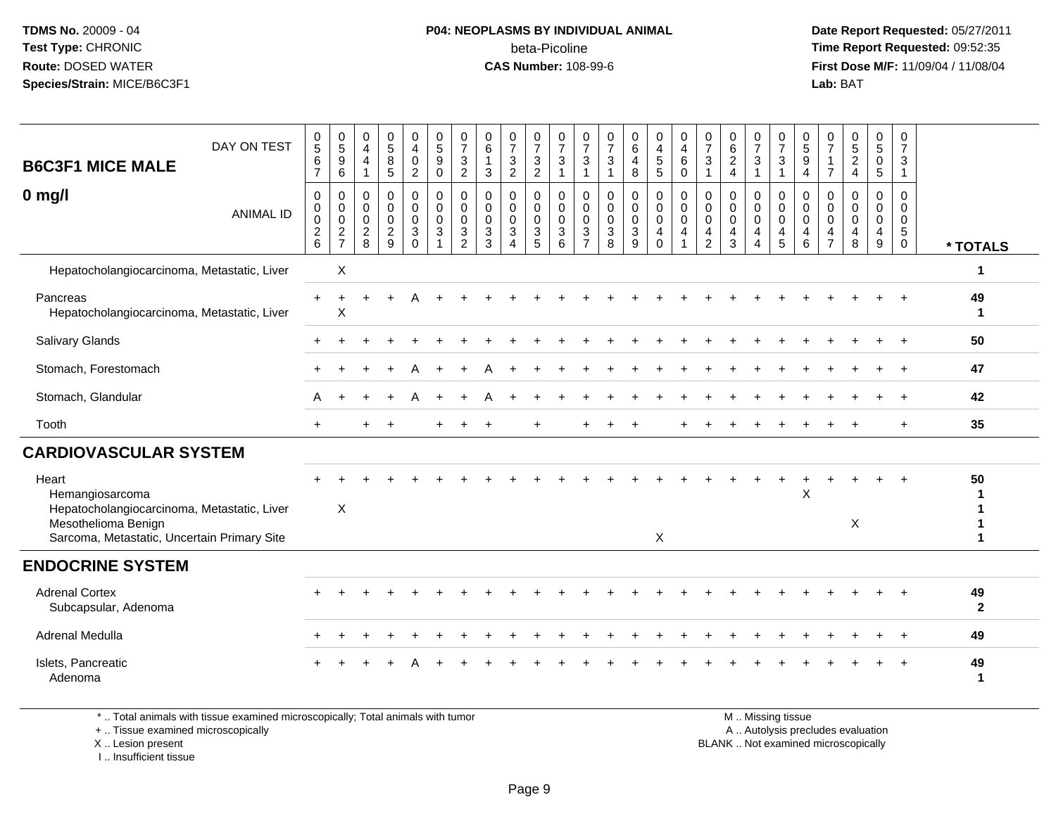**TDMS No.** 20009 - 04
**Test Type:** CHRONIC
**Route:** DOSED WATER
**Species/Strain:** MICE/B6C3F1

**P04: NEOPLASMS BY INDIVIDUAL ANIMAL**
beta-Picoline
**CAS Number:** 108-99-6

**Date Report Requested:** 05/27/2011
**Time Report Requested:** 09:52:35
**First Dose M/F:** 11/09/04 / 11/08/04
**Lab:** BAT

## B6C3F1 MICE MALE

## 0 mg/l

| DAY ON TEST | 0567 | 0596 | 0441 | 0585 | 0402 | 0590 | 0732 | 0613 | 0732 | 0732 | 0731 | 0731 | 0731 | 0648 | 0455 | 0460 | 0731 | 0624 | 0731 | 0731 | 0594 | 0717 | 0524 | 0505 | 0731 | |
|---|---|---|---|---|---|---|---|---|---|---|---|---|---|---|---|---|---|---|---|---|---|---|---|---|---|---|
| ANIMAL ID | 00026 | 00027 | 00028 | 00029 | 00030 | 00031 | 00032 | 00033 | 00034 | 00035 | 00036 | 00037 | 00038 | 00039 | 00040 | 00041 | 00042 | 00043 | 00044 | 00045 | 00046 | 00047 | 00048 | 00049 | 00050 | * TOTALS |
| Hepatocholangiocarcinoma, Metastatic, Liver | | X | | | | | | | | | | | | | | | | | | | | | | | | 1 |
| Pancreas | + | + | + | + | A | + | + | + | + | + | + | + | + | + | + | + | + | + | + | + | + | + | + | + | + | 49 |
| Hepatocholangiocarcinoma, Metastatic, Liver | | X | | | | | | | | | | | | | | | | | | | | | | | | 1 |
| Salivary Glands | + | + | + | + | + | + | + | + | + | + | + | + | + | + | + | + | + | + | + | + | + | + | + | + | + | 50 |
| Stomach, Forestomach | + | + | + | + | A | + | + | A | + | + | + | + | + | + | + | + | + | + | + | + | + | + | + | + | + | 47 |
| Stomach, Glandular | A | + | + | + | A | + | + | A | + | + | + | + | + | + | + | + | + | + | + | + | + | + | + | + | + | 42 |
| Tooth | + | | + | + | | + | + | + | | + | | + | + | + | | + | + | + | + | + | + | + | + | | + | 35 |
| **CARDIOVASCULAR SYSTEM** | | | | | | | | | | | | | | | | | | | | | | | | | | |
| Heart | + | + | + | + | + | + | + | + | + | + | + | + | + | + | + | + | + | + | + | + | + | + | + | + | + | 50 |
| Hemangiosarcoma | | | | | | | | | | | | | | | | | | | | | X | | | | | 1 |
| Hepatocholangiocarcinoma, Metastatic, Liver | | X | | | | | | | | | | | | | | | | | | | | | | | | 1 |
| Mesothelioma Benign | | | | | | | | | | | | | | | | | | | | | | | X | | | 1 |
| Sarcoma, Metastatic, Uncertain Primary Site | | | | | | | | | | | | | | | X | | | | | | | | | | | 1 |
| **ENDOCRINE SYSTEM** | | | | | | | | | | | | | | | | | | | | | | | | | | |
| Adrenal Cortex | + | + | + | + | + | + | + | + | + | + | + | + | + | + | + | + | + | + | + | + | + | + | + | + | + | 49 |
| Subcapsular, Adenoma | | | | | | | | | | | | | | | | | | | | | | | | | | 2 |
| Adrenal Medulla | + | + | + | + | + | + | + | + | + | + | + | + | + | + | + | + | + | + | + | + | + | + | + | + | + | 49 |
| Islets, Pancreatic | + | + | + | + | A | + | + | + | + | + | + | + | + | + | + | + | + | + | + | + | + | + | + | + | + | 49 |
| Adenoma | | | | | | | | | | | | | | | | | | | | | | | | | | 1 |

\* .. Total animals with tissue examined microscopically; Total animals with tumor
\+ .. Tissue examined microscopically
X .. Lesion present
I .. Insufficient tissue

M .. Missing tissue
A .. Autolysis precludes evaluation
BLANK .. Not examined microscopically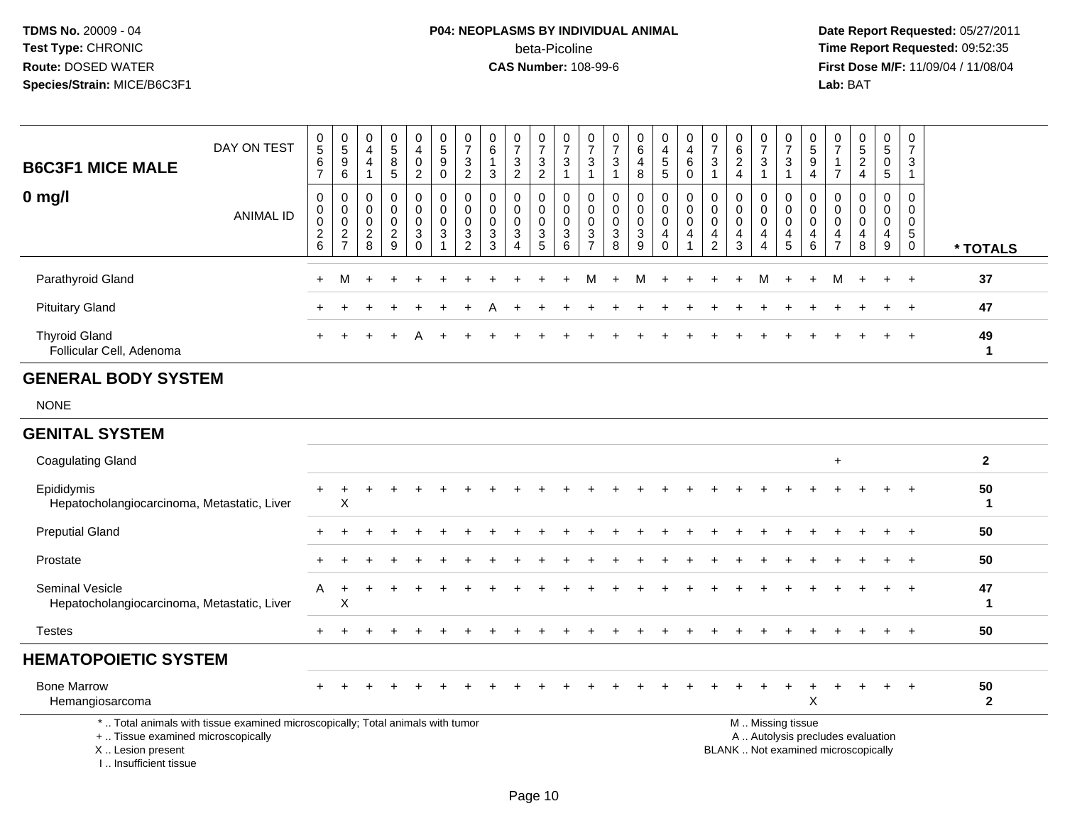**TDMS No.** 20009 - 04
**Test Type:** CHRONIC
**Route:** DOSED WATER
**Species/Strain:** MICE/B6C3F1

**P04: NEOPLASMS BY INDIVIDUAL ANIMAL**
beta-Picoline
**CAS Number:** 108-99-6

**Date Report Requested:** 05/27/2011
**Time Report Requested:** 09:52:35
**First Dose M/F:** 11/09/04 / 11/08/04
**Lab:** BAT

## B6C3F1 MICE MALE

### 0 mg/l

| DAY ON TEST | 0567 | 0596 | 0441 | 0585 | 0402 | 0590 | 0732 | 0613 | 0732 | 0732 | 0731 | 0731 | 0731 | 0648 | 0455 | 0460 | 0731 | 0624 | 0731 | 0731 | 0594 | 0717 | 0524 | 0505 | 0731 | |
|---|---|---|---|---|---|---|---|---|---|---|---|---|---|---|---|---|---|---|---|---|---|---|---|---|---|---|
| **ANIMAL ID** | 00026 | 00027 | 00028 | 00029 | 00030 | 00031 | 00032 | 00033 | 00034 | 00035 | 00036 | 00037 | 00038 | 00039 | 00040 | 00041 | 00042 | 00043 | 00044 | 00045 | 00046 | 00047 | 00048 | 00049 | 00050 | *** TOTALS** |
| Parathyroid Gland | + | M | + | + | + | + | + | + | + | + | + | M | + | M | + | + | + | + | M | + | + | M | + | + | + | 37 |
| Pituitary Gland | + | + | + | + | + | + | + | A | + | + | + | + | + | + | + | + | + | + | + | + | + | + | + | + | + | 47 |
| Thyroid Gland | + | + | + | + | A | + | + | + | + | + | + | + | + | + | + | + | + | + | + | + | + | + | + | + | + | 49 |
| Follicular Cell, Adenoma | | | | | | | | | | | | | | | | | | | | | | | | | | 1 |
| **GENERAL BODY SYSTEM** | | | | | | | | | | | | | | | | | | | | | | | | | | |
| NONE | | | | | | | | | | | | | | | | | | | | | | | | | | |
| **GENITAL SYSTEM** | | | | | | | | | | | | | | | | | | | | | | | | | | |
| Coagulating Gland | | | | | | | | | | | | | | | | | | | | | | + | | | | 2 |
| Epididymis | + | + | + | + | + | + | + | + | + | + | + | + | + | + | + | + | + | + | + | + | + | + | + | + | + | 50 |
| Hepatocholangiocarcinoma, Metastatic, Liver | | X | | | | | | | | | | | | | | | | | | | | | | | | 1 |
| Preputial Gland | + | + | + | + | + | + | + | + | + | + | + | + | + | + | + | + | + | + | + | + | + | + | + | + | + | 50 |
| Prostate | + | + | + | + | + | + | + | + | + | + | + | + | + | + | + | + | + | + | + | + | + | + | + | + | + | 50 |
| Seminal Vesicle | A | + | + | + | + | + | + | + | + | + | + | + | + | + | + | + | + | + | + | + | + | + | + | + | + | 47 |
| Hepatocholangiocarcinoma, Metastatic, Liver | | X | | | | | | | | | | | | | | | | | | | | | | | | 1 |
| Testes | + | + | + | + | + | + | + | + | + | + | + | + | + | + | + | + | + | + | + | + | + | + | + | + | + | 50 |
| **HEMATOPOIETIC SYSTEM** | | | | | | | | | | | | | | | | | | | | | | | | | | |
| Bone Marrow | + | + | + | + | + | + | + | + | + | + | + | + | + | + | + | + | + | + | + | + | + | + | + | + | + | 50 |
| Hemangiosarcoma | | | | | | | | | | | | | | | | | | | | | X | | | | | 2 |

* .. Total animals with tissue examined microscopically; Total animals with tumor
+ .. Tissue examined microscopically
X .. Lesion present
I .. Insufficient tissue

M .. Missing tissue
A .. Autolysis precludes evaluation
BLANK .. Not examined microscopically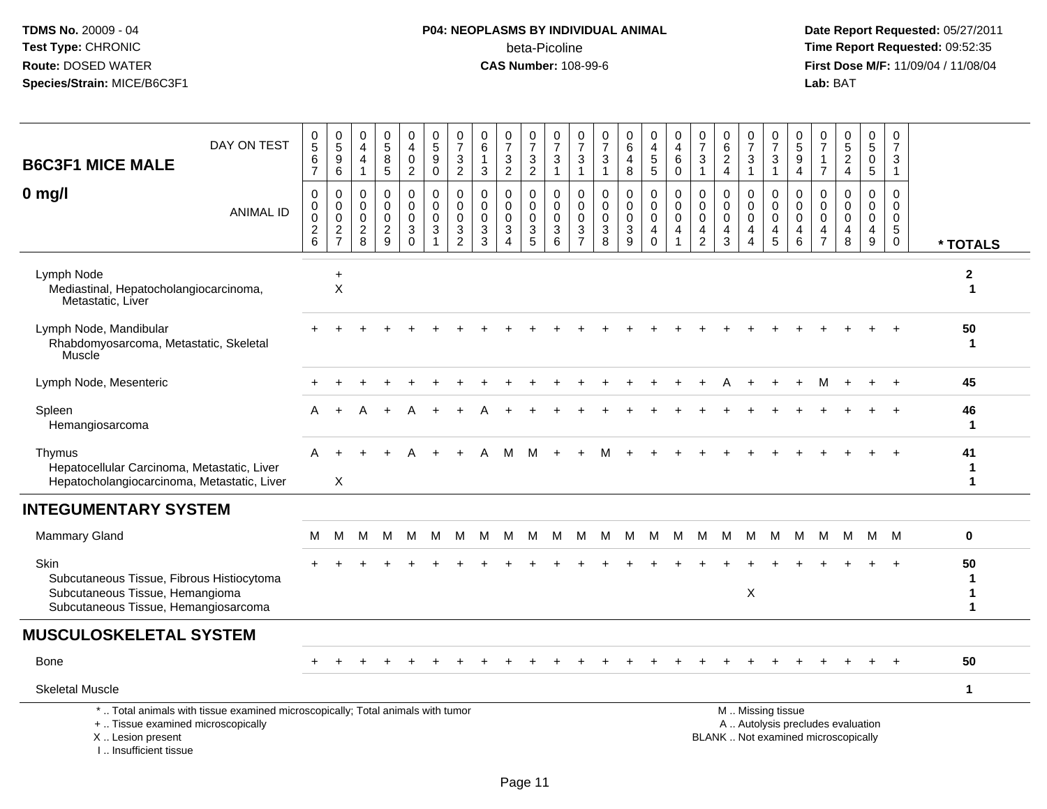**TDMS No.** 20009 - 04
**Test Type:** CHRONIC
**Route:** DOSED WATER
**Species/Strain:** MICE/B6C3F1

**P04: NEOPLASMS BY INDIVIDUAL ANIMAL**
beta-Picoline
**CAS Number:** 108-99-6

**Date Report Requested:** 05/27/2011
**Time Report Requested:** 09:52:35
**First Dose M/F:** 11/09/04 / 11/08/04
**Lab:** BAT

## B6C3F1 MICE MALE

### 0 mg/l

| DAY ON TEST | 0567 | 0596 | 0441 | 0585 | 0402 | 0590 | 0732 | 0613 | 0732 | 0732 | 0731 | 0731 | 0731 | 0648 | 0455 | 0460 | 0731 | 0624 | 0731 | 0731 | 0594 | 0717 | 0524 | 0505 | 0731 | |
|---|---|---|---|---|---|---|---|---|---|---|---|---|---|---|---|---|---|---|---|---|---|---|---|---|---|---|
| **ANIMAL ID** | 0026 | 0027 | 0028 | 0029 | 0030 | 0031 | 0032 | 0033 | 0034 | 0035 | 0036 | 0037 | 0038 | 0039 | 0040 | 0041 | 0042 | 0043 | 0044 | 0045 | 0046 | 0047 | 0048 | 0049 | 0050 | *** TOTALS** |
| Lymph Node | | + | | | | | | | | | | | | | | | | | | | | | | | | 2 |
| Mediastinal, Hepatocholangiocarcinoma, Metastatic, Liver | | X | | | | | | | | | | | | | | | | | | | | | | | | 1 |
| Lymph Node, Mandibular | + | + | + | + | + | + | + | + | + | + | + | + | + | + | + | + | + | + | + | + | + | + | + | + | + | 50 |
| Rhabdomyosarcoma, Metastatic, Skeletal Muscle | | | | | | | | | | | | | | | | | | | | | | | | | | 1 |
| Lymph Node, Mesenteric | + | + | + | + | + | + | + | + | + | + | + | + | + | + | + | + | + | A | + | + | + | M | + | + | + | 45 |
| Spleen | A | + | A | + | A | + | + | A | + | + | + | + | + | + | + | + | + | + | + | + | + | + | + | + | + | 46 |
| Hemangiosarcoma | | | | | | | | | | | | | | | | | | | | | | | | | | 1 |
| Thymus | A | + | + | + | A | + | + | A | M | M | + | + | M | + | + | + | + | + | + | + | + | + | + | + | + | 41 |
| Hepatocellular Carcinoma, Metastatic, Liver | | | | | | | | | | | | | | | | | | | | | | | | | | 1 |
| Hepatocholangiocarcinoma, Metastatic, Liver | | X | | | | | | | | | | | | | | | | | | | | | | | | 1 |
| **INTEGUMENTARY SYSTEM** | | | | | | | | | | | | | | | | | | | | | | | | | | |
| Mammary Gland | M | M | M | M | M | M | M | M | M | M | M | M | M | M | M | M | M | M | M | M | M | M | M | M | M | 0 |
| Skin | + | + | + | + | + | + | + | + | + | + | + | + | + | + | + | + | + | + | + | + | + | + | + | + | + | 50 |
| Subcutaneous Tissue, Fibrous Histiocytoma | | | | | | | | | | | | | | | | | | | | | | | | | | 1 |
| Subcutaneous Tissue, Hemangioma | | | | | | | | | | | | | | | | | | | X | | | | | | | 1 |
| Subcutaneous Tissue, Hemangiosarcoma | | | | | | | | | | | | | | | | | | | | | | | | | | 1 |
| **MUSCULOSKELETAL SYSTEM** | | | | | | | | | | | | | | | | | | | | | | | | | | |
| Bone | + | + | + | + | + | + | + | + | + | + | + | + | + | + | + | + | + | + | + | + | + | + | + | + | + | 50 |
| Skeletal Muscle | | | | | | | | | | | | | | | | | | | | | | | | | | 1 |

\* .. Total animals with tissue examined microscopically; Total animals with tumor
\+ .. Tissue examined microscopically
X .. Lesion present
I .. Insufficient tissue

M .. Missing tissue
A .. Autolysis precludes evaluation
BLANK .. Not examined microscopically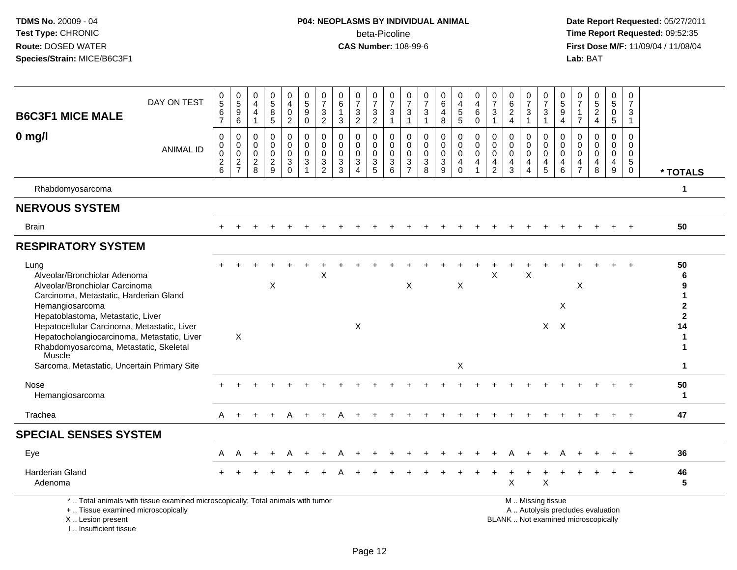**TDMS No.** 20009 - 04
**Test Type:** CHRONIC
**Route:** DOSED WATER
**Species/Strain:** MICE/B6C3F1

**P04: NEOPLASMS BY INDIVIDUAL ANIMAL**
beta-Picoline
**CAS Number:** 108-99-6

**Date Report Requested:** 05/27/2011
**Time Report Requested:** 09:52:35
**First Dose M/F:** 11/09/04 / 11/08/04
**Lab:** BAT

## B6C3F1 MICE MALE

## 0 mg/l

| DAY ON TEST | 0567 | 0596 | 0441 | 0585 | 0402 | 0590 | 0732 | 0613 | 0732 | 0732 | 0731 | 0731 | 0731 | 0648 | 0455 | 0460 | 0731 | 0624 | 0731 | 0731 | 0594 | 0717 | 0524 | 0505 | 0731 | |
|---|---|---|---|---|---|---|---|---|---|---|---|---|---|---|---|---|---|---|---|---|---|---|---|---|---|---|
| **ANIMAL ID** | 00026 | 00027 | 00028 | 00029 | 00030 | 00031 | 00032 | 00033 | 00034 | 00035 | 00036 | 00037 | 00038 | 00039 | 00040 | 00041 | 00042 | 00043 | 00044 | 00045 | 00046 | 00047 | 00048 | 00049 | 00050 | *** TOTALS** |
| Rhabdomyosarcoma | | | | | | | | | | | | | | | | | | | | | | | | | | 1 |
| **NERVOUS SYSTEM** | | | | | | | | | | | | | | | | | | | | | | | | | | |
| Brain | + | + | + | + | + | + | + | + | + | + | + | + | + | + | + | + | + | + | + | + | + | + | + | + | + | 50 |
| **RESPIRATORY SYSTEM** | | | | | | | | | | | | | | | | | | | | | | | | | | |
| Lung | + | + | + | + | + | + | + | + | + | + | + | + | + | + | + | + | + | + | + | + | + | + | + | + | + | 50 |
| Alveolar/Bronchiolar Adenoma | | | | | | | X | | | | | | | | | | X | | X | | | | | | | 6 |
| Alveolar/Bronchiolar Carcinoma | | | | X | | | | | | | | X | | | X | | | | | | | X | | | | 9 |
| Carcinoma, Metastatic, Harderian Gland | | | | | | | | | | | | | | | | | | | | | | | | | | 1 |
| Hemangiosarcoma | | | | | | | | | | | | | | | | | | | | | X | | | | | 2 |
| Hepatoblastoma, Metastatic, Liver | | | | | | | | | | | | | | | | | | | | | | | | | | 2 |
| Hepatocellular Carcinoma, Metastatic, Liver | | | | | | | | | X | | | | | | | | | | | X | X | | | | | 14 |
| Hepatocholangiocarcinoma, Metastatic, Liver | | X | | | | | | | | | | | | | | | | | | | | | | | | 1 |
| Rhabdomyosarcoma, Metastatic, Skeletal Muscle | | | | | | | | | | | | | | | | | | | | | | | | | | 1 |
| Sarcoma, Metastatic, Uncertain Primary Site | | | | | | | | | | | | | | | X | | | | | | | | | | | 1 |
| Nose | + | + | + | + | + | + | + | + | + | + | + | + | + | + | + | + | + | + | + | + | + | + | + | + | + | 50 |
| Hemangiosarcoma | | | | | | | | | | | | | | | | | | | | | | | | | | 1 |
| Trachea | A | + | + | + | A | + | + | A | + | + | + | + | + | + | + | + | + | + | + | + | + | + | + | + | + | 47 |
| **SPECIAL SENSES SYSTEM** | | | | | | | | | | | | | | | | | | | | | | | | | | |
| Eye | A | A | + | + | A | + | + | A | + | + | + | + | + | + | + | + | + | A | + | + | A | + | + | + | + | 36 |
| Harderian Gland | + | + | + | + | + | + | + | A | + | + | + | + | + | + | + | + | + | + | + | + | + | + | + | + | + | 46 |
| Adenoma | | | | | | | | | | | | | | | | | | X | | X | | | | | | 5 |

\* .. Total animals with tissue examined microscopically; Total animals with tumor
\+ .. Tissue examined microscopically
X .. Lesion present
I .. Insufficient tissue

M .. Missing tissue
A .. Autolysis precludes evaluation
BLANK .. Not examined microscopically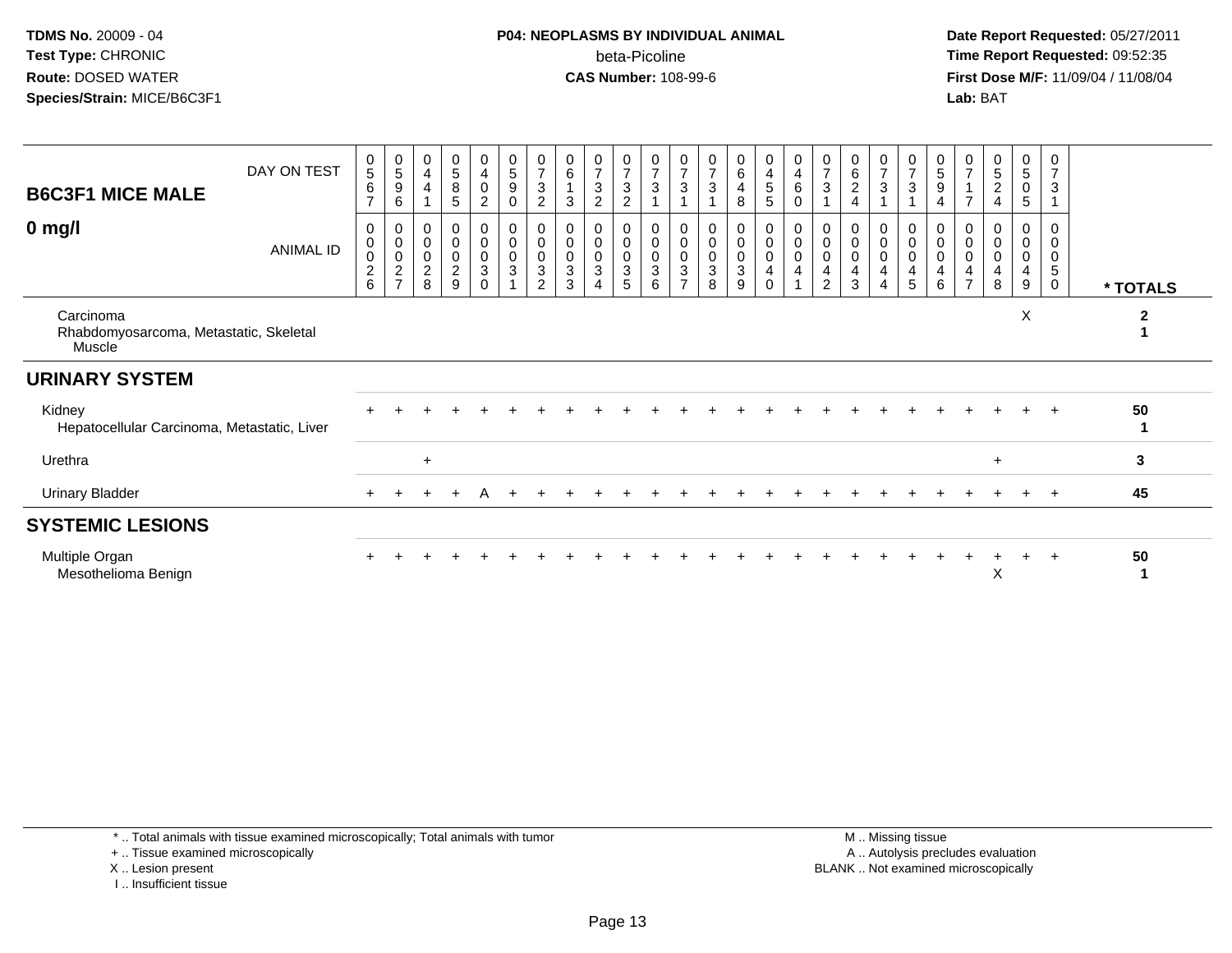TDMS No. 20009 - 04
Test Type: CHRONIC
Route: DOSED WATER
Species/Strain: MICE/B6C3F1

P04: NEOPLASMS BY INDIVIDUAL ANIMAL
beta-Picoline
CAS Number: 108-99-6

Date Report Requested: 05/27/2011
Time Report Requested: 09:52:35
First Dose M/F: 11/09/04 / 11/08/04
Lab: BAT

## B6C3F1 MICE MALE

## 0 mg/l

| DAY ON TEST | 0567 | 0596 | 0441 | 0585 | 0402 | 0590 | 0732 | 0613 | 0732 | 0732 | 0731 | 0731 | 0731 | 0648 | 0455 | 0460 | 0731 | 0624 | 0731 | 0731 | 0594 | 0717 | 0524 | 0505 | 0731 | |
|---|---|---|---|---|---|---|---|---|---|---|---|---|---|---|---|---|---|---|---|---|---|---|---|---|---|---|
| ANIMAL ID | 00026 | 00027 | 00028 | 00029 | 00030 | 00031 | 00032 | 00033 | 00034 | 00035 | 00036 | 00037 | 00038 | 00039 | 00040 | 00041 | 00042 | 00043 | 00044 | 00045 | 00046 | 00047 | 00048 | 00049 | 00050 | * TOTALS |
| Carcinoma | | | | | | | | | | | | | | | | | | | | | | | | X | | 2 |
| Rhabdomyosarcoma, Metastatic, Skeletal Muscle | | | | | | | | | | | | | | | | | | | | | | | | | | 1 |
| **URINARY SYSTEM** | | | | | | | | | | | | | | | | | | | | | | | | | | |
| Kidney | + | + | + | + | + | + | + | + | + | + | + | + | + | + | + | + | + | + | + | + | + | + | + | + | + | 50 |
| Hepatocellular Carcinoma, Metastatic, Liver | | | | | | | | | | | | | | | | | | | | | | | | | | 1 |
| Urethra | | | + | | | | | | | | | | | | | | | | | | | | + | | | 3 |
| Urinary Bladder | + | + | + | + | A | + | + | + | + | + | + | + | + | + | + | + | + | + | + | + | + | + | + | + | + | 45 |
| **SYSTEMIC LESIONS** | | | | | | | | | | | | | | | | | | | | | | | | | | |
| Multiple Organ | + | + | + | + | + | + | + | + | + | + | + | + | + | + | + | + | + | + | + | + | + | + | + | + | + | 50 |
| Mesothelioma Benign | | | | | | | | | | | | | | | | | | | | | | | X | | | 1 |

\* .. Total animals with tissue examined microscopically; Total animals with tumor
\+ .. Tissue examined microscopically
X .. Lesion present
I .. Insufficient tissue

M .. Missing tissue
A .. Autolysis precludes evaluation
BLANK .. Not examined microscopically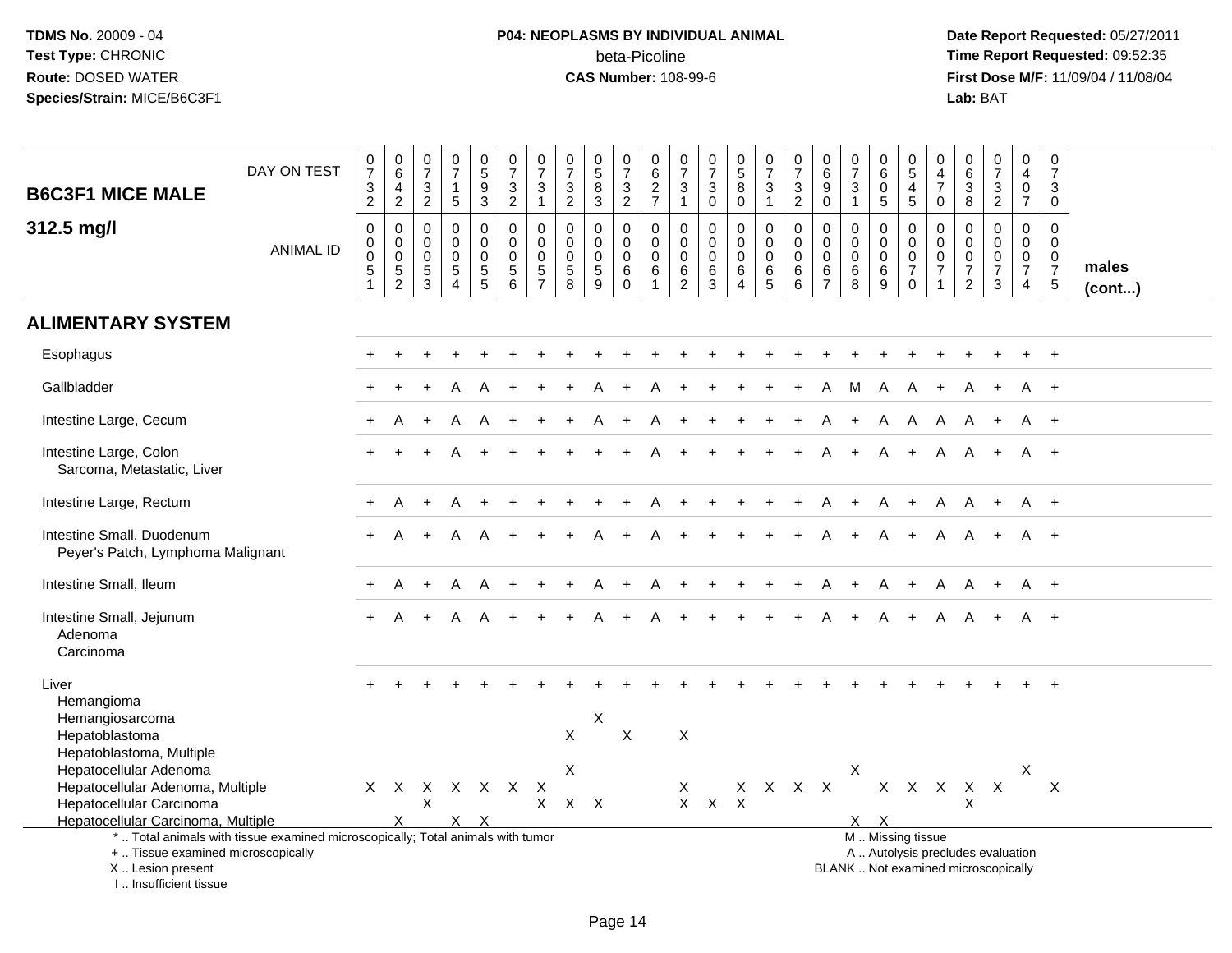**TDMS No.** 20009 - 04
**Test Type:** CHRONIC
**Route:** DOSED WATER
**Species/Strain:** MICE/B6C3F1

**P04: NEOPLASMS BY INDIVIDUAL ANIMAL**
beta-Picoline
**CAS Number:** 108-99-6

**Date Report Requested:** 05/27/2011
**Time Report Requested:** 09:52:35
**First Dose M/F:** 11/09/04 / 11/08/04
**Lab:** BAT

| B6C3F1 MICE MALE 312.5 mg/l | DAY ON TEST | 0732 | 0642 | 0732 | 0715 | 0593 | 0732 | 0731 | 0732 | 0583 | 0732 | 0627 | 0731 | 0730 | 0580 | 0731 | 0732 | 0690 | 0731 | 0605 | 0545 | 0470 | 0638 | 0732 | 0407 | 0730 | |
|---|---|---|---|---|---|---|---|---|---|---|---|---|---|---|---|---|---|---|---|---|---|---|---|---|---|---|---|
| | ANIMAL ID | 00051 | 00052 | 00053 | 00054 | 00055 | 00056 | 00057 | 00058 | 00059 | 00060 | 00061 | 00062 | 00063 | 00064 | 00065 | 00066 | 00067 | 00068 | 00069 | 00070 | 00071 | 00072 | 00073 | 00074 | 00075 | males (cont...) |
| **ALIMENTARY SYSTEM** | | | | | | | | | | | | | | | | | | | | | | | | | | | |
| Esophagus | | + | + | + | + | + | + | + | + | + | + | + | + | + | + | + | + | + | + | + | + | + | + | + | + | + | |
| Gallbladder | | + | + | + | A | A | + | + | + | A | + | A | + | + | + | + | + | A | M | A | A | + | A | + | A | + | |
| Intestine Large, Cecum | | + | A | + | A | A | + | + | + | A | + | A | + | + | + | + | + | A | + | A | A | A | A | + | A | + | |
| Intestine Large, Colon | | + | + | + | A | + | + | + | + | + | + | A | + | + | + | + | + | A | + | A | + | A | A | + | A | + | |
| Sarcoma, Metastatic, Liver | | | | | | | | | | | | | | | | | | | | | | | | | | | |
| Intestine Large, Rectum | | + | A | + | A | + | + | + | + | + | + | A | + | + | + | + | + | A | + | A | + | A | A | + | A | + | |
| Intestine Small, Duodenum | | + | A | + | A | A | + | + | + | A | + | A | + | + | + | + | + | A | + | A | + | A | A | + | A | + | |
| Peyer's Patch, Lymphoma Malignant | | | | | | | | | | | | | | | | | | | | | | | | | | | |
| Intestine Small, Ileum | | + | A | + | A | A | + | + | + | A | + | A | + | + | + | + | + | A | + | A | + | A | A | + | A | + | |
| Intestine Small, Jejunum | | + | A | + | A | A | + | + | + | A | + | A | + | + | + | + | + | A | + | A | + | A | A | + | A | + | |
| Adenoma | | | | | | | | | | | | | | | | | | | | | | | | | | | |
| Carcinoma | | | | | | | | | | | | | | | | | | | | | | | | | | | |
| Liver | | + | + | + | + | + | + | + | + | + | + | + | + | + | + | + | + | + | + | + | + | + | + | + | + | + | |
| Hemangioma | | | | | | | | | | | | | | | | | | | | | | | | | | | |
| Hemangiosarcoma | | | | | | | | | | X | | | | | | | | | | | | | | | | | |
| Hepatoblastoma | | | | | | | | | X | | X | | X | | | | | | | | | | | | | | |
| Hepatoblastoma, Multiple | | | | | | | | | | | | | | | | | | | | | | | | | | | |
| Hepatocellular Adenoma | | | | | | | | | X | | | | | | | | | | X | | | | | | X | | |
| Hepatocellular Adenoma, Multiple | | X | X | X | X | X | X | X | | | | | X | | X | X | X | X | | X | X | X | X | X | | X | |
| Hepatocellular Carcinoma | | | | X | | | | X | X | X | | | X | X | X | | | | | | | | X | | | | |
| Hepatocellular Carcinoma, Multiple | | | X | | X | X | | | | | | | | | | | | | X | X | | | | | | | |

\* .. Total animals with tissue examined microscopically; Total animals with tumor
\+ .. Tissue examined microscopically
X .. Lesion present
I .. Insufficient tissue

M .. Missing tissue
A .. Autolysis precludes evaluation
BLANK .. Not examined microscopically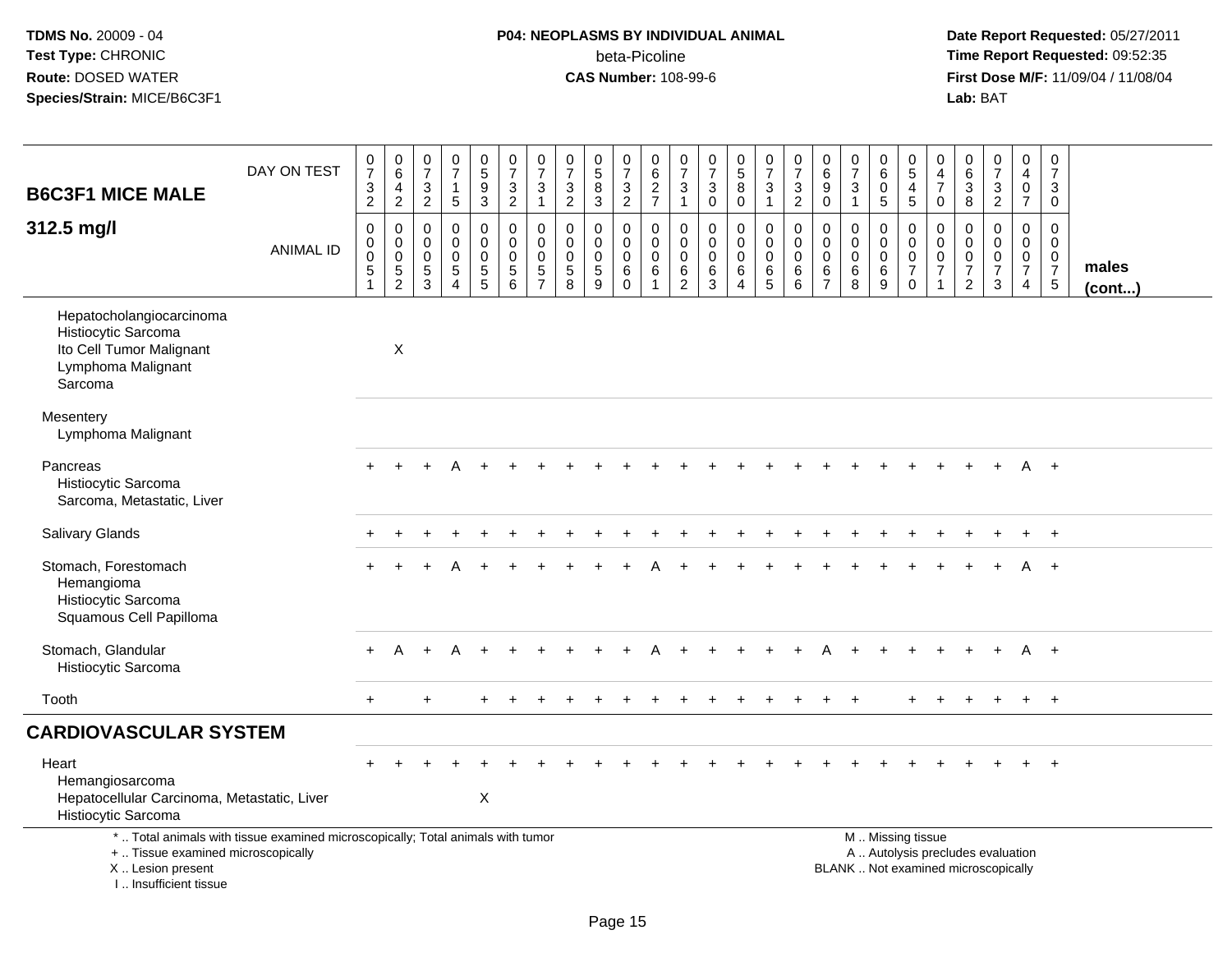**TDMS No.** 20009 - 04
**Test Type:** CHRONIC
**Route:** DOSED WATER
**Species/Strain:** MICE/B6C3F1

**P04: NEOPLASMS BY INDIVIDUAL ANIMAL**
beta-Picoline
**CAS Number:** 108-99-6

**Date Report Requested:** 05/27/2011
**Time Report Requested:** 09:52:35
**First Dose M/F:** 11/09/04 / 11/08/04
**Lab:** BAT

## B6C3F1 MICE MALE 312.5 mg/l

| DAY ON TEST | 0732 | 0642 | 0732 | 0715 | 0593 | 0732 | 0731 | 0732 | 0583 | 0732 | 0627 | 0731 | 0730 | 0580 | 0731 | 0732 | 0690 | 0731 | 0605 | 0545 | 0470 | 0638 | 0732 | 0407 | 0730 | |
|---|---|---|---|---|---|---|---|---|---|---|---|---|---|---|---|---|---|---|---|---|---|---|---|---|---|---|
| **ANIMAL ID** | 0051 | 0052 | 0053 | 0054 | 0055 | 0056 | 0057 | 0058 | 0059 | 0060 | 0061 | 0062 | 0063 | 0064 | 0065 | 0066 | 0067 | 0068 | 0069 | 0070 | 0071 | 0072 | 0073 | 0074 | 0075 | **males (cont...)** |
| Hepatocholangiocarcinoma | | | | | | | | | | | | | | | | | | | | | | | | | | |
| Histiocytic Sarcoma | | | | | | | | | | | | | | | | | | | | | | | | | | |
| Ito Cell Tumor Malignant | | X | | | | | | | | | | | | | | | | | | | | | | | | |
| Lymphoma Malignant | | | | | | | | | | | | | | | | | | | | | | | | | | |
| Sarcoma | | | | | | | | | | | | | | | | | | | | | | | | | | |
| Mesentery | | | | | | | | | | | | | | | | | | | | | | | | | | |
| Lymphoma Malignant | | | | | | | | | | | | | | | | | | | | | | | | | | |
| Pancreas | + | + | + | A | + | + | + | + | + | + | + | + | + | + | + | + | + | + | + | + | + | + | + | A | + | |
| Histiocytic Sarcoma | | | | | | | | | | | | | | | | | | | | | | | | | | |
| Sarcoma, Metastatic, Liver | | | | | | | | | | | | | | | | | | | | | | | | | | |
| Salivary Glands | + | + | + | + | + | + | + | + | + | + | + | + | + | + | + | + | + | + | + | + | + | + | + | + | + | |
| Stomach, Forestomach | + | + | + | A | + | + | + | + | + | + | A | + | + | + | + | + | + | + | + | + | + | + | + | A | + | |
| Hemangioma | | | | | | | | | | | | | | | | | | | | | | | | | | |
| Histiocytic Sarcoma | | | | | | | | | | | | | | | | | | | | | | | | | | |
| Squamous Cell Papilloma | | | | | | | | | | | | | | | | | | | | | | | | | | |
| Stomach, Glandular | + | A | + | A | + | + | + | + | + | + | A | + | + | + | + | + | A | + | + | + | + | + | + | A | + | |
| Histiocytic Sarcoma | | | | | | | | | | | | | | | | | | | | | | | | | | |
| Tooth | + | | + | | + | + | + | + | + | + | + | + | + | + | + | + | + | + | | + | + | + | + | + | + | |
| **CARDIOVASCULAR SYSTEM** | | | | | | | | | | | | | | | | | | | | | | | | | | |
| Heart | + | + | + | + | + | + | + | + | + | + | + | + | + | + | + | + | + | + | + | + | + | + | + | + | + | |
| Hemangiosarcoma | | | | | | | | | | | | | | | | | | | | | | | | | | |
| Hepatocellular Carcinoma, Metastatic, Liver | | | | | X | | | | | | | | | | | | | | | | | | | | | |
| Histiocytic Sarcoma | | | | | | | | | | | | | | | | | | | | | | | | | | |

\* .. Total animals with tissue examined microscopically; Total animals with tumor
\+ .. Tissue examined microscopically
X .. Lesion present
I .. Insufficient tissue

M .. Missing tissue
A .. Autolysis precludes evaluation
BLANK .. Not examined microscopically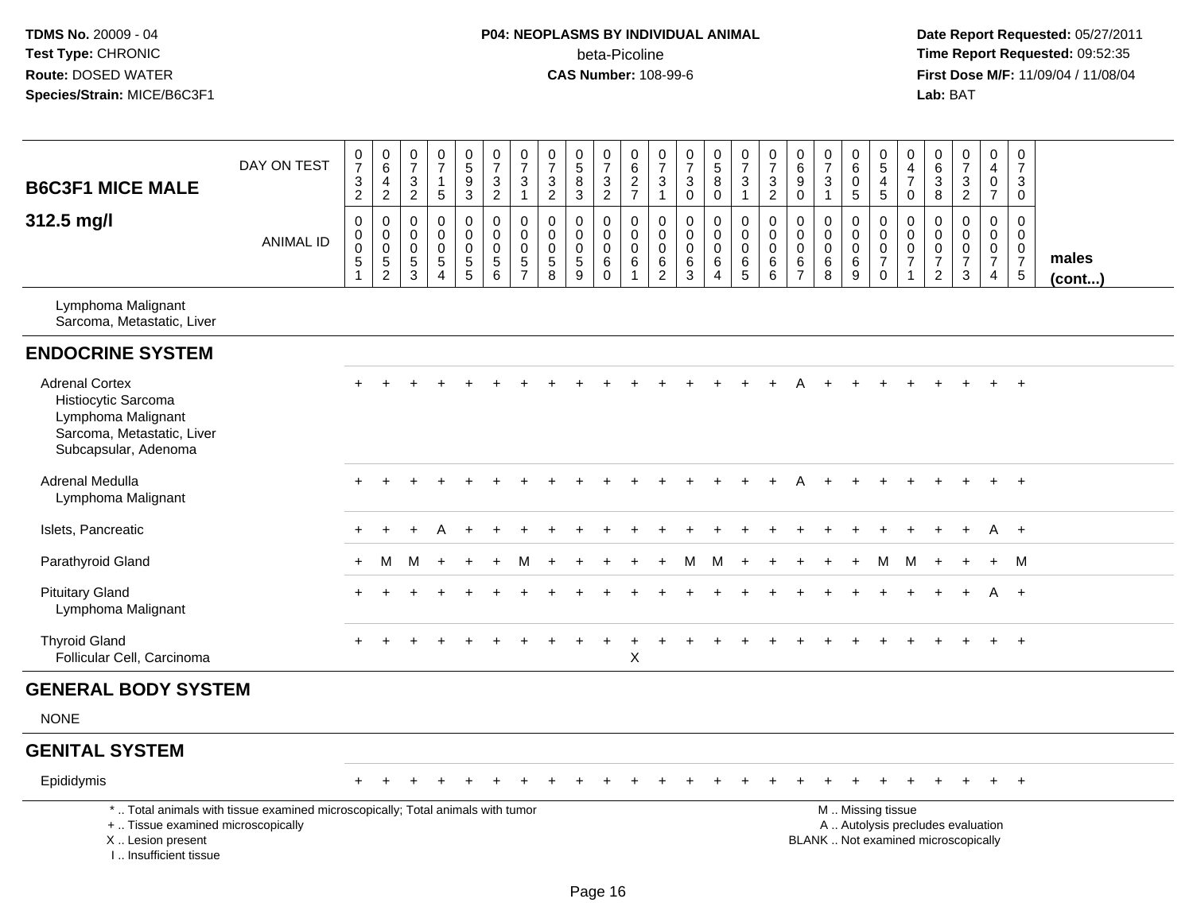TDMS No. 20009 - 04
Test Type: CHRONIC
Route: DOSED WATER
Species/Strain: MICE/B6C3F1

**P04: NEOPLASMS BY INDIVIDUAL ANIMAL**
beta-Picoline
**CAS Number:** 108-99-6

Date Report Requested: 05/27/2011
Time Report Requested: 09:52:35
First Dose M/F: 11/09/04 / 11/08/04
Lab: BAT

| B6C3F1 MICE MALE 312.5 mg/l | DAY ON TEST | 0732 | 0642 | 0732 | 0715 | 0593 | 0732 | 0731 | 0732 | 0583 | 0732 | 0627 | 0731 | 0730 | 0580 | 0731 | 0732 | 0690 | 0731 | 0605 | 0545 | 0470 | 0638 | 0732 | 0407 | 0730 | |
|---|---|---|---|---|---|---|---|---|---|---|---|---|---|---|---|---|---|---|---|---|---|---|---|---|---|---|---|
| | ANIMAL ID | 0051 | 0052 | 0053 | 0054 | 0055 | 0056 | 0057 | 0058 | 0059 | 0060 | 0061 | 0062 | 0063 | 0064 | 0065 | 0066 | 0067 | 0068 | 0069 | 0070 | 0071 | 0072 | 0073 | 0074 | 0075 | males (cont...) |
| Lymphoma Malignant | | | | | | | | | | | | | | | | | | | | | | | | | | | |
| Sarcoma, Metastatic, Liver | | | | | | | | | | | | | | | | | | | | | | | | | | | |
| **ENDOCRINE SYSTEM** | | | | | | | | | | | | | | | | | | | | | | | | | | | |
| Adrenal Cortex | | + | + | + | + | + | + | + | + | + | + | + | + | + | + | + | + | A | + | + | + | + | + | + | + | + | |
| Histiocytic Sarcoma | | | | | | | | | | | | | | | | | | | | | | | | | | | |
| Lymphoma Malignant | | | | | | | | | | | | | | | | | | | | | | | | | | | |
| Sarcoma, Metastatic, Liver | | | | | | | | | | | | | | | | | | | | | | | | | | | |
| Subcapsular, Adenoma | | | | | | | | | | | | | | | | | | | | | | | | | | | |
| Adrenal Medulla | | + | + | + | + | + | + | + | + | + | + | + | + | + | + | + | + | A | + | + | + | + | + | + | + | + | |
| Lymphoma Malignant | | | | | | | | | | | | | | | | | | | | | | | | | | | |
| Islets, Pancreatic | | + | + | + | A | + | + | + | + | + | + | + | + | + | + | + | + | + | + | + | + | + | + | + | A | + | |
| Parathyroid Gland | | + | M | M | + | + | + | M | + | + | + | + | + | M | M | + | + | + | + | + | M | M | + | + | + | M | |
| Pituitary Gland | | + | + | + | + | + | + | + | + | + | + | + | + | + | + | + | + | + | + | + | + | + | + | + | A | + | |
| Lymphoma Malignant | | | | | | | | | | | | | | | | | | | | | | | | | | | |
| Thyroid Gland | | + | + | + | + | + | + | + | + | + | + | + | + | + | + | + | + | + | + | + | + | + | + | + | + | + | |
| Follicular Cell, Carcinoma | | | | | | | | | | | | X | | | | | | | | | | | | | | | |
| **GENERAL BODY SYSTEM** | | | | | | | | | | | | | | | | | | | | | | | | | | | |
| NONE | | | | | | | | | | | | | | | | | | | | | | | | | | | |
| **GENITAL SYSTEM** | | | | | | | | | | | | | | | | | | | | | | | | | | | |
| Epididymis | | + | + | + | + | + | + | + | + | + | + | + | + | + | + | + | + | + | + | + | + | + | + | + | + | + | |

\* .. Total animals with tissue examined microscopically; Total animals with tumor
\+ .. Tissue examined microscopically
X .. Lesion present
I .. Insufficient tissue

M .. Missing tissue
A .. Autolysis precludes evaluation
BLANK .. Not examined microscopically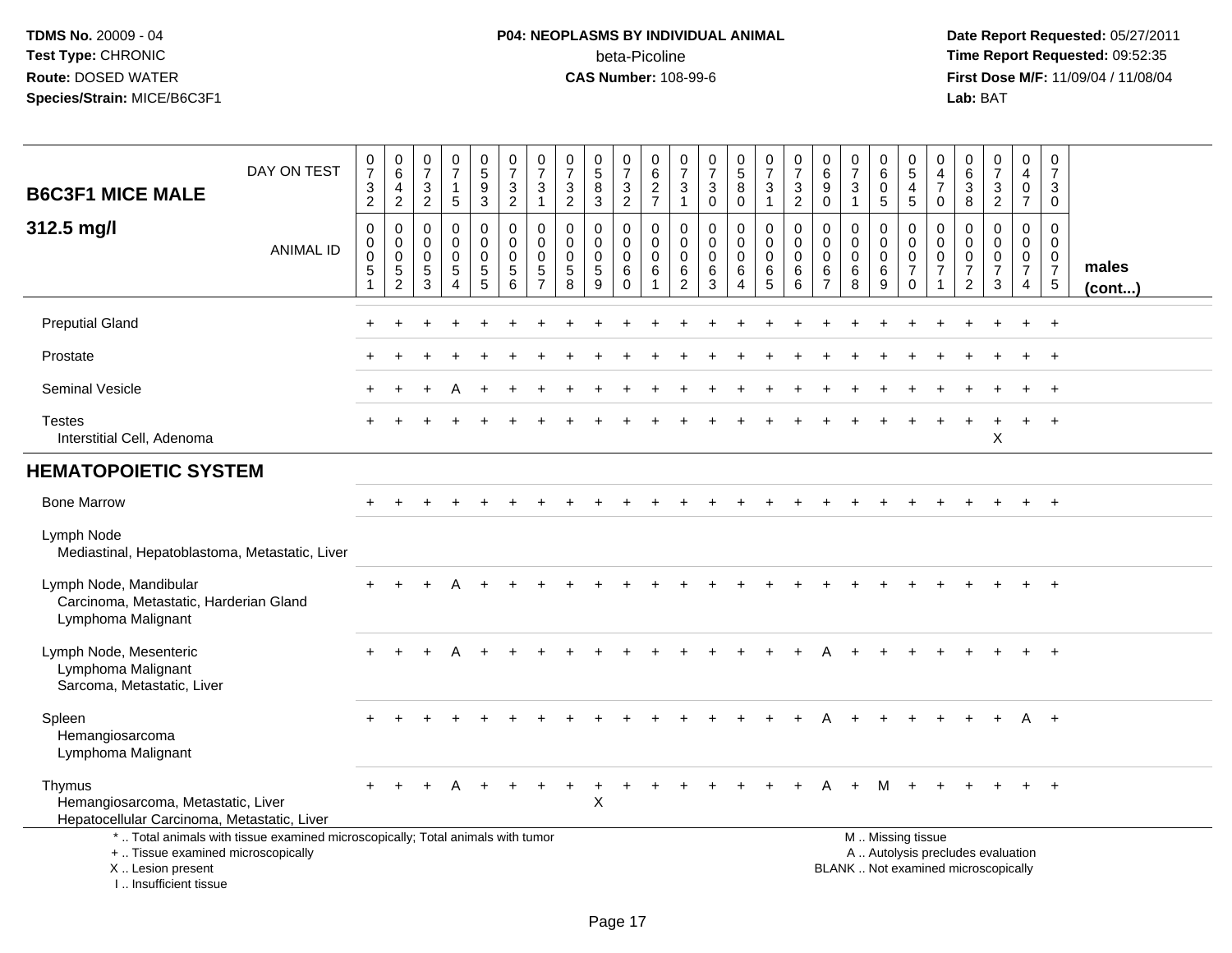**TDMS No.** 20009 - 04
**Test Type:** CHRONIC
**Route:** DOSED WATER
**Species/Strain:** MICE/B6C3F1

**P04: NEOPLASMS BY INDIVIDUAL ANIMAL**
beta-Picoline
**CAS Number:** 108-99-6

**Date Report Requested:** 05/27/2011
**Time Report Requested:** 09:52:35
**First Dose M/F:** 11/09/04 / 11/08/04
**Lab:** BAT

| B6C3F1 MICE MALE 312.5 mg/l | | | | | | | | | | | | | | | | | | | | | | | | | | |
|---|---|---|---|---|---|---|---|---|---|---|---|---|---|---|---|---|---|---|---|---|---|---|---|---|---|---|
| DAY ON TEST | 0732 | 0642 | 0732 | 0715 | 0593 | 0732 | 0731 | 0732 | 0583 | 0732 | 0627 | 0731 | 0730 | 0580 | 0731 | 0732 | 0690 | 0731 | 0605 | 0545 | 0470 | 0638 | 0732 | 0407 | 0730 | |
| ANIMAL ID | 0051 | 0052 | 0053 | 0054 | 0055 | 0056 | 0057 | 0058 | 0059 | 0060 | 0061 | 0062 | 0063 | 0064 | 0065 | 0066 | 0067 | 0068 | 0069 | 0070 | 0071 | 0072 | 0073 | 0074 | 0075 | males (cont...) |
| Preputial Gland | + | + | + | + | + | + | + | + | + | + | + | + | + | + | + | + | + | + | + | + | + | + | + | + | + | |
| Prostate | + | + | + | + | + | + | + | + | + | + | + | + | + | + | + | + | + | + | + | + | + | + | + | + | + | |
| Seminal Vesicle | + | + | + | A | + | + | + | + | + | + | + | + | + | + | + | + | + | + | + | + | + | + | + | + | + | |
| Testes | + | + | + | + | + | + | + | + | + | + | + | + | + | + | + | + | + | + | + | + | + | + | + | + | + | |
| Interstitial Cell, Adenoma | | | | | | | | | | | | | | | | | | | | | | | X | | | |
| **HEMATOPOIETIC SYSTEM** | | | | | | | | | | | | | | | | | | | | | | | | | | |
| Bone Marrow | + | + | + | + | + | + | + | + | + | + | + | + | + | + | + | + | + | + | + | + | + | + | + | + | + | |
| Lymph Node | | | | | | | | | | | | | | | | | | | | | | | | | | |
| Mediastinal, Hepatoblastoma, Metastatic, Liver | | | | | | | | | | | | | | | | | | | | | | | | | | |
| Lymph Node, Mandibular | + | + | + | A | + | + | + | + | + | + | + | + | + | + | + | + | + | + | + | + | + | + | + | + | + | |
| Carcinoma, Metastatic, Harderian Gland | | | | | | | | | | | | | | | | | | | | | | | | | | |
| Lymphoma Malignant | | | | | | | | | | | | | | | | | | | | | | | | | | |
| Lymph Node, Mesenteric | + | + | + | A | + | + | + | + | + | + | + | + | + | + | + | + | A | + | + | + | + | + | + | + | + | |
| Lymphoma Malignant | | | | | | | | | | | | | | | | | | | | | | | | | | |
| Sarcoma, Metastatic, Liver | | | | | | | | | | | | | | | | | | | | | | | | | | |
| Spleen | + | + | + | + | + | + | + | + | + | + | + | + | + | + | + | + | A | + | + | + | + | + | + | A | + | |
| Hemangiosarcoma | | | | | | | | | | | | | | | | | | | | | | | | | | |
| Lymphoma Malignant | | | | | | | | | | | | | | | | | | | | | | | | | | |
| Thymus | + | + | + | A | + | + | + | + | + | + | + | + | + | + | + | + | A | + | M | + | + | + | + | + | + | |
| Hemangiosarcoma, Metastatic, Liver | | | | | | | | | X | | | | | | | | | | | | | | | | | |
| Hepatocellular Carcinoma, Metastatic, Liver | | | | | | | | | | | | | | | | | | | | | | | | | | |

\* .. Total animals with tissue examined microscopically; Total animals with tumor
\+ .. Tissue examined microscopically
X .. Lesion present
I .. Insufficient tissue

M .. Missing tissue
A .. Autolysis precludes evaluation
BLANK .. Not examined microscopically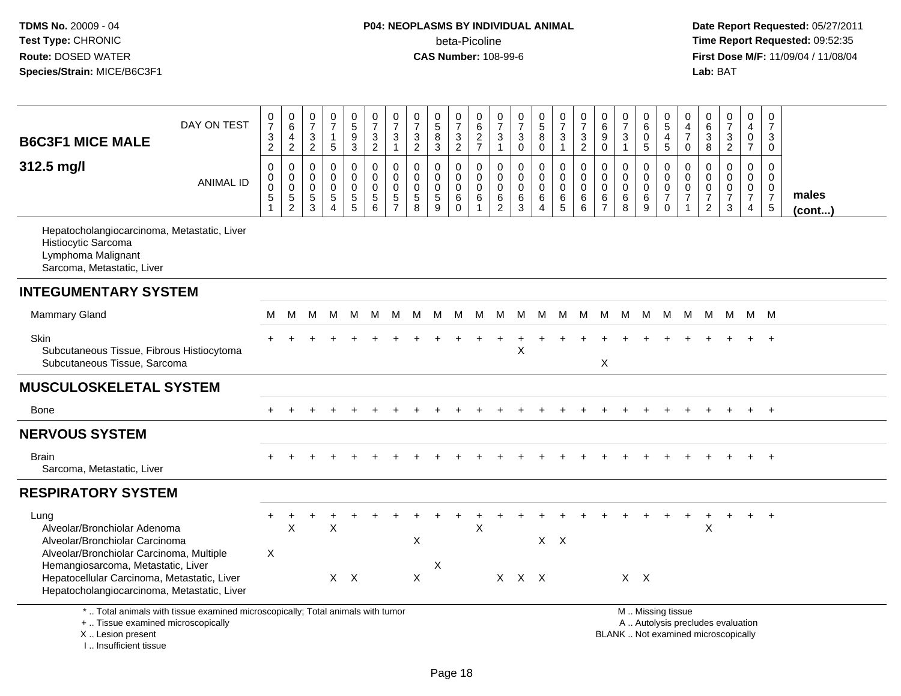**TDMS No.** 20009 - 04
**Test Type:** CHRONIC
**Route:** DOSED WATER
**Species/Strain:** MICE/B6C3F1

**P04: NEOPLASMS BY INDIVIDUAL ANIMAL**
beta-Picoline
**CAS Number:** 108-99-6

**Date Report Requested:** 05/27/2011
**Time Report Requested:** 09:52:35
**First Dose M/F:** 11/09/04 / 11/08/04
**Lab:** BAT

| **B6C3F1 MICE MALE** DAY ON TEST | 0732 | 0642 | 0732 | 0715 | 0593 | 0732 | 0731 | 0732 | 0583 | 0732 | 0627 | 0731 | 0730 | 0580 | 0731 | 0732 | 0690 | 0731 | 0605 | 0545 | 0470 | 0638 | 0732 | 0407 | 0730 | |
|---|---|---|---|---|---|---|---|---|---|---|---|---|---|---|---|---|---|---|---|---|---|---|---|---|---|---|
| **312.5 mg/l** ANIMAL ID | 00051 | 00052 | 00053 | 00054 | 00055 | 00056 | 00057 | 00058 | 00059 | 00060 | 00061 | 00062 | 00063 | 00064 | 00065 | 00066 | 00067 | 00068 | 00069 | 00070 | 00071 | 00072 | 00073 | 00074 | 00075 | **males (cont...)** |
| Hepatocholangiocarcinoma, Metastatic, Liver | | | | | | | | | | | | | | | | | | | | | | | | | | |
| Histiocytic Sarcoma | | | | | | | | | | | | | | | | | | | | | | | | | | |
| Lymphoma Malignant | | | | | | | | | | | | | | | | | | | | | | | | | | |
| Sarcoma, Metastatic, Liver | | | | | | | | | | | | | | | | | | | | | | | | | | |
| **INTEGUMENTARY SYSTEM** | | | | | | | | | | | | | | | | | | | | | | | | | | |
| Mammary Gland | M | M | M | M | M | M | M | M | M | M | M | M | M | M | M | M | M | M | M | M | M | M | M | M | M | |
| Skin | + | + | + | + | + | + | + | + | + | + | + | + | + | + | + | + | + | + | + | + | + | + | + | + | + | |
| Subcutaneous Tissue, Fibrous Histiocytoma | | | | | | | | | | | | | X | | | | | | | | | | | | | |
| Subcutaneous Tissue, Sarcoma | | | | | | | | | | | | | | | | | X | | | | | | | | | |
| **MUSCULOSKELETAL SYSTEM** | | | | | | | | | | | | | | | | | | | | | | | | | | |
| Bone | + | + | + | + | + | + | + | + | + | + | + | + | + | + | + | + | + | + | + | + | + | + | + | + | + | |
| **NERVOUS SYSTEM** | | | | | | | | | | | | | | | | | | | | | | | | | | |
| Brain | + | + | + | + | + | + | + | + | + | + | + | + | + | + | + | + | + | + | + | + | + | + | + | + | + | |
| Sarcoma, Metastatic, Liver | | | | | | | | | | | | | | | | | | | | | | | | | | |
| **RESPIRATORY SYSTEM** | | | | | | | | | | | | | | | | | | | | | | | | | | |
| Lung | + | + | + | + | + | + | + | + | + | + | + | + | + | + | + | + | + | + | + | + | + | + | + | + | + | |
| Alveolar/Bronchiolar Adenoma | | X | | X | | | | | | | X | | | | | | | | | | | X | | | | |
| Alveolar/Bronchiolar Carcinoma | | | | | | | | X | | | | | | X | X | | | | | | | | | | | |
| Alveolar/Bronchiolar Carcinoma, Multiple | X | | | | | | | | | | | | | | | | | | | | | | | | | |
| Hemangiosarcoma, Metastatic, Liver | | | | | | | | | X | | | | | | | | | | | | | | | | | |
| Hepatocellular Carcinoma, Metastatic, Liver | | | | X | X | | | X | | | | X | X | X | | | | X | X | | | | | | | |
| Hepatocholangiocarcinoma, Metastatic, Liver | | | | | | | | | | | | | | | | | | | | | | | | | | |

\* .. Total animals with tissue examined microscopically; Total animals with tumor
\+ .. Tissue examined microscopically
X .. Lesion present
I .. Insufficient tissue

M .. Missing tissue
A .. Autolysis precludes evaluation
BLANK .. Not examined microscopically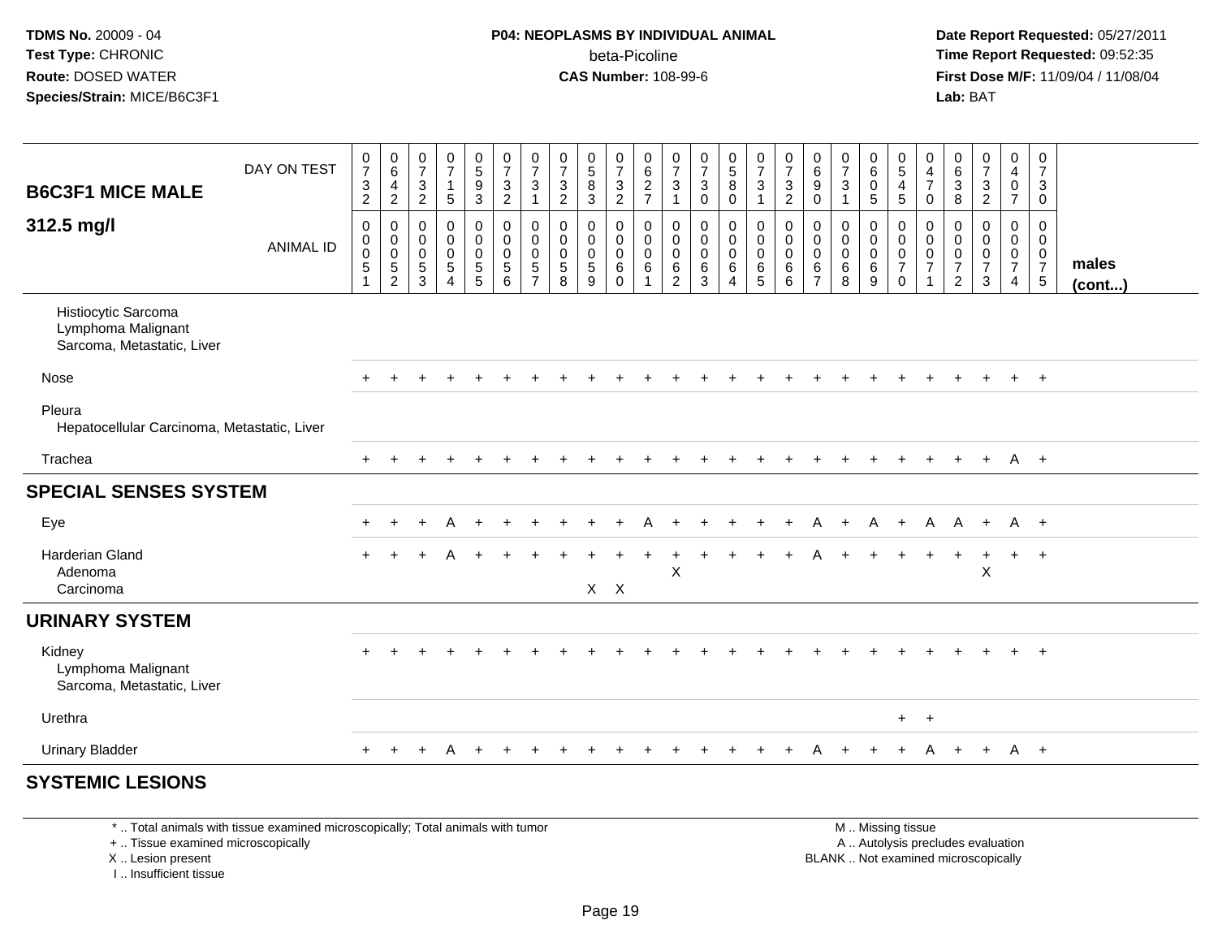**TDMS No.** 20009 - 04
**Test Type:** CHRONIC
**Route:** DOSED WATER
**Species/Strain:** MICE/B6C3F1

**P04: NEOPLASMS BY INDIVIDUAL ANIMAL**
beta-Picoline
**CAS Number:** 108-99-6

**Date Report Requested:** 05/27/2011
**Time Report Requested:** 09:52:35
**First Dose M/F:** 11/09/04 / 11/08/04
**Lab:** BAT

| B6C3F1 MICE MALE 312.5 mg/l | | | | | | | | | | | | | | | | | | | | | | | | | | |
|---|---|---|---|---|---|---|---|---|---|---|---|---|---|---|---|---|---|---|---|---|---|---|---|---|---|---|
| DAY ON TEST | 0732 | 0642 | 0732 | 0715 | 0593 | 0732 | 0731 | 0732 | 0583 | 0732 | 0627 | 0731 | 0730 | 0580 | 0731 | 0732 | 0690 | 0731 | 0605 | 0545 | 0470 | 0638 | 0732 | 0407 | 0730 | |
| ANIMAL ID | 00051 | 00052 | 00053 | 00054 | 00055 | 00056 | 00057 | 00058 | 00059 | 00060 | 00061 | 00062 | 00063 | 00064 | 00065 | 00066 | 00067 | 00068 | 00069 | 00070 | 00071 | 00072 | 00073 | 00074 | 00075 | males (cont...) |
| Histiocytic Sarcoma | | | | | | | | | | | | | | | | | | | | | | | | | | |
| Lymphoma Malignant | | | | | | | | | | | | | | | | | | | | | | | | | | |
| Sarcoma, Metastatic, Liver | | | | | | | | | | | | | | | | | | | | | | | | | | |
| Nose | + | + | + | + | + | + | + | + | + | + | + | + | + | + | + | + | + | + | + | + | + | + | + | + | + | |
| Pleura | | | | | | | | | | | | | | | | | | | | | | | | | | |
| Hepatocellular Carcinoma, Metastatic, Liver | | | | | | | | | | | | | | | | | | | | | | | | | | |
| Trachea | + | + | + | + | + | + | + | + | + | + | + | + | + | + | + | + | + | + | + | + | + | + | + | A | + | |
| **SPECIAL SENSES SYSTEM** | | | | | | | | | | | | | | | | | | | | | | | | | | |
| Eye | + | + | + | A | + | + | + | + | + | + | A | + | + | + | + | + | A | + | A | + | A | A | + | A | + | |
| Harderian Gland | + | + | + | A | + | + | + | + | + | + | + | + | + | + | + | + | A | + | + | + | + | + | + | + | + | |
| Adenoma | | | | | | | | | | | | X | | | | | | | | | | | X | | | |
| Carcinoma | | | | | | | | | X | X | | | | | | | | | | | | | | | | |
| **URINARY SYSTEM** | | | | | | | | | | | | | | | | | | | | | | | | | | |
| Kidney | + | + | + | + | + | + | + | + | + | + | + | + | + | + | + | + | + | + | + | + | + | + | + | + | + | |
| Lymphoma Malignant | | | | | | | | | | | | | | | | | | | | | | | | | | |
| Sarcoma, Metastatic, Liver | | | | | | | | | | | | | | | | | | | | | | | | | | |
| Urethra | | | | | | | | | | | | | | | | | | | | + | + | | | | | |
| Urinary Bladder | + | + | + | A | + | + | + | + | + | + | + | + | + | + | + | + | A | + | + | + | A | + | + | A | + | |
| **SYSTEMIC LESIONS** | | | | | | | | | | | | | | | | | | | | | | | | | | |

\* .. Total animals with tissue examined microscopically; Total animals with tumor
\+ .. Tissue examined microscopically
X .. Lesion present
I .. Insufficient tissue

M .. Missing tissue
A .. Autolysis precludes evaluation
BLANK .. Not examined microscopically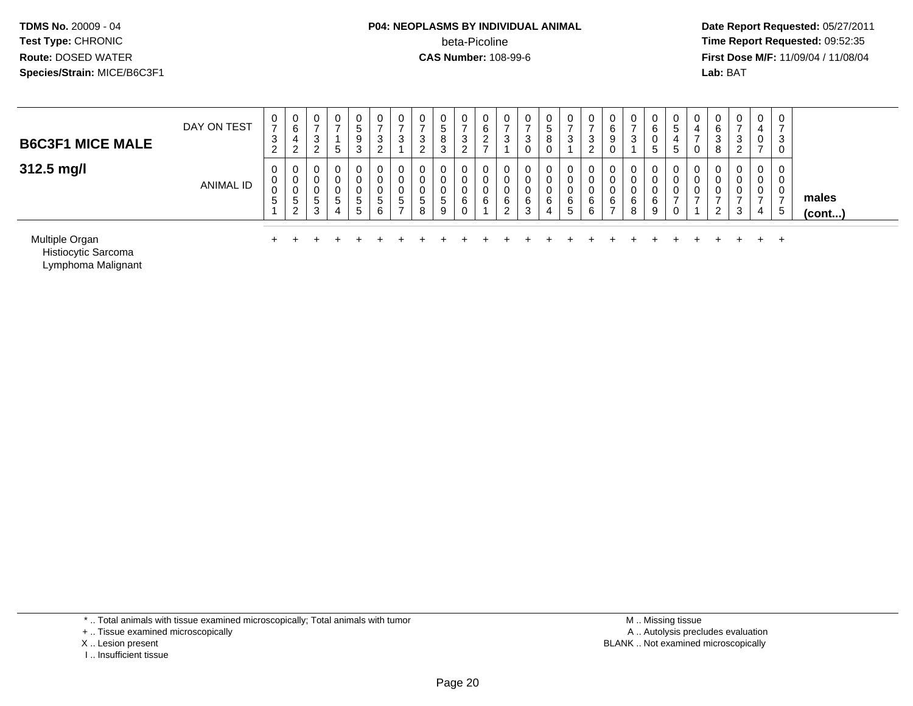**TDMS No.** 20009 - 04
**Test Type:** CHRONIC
**Route:** DOSED WATER
**Species/Strain:** MICE/B6C3F1

**P04: NEOPLASMS BY INDIVIDUAL ANIMAL**
beta-Picoline
**CAS Number:** 108-99-6

**Date Report Requested:** 05/27/2011
**Time Report Requested:** 09:52:35
**First Dose M/F:** 11/09/04 / 11/08/04
**Lab:** BAT

## B6C3F1 MICE MALE

## 312.5 mg/l

| DAY ON TEST | 0732 | 0642 | 0732 | 0715 | 0593 | 0732 | 0731 | 0732 | 0583 | 0732 | 0627 | 0731 | 0730 | 0580 | 0731 | 0732 | 0690 | 0731 | 0605 | 0545 | 0470 | 0638 | 0732 | 0407 | 0730 | |
|---|---|---|---|---|---|---|---|---|---|---|---|---|---|---|---|---|---|---|---|---|---|---|---|---|---|---|
| ANIMAL ID | 0051 | 0052 | 0053 | 0054 | 0055 | 0056 | 0057 | 0058 | 0059 | 0060 | 0061 | 0062 | 0063 | 0064 | 0065 | 0066 | 0067 | 0068 | 0069 | 0070 | 0071 | 0072 | 0073 | 0074 | 0075 | **males (cont...)** |
| Multiple Organ | + | + | + | + | + | + | + | + | + | + | + | + | + | + | + | + | + | + | + | + | + | + | + | + | + | |
| Histiocytic Sarcoma | | | | | | | | | | | | | | | | | | | | | | | | | | |
| Lymphoma Malignant | | | | | | | | | | | | | | | | | | | | | | | | | | |

\* .. Total animals with tissue examined microscopically; Total animals with tumor
+ .. Tissue examined microscopically
X .. Lesion present
I .. Insufficient tissue

M .. Missing tissue
A .. Autolysis precludes evaluation
BLANK .. Not examined microscopically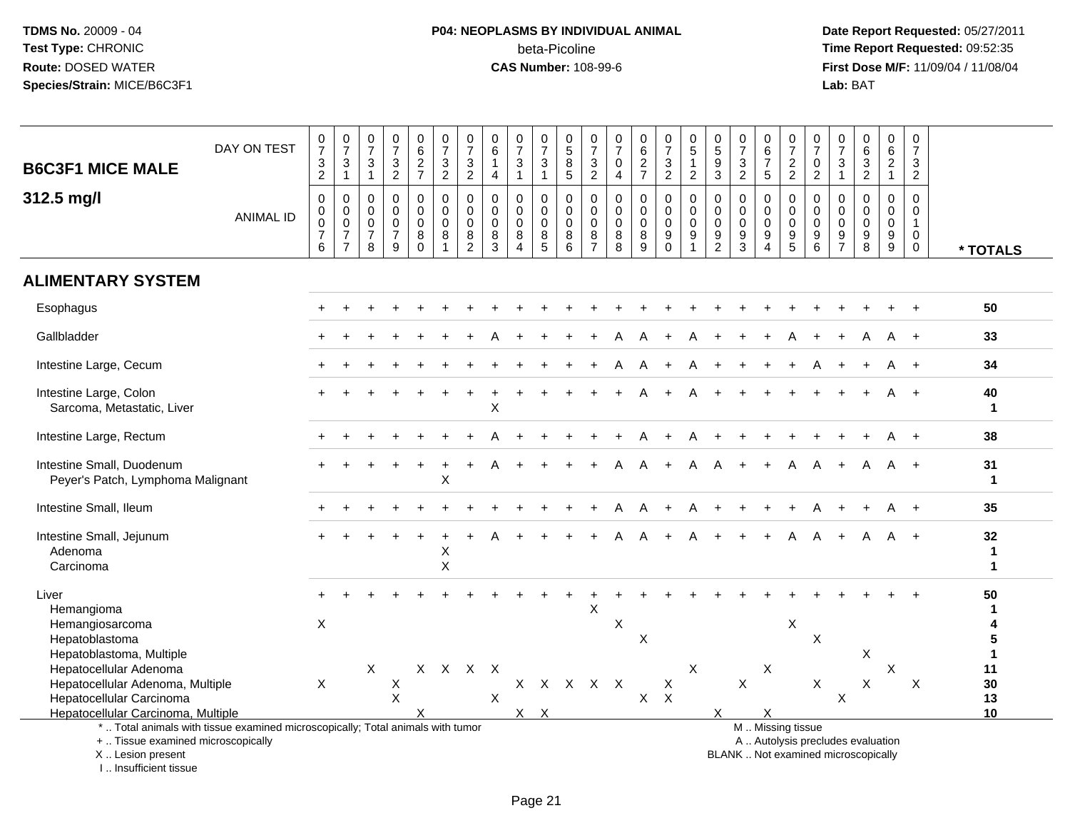TDMS No. 20009 - 04
Test Type: CHRONIC
Route: DOSED WATER
Species/Strain: MICE/B6C3F1

**P04: NEOPLASMS BY INDIVIDUAL ANIMAL**
beta-Picoline
**CAS Number:** 108-99-6

Date Report Requested: 05/27/2011
Time Report Requested: 09:52:35
First Dose M/F: 11/09/04 / 11/08/04
Lab: BAT

## B6C3F1 MICE MALE

## 312.5 mg/l

| DAY ON TEST | 0732 | 0731 | 0731 | 0732 | 0627 | 0732 | 0732 | 0614 | 0731 | 0731 | 0585 | 0732 | 0704 | 0627 | 0732 | 0512 | 0593 | 0732 | 0675 | 0722 | 0702 | 0731 | 0632 | 0621 | 0732 | |
|---|---|---|---|---|---|---|---|---|---|---|---|---|---|---|---|---|---|---|---|---|---|---|---|---|---|---|
| **ANIMAL ID** | 0076 | 0077 | 0078 | 0079 | 0080 | 0081 | 0082 | 0083 | 0084 | 0085 | 0086 | 0087 | 0088 | 0089 | 0090 | 0091 | 0092 | 0093 | 0094 | 0095 | 0096 | 0097 | 0098 | 0099 | 0100 | *** TOTALS** |
| **ALIMENTARY SYSTEM** | | | | | | | | | | | | | | | | | | | | | | | | | | |
| Esophagus | + | + | + | + | + | + | + | + | + | + | + | + | + | + | + | + | + | + | + | + | + | + | + | + | + | 50 |
| Gallbladder | + | + | + | + | + | + | + | A | + | + | + | + | A | A | + | A | + | + | + | A | + | + | A | A | + | 33 |
| Intestine Large, Cecum | + | + | + | + | + | + | + | + | + | + | + | + | A | A | + | A | + | + | + | + | A | + | + | A | + | 34 |
| Intestine Large, Colon | + | + | + | + | + | + | + | + | + | + | + | + | + | A | + | A | + | + | + | + | + | + | + | A | + | 40 |
| Sarcoma, Metastatic, Liver | | | | | | | | X | | | | | | | | | | | | | | | | | | 1 |
| Intestine Large, Rectum | + | + | + | + | + | + | + | A | + | + | + | + | + | A | + | A | + | + | + | + | + | + | + | A | + | 38 |
| Intestine Small, Duodenum | + | + | + | + | + | + | + | A | + | + | + | + | A | A | + | A | A | + | + | A | A | + | A | A | + | 31 |
| Peyer's Patch, Lymphoma Malignant | | | | | | X | | | | | | | | | | | | | | | | | | | | 1 |
| Intestine Small, Ileum | + | + | + | + | + | + | + | + | + | + | + | + | A | A | + | A | + | + | + | + | A | + | + | A | + | 35 |
| Intestine Small, Jejunum | + | + | + | + | + | + | + | A | + | + | + | + | A | A | + | A | + | + | + | A | A | + | A | A | + | 32 |
| Adenoma | | | | | | X | | | | | | | | | | | | | | | | | | | | 1 |
| Carcinoma | | | | | | X | | | | | | | | | | | | | | | | | | | | 1 |
| Liver | + | + | + | + | + | + | + | + | + | + | + | + | + | + | + | + | + | + | + | + | + | + | + | + | + | 50 |
| Hemangioma | | | | | | | | | | | | X | | | | | | | | | | | | | | 1 |
| Hemangiosarcoma | X | | | | | | | | | | | | X | | | | | | | X | | | | | | 4 |
| Hepatoblastoma | | | | | | | | | | | | | | X | | | | | | | X | | | | | 5 |
| Hepatoblastoma, Multiple | | | | | | | | | | | | | | | | | | | | | | | X | | | 1 |
| Hepatocellular Adenoma | | | X | | X | X | X | X | | | | | | | | X | | | X | | | | | X | | 11 |
| Hepatocellular Adenoma, Multiple | X | | | X | | | | | X | X | X | X | X | | X | | | X | | | X | | X | | X | 30 |
| Hepatocellular Carcinoma | | | | X | | | | X | | | | | | X | X | | | | | | | X | | | | 13 |
| Hepatocellular Carcinoma, Multiple | | | | | X | | | | X | X | | | | | | | X | | X | | | | | | | 10 |

* .. Total animals with tissue examined microscopically; Total animals with tumor
+ .. Tissue examined microscopically
X .. Lesion present
I .. Insufficient tissue

M .. Missing tissue
A .. Autolysis precludes evaluation
BLANK .. Not examined microscopically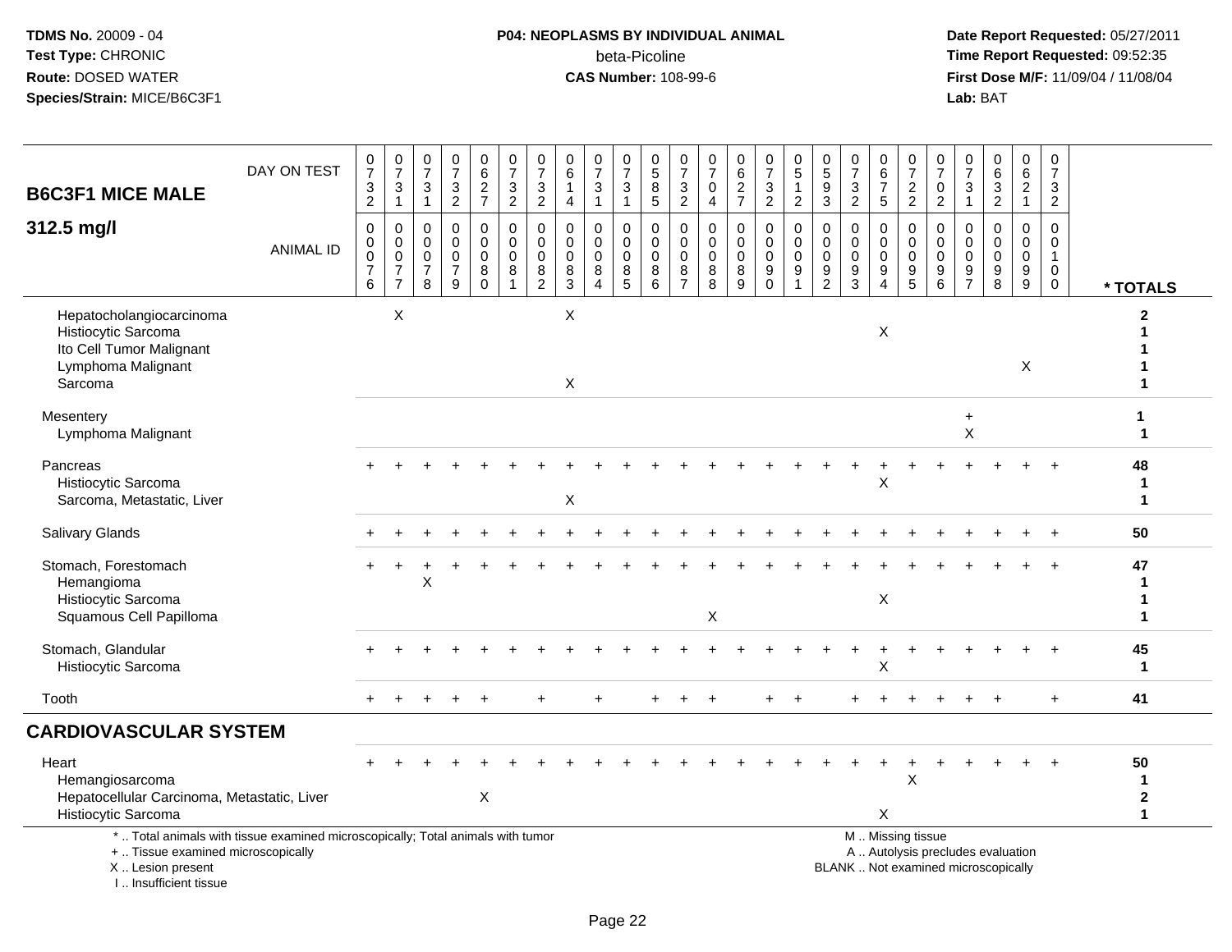# B6C3F1 MICE MALE

## 312.5 mg/l

| DAY ON TEST | 0732 | 0731 | 0731 | 0732 | 0627 | 0732 | 0732 | 0614 | 0731 | 0731 | 0585 | 0732 | 0704 | 0627 | 0732 | 0512 | 0593 | 0732 | 0675 | 0722 | 0702 | 0731 | 0632 | 0621 | 0732 | |
|---|---|---|---|---|---|---|---|---|---|---|---|---|---|---|---|---|---|---|---|---|---|---|---|---|---|---|
| **ANIMAL ID** | 0076 | 0077 | 0078 | 0079 | 0080 | 0081 | 0082 | 0083 | 0084 | 0085 | 0086 | 0087 | 0088 | 0089 | 0090 | 0091 | 0092 | 0093 | 0094 | 0095 | 0096 | 0097 | 0098 | 0099 | 0100 | *** TOTALS** |
| Hepatocholangiocarcinoma | | X | | | | | | X | | | | | | | | | | | | | | | | | | 2 |
| Histiocytic Sarcoma | | | | | | | | | | | | | | | | | | | X | | | | | | | 1 |
| Ito Cell Tumor Malignant | | | | | | | | | | | | | | | | | | | | | | | | | | 1 |
| Lymphoma Malignant | | | | | | | | | | | | | | | | | | | | | | | | X | | 1 |
| Sarcoma | | | | | | | | X | | | | | | | | | | | | | | | | | | 1 |
| Mesentery | | | | | | | | | | | | | | | | | | | | | | + | | | | 1 |
| Lymphoma Malignant | | | | | | | | | | | | | | | | | | | | | | X | | | | 1 |
| Pancreas | + | + | + | + | + | + | + | + | + | + | + | + | + | + | + | + | + | + | + | + | + | + | + | + | + | 48 |
| Histiocytic Sarcoma | | | | | | | | | | | | | | | | | | | X | | | | | | | 1 |
| Sarcoma, Metastatic, Liver | | | | | | | | X | | | | | | | | | | | | | | | | | | 1 |
| Salivary Glands | + | + | + | + | + | + | + | + | + | + | + | + | + | + | + | + | + | + | + | + | + | + | + | + | + | 50 |
| Stomach, Forestomach | + | + | + | + | + | + | + | + | + | + | + | + | + | + | + | + | + | + | + | + | + | + | + | + | + | 47 |
| Hemangioma | | | X | | | | | | | | | | | | | | | | | | | | | | | 1 |
| Histiocytic Sarcoma | | | | | | | | | | | | | | | | | | | X | | | | | | | 1 |
| Squamous Cell Papilloma | | | | | | | | | | | | | X | | | | | | | | | | | | | 1 |
| Stomach, Glandular | + | + | + | + | + | + | + | + | + | + | + | + | + | + | + | + | + | + | + | + | + | + | + | + | + | 45 |
| Histiocytic Sarcoma | | | | | | | | | | | | | | | | | | | X | | | | | | | 1 |
| Tooth | + | + | + | + | + | | + | | + | | + | + | + | | + | + | | + | + | + | + | + | + | | + | 41 |
| **CARDIOVASCULAR SYSTEM** | | | | | | | | | | | | | | | | | | | | | | | | | | |
| Heart | + | + | + | + | + | + | + | + | + | + | + | + | + | + | + | + | + | + | + | + | + | + | + | + | + | 50 |
| Hemangiosarcoma | | | | | | | | | | | | | | | | | | | | X | | | | | | 1 |
| Hepatocellular Carcinoma, Metastatic, Liver | | | | | X | | | | | | | | | | | | | | | | | | | | | 2 |
| Histiocytic Sarcoma | | | | | | | | | | | | | | | | | | | X | | | | | | | 1 |

\* .. Total animals with tissue examined microscopically; Total animals with tumor
\+ .. Tissue examined microscopically
X .. Lesion present
I .. Insufficient tissue

M .. Missing tissue
A .. Autolysis precludes evaluation
BLANK .. Not examined microscopically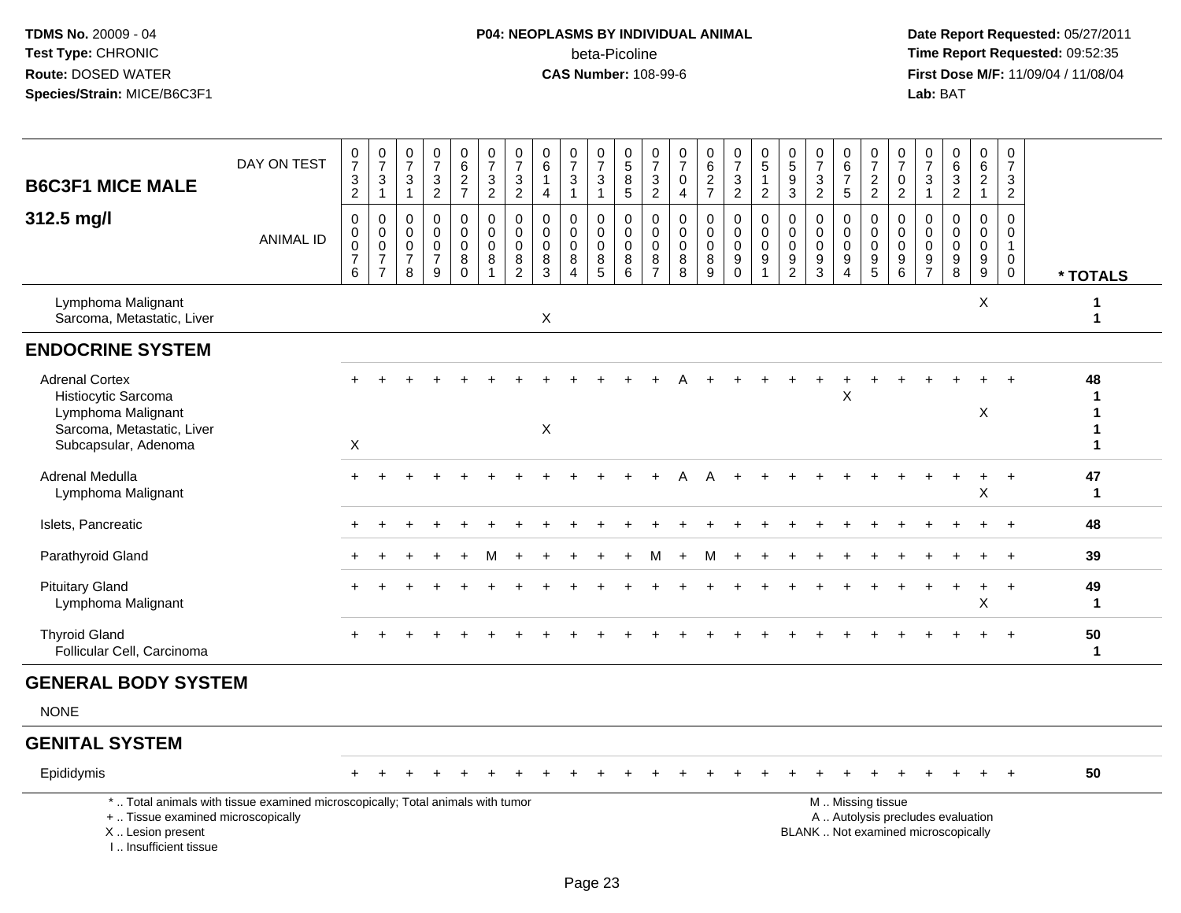TDMS No. 20009 - 04
Test Type: CHRONIC
Route: DOSED WATER
Species/Strain: MICE/B6C3F1

**P04: NEOPLASMS BY INDIVIDUAL ANIMAL**
beta-Picoline
**CAS Number:** 108-99-6

Date Report Requested: 05/27/2011
Time Report Requested: 09:52:35
First Dose M/F: 11/09/04 / 11/08/04
Lab: BAT

## B6C3F1 MICE MALE 312.5 mg/l

| DAY ON TEST | 0732 | 0731 | 0731 | 0732 | 0627 | 0732 | 0732 | 0614 | 0731 | 0731 | 0585 | 0732 | 0704 | 0627 | 0732 | 0512 | 0593 | 0732 | 0675 | 0722 | 0702 | 0731 | 0632 | 0621 | 0732 | |
|---|---|---|---|---|---|---|---|---|---|---|---|---|---|---|---|---|---|---|---|---|---|---|---|---|---|---|
| **ANIMAL ID** | 00076 | 00077 | 00078 | 00079 | 00080 | 00081 | 00082 | 00083 | 00084 | 00085 | 00086 | 00087 | 00088 | 00089 | 00090 | 00091 | 00092 | 00093 | 00094 | 00095 | 00096 | 00097 | 00098 | 00099 | 00100 | **\* TOTALS** |
| Lymphoma Malignant | | | | | | | | | | | | | | | | | | | | | | | | X | | 1 |
| Sarcoma, Metastatic, Liver | | | | | | | | X | | | | | | | | | | | | | | | | | | 1 |
| **ENDOCRINE SYSTEM** | | | | | | | | | | | | | | | | | | | | | | | | | | |
| Adrenal Cortex | + | + | + | + | + | + | + | + | + | + | + | + | A | + | + | + | + | + | + | + | + | + | + | + | + | 48 |
| Histiocytic Sarcoma | | | | | | | | | | | | | | | | | | | X | | | | | | | 1 |
| Lymphoma Malignant | | | | | | | | | | | | | | | | | | | | | | | | X | | 1 |
| Sarcoma, Metastatic, Liver | | | | | | | | X | | | | | | | | | | | | | | | | | | 1 |
| Subcapsular, Adenoma | X | | | | | | | | | | | | | | | | | | | | | | | | | 1 |
| Adrenal Medulla | + | + | + | + | + | + | + | + | + | + | + | + | A | A | + | + | + | + | + | + | + | + | + | + | + | 47 |
| Lymphoma Malignant | | | | | | | | | | | | | | | | | | | | | | | | X | | 1 |
| Islets, Pancreatic | + | + | + | + | + | + | + | + | + | + | + | + | + | + | + | + | + | + | + | + | + | + | + | + | + | 48 |
| Parathyroid Gland | + | + | + | + | + | M | + | + | + | + | + | M | + | M | + | + | + | + | + | + | + | + | + | + | + | 39 |
| Pituitary Gland | + | + | + | + | + | + | + | + | + | + | + | + | + | + | + | + | + | + | + | + | + | + | + | + | + | 49 |
| Lymphoma Malignant | | | | | | | | | | | | | | | | | | | | | | | | X | | 1 |
| Thyroid Gland | + | + | + | + | + | + | + | + | + | + | + | + | + | + | + | + | + | + | + | + | + | + | + | + | + | 50 |
| Follicular Cell, Carcinoma | | | | | | | | | | | | | | | | | | | | | | | | | | 1 |
| **GENERAL BODY SYSTEM** | | | | | | | | | | | | | | | | | | | | | | | | | | |
| NONE | | | | | | | | | | | | | | | | | | | | | | | | | | |
| **GENITAL SYSTEM** | | | | | | | | | | | | | | | | | | | | | | | | | | |
| Epididymis | + | + | + | + | + | + | + | + | + | + | + | + | + | + | + | + | + | + | + | + | + | + | + | + | + | 50 |

\* .. Total animals with tissue examined microscopically; Total animals with tumor
\+ .. Tissue examined microscopically
X .. Lesion present
I .. Insufficient tissue

M .. Missing tissue
A .. Autolysis precludes evaluation
BLANK .. Not examined microscopically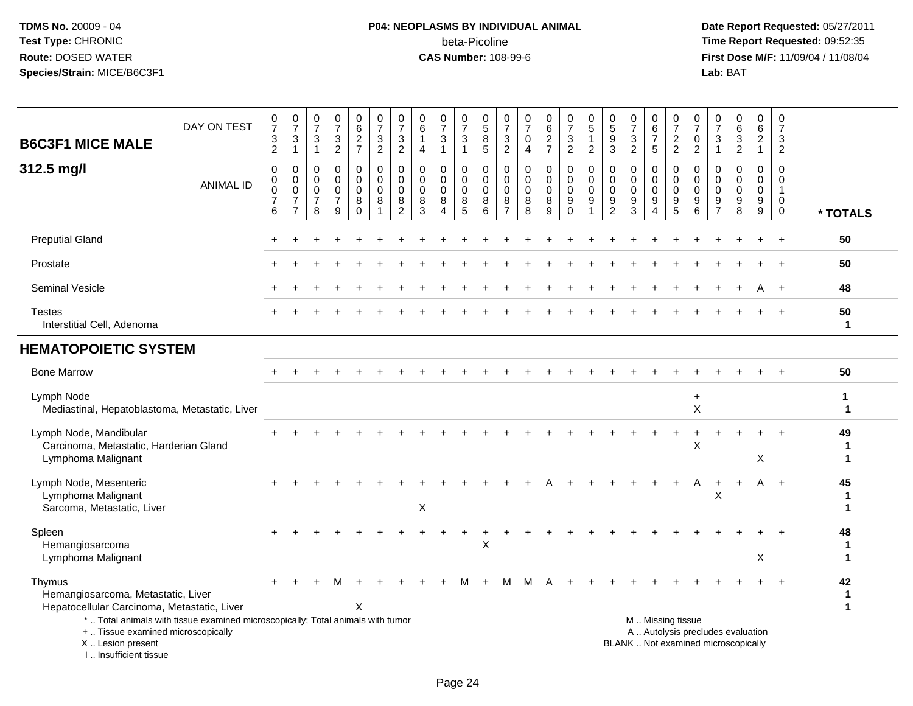**TDMS No.** 20009 - 04
**Test Type:** CHRONIC
**Route:** DOSED WATER
**Species/Strain:** MICE/B6C3F1

**P04: NEOPLASMS BY INDIVIDUAL ANIMAL**
beta-Picoline
**CAS Number:** 108-99-6

**Date Report Requested:** 05/27/2011
**Time Report Requested:** 09:52:35
**First Dose M/F:** 11/09/04 / 11/08/04
**Lab:** BAT

## B6C3F1 MICE MALE

### 312.5 mg/l

| DAY ON TEST | 0732 | 0731 | 0731 | 0732 | 0627 | 0732 | 0732 | 0614 | 0731 | 0731 | 0585 | 0732 | 0704 | 0627 | 0732 | 0512 | 0593 | 0732 | 0675 | 0722 | 0702 | 0731 | 0632 | 0621 | 0732 | |
|---|---|---|---|---|---|---|---|---|---|---|---|---|---|---|---|---|---|---|---|---|---|---|---|---|---|---|
| **ANIMAL ID** | 0 0 0 7 6 | 0 0 0 7 7 | 0 0 0 7 8 | 0 0 0 7 9 | 0 0 0 8 0 | 0 0 0 8 1 | 0 0 0 8 2 | 0 0 0 8 3 | 0 0 0 8 4 | 0 0 0 8 5 | 0 0 0 8 6 | 0 0 0 8 7 | 0 0 0 8 8 | 0 0 0 8 9 | 0 0 0 9 0 | 0 0 0 9 1 | 0 0 0 9 2 | 0 0 0 9 3 | 0 0 0 9 4 | 0 0 0 9 5 | 0 0 0 9 6 | 0 0 0 9 7 | 0 0 0 9 8 | 0 0 0 9 9 | 0 0 1 0 0 | **\* TOTALS** |
| Preputial Gland | + | + | + | + | + | + | + | + | + | + | + | + | + | + | + | + | + | + | + | + | + | + | + | + | + | **50** |
| Prostate | + | + | + | + | + | + | + | + | + | + | + | + | + | + | + | + | + | + | + | + | + | + | + | + | + | **50** |
| Seminal Vesicle | + | + | + | + | + | + | + | + | + | + | + | + | + | + | + | + | + | + | + | + | + | + | + | A | + | **48** |
| Testes | + | + | + | + | + | + | + | + | + | + | + | + | + | + | + | + | + | + | + | + | + | + | + | + | + | **50** |
| Interstitial Cell, Adenoma | | | | | | | | | | | | | | | | | | | | | | | | | | **1** |
| **HEMATOPOIETIC SYSTEM** | | | | | | | | | | | | | | | | | | | | | | | | | | |
| Bone Marrow | + | + | + | + | + | + | + | + | + | + | + | + | + | + | + | + | + | + | + | + | + | + | + | + | + | **50** |
| Lymph Node | | | | | | | | | | | | | | | | | | | | | + | | | | | **1** |
| Mediastinal, Hepatoblastoma, Metastatic, Liver | | | | | | | | | | | | | | | | | | | | | X | | | | | **1** |
| Lymph Node, Mandibular | + | + | + | + | + | + | + | + | + | + | + | + | + | + | + | + | + | + | + | + | + | + | + | + | + | **49** |
| Carcinoma, Metastatic, Harderian Gland | | | | | | | | | | | | | | | | | | | | | X | | | | | **1** |
| Lymphoma Malignant | | | | | | | | | | | | | | | | | | | | | | | | X | | **1** |
| Lymph Node, Mesenteric | + | + | + | + | + | + | + | + | + | + | + | + | + | A | + | + | + | + | + | + | A | + | + | A | + | **45** |
| Lymphoma Malignant | | | | | | | | | | | | | | | | | | | | | | X | | | | **1** |
| Sarcoma, Metastatic, Liver | | | | | | | | X | | | | | | | | | | | | | | | | | | **1** |
| Spleen | + | + | + | + | + | + | + | + | + | + | + | + | + | + | + | + | + | + | + | + | + | + | + | + | + | **48** |
| Hemangiosarcoma | | | | | | | | | | | X | | | | | | | | | | | | | | | **1** |
| Lymphoma Malignant | | | | | | | | | | | | | | | | | | | | | | | | X | | **1** |
| Thymus | + | + | + | M | + | + | + | + | + | M | + | M | M | A | + | + | + | + | + | + | + | + | + | + | + | **42** |
| Hemangiosarcoma, Metastatic, Liver | | | | | | | | | | | | | | | | | | | | | | | | | | **1** |
| Hepatocellular Carcinoma, Metastatic, Liver | | | | | X | | | | | | | | | | | | | | | | | | | | | **1** |

\* .. Total animals with tissue examined microscopically; Total animals with tumor
\+ .. Tissue examined microscopically
X .. Lesion present
I .. Insufficient tissue

M .. Missing tissue
A .. Autolysis precludes evaluation
BLANK .. Not examined microscopically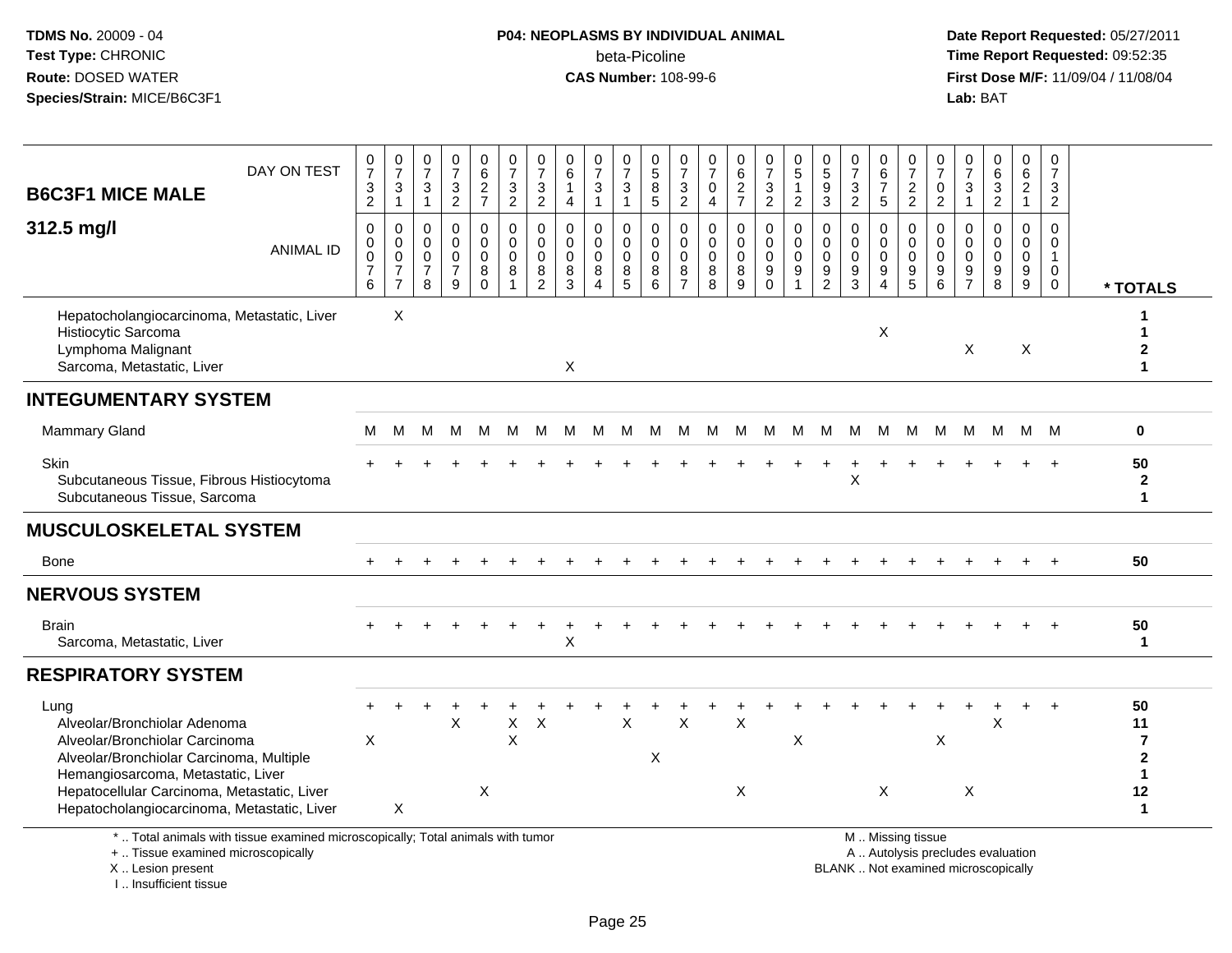**TDMS No.** 20009 - 04
**Test Type:** CHRONIC
**Route:** DOSED WATER
**Species/Strain:** MICE/B6C3F1

**P04: NEOPLASMS BY INDIVIDUAL ANIMAL**
beta-Picoline
**CAS Number:** 108-99-6

**Date Report Requested:** 05/27/2011
**Time Report Requested:** 09:52:35
**First Dose M/F:** 11/09/04 / 11/08/04
**Lab:** BAT

| B6C3F1 MICE MALE 312.5 mg/l | | | | | | | | | | | | | | | | | | | | | | | | | | |
|---|---|---|---|---|---|---|---|---|---|---|---|---|---|---|---|---|---|---|---|---|---|---|---|---|---|---|
| DAY ON TEST | 0732 | 0731 | 0731 | 0732 | 0627 | 0732 | 0732 | 0614 | 0731 | 0731 | 0585 | 0732 | 0704 | 0627 | 0732 | 0512 | 0593 | 0732 | 0675 | 0722 | 0702 | 0731 | 0632 | 0621 | 0732 | |
| ANIMAL ID | 0076 | 0077 | 0078 | 0079 | 0080 | 0081 | 0082 | 0083 | 0084 | 0085 | 0086 | 0087 | 0088 | 0089 | 0090 | 0091 | 0092 | 0093 | 0094 | 0095 | 0096 | 0097 | 0098 | 0099 | 0100 | * TOTALS |
| Hepatocholangiocarcinoma, Metastatic, Liver | | X | | | | | | | | | | | | | | | | | | | | | | | | 1 |
| Histiocytic Sarcoma | | | | | | | | | | | | | | | | | | | X | | | | | | | 1 |
| Lymphoma Malignant | | | | | | | | | | | | | | | | | | | | | | X | | X | | 2 |
| Sarcoma, Metastatic, Liver | | | | | | | | X | | | | | | | | | | | | | | | | | | 1 |
| **INTEGUMENTARY SYSTEM** | | | | | | | | | | | | | | | | | | | | | | | | | | |
| Mammary Gland | M | M | M | M | M | M | M | M | M | M | M | M | M | M | M | M | M | M | M | M | M | M | M | M | M | 0 |
| Skin | + | + | + | + | + | + | + | + | + | + | + | + | + | + | + | + | + | + | + | + | + | + | + | + | + | 50 |
| Subcutaneous Tissue, Fibrous Histiocytoma | | | | | | | | | | | | | | | | | | X | | | | | | | | 2 |
| Subcutaneous Tissue, Sarcoma | | | | | | | | | | | | | | | | | | | | | | | | | | 1 |
| **MUSCULOSKELETAL SYSTEM** | | | | | | | | | | | | | | | | | | | | | | | | | | |
| Bone | + | + | + | + | + | + | + | + | + | + | + | + | + | + | + | + | + | + | + | + | + | + | + | + | + | 50 |
| **NERVOUS SYSTEM** | | | | | | | | | | | | | | | | | | | | | | | | | | |
| Brain | + | + | + | + | + | + | + | + | + | + | + | + | + | + | + | + | + | + | + | + | + | + | + | + | + | 50 |
| Sarcoma, Metastatic, Liver | | | | | | | | X | | | | | | | | | | | | | | | | | | 1 |
| **RESPIRATORY SYSTEM** | | | | | | | | | | | | | | | | | | | | | | | | | | |
| Lung | + | + | + | + | + | + | + | + | + | + | + | + | + | + | + | + | + | + | + | + | + | + | + | + | + | 50 |
| Alveolar/Bronchiolar Adenoma | | | | X | | X | X | | | X | | X | | X | | | | | | | | | X | | | 11 |
| Alveolar/Bronchiolar Carcinoma | X | | | | | X | | | | | | | | | | X | | | | | X | | | | | 7 |
| Alveolar/Bronchiolar Carcinoma, Multiple | | | | | | | | | | | X | | | | | | | | | | | | | | | 2 |
| Hemangiosarcoma, Metastatic, Liver | | | | | | | | | | | | | | | | | | | | | | | | | | 1 |
| Hepatocellular Carcinoma, Metastatic, Liver | | | | | X | | | | | | | | | X | | | | | X | | | X | | | | 12 |
| Hepatocholangiocarcinoma, Metastatic, Liver | | X | | | | | | | | | | | | | | | | | | | | | | | | 1 |

\* .. Total animals with tissue examined microscopically; Total animals with tumor
\+ .. Tissue examined microscopically
X .. Lesion present
I .. Insufficient tissue

M .. Missing tissue
A .. Autolysis precludes evaluation
BLANK .. Not examined microscopically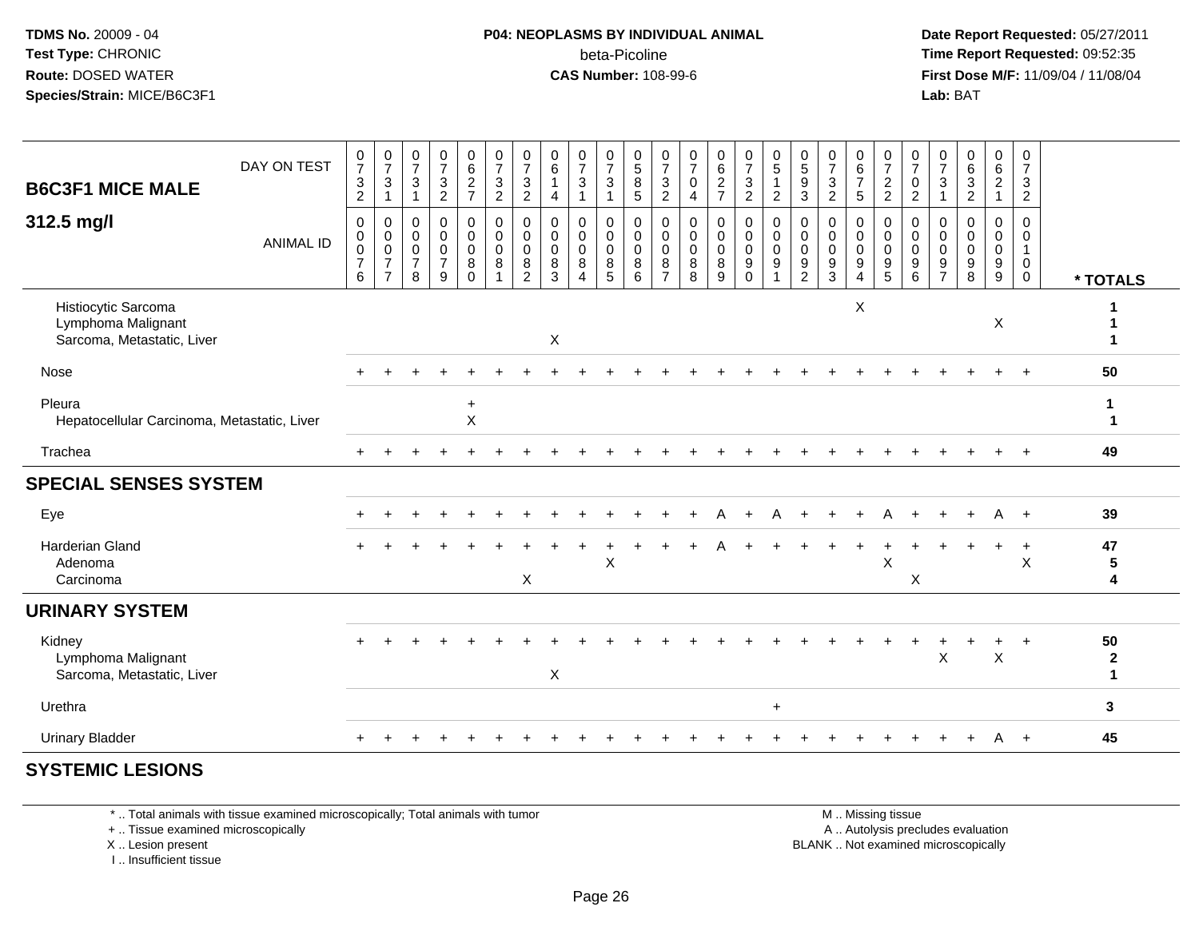**TDMS No.** 20009 - 04
**Test Type:** CHRONIC
**Route:** DOSED WATER
**Species/Strain:** MICE/B6C3F1

**P04: NEOPLASMS BY INDIVIDUAL ANIMAL**
beta-Picoline
**CAS Number:** 108-99-6

**Date Report Requested:** 05/27/2011
**Time Report Requested:** 09:52:35
**First Dose M/F:** 11/09/04 / 11/08/04
**Lab:** BAT

## B6C3F1 MICE MALE

## 312.5 mg/l

| DAY ON TEST | 0732 | 0731 | 0731 | 0732 | 0627 | 0732 | 0732 | 0614 | 0731 | 0731 | 0585 | 0732 | 0704 | 0627 | 0732 | 0512 | 0593 | 0732 | 0675 | 0722 | 0702 | 0731 | 0632 | 0621 | 0732 | |
|---|---|---|---|---|---|---|---|---|---|---|---|---|---|---|---|---|---|---|---|---|---|---|---|---|---|---|
| **ANIMAL ID** | 0076 | 0077 | 0078 | 0079 | 0080 | 0081 | 0082 | 0083 | 0084 | 0085 | 0086 | 0087 | 0088 | 0089 | 0090 | 0091 | 0092 | 0093 | 0094 | 0095 | 0096 | 0097 | 0098 | 0099 | 0100 | *** TOTALS** |
| Histiocytic Sarcoma | | | | | | | | | | | | | | | | | | | X | | | | | | | 1 |
| Lymphoma Malignant | | | | | | | | | | | | | | | | | | | | | | | | X | | 1 |
| Sarcoma, Metastatic, Liver | | | | | | | | X | | | | | | | | | | | | | | | | | | 1 |
| Nose | + | + | + | + | + | + | + | + | + | + | + | + | + | + | + | + | + | + | + | + | + | + | + | + | + | 50 |
| Pleura | | | | | + | | | | | | | | | | | | | | | | | | | | | 1 |
| Hepatocellular Carcinoma, Metastatic, Liver | | | | | X | | | | | | | | | | | | | | | | | | | | | 1 |
| Trachea | + | + | + | + | + | + | + | + | + | + | + | + | + | + | + | + | + | + | + | + | + | + | + | + | + | 49 |
| **SPECIAL SENSES SYSTEM** | | | | | | | | | | | | | | | | | | | | | | | | | | |
| Eye | + | + | + | + | + | + | + | + | + | + | + | + | + | A | + | A | + | + | + | + | A | + | + | A | + | 39 |
| Harderian Gland | + | + | + | + | + | + | + | + | + | + | + | + | + | A | + | + | + | + | + | + | + | + | + | + | + | 47 |
| Adenoma | | | | | | | | | | X | | | | | | | | | | X | | | | | X | 5 |
| Carcinoma | | | | | | | X | | | | | | | | | | | | | | X | | | | | 4 |
| **URINARY SYSTEM** | | | | | | | | | | | | | | | | | | | | | | | | | | |
| Kidney | + | + | + | + | + | + | + | + | + | + | + | + | + | + | + | + | + | + | + | + | + | + | + | + | + | 50 |
| Lymphoma Malignant | | | | | | | | | | | | | | | | | | | | | | X | | X | | 2 |
| Sarcoma, Metastatic, Liver | | | | | | | | X | | | | | | | | | | | | | | | | | | 1 |
| Urethra | | | | | | | | | | | | | | | | + | | | | | | | | | | 3 |
| Urinary Bladder | + | + | + | + | + | + | + | + | + | + | + | + | + | + | + | + | + | + | + | + | + | + | + | A | + | 45 |
| **SYSTEMIC LESIONS** | | | | | | | | | | | | | | | | | | | | | | | | | | |

* .. Total animals with tissue examined microscopically; Total animals with tumor
+ .. Tissue examined microscopically
X .. Lesion present
I .. Insufficient tissue

M .. Missing tissue
A .. Autolysis precludes evaluation
BLANK .. Not examined microscopically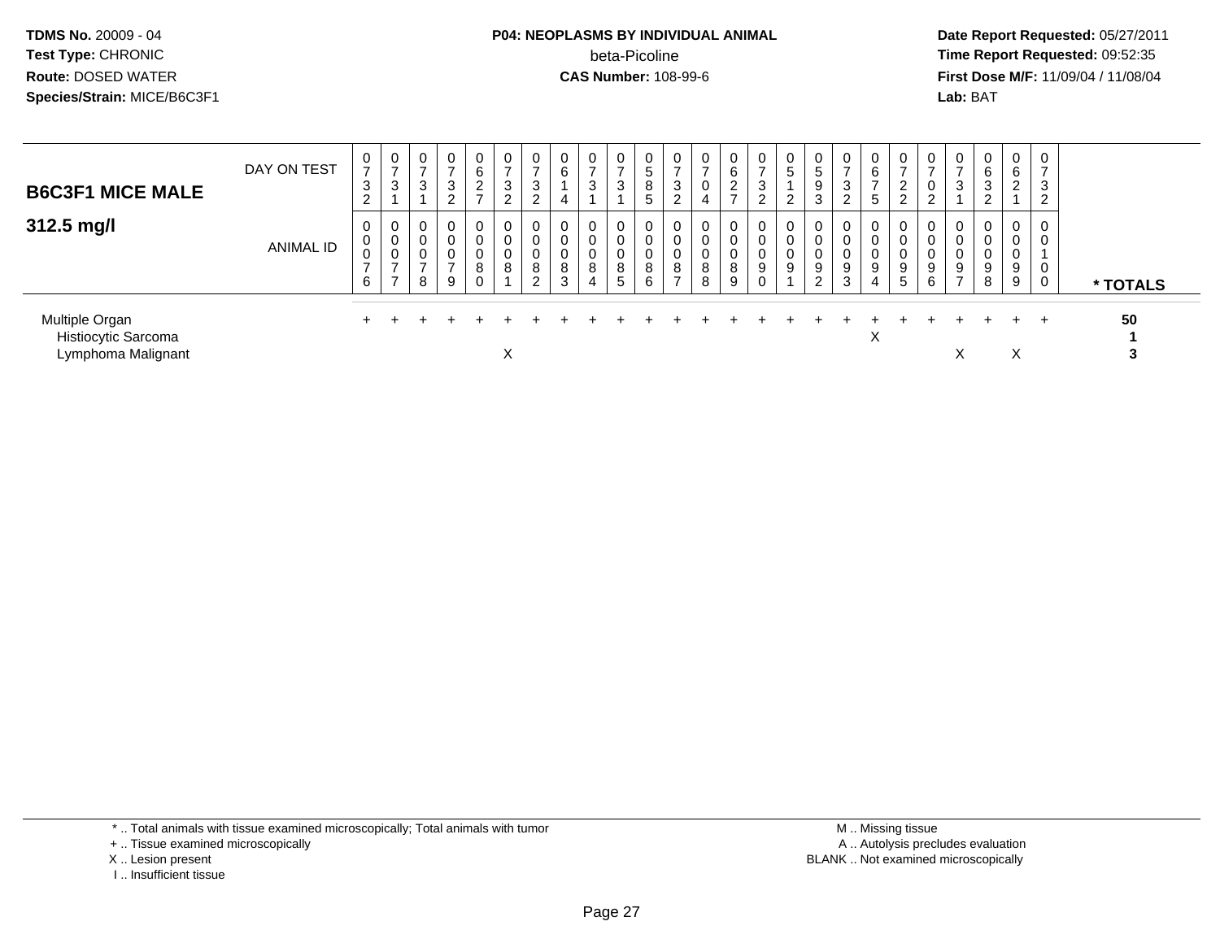**TDMS No.** 20009 - 04
**Test Type:** CHRONIC
**Route:** DOSED WATER
**Species/Strain:** MICE/B6C3F1

**P04: NEOPLASMS BY INDIVIDUAL ANIMAL**
beta-Picoline
**CAS Number:** 108-99-6

**Date Report Requested:** 05/27/2011
**Time Report Requested:** 09:52:35
**First Dose M/F:** 11/09/04 / 11/08/04
**Lab:** BAT

## B6C3F1 MICE MALE

### 312.5 mg/l

| DAY ON TEST | 0732 | 0731 | 0731 | 0732 | 0627 | 0732 | 0732 | 0614 | 0731 | 0731 | 0585 | 0732 | 0704 | 0627 | 0732 | 0512 | 0593 | 0732 | 0675 | 0722 | 0702 | 0731 | 0632 | 0621 | 0732 | |
|---|---|---|---|---|---|---|---|---|---|---|---|---|---|---|---|---|---|---|---|---|---|---|---|---|---|---|
| **ANIMAL ID** | 00076 | 00077 | 00078 | 00079 | 00080 | 00081 | 00082 | 00083 | 00084 | 00085 | 00086 | 00087 | 00088 | 00089 | 00090 | 00091 | 00092 | 00093 | 00094 | 00095 | 00096 | 00097 | 00098 | 00099 | 00100 | *** TOTALS** |
| Multiple Organ | + | + | + | + | + | + | + | + | + | + | + | + | + | + | + | + | + | + | + | + | + | + | + | + | + | **50** |
| Histiocytic Sarcoma | | | | | | | | | | | | | | | | | | | X | | | | | | | **1** |
| Lymphoma Malignant | | | | | | X | | | | | | | | | | | | | | | | X | | X | | **3** |

\* .. Total animals with tissue examined microscopically; Total animals with tumor
\+ .. Tissue examined microscopically
X .. Lesion present
I .. Insufficient tissue

M .. Missing tissue
A .. Autolysis precludes evaluation
BLANK .. Not examined microscopically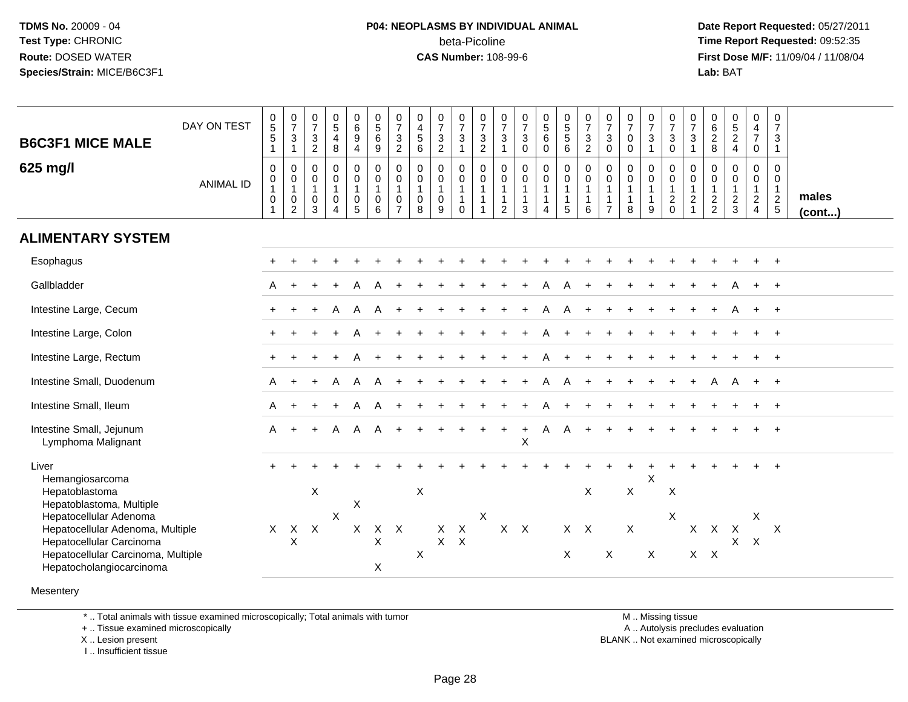**TDMS No.** 20009 - 04
**Test Type:** CHRONIC
**Route:** DOSED WATER
**Species/Strain:** MICE/B6C3F1

**P04: NEOPLASMS BY INDIVIDUAL ANIMAL**
beta-Picoline
**CAS Number:** 108-99-6

**Date Report Requested:** 05/27/2011
**Time Report Requested:** 09:52:35
**First Dose M/F:** 11/09/04 / 11/08/04
**Lab:** BAT

## B6C3F1 MICE MALE 625 mg/l

| DAY ON TEST | 551 | 731 | 732 | 548 | 694 | 569 | 732 | 456 | 732 | 731 | 732 | 731 | 730 | 560 | 556 | 732 | 730 | 700 | 731 | 730 | 731 | 628 | 524 | 470 | 731 | |
|---|---|---|---|---|---|---|---|---|---|---|---|---|---|---|---|---|---|---|---|---|---|---|---|---|---|---|
| **ANIMAL ID** | 00101 | 00102 | 00103 | 00104 | 00105 | 00106 | 00107 | 00108 | 00109 | 00110 | 00111 | 00112 | 00113 | 00114 | 00115 | 00116 | 00117 | 00118 | 00119 | 00120 | 00121 | 00122 | 00123 | 00124 | 00125 | **males (cont...)** |
| **ALIMENTARY SYSTEM** | | | | | | | | | | | | | | | | | | | | | | | | | | |
| Esophagus | + | + | + | + | + | + | + | + | + | + | + | + | + | + | + | + | + | + | + | + | + | + | + | + | + | |
| Gallbladder | A | + | + | + | A | A | + | + | + | + | + | + | + | A | A | + | + | + | + | + | + | + | A | + | + | |
| Intestine Large, Cecum | + | + | + | A | A | A | + | + | + | + | + | + | + | A | A | + | + | + | + | + | + | + | A | + | + | |
| Intestine Large, Colon | + | + | + | + | A | + | + | + | + | + | + | + | + | A | + | + | + | + | + | + | + | + | + | + | + | |
| Intestine Large, Rectum | + | + | + | + | A | + | + | + | + | + | + | + | + | A | + | + | + | + | + | + | + | + | + | + | + | |
| Intestine Small, Duodenum | A | + | + | A | A | A | + | + | + | + | + | + | + | A | A | + | + | + | + | + | + | A | A | + | + | |
| Intestine Small, Ileum | A | + | + | + | A | A | + | + | + | + | + | + | + | A | + | + | + | + | + | + | + | + | + | + | + | |
| Intestine Small, Jejunum | A | + | + | A | A | A | + | + | + | + | + | + | + | A | A | + | + | + | + | + | + | + | + | + | + | |
| Lymphoma Malignant | | | | | | | | | | | | | X | | | | | | | | | | | | | |
| Liver | + | + | + | + | + | + | + | + | + | + | + | + | + | + | + | + | + | + | + | + | + | + | + | + | + | |
| Hemangiosarcoma | | | | | | | | | | | | | | | | | | | X | | | | | | | |
| Hepatoblastoma | | | X | | | | | X | | | | | | | | X | | X | | X | | | | | | |
| Hepatoblastoma, Multiple | | | | | X | | | | | | | | | | | | | | | | | | | | | |
| Hepatocellular Adenoma | | | | X | | | | | | | X | | | | | | | | | X | | | | X | | |
| Hepatocellular Adenoma, Multiple | X | X | X | | X | X | X | | X | X | | X | X | | X | X | | X | | | X | X | X | | X | |
| Hepatocellular Carcinoma | | X | | | | X | | | X | X | | | | | | | | | | | | | X | X | | |
| Hepatocellular Carcinoma, Multiple | | | | | | | | X | | | | | | | X | | X | | X | | X | X | | | | |
| Hepatocholangiocarcinoma | | | | | | X | | | | | | | | | | | | | | | | | | | | |
| Mesentery | | | | | | | | | | | | | | | | | | | | | | | | | | |

\* .. Total animals with tissue examined microscopically; Total animals with tumor
\+ .. Tissue examined microscopically
X .. Lesion present
I .. Insufficient tissue

M .. Missing tissue
A .. Autolysis precludes evaluation
BLANK .. Not examined microscopically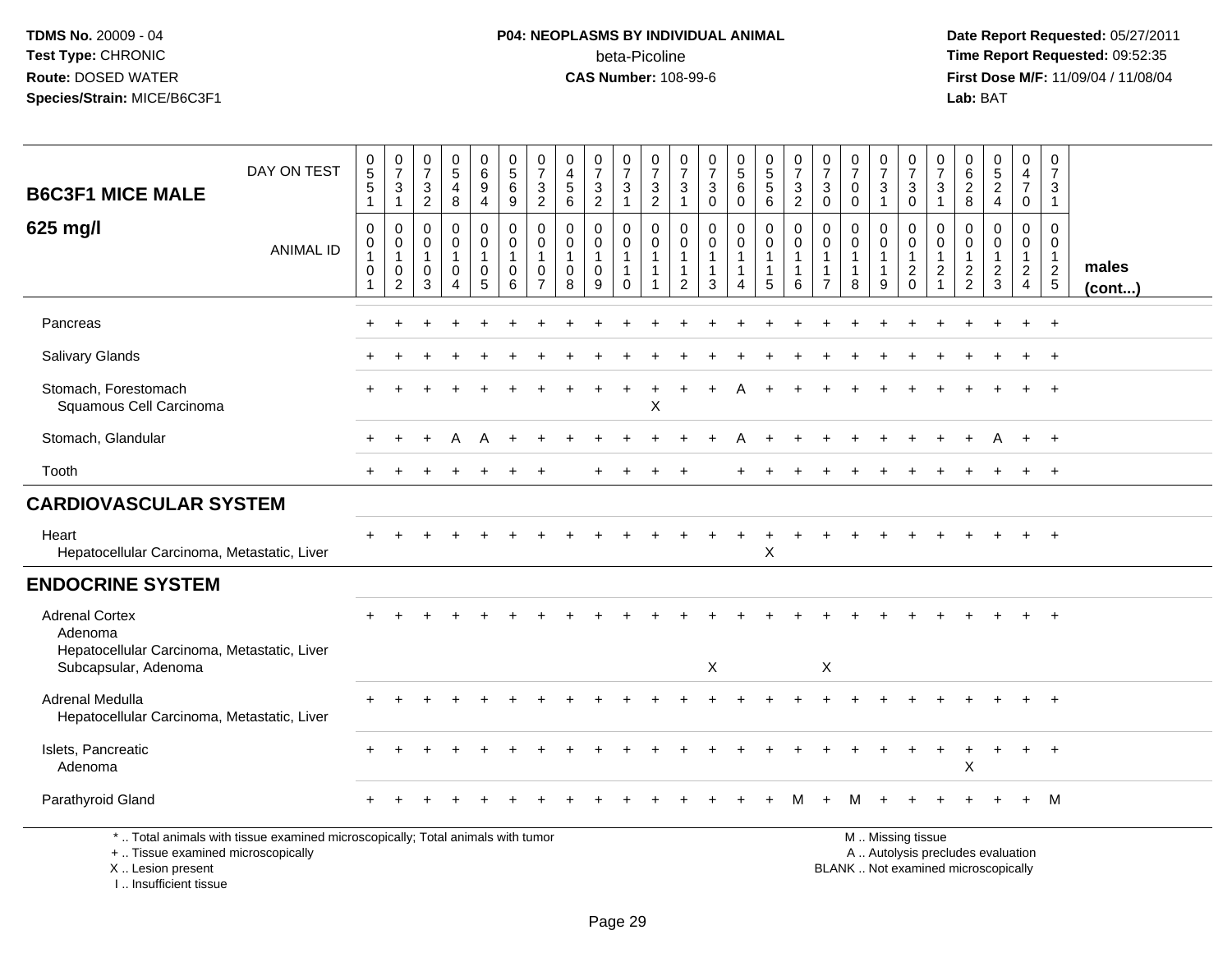**TDMS No.** 20009 - 04
**Test Type:** CHRONIC
**Route:** DOSED WATER
**Species/Strain:** MICE/B6C3F1

**P04: NEOPLASMS BY INDIVIDUAL ANIMAL**
beta-Picoline
**CAS Number:** 108-99-6

**Date Report Requested:** 05/27/2011
**Time Report Requested:** 09:52:35
**First Dose M/F:** 11/09/04 / 11/08/04
**Lab:** BAT

| B6C3F1 MICE MALE 625 mg/l | DAY ON TEST | 0551 | 0731 | 0732 | 0548 | 0694 | 0569 | 0732 | 0456 | 0732 | 0731 | 0732 | 0731 | 0730 | 0560 | 0556 | 0732 | 0730 | 0700 | 0731 | 0730 | 0731 | 0628 | 0524 | 0470 | 0731 | |
|---|---|---|---|---|---|---|---|---|---|---|---|---|---|---|---|---|---|---|---|---|---|---|---|---|---|---|---|
| | ANIMAL ID | 00101 | 00102 | 00103 | 00104 | 00105 | 00106 | 00107 | 00108 | 00109 | 00110 | 00111 | 00112 | 00113 | 00114 | 00115 | 00116 | 00117 | 00118 | 00119 | 00120 | 00121 | 00122 | 00123 | 00124 | 00125 | males (cont...) |
| Pancreas | | + | + | + | + | + | + | + | + | + | + | + | + | + | + | + | + | + | + | + | + | + | + | + | + | + | |
| Salivary Glands | | + | + | + | + | + | + | + | + | + | + | + | + | + | + | + | + | + | + | + | + | + | + | + | + | + | |
| Stomach, Forestomach | | + | + | + | + | + | + | + | + | + | + | + | + | + | A | + | + | + | + | + | + | + | + | + | + | + | |
| Squamous Cell Carcinoma | | | | | | | | | | | | X | | | | | | | | | | | | | | | |
| Stomach, Glandular | | + | + | + | A | A | + | + | + | + | + | + | + | + | A | + | + | + | + | + | + | + | + | A | + | + | |
| Tooth | | + | + | + | + | + | + | + | | + | + | + | + | | + | + | + | + | + | + | + | + | + | + | + | + | |
| **CARDIOVASCULAR SYSTEM** | | | | | | | | | | | | | | | | | | | | | | | | | | | |
| Heart | | + | + | + | + | + | + | + | + | + | + | + | + | + | + | + | + | + | + | + | + | + | + | + | + | + | |
| Hepatocellular Carcinoma, Metastatic, Liver | | | | | | | | | | | | | | | | X | | | | | | | | | | | |
| **ENDOCRINE SYSTEM** | | | | | | | | | | | | | | | | | | | | | | | | | | | |
| Adrenal Cortex | | + | + | + | + | + | + | + | + | + | + | + | + | + | + | + | + | + | + | + | + | + | + | + | + | + | |
| Adenoma | | | | | | | | | | | | | | | | | | | | | | | | | | | |
| Hepatocellular Carcinoma, Metastatic, Liver | | | | | | | | | | | | | | | | | | | | | | | | | | | |
| Subcapsular, Adenoma | | | | | | | | | | | | | | X | | | | X | | | | | | | | | |
| Adrenal Medulla | | + | + | + | + | + | + | + | + | + | + | + | + | + | + | + | + | + | + | + | + | + | + | + | + | + | |
| Hepatocellular Carcinoma, Metastatic, Liver | | | | | | | | | | | | | | | | | | | | | | | | | | | |
| Islets, Pancreatic | | + | + | + | + | + | + | + | + | + | + | + | + | + | + | + | + | + | + | + | + | + | + | + | + | + | |
| Adenoma | | | | | | | | | | | | | | | | | | | | | | | X | | | | |
| Parathyroid Gland | | + | + | + | + | + | + | + | + | + | + | + | + | + | + | + | M | + | M | + | + | + | + | + | + | M | |

\* .. Total animals with tissue examined microscopically; Total animals with tumor
\+ .. Tissue examined microscopically
X .. Lesion present
I .. Insufficient tissue

M .. Missing tissue
A .. Autolysis precludes evaluation
BLANK .. Not examined microscopically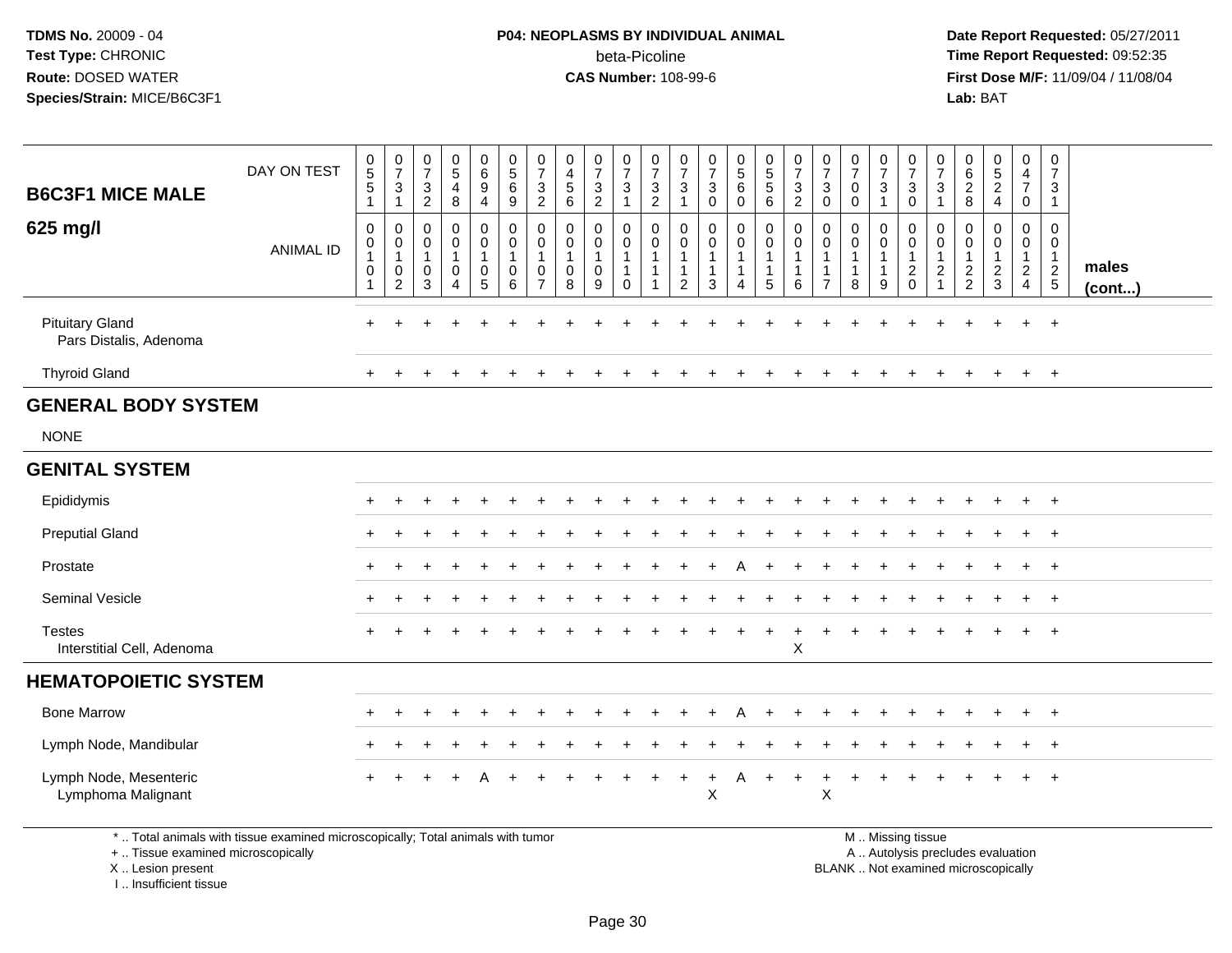**TDMS No.** 20009 - 04
**Test Type:** CHRONIC
**Route:** DOSED WATER
**Species/Strain:** MICE/B6C3F1

**P04: NEOPLASMS BY INDIVIDUAL ANIMAL**
beta-Picoline
**CAS Number:** 108-99-6

**Date Report Requested:** 05/27/2011
**Time Report Requested:** 09:52:35
**First Dose M/F:** 11/09/04 / 11/08/04
**Lab:** BAT

| B6C3F1 MICE MALE 625 mg/l | | 0 | 0 | 0 | 0 | 0 | 0 | 0 | 0 | 0 | 0 | 0 | 0 | 0 | 0 | 0 | 0 | 0 | 0 | 0 | 0 | 0 | 0 | 0 | 0 | 0 | |
|---|---|---|---|---|---|---|---|---|---|---|---|---|---|---|---|---|---|---|---|---|---|---|---|---|---|---|---|
| DAY ON TEST | | 5 | 7 | 7 | 5 | 6 | 5 | 7 | 4 | 7 | 7 | 7 | 7 | 7 | 5 | 5 | 7 | 7 | 7 | 7 | 7 | 7 | 6 | 5 | 4 | 7 | |
| | | 5 | 3 | 3 | 4 | 9 | 6 | 3 | 5 | 3 | 3 | 3 | 3 | 3 | 6 | 5 | 3 | 3 | 0 | 3 | 3 | 3 | 2 | 2 | 7 | 3 | |
| | | 1 | 1 | 2 | 8 | 4 | 9 | 2 | 6 | 2 | 1 | 2 | 1 | 0 | 0 | 6 | 2 | 0 | 0 | 1 | 0 | 1 | 8 | 4 | 0 | 1 | |
| ANIMAL ID | | 0 | 0 | 0 | 0 | 0 | 0 | 0 | 0 | 0 | 0 | 0 | 0 | 0 | 0 | 0 | 0 | 0 | 0 | 0 | 0 | 0 | 0 | 0 | 0 | 0 | |
| | | 0 | 0 | 0 | 0 | 0 | 0 | 0 | 0 | 0 | 0 | 0 | 0 | 0 | 0 | 0 | 0 | 0 | 0 | 0 | 0 | 0 | 0 | 0 | 0 | 0 | |
| | | 1 | 1 | 1 | 1 | 1 | 1 | 1 | 1 | 1 | 1 | 1 | 1 | 1 | 1 | 1 | 1 | 1 | 1 | 1 | 1 | 1 | 1 | 1 | 1 | 1 | |
| | | 0 | 0 | 0 | 0 | 0 | 0 | 0 | 0 | 0 | 1 | 1 | 1 | 1 | 1 | 1 | 1 | 1 | 1 | 1 | 2 | 2 | 2 | 2 | 2 | 2 | males |
| | | 1 | 2 | 3 | 4 | 5 | 6 | 7 | 8 | 9 | 0 | 1 | 2 | 3 | 4 | 5 | 6 | 7 | 8 | 9 | 0 | 1 | 2 | 3 | 4 | 5 | (cont...) |
| Pituitary Gland | | + | + | + | + | + | + | + | + | + | + | + | + | + | + | + | + | + | + | + | + | + | + | + | + | + | |
| Pars Distalis, Adenoma | | | | | | | | | | | | | | | | | | | | | | | | | | | |
| Thyroid Gland | | + | + | + | + | + | + | + | + | + | + | + | + | + | + | + | + | + | + | + | + | + | + | + | + | + | |
| **GENERAL BODY SYSTEM** | | | | | | | | | | | | | | | | | | | | | | | | | | | |
| NONE | | | | | | | | | | | | | | | | | | | | | | | | | | | |
| **GENITAL SYSTEM** | | | | | | | | | | | | | | | | | | | | | | | | | | | |
| Epididymis | | + | + | + | + | + | + | + | + | + | + | + | + | + | + | + | + | + | + | + | + | + | + | + | + | + | |
| Preputial Gland | | + | + | + | + | + | + | + | + | + | + | + | + | + | + | + | + | + | + | + | + | + | + | + | + | + | |
| Prostate | | + | + | + | + | + | + | + | + | + | + | + | + | + | A | + | + | + | + | + | + | + | + | + | + | + | |
| Seminal Vesicle | | + | + | + | + | + | + | + | + | + | + | + | + | + | + | + | + | + | + | + | + | + | + | + | + | + | |
| Testes | | + | + | + | + | + | + | + | + | + | + | + | + | + | + | + | + | + | + | + | + | + | + | + | + | + | |
| Interstitial Cell, Adenoma | | | | | | | | | | | | | | | | | X | | | | | | | | | | |
| **HEMATOPOIETIC SYSTEM** | | | | | | | | | | | | | | | | | | | | | | | | | | | |
| Bone Marrow | | + | + | + | + | + | + | + | + | + | + | + | + | + | A | + | + | + | + | + | + | + | + | + | + | + | |
| Lymph Node, Mandibular | | + | + | + | + | + | + | + | + | + | + | + | + | + | + | + | + | + | + | + | + | + | + | + | + | + | |
| Lymph Node, Mesenteric | | + | + | + | + | A | + | + | + | + | + | + | + | + | A | + | + | + | + | + | + | + | + | + | + | + | |
| Lymphoma Malignant | | | | | | | | | | | | | | X | | | | X | | | | | | | | | |

\* .. Total animals with tissue examined microscopically; Total animals with tumor
+ .. Tissue examined microscopically
X .. Lesion present
I .. Insufficient tissue

M .. Missing tissue
A .. Autolysis precludes evaluation
BLANK .. Not examined microscopically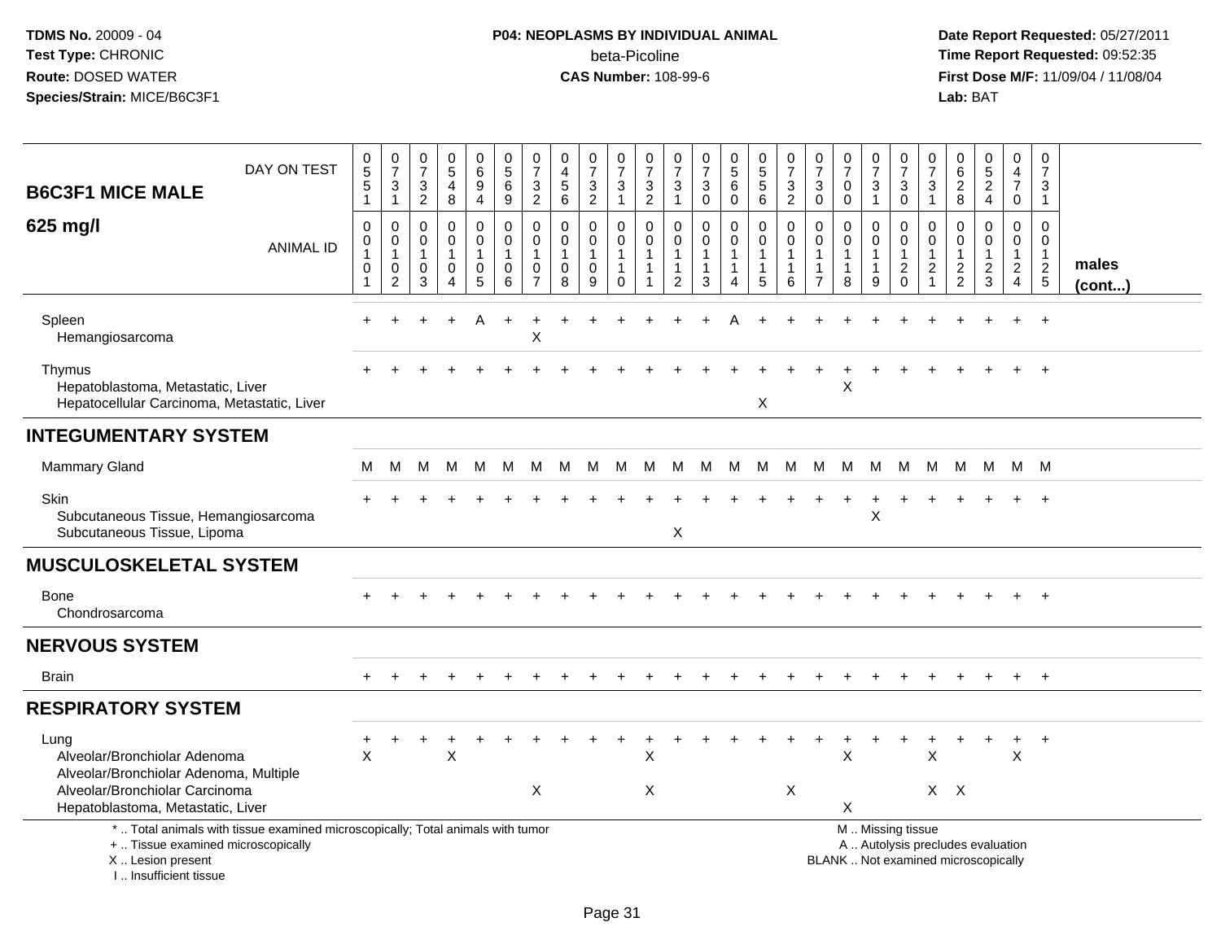TDMS No. 20009 - 04
Test Type: CHRONIC
Route: DOSED WATER
Species/Strain: MICE/B6C3F1

**P04: NEOPLASMS BY INDIVIDUAL ANIMAL**
beta-Picoline
**CAS Number:** 108-99-6

Date Report Requested: 05/27/2011
Time Report Requested: 09:52:35
First Dose M/F: 11/09/04 / 11/08/04
Lab: BAT

**B6C3F1 MICE MALE**

**625 mg/l**

| DAY ON TEST | 0551 | 0731 | 0732 | 0548 | 0694 | 0569 | 0732 | 0456 | 0732 | 0731 | 0732 | 0731 | 0730 | 0560 | 0556 | 0732 | 0730 | 0700 | 0731 | 0730 | 0731 | 0628 | 0524 | 0470 | 0731 | |
|---|---|---|---|---|---|---|---|---|---|---|---|---|---|---|---|---|---|---|---|---|---|---|---|---|---|---|
| ANIMAL ID | 00101 | 00102 | 00103 | 00104 | 00105 | 00106 | 00107 | 00108 | 00109 | 00110 | 00111 | 00112 | 00113 | 00114 | 00115 | 00116 | 00117 | 00118 | 00119 | 00120 | 00121 | 00122 | 00123 | 00124 | 00125 | males (cont...) |
| Spleen | + | + | + | + | A | + | + | + | + | + | + | + | + | A | + | + | + | + | + | + | + | + | + | + | + | |
| Hemangiosarcoma | | | | | | | X | | | | | | | | | | | | | | | | | | | |
| Thymus | + | + | + | + | + | + | + | + | + | + | + | + | + | + | + | + | + | + | + | + | + | + | + | + | + | |
| Hepatoblastoma, Metastatic, Liver | | | | | | | | | | | | | | | | | | X | | | | | | | | |
| Hepatocellular Carcinoma, Metastatic, Liver | | | | | | | | | | | | | | | X | | | | | | | | | | | |
| **INTEGUMENTARY SYSTEM** | | | | | | | | | | | | | | | | | | | | | | | | | | |
| Mammary Gland | M | M | M | M | M | M | M | M | M | M | M | M | M | M | M | M | M | M | M | M | M | M | M | M | M | |
| Skin | + | + | + | + | + | + | + | + | + | + | + | + | + | + | + | + | + | + | + | + | + | + | + | + | + | |
| Subcutaneous Tissue, Hemangiosarcoma | | | | | | | | | | | | | | | | | | | X | | | | | | | |
| Subcutaneous Tissue, Lipoma | | | | | | | | | | | | X | | | | | | | | | | | | | | |
| **MUSCULOSKELETAL SYSTEM** | | | | | | | | | | | | | | | | | | | | | | | | | | |
| Bone | + | + | + | + | + | + | + | + | + | + | + | + | + | + | + | + | + | + | + | + | + | + | + | + | + | |
| Chondrosarcoma | | | | | | | | | | | | | | | | | | | | | | | | | | |
| **NERVOUS SYSTEM** | | | | | | | | | | | | | | | | | | | | | | | | | | |
| Brain | + | + | + | + | + | + | + | + | + | + | + | + | + | + | + | + | + | + | + | + | + | + | + | + | + | |
| **RESPIRATORY SYSTEM** | | | | | | | | | | | | | | | | | | | | | | | | | | |
| Lung | + | + | + | + | + | + | + | + | + | + | + | + | + | + | + | + | + | + | + | + | + | + | + | + | + | |
| Alveolar/Bronchiolar Adenoma | X | | | X | | | | | | | X | | | | | | | X | | | X | | | X | | |
| Alveolar/Bronchiolar Adenoma, Multiple | | | | | | | | | | | | | | | | | | | | | | | | | | |
| Alveolar/Bronchiolar Carcinoma | | | | | | | X | | | | X | | | | | X | | | | | X | X | | | | |
| Hepatoblastoma, Metastatic, Liver | | | | | | | | | | | | | | | | | | X | | | | | | | | |

\* .. Total animals with tissue examined microscopically; Total animals with tumor
\+ .. Tissue examined microscopically
X .. Lesion present
I .. Insufficient tissue

M .. Missing tissue
A .. Autolysis precludes evaluation
BLANK .. Not examined microscopically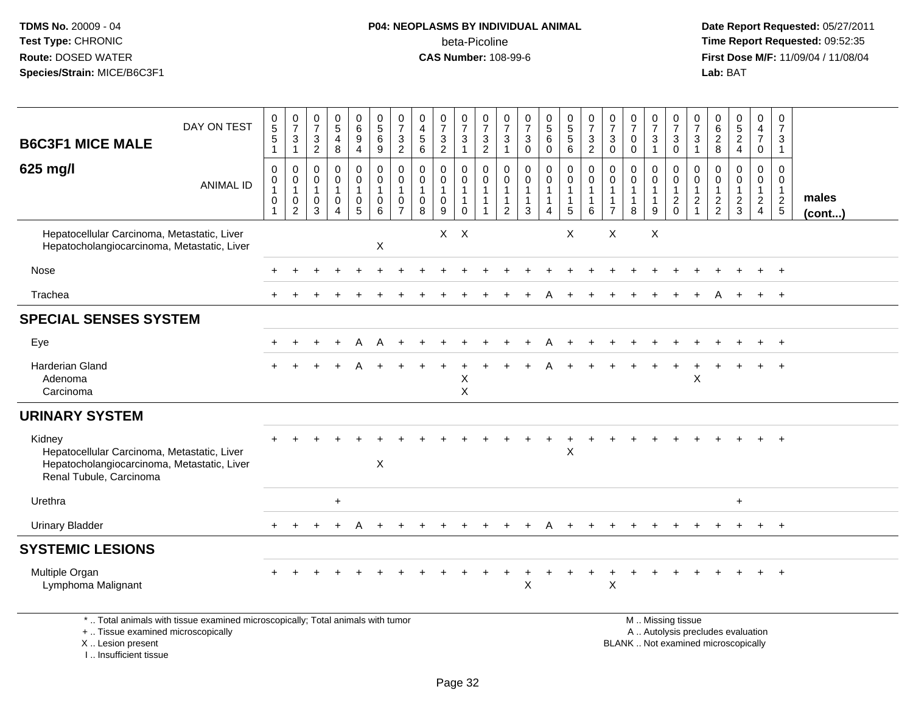**TDMS No.** 20009 - 04
**Test Type:** CHRONIC
**Route:** DOSED WATER
**Species/Strain:** MICE/B6C3F1

**P04: NEOPLASMS BY INDIVIDUAL ANIMAL**
beta-Picoline
**CAS Number:** 108-99-6

**Date Report Requested:** 05/27/2011
**Time Report Requested:** 09:52:35
**First Dose M/F:** 11/09/04 / 11/08/04
**Lab:** BAT

## B6C3F1 MICE MALE
## 625 mg/l

| DAY ON TEST | 0551 | 0731 | 0732 | 0548 | 0694 | 0569 | 0732 | 0456 | 0732 | 0731 | 0732 | 0731 | 0730 | 0560 | 0556 | 0732 | 0730 | 0700 | 0731 | 0730 | 0731 | 0628 | 0524 | 0470 | 0731 | |
|---|---|---|---|---|---|---|---|---|---|---|---|---|---|---|---|---|---|---|---|---|---|---|---|---|---|---|
| **ANIMAL ID** | 00101 | 00102 | 00103 | 00104 | 00105 | 00106 | 00107 | 00108 | 00109 | 00110 | 00111 | 00112 | 00113 | 00114 | 00115 | 00116 | 00117 | 00118 | 00119 | 00120 | 00121 | 00122 | 00123 | 00124 | 00125 | **males (cont...)** |
| Hepatocellular Carcinoma, Metastatic, Liver | | | | | | | | | X | X | | | | | X | | X | | X | | | | | | | |
| Hepatocholangiocarcinoma, Metastatic, Liver | | | | | | X | | | | | | | | | | | | | | | | | | | | |
| Nose | + | + | + | + | + | + | + | + | + | + | + | + | + | + | + | + | + | + | + | + | + | + | + | + | + | |
| Trachea | + | + | + | + | + | + | + | + | + | + | + | + | + | A | + | + | + | + | + | + | + | A | + | + | + | |
| **SPECIAL SENSES SYSTEM** | | | | | | | | | | | | | | | | | | | | | | | | | | |
| Eye | + | + | + | + | A | A | + | + | + | + | + | + | + | A | + | + | + | + | + | + | + | + | + | + | + | |
| Harderian Gland | + | + | + | + | A | + | + | + | + | + | + | + | + | A | + | + | + | + | + | + | + | + | + | + | + | |
| Adenoma | | | | | | | | | | X | | | | | | | | | | | X | | | | | |
| Carcinoma | | | | | | | | | | X | | | | | | | | | | | | | | | | |
| **URINARY SYSTEM** | | | | | | | | | | | | | | | | | | | | | | | | | | |
| Kidney | + | + | + | + | + | + | + | + | + | + | + | + | + | + | + | + | + | + | + | + | + | + | + | + | + | |
| Hepatocellular Carcinoma, Metastatic, Liver | | | | | | | | | | | | | | | X | | | | | | | | | | | |
| Hepatocholangiocarcinoma, Metastatic, Liver | | | | | | X | | | | | | | | | | | | | | | | | | | | |
| Renal Tubule, Carcinoma | | | | | | | | | | | | | | | | | | | | | | | | | | |
| Urethra | | | | + | | | | | | | | | | | | | | | | | | | + | | | |
| Urinary Bladder | + | + | + | + | A | + | + | + | + | + | + | + | + | A | + | + | + | + | + | + | + | + | + | + | + | |
| **SYSTEMIC LESIONS** | | | | | | | | | | | | | | | | | | | | | | | | | | |
| Multiple Organ | + | + | + | + | + | + | + | + | + | + | + | + | + | + | + | + | + | + | + | + | + | + | + | + | + | |
| Lymphoma Malignant | | | | | | | | | | | | | X | | | | X | | | | | | | | | |

\* .. Total animals with tissue examined microscopically; Total animals with tumor
\+ .. Tissue examined microscopically
X .. Lesion present
I .. Insufficient tissue

M .. Missing tissue
A .. Autolysis precludes evaluation
BLANK .. Not examined microscopically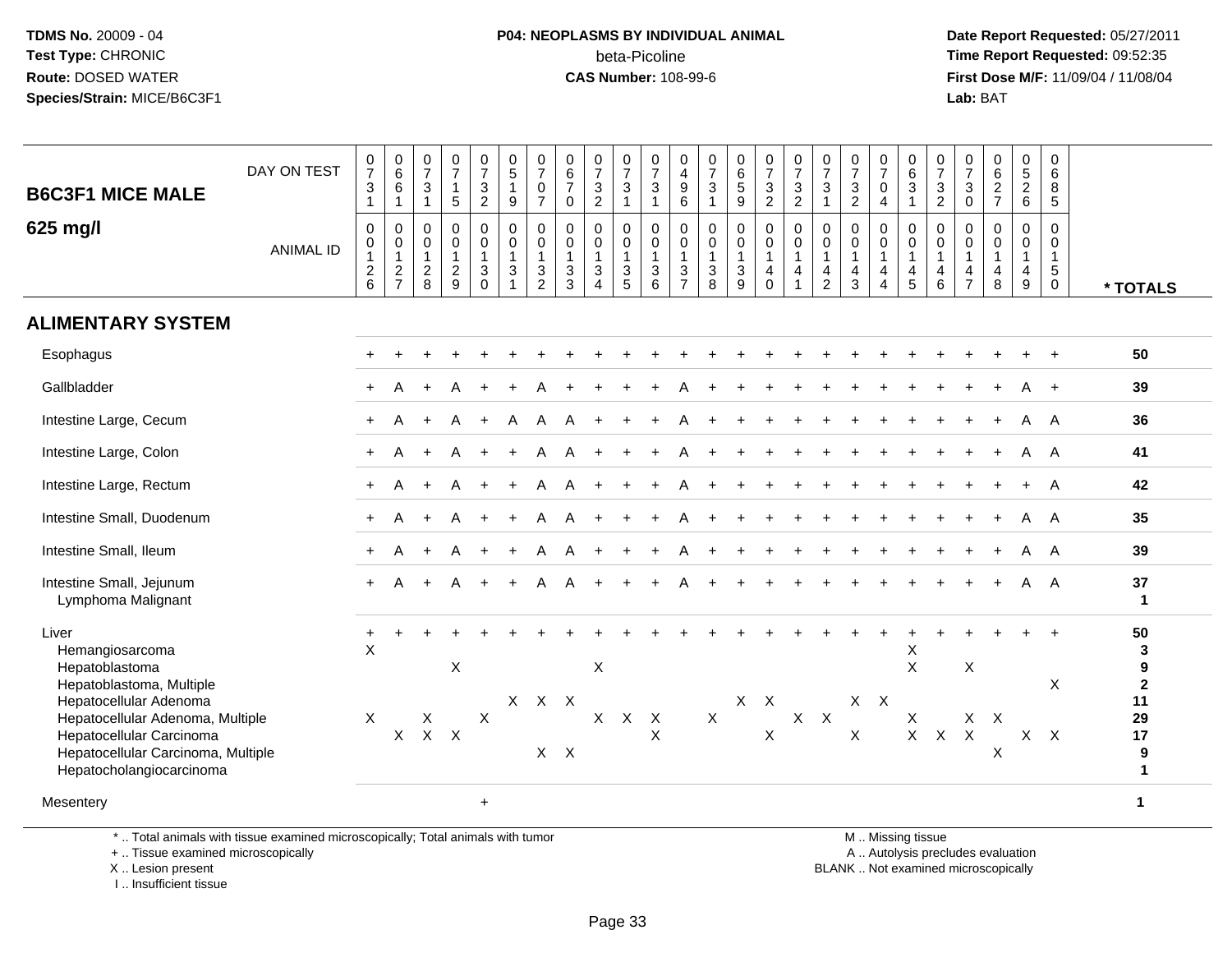**TDMS No.** 20009 - 04
**Test Type:** CHRONIC
**Route:** DOSED WATER
**Species/Strain:** MICE/B6C3F1

**P04: NEOPLASMS BY INDIVIDUAL ANIMAL**
beta-Picoline
**CAS Number:** 108-99-6

**Date Report Requested:** 05/27/2011
**Time Report Requested:** 09:52:35
**First Dose M/F:** 11/09/04 / 11/08/04
**Lab:** BAT

## B6C3F1 MICE MALE

## 625 mg/l

| DAY ON TEST | 0731 | 0661 | 0731 | 0715 | 0732 | 0519 | 0707 | 0670 | 0732 | 0731 | 0731 | 0496 | 0731 | 0659 | 0732 | 0732 | 0731 | 0732 | 0704 | 0631 | 0732 | 0730 | 0627 | 0526 | 0685 | |
|---|---|---|---|---|---|---|---|---|---|---|---|---|---|---|---|---|---|---|---|---|---|---|---|---|---|---|
| **ANIMAL ID** | 0126 | 0127 | 0128 | 0129 | 0130 | 0131 | 0132 | 0133 | 0134 | 0135 | 0136 | 0137 | 0138 | 0139 | 0140 | 0141 | 0142 | 0143 | 0144 | 0145 | 0146 | 0147 | 0148 | 0149 | 0150 | *** TOTALS** |
| **ALIMENTARY SYSTEM** | | | | | | | | | | | | | | | | | | | | | | | | | | |
| Esophagus | + | + | + | + | + | + | + | + | + | + | + | + | + | + | + | + | + | + | + | + | + | + | + | + | + | 50 |
| Gallbladder | + | A | + | A | + | + | A | + | + | + | + | A | + | + | + | + | + | + | + | + | + | + | + | A | + | 39 |
| Intestine Large, Cecum | + | A | + | A | + | A | A | A | + | + | + | A | + | + | + | + | + | + | + | + | + | + | + | A | A | 36 |
| Intestine Large, Colon | + | A | + | A | + | + | A | A | + | + | + | A | + | + | + | + | + | + | + | + | + | + | + | A | A | 41 |
| Intestine Large, Rectum | + | A | + | A | + | + | A | A | + | + | + | A | + | + | + | + | + | + | + | + | + | + | + | + | A | 42 |
| Intestine Small, Duodenum | + | A | + | A | + | + | A | A | + | + | + | A | + | + | + | + | + | + | + | + | + | + | + | A | A | 35 |
| Intestine Small, Ileum | + | A | + | A | + | + | A | A | + | + | + | A | + | + | + | + | + | + | + | + | + | + | + | A | A | 39 |
| Intestine Small, Jejunum | + | A | + | A | + | + | A | A | + | + | + | A | + | + | + | + | + | + | + | + | + | + | + | A | A | 37 |
| Lymphoma Malignant | | | | | | | | | | | | | | | | | | | | | | | | | | 1 |
| Liver | + | + | + | + | + | + | + | + | + | + | + | + | + | + | + | + | + | + | + | + | + | + | + | + | + | 50 |
| Hemangiosarcoma | X | | | | | | | | | | | | | | | | | | | X | | | | | | 3 |
| Hepatoblastoma | | | | X | | | | | X | | | | | | | | | | | X | | X | | | | 9 |
| Hepatoblastoma, Multiple | | | | | | | | | | | | | | | | | | | | | | | | | X | 2 |
| Hepatocellular Adenoma | | | | | | X | X | X | | | | | | X | X | | | X | X | | | | | | | 11 |
| Hepatocellular Adenoma, Multiple | X | | X | | X | | | | X | X | X | | X | | | X | X | | | X | | X | X | | | 29 |
| Hepatocellular Carcinoma | | X | X | X | | | | | | | X | | | | X | | | X | | X | X | X | | X | X | 17 |
| Hepatocellular Carcinoma, Multiple | | | | | | | X | X | | | | | | | | | | | | | | | X | | | 9 |
| Hepatocholangiocarcinoma | | | | | | | | | | | | | | | | | | | | | | | | | | 1 |
| Mesentery | | | | | + | | | | | | | | | | | | | | | | | | | | | 1 |

\* .. Total animals with tissue examined microscopically; Total animals with tumor
\+ .. Tissue examined microscopically
X .. Lesion present
I .. Insufficient tissue

M .. Missing tissue
A .. Autolysis precludes evaluation
BLANK .. Not examined microscopically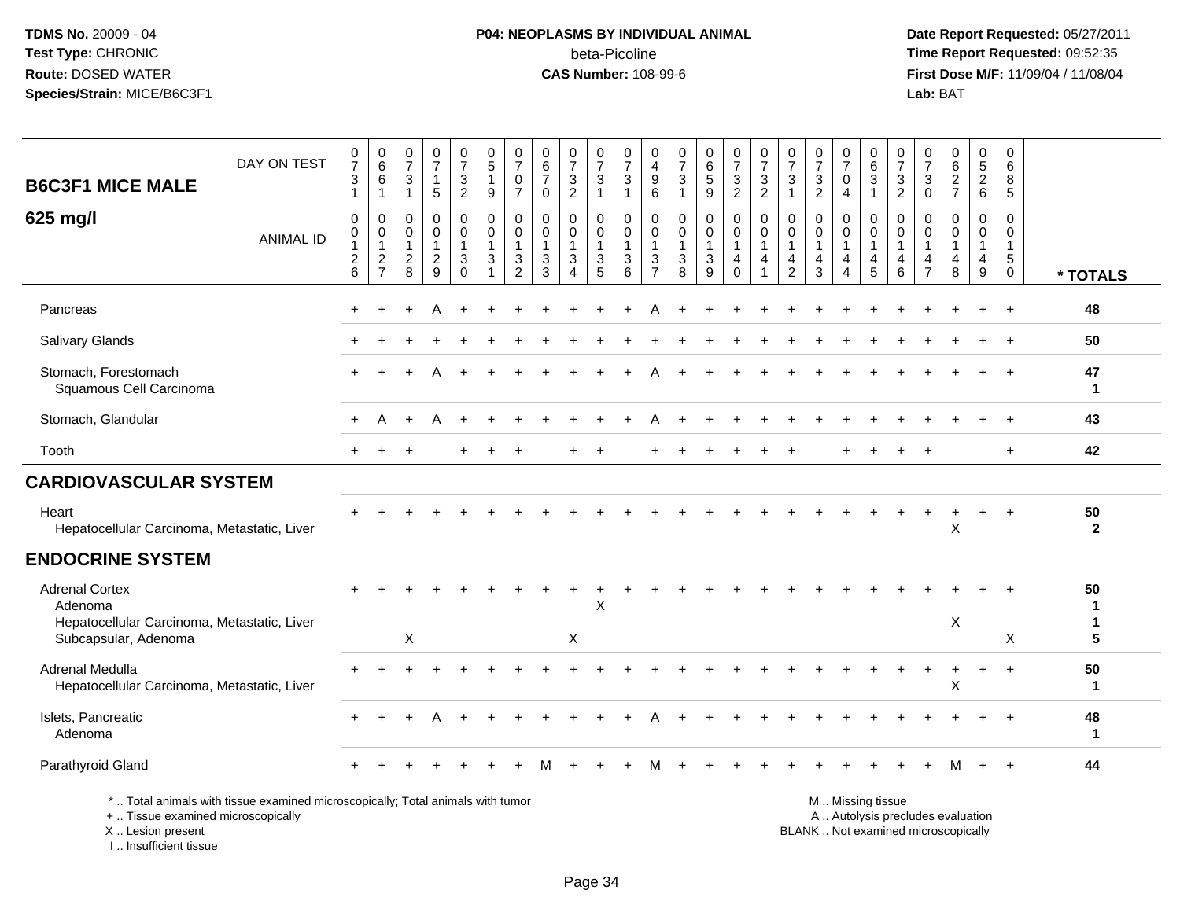**TDMS No.** 20009 - 04
**Test Type:** CHRONIC
**Route:** DOSED WATER
**Species/Strain:** MICE/B6C3F1

**P04: NEOPLASMS BY INDIVIDUAL ANIMAL**
beta-Picoline
**CAS Number:** 108-99-6

**Date Report Requested:** 05/27/2011
**Time Report Requested:** 09:52:35
**First Dose M/F:** 11/09/04 / 11/08/04
**Lab:** BAT

## B6C3F1 MICE MALE — 625 mg/l

| | 1 | 2 | 3 | 4 | 5 | 6 | 7 | 8 | 9 | 10 | 11 | 12 | 13 | 14 | 15 | 16 | 17 | 18 | 19 | 20 | 21 | 22 | 23 | 24 | 25 | |
|---|---|---|---|---|---|---|---|---|---|---|---|---|---|---|---|---|---|---|---|---|---|---|---|---|---|---|
| DAY ON TEST | 0731 | 0661 | 0731 | 0715 | 0732 | 0519 | 0707 | 0670 | 0732 | 0731 | 0731 | 0496 | 0731 | 0659 | 0732 | 0732 | 0731 | 0732 | 0704 | 0631 | 0732 | 0730 | 0627 | 0526 | 0685 | |
| ANIMAL ID | 0126 | 0127 | 0128 | 0129 | 0130 | 0131 | 0132 | 0133 | 0134 | 0135 | 0136 | 0137 | 0138 | 0139 | 0140 | 0141 | 0142 | 0143 | 0144 | 0145 | 0146 | 0147 | 0148 | 0149 | 0150 | * TOTALS |
| Pancreas | + | + | + | A | + | + | + | + | + | + | + | A | + | + | + | + | + | + | + | + | + | + | + | + | + | 48 |
| Salivary Glands | + | + | + | + | + | + | + | + | + | + | + | + | + | + | + | + | + | + | + | + | + | + | + | + | + | 50 |
| Stomach, Forestomach | + | + | + | A | + | + | + | + | + | + | + | A | + | + | + | + | + | + | + | + | + | + | + | + | + | 47 |
| Squamous Cell Carcinoma | | | | | | | | | | | | | | | | | | | | | | | | | | 1 |
| Stomach, Glandular | + | A | + | A | + | + | + | + | + | + | + | A | + | + | + | + | + | + | + | + | + | + | + | + | + | 43 |
| Tooth | + | + | + | | + | + | + | | + | + | | + | + | + | + | + | + | | + | + | + | + | | | + | 42 |
| **CARDIOVASCULAR SYSTEM** | | | | | | | | | | | | | | | | | | | | | | | | | | |
| Heart | + | + | + | + | + | + | + | + | + | + | + | + | + | + | + | + | + | + | + | + | + | + | + | + | + | 50 |
| Hepatocellular Carcinoma, Metastatic, Liver | | | | | | | | | | | | | | | | | | | | | | | X | | | 2 |
| **ENDOCRINE SYSTEM** | | | | | | | | | | | | | | | | | | | | | | | | | | |
| Adrenal Cortex | + | + | + | + | + | + | + | + | + | + | + | + | + | + | + | + | + | + | + | + | + | + | + | + | + | 50 |
| Adenoma | | | | | | | | | | X | | | | | | | | | | | | | | | | 1 |
| Hepatocellular Carcinoma, Metastatic, Liver | | | | | | | | | | | | | | | | | | | | | | | X | | | 1 |
| Subcapsular, Adenoma | | | X | | | | | | X | | | | | | | | | | | | | | | | X | 5 |
| Adrenal Medulla | + | + | + | + | + | + | + | + | + | + | + | + | + | + | + | + | + | + | + | + | + | + | + | + | + | 50 |
| Hepatocellular Carcinoma, Metastatic, Liver | | | | | | | | | | | | | | | | | | | | | | | X | | | 1 |
| Islets, Pancreatic | + | + | + | A | + | + | + | + | + | + | + | A | + | + | + | + | + | + | + | + | + | + | + | + | + | 48 |
| Adenoma | | | | | | | | | | | | | | | | | | | | | | | | | | 1 |
| Parathyroid Gland | + | + | + | + | + | + | + | M | + | + | + | M | + | + | + | + | + | + | + | + | + | + | M | + | + | 44 |

* .. Total animals with tissue examined microscopically; Total animals with tumor
+ .. Tissue examined microscopically
X .. Lesion present
I .. Insufficient tissue

M .. Missing tissue
A .. Autolysis precludes evaluation
BLANK .. Not examined microscopically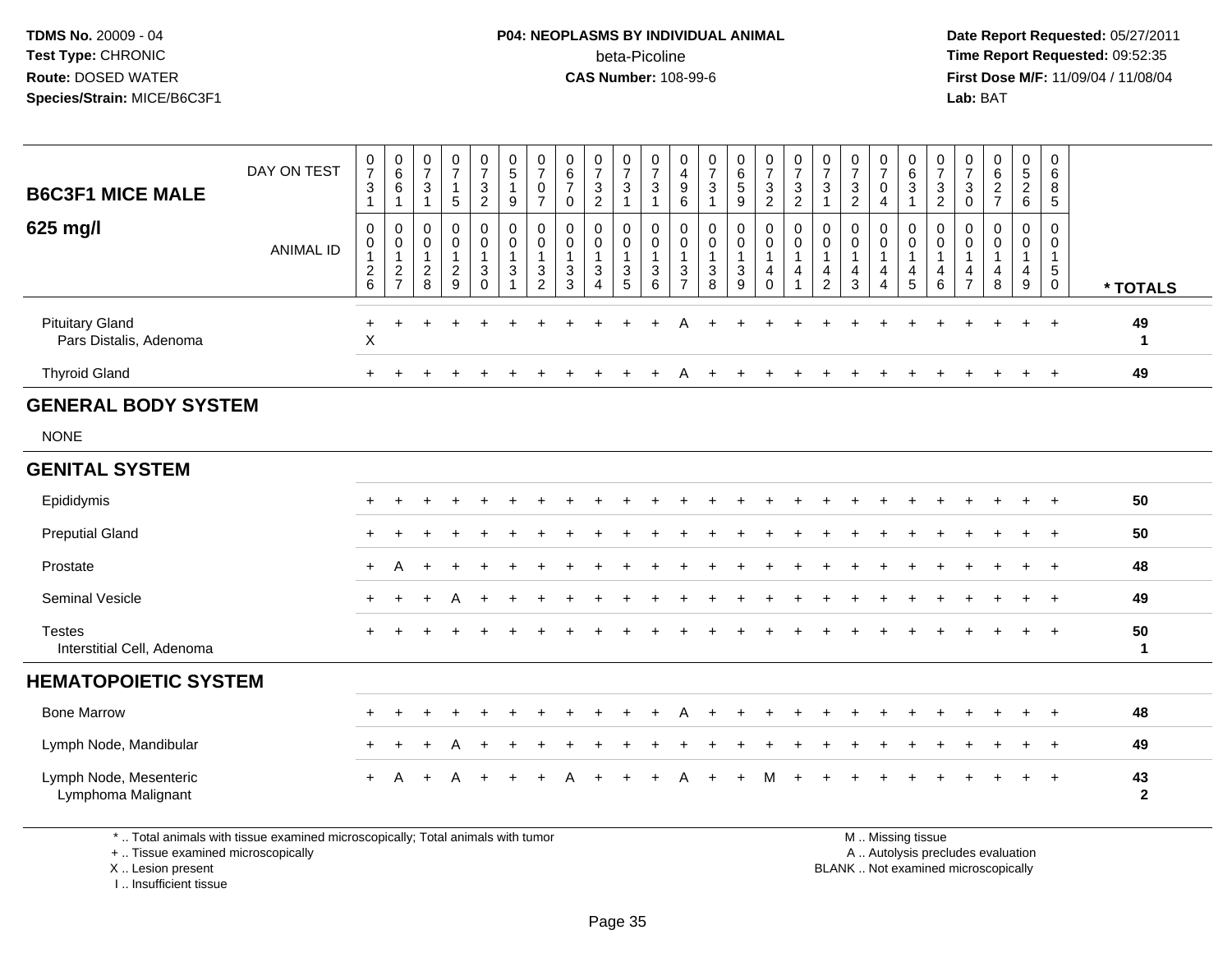**TDMS No.** 20009 - 04
**Test Type:** CHRONIC
**Route:** DOSED WATER
**Species/Strain:** MICE/B6C3F1

**P04: NEOPLASMS BY INDIVIDUAL ANIMAL**
beta-Picoline
**CAS Number:** 108-99-6

**Date Report Requested:** 05/27/2011
**Time Report Requested:** 09:52:35
**First Dose M/F:** 11/09/04 / 11/08/04
**Lab:** BAT

## B6C3F1 MICE MALE

## 625 mg/l

| DAY ON TEST | 0731 | 0661 | 0731 | 0715 | 0732 | 0519 | 0707 | 0670 | 0732 | 0731 | 0731 | 0496 | 0731 | 0659 | 0732 | 0732 | 0731 | 0732 | 0704 | 0631 | 0732 | 0730 | 0627 | 0526 | 0685 | |
|---|---|---|---|---|---|---|---|---|---|---|---|---|---|---|---|---|---|---|---|---|---|---|---|---|---|---|
| **ANIMAL ID** | 00126 | 00127 | 00128 | 00129 | 00130 | 00131 | 00132 | 00133 | 00134 | 00135 | 00136 | 00137 | 00138 | 00139 | 00140 | 00141 | 00142 | 00143 | 00144 | 00145 | 00146 | 00147 | 00148 | 00149 | 00150 | *** TOTALS** |
| Pituitary Gland | + | + | + | + | + | + | + | + | + | + | + | A | + | + | + | + | + | + | + | + | + | + | + | + | + | 49 |
| Pars Distalis, Adenoma | X | | | | | | | | | | | | | | | | | | | | | | | | | 1 |
| Thyroid Gland | + | + | + | + | + | + | + | + | + | + | + | A | + | + | + | + | + | + | + | + | + | + | + | + | + | 49 |
| **GENERAL BODY SYSTEM** | | | | | | | | | | | | | | | | | | | | | | | | | | |
| NONE | | | | | | | | | | | | | | | | | | | | | | | | | | |
| **GENITAL SYSTEM** | | | | | | | | | | | | | | | | | | | | | | | | | | |
| Epididymis | + | + | + | + | + | + | + | + | + | + | + | + | + | + | + | + | + | + | + | + | + | + | + | + | + | 50 |
| Preputial Gland | + | + | + | + | + | + | + | + | + | + | + | + | + | + | + | + | + | + | + | + | + | + | + | + | + | 50 |
| Prostate | + | A | + | + | + | + | + | + | + | + | + | + | + | + | + | + | + | + | + | + | + | + | + | + | + | 48 |
| Seminal Vesicle | + | + | + | A | + | + | + | + | + | + | + | + | + | + | + | + | + | + | + | + | + | + | + | + | + | 49 |
| Testes | + | + | + | + | + | + | + | + | + | + | + | + | + | + | + | + | + | + | + | + | + | + | + | + | + | 50 |
| Interstitial Cell, Adenoma | | | | | | | | | | | | | | | | | | | | | | | | | | 1 |
| **HEMATOPOIETIC SYSTEM** | | | | | | | | | | | | | | | | | | | | | | | | | | |
| Bone Marrow | + | + | + | + | + | + | + | + | + | + | + | A | + | + | + | + | + | + | + | + | + | + | + | + | + | 48 |
| Lymph Node, Mandibular | + | + | + | A | + | + | + | + | + | + | + | + | + | + | + | + | + | + | + | + | + | + | + | + | + | 49 |
| Lymph Node, Mesenteric | + | A | + | A | + | + | + | A | + | + | + | A | + | + | M | + | + | + | + | + | + | + | + | + | + | 43 |
| Lymphoma Malignant | | | | | | | | | | | | | | | | | | | | | | | | | | 2 |

\* .. Total animals with tissue examined microscopically; Total animals with tumor
\+ .. Tissue examined microscopically
X .. Lesion present
I .. Insufficient tissue

M .. Missing tissue
A .. Autolysis precludes evaluation
BLANK .. Not examined microscopically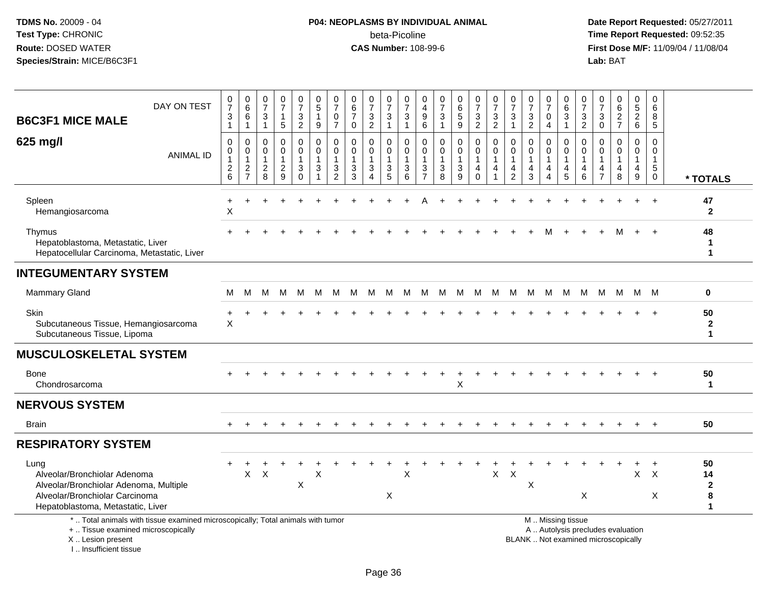**TDMS No.** 20009 - 04
**Test Type:** CHRONIC
**Route:** DOSED WATER
**Species/Strain:** MICE/B6C3F1

**P04: NEOPLASMS BY INDIVIDUAL ANIMAL**
beta-Picoline
**CAS Number:** 108-99-6

**Date Report Requested:** 05/27/2011
**Time Report Requested:** 09:52:35
**First Dose M/F:** 11/09/04 / 11/08/04
**Lab:** BAT

## B6C3F1 MICE MALE

## 625 mg/l

| DAY ON TEST | 0731 | 0661 | 0731 | 0715 | 0732 | 0519 | 0707 | 0670 | 0732 | 0731 | 0731 | 0496 | 0731 | 0659 | 0732 | 0732 | 0731 | 0732 | 0704 | 0631 | 0732 | 0730 | 0627 | 0526 | 0685 | |
|---|---|---|---|---|---|---|---|---|---|---|---|---|---|---|---|---|---|---|---|---|---|---|---|---|---|---|
| **ANIMAL ID** | 00126 | 00127 | 00128 | 00129 | 00130 | 00131 | 00132 | 00133 | 00134 | 00135 | 00136 | 00137 | 00138 | 00139 | 00140 | 00141 | 00142 | 00143 | 00144 | 00145 | 00146 | 00147 | 00148 | 00149 | 00150 | *** TOTALS** |
| Spleen | + | + | + | + | + | + | + | + | + | + | + | A | + | + | + | + | + | + | + | + | + | + | + | + | + | **47** |
| Hemangiosarcoma | X | | | | | | | | | | | | | | | | | | | | | | | | | **2** |
| Thymus | + | + | + | + | + | + | + | + | + | + | + | + | + | + | + | + | + | + | M | + | + | + | M | + | + | **48** |
| Hepatoblastoma, Metastatic, Liver | | | | | | | | | | | | | | | | | | | | | | | | | | **1** |
| Hepatocellular Carcinoma, Metastatic, Liver | | | | | | | | | | | | | | | | | | | | | | | | | | **1** |
| **INTEGUMENTARY SYSTEM** | | | | | | | | | | | | | | | | | | | | | | | | | | |
| Mammary Gland | M | M | M | M | M | M | M | M | M | M | M | M | M | M | M | M | M | M | M | M | M | M | M | M | M | **0** |
| Skin | + | + | + | + | + | + | + | + | + | + | + | + | + | + | + | + | + | + | + | + | + | + | + | + | + | **50** |
| Subcutaneous Tissue, Hemangiosarcoma | X | | | | | | | | | | | | | | | | | | | | | | | | | **2** |
| Subcutaneous Tissue, Lipoma | | | | | | | | | | | | | | | | | | | | | | | | | | **1** |
| **MUSCULOSKELETAL SYSTEM** | | | | | | | | | | | | | | | | | | | | | | | | | | |
| Bone | + | + | + | + | + | + | + | + | + | + | + | + | + | + | + | + | + | + | + | + | + | + | + | + | + | **50** |
| Chondrosarcoma | | | | | | | | | | | | | | X | | | | | | | | | | | | **1** |
| **NERVOUS SYSTEM** | | | | | | | | | | | | | | | | | | | | | | | | | | |
| Brain | + | + | + | + | + | + | + | + | + | + | + | + | + | + | + | + | + | + | + | + | + | + | + | + | + | **50** |
| **RESPIRATORY SYSTEM** | | | | | | | | | | | | | | | | | | | | | | | | | | |
| Lung | + | + | + | + | + | + | + | + | + | + | + | + | + | + | + | + | + | + | + | + | + | + | + | + | + | **50** |
| Alveolar/Bronchiolar Adenoma | | X | X | | | X | | | | | X | | | | | X | X | | | | | | | X | X | **14** |
| Alveolar/Bronchiolar Adenoma, Multiple | | | | | X | | | | | | | | | | | | | X | | | | | | | | **2** |
| Alveolar/Bronchiolar Carcinoma | | | | | | | | | | X | | | | | | | | | | | X | | | | X | **8** |
| Hepatoblastoma, Metastatic, Liver | | | | | | | | | | | | | | | | | | | | | | | | | | **1** |

* .. Total animals with tissue examined microscopically; Total animals with tumor
+ .. Tissue examined microscopically
X .. Lesion present
I .. Insufficient tissue

M .. Missing tissue
A .. Autolysis precludes evaluation
BLANK .. Not examined microscopically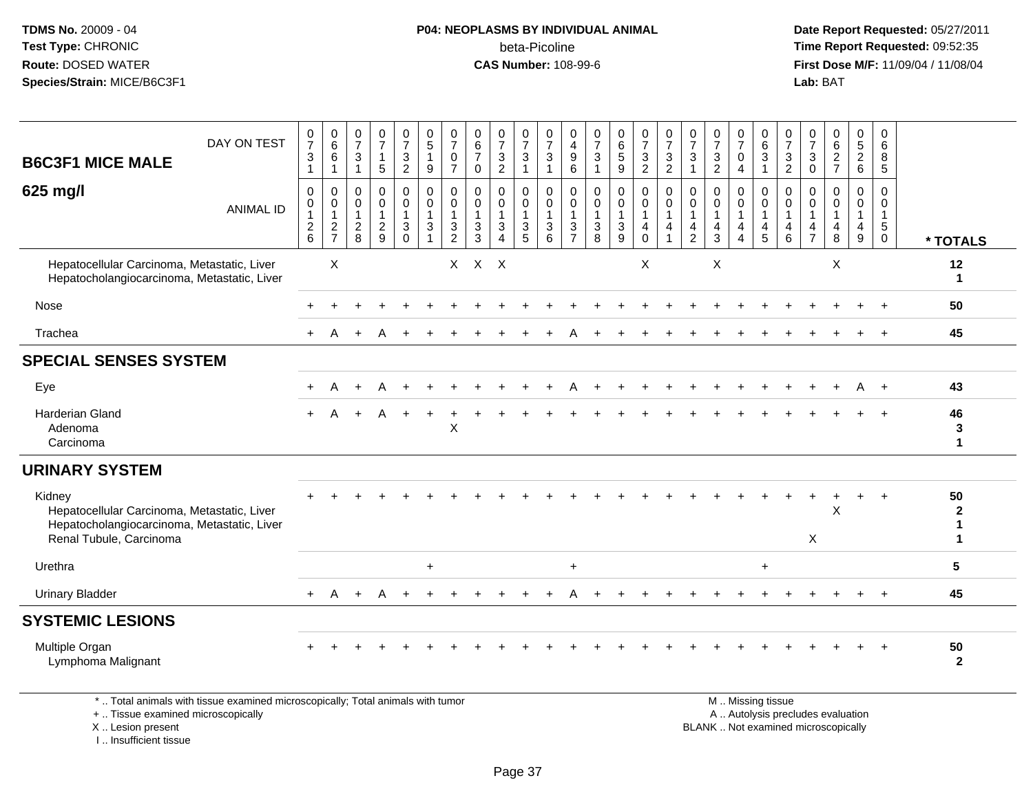TDMS No. 20009 - 04
Test Type: CHRONIC
Route: DOSED WATER
Species/Strain: MICE/B6C3F1

**P04: NEOPLASMS BY INDIVIDUAL ANIMAL**
beta-Picoline
**CAS Number:** 108-99-6

Date Report Requested: 05/27/2011
Time Report Requested: 09:52:35
First Dose M/F: 11/09/04 / 11/08/04
Lab: BAT

| B6C3F1 MICE MALE 625 mg/l — DAY ON TEST | 0731 | 0661 | 0731 | 0715 | 0732 | 0519 | 0707 | 0670 | 0732 | 0731 | 0731 | 0496 | 0731 | 0659 | 0732 | 0732 | 0731 | 0732 | 0704 | 0631 | 0732 | 0730 | 0627 | 0526 | 0685 | |
|---|---|---|---|---|---|---|---|---|---|---|---|---|---|---|---|---|---|---|---|---|---|---|---|---|---|---|
| **ANIMAL ID** | 0126 | 0127 | 0128 | 0129 | 0130 | 0131 | 0132 | 0133 | 0134 | 0135 | 0136 | 0137 | 0138 | 0139 | 0140 | 0141 | 0142 | 0143 | 0144 | 0145 | 0146 | 0147 | 0148 | 0149 | 0150 | *** TOTALS** |
| Hepatocellular Carcinoma, Metastatic, Liver | | X | | | | | X | X | X | | | | | | X | | | X | | | | | X | | | 12 |
| Hepatocholangiocarcinoma, Metastatic, Liver | | | | | | | | | | | | | | | | | | | | | | | | | | 1 |
| Nose | + | + | + | + | + | + | + | + | + | + | + | + | + | + | + | + | + | + | + | + | + | + | + | + | + | 50 |
| Trachea | + | A | + | A | + | + | + | + | + | + | + | A | + | + | + | + | + | + | + | + | + | + | + | + | + | 45 |
| **SPECIAL SENSES SYSTEM** | | | | | | | | | | | | | | | | | | | | | | | | | | |
| Eye | + | A | + | A | + | + | + | + | + | + | + | A | + | + | + | + | + | + | + | + | + | + | + | A | + | 43 |
| Harderian Gland | + | A | + | A | + | + | + | + | + | + | + | + | + | + | + | + | + | + | + | + | + | + | + | + | + | 46 |
| Adenoma | | | | | | | X | | | | | | | | | | | | | | | | | | | 3 |
| Carcinoma | | | | | | | | | | | | | | | | | | | | | | | | | | 1 |
| **URINARY SYSTEM** | | | | | | | | | | | | | | | | | | | | | | | | | | |
| Kidney | + | + | + | + | + | + | + | + | + | + | + | + | + | + | + | + | + | + | + | + | + | + | + | + | + | 50 |
| Hepatocellular Carcinoma, Metastatic, Liver | | | | | | | | | | | | | | | | | | | | | | | X | | | 2 |
| Hepatocholangiocarcinoma, Metastatic, Liver | | | | | | | | | | | | | | | | | | | | | | | | | | 1 |
| Renal Tubule, Carcinoma | | | | | | | | | | | | | | | | | | | | | | X | | | | 1 |
| Urethra | | | | | | + | | | | | | + | | | | | | | | + | | | | | | 5 |
| Urinary Bladder | + | A | + | A | + | + | + | + | + | + | + | A | + | + | + | + | + | + | + | + | + | + | + | + | + | 45 |
| **SYSTEMIC LESIONS** | | | | | | | | | | | | | | | | | | | | | | | | | | |
| Multiple Organ | + | + | + | + | + | + | + | + | + | + | + | + | + | + | + | + | + | + | + | + | + | + | + | + | + | 50 |
| Lymphoma Malignant | | | | | | | | | | | | | | | | | | | | | | | | | | 2 |

\* .. Total animals with tissue examined microscopically; Total animals with tumor
\+ .. Tissue examined microscopically
X .. Lesion present
I .. Insufficient tissue

M .. Missing tissue
A .. Autolysis precludes evaluation
BLANK .. Not examined microscopically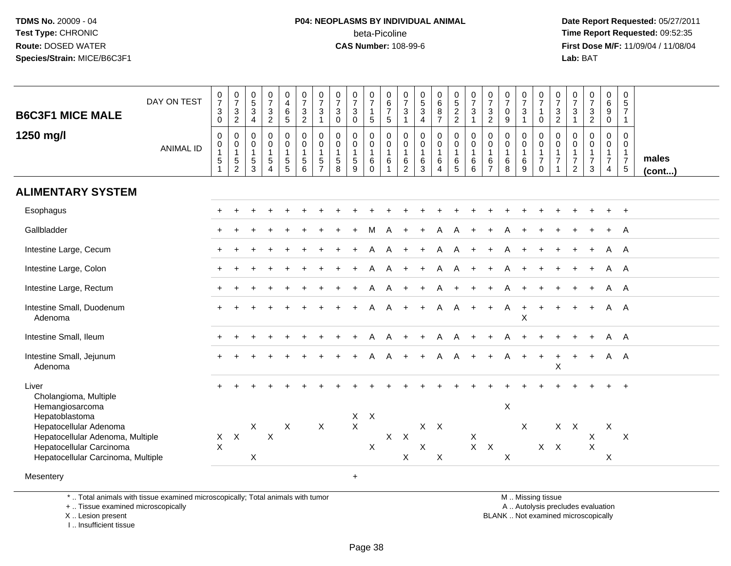**TDMS No.** 20009 - 04
**Test Type:** CHRONIC
**Route:** DOSED WATER
**Species/Strain:** MICE/B6C3F1

**P04: NEOPLASMS BY INDIVIDUAL ANIMAL**
beta-Picoline
**CAS Number:** 108-99-6

**Date Report Requested:** 05/27/2011
**Time Report Requested:** 09:52:35
**First Dose M/F:** 11/09/04 / 11/08/04
**Lab:** BAT

| B6C3F1 MICE MALE 1250 mg/l | | | | | | | | | | | | | | | | | | | | | | | | | | |
|---|---|---|---|---|---|---|---|---|---|---|---|---|---|---|---|---|---|---|---|---|---|---|---|---|---|---|
| DAY ON TEST | 0730 | 0732 | 0534 | 0732 | 0465 | 0732 | 0731 | 0730 | 0730 | 0715 | 0675 | 0731 | 0534 | 0687 | 0522 | 0731 | 0732 | 0709 | 0731 | 0710 | 0732 | 0731 | 0732 | 0690 | 0571 | |
| ANIMAL ID | 0151 | 0152 | 0153 | 0154 | 0155 | 0156 | 0157 | 0158 | 0159 | 0160 | 0161 | 0162 | 0163 | 0164 | 0165 | 0166 | 0167 | 0168 | 0169 | 0170 | 0171 | 0172 | 0173 | 0174 | 0175 | males (cont...) |
| **ALIMENTARY SYSTEM** | | | | | | | | | | | | | | | | | | | | | | | | | | |
| Esophagus | + | + | + | + | + | + | + | + | + | + | + | + | + | + | + | + | + | + | + | + | + | + | + | + | + | |
| Gallbladder | + | + | + | + | + | + | + | + | + | M | A | + | + | A | A | + | + | A | + | + | + | + | + | + | A | |
| Intestine Large, Cecum | + | + | + | + | + | + | + | + | + | A | A | + | + | A | A | + | + | A | + | + | + | + | + | A | A | |
| Intestine Large, Colon | + | + | + | + | + | + | + | + | + | A | A | + | + | A | A | + | + | A | + | + | + | + | + | A | A | |
| Intestine Large, Rectum | + | + | + | + | + | + | + | + | + | A | A | + | + | A | + | + | + | A | + | + | + | + | + | A | A | |
| Intestine Small, Duodenum | + | + | + | + | + | + | + | + | + | A | A | + | + | A | A | + | + | A | + | + | + | + | + | A | A | |
| Adenoma | | | | | | | | | | | | | | | | | | | X | | | | | | | |
| Intestine Small, Ileum | + | + | + | + | + | + | + | + | + | A | A | + | + | A | A | + | + | A | + | + | + | + | + | A | A | |
| Intestine Small, Jejunum | + | + | + | + | + | + | + | + | + | A | A | + | + | A | A | + | + | A | + | + | + | + | + | A | A | |
| Adenoma | | | | | | | | | | | | | | | | | | | | | X | | | | | |
| Liver | + | + | + | + | + | + | + | + | + | + | + | + | + | + | + | + | + | + | + | + | + | + | + | + | + | |
| Cholangioma, Multiple | | | | | | | | | | | | | | | | | | | | | | | | | | |
| Hemangiosarcoma | | | | | | | | | | | | | | | | | | X | | | | | | | | |
| Hepatoblastoma | | | | | | | | | X | X | | | | | | | | | | | | | | | | |
| Hepatocellular Adenoma | | | X | | X | | X | | X | | | | X | X | | | | | X | | X | X | | X | | |
| Hepatocellular Adenoma, Multiple | X | X | | X | | | | | | | X | X | | | | X | | | | | | | X | | X | |
| Hepatocellular Carcinoma | X | | | | | | | | | X | | | X | | | X | X | | | X | X | | X | | | |
| Hepatocellular Carcinoma, Multiple | | | X | | | | | | | | | X | | X | | | | X | | | | | | X | | |
| Mesentery | | | | | | | | | + | | | | | | | | | | | | | | | | | |

\* .. Total animals with tissue examined microscopically; Total animals with tumor
\+ .. Tissue examined microscopically
X .. Lesion present
I .. Insufficient tissue

M .. Missing tissue
A .. Autolysis precludes evaluation
BLANK .. Not examined microscopically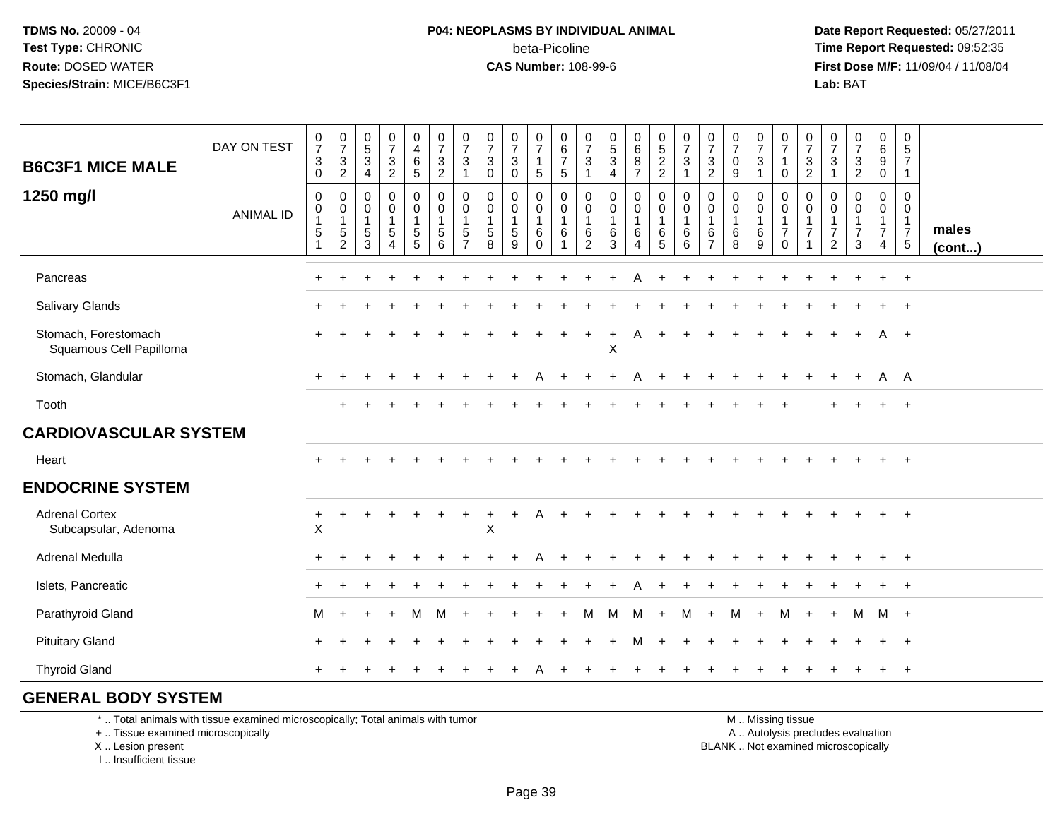**TDMS No.** 20009 - 04
**Test Type:** CHRONIC
**Route:** DOSED WATER
**Species/Strain:** MICE/B6C3F1

**P04: NEOPLASMS BY INDIVIDUAL ANIMAL**
beta-Picoline
**CAS Number:** 108-99-6

**Date Report Requested:** 05/27/2011
**Time Report Requested:** 09:52:35
**First Dose M/F:** 11/09/04 / 11/08/04
**Lab:** BAT

| B6C3F1 MICE MALE 1250 mg/l | | | | | | | | | | | | | | | | | | | | | | | | | | |
|---|---|---|---|---|---|---|---|---|---|---|---|---|---|---|---|---|---|---|---|---|---|---|---|---|---|---|
| DAY ON TEST | 0730 | 0732 | 0534 | 0732 | 0465 | 0732 | 0731 | 0730 | 0730 | 0715 | 0675 | 0731 | 0534 | 0687 | 0522 | 0731 | 0732 | 0709 | 0731 | 0710 | 0732 | 0731 | 0732 | 0690 | 0571 | |
| ANIMAL ID | 0015 1 | 0015 2 | 0015 3 | 0015 4 | 0015 5 | 0015 6 | 0015 7 | 0015 8 | 0015 9 | 0016 0 | 0016 1 | 0016 2 | 0016 3 | 0016 4 | 0016 5 | 0016 6 | 0016 7 | 0016 8 | 0016 9 | 0017 0 | 0017 1 | 0017 2 | 0017 3 | 0017 4 | 0017 5 | males (cont...) |
| Pancreas | + | + | + | + | + | + | + | + | + | + | + | + | + | A | + | + | + | + | + | + | + | + | + | + | + | |
| Salivary Glands | + | + | + | + | + | + | + | + | + | + | + | + | + | + | + | + | + | + | + | + | + | + | + | + | + | |
| Stomach, Forestomach | + | + | + | + | + | + | + | + | + | + | + | + | + | A | + | + | + | + | + | + | + | + | + | A | + | |
| Squamous Cell Papilloma | | | | | | | | | | | | | X | | | | | | | | | | | | | |
| Stomach, Glandular | + | + | + | + | + | + | + | + | + | A | + | + | + | A | + | + | + | + | + | + | + | + | + | A | A | |
| Tooth | | + | + | + | + | + | + | + | + | + | + | + | + | + | + | + | + | + | + | + | | + | + | + | + | |
| **CARDIOVASCULAR SYSTEM** | | | | | | | | | | | | | | | | | | | | | | | | | | |
| Heart | + | + | + | + | + | + | + | + | + | + | + | + | + | + | + | + | + | + | + | + | + | + | + | + | + | |
| **ENDOCRINE SYSTEM** | | | | | | | | | | | | | | | | | | | | | | | | | | |
| Adrenal Cortex | + | + | + | + | + | + | + | + | + | A | + | + | + | + | + | + | + | + | + | + | + | + | + | + | + | |
| Subcapsular, Adenoma | X | | | | | | | X | | | | | | | | | | | | | | | | | | |
| Adrenal Medulla | + | + | + | + | + | + | + | + | + | A | + | + | + | + | + | + | + | + | + | + | + | + | + | + | + | |
| Islets, Pancreatic | + | + | + | + | + | + | + | + | + | + | + | + | + | A | + | + | + | + | + | + | + | + | + | + | + | |
| Parathyroid Gland | M | + | + | + | M | M | + | + | + | + | + | M | M | M | + | M | + | M | + | M | + | + | M | M | + | |
| Pituitary Gland | + | + | + | + | + | + | + | + | + | + | + | + | + | M | + | + | + | + | + | + | + | + | + | + | + | |
| Thyroid Gland | + | + | + | + | + | + | + | + | + | A | + | + | + | + | + | + | + | + | + | + | + | + | + | + | + | |
| **GENERAL BODY SYSTEM** | | | | | | | | | | | | | | | | | | | | | | | | | | |

\* .. Total animals with tissue examined microscopically; Total animals with tumor
+ .. Tissue examined microscopically
X .. Lesion present
I .. Insufficient tissue

M .. Missing tissue
A .. Autolysis precludes evaluation
BLANK .. Not examined microscopically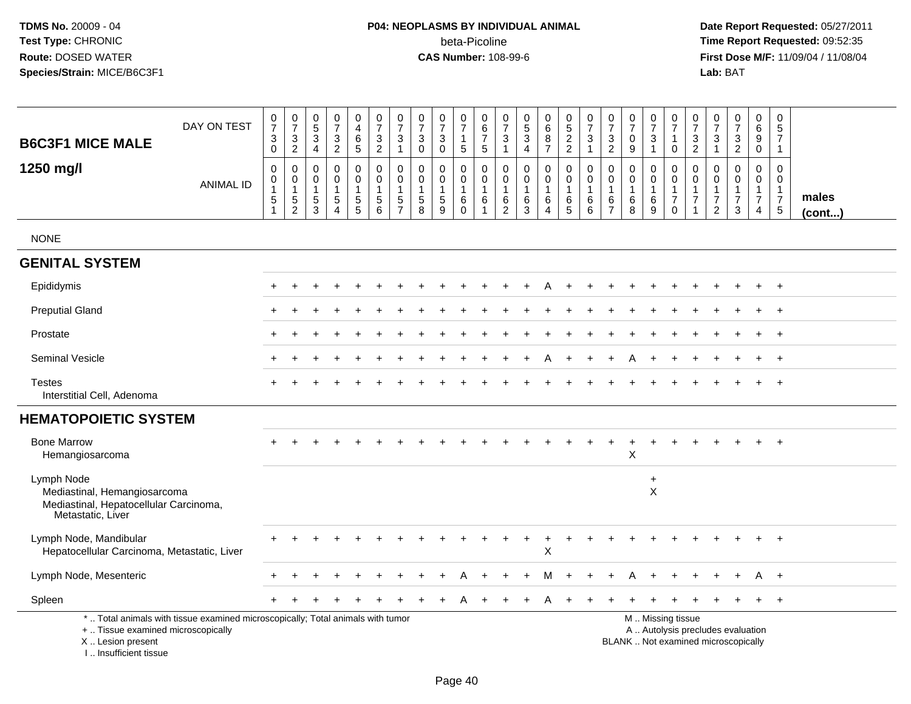**TDMS No.** 20009 - 04
**Test Type:** CHRONIC
**Route:** DOSED WATER
**Species/Strain:** MICE/B6C3F1

**P04: NEOPLASMS BY INDIVIDUAL ANIMAL**
beta-Picoline
**CAS Number:** 108-99-6

**Date Report Requested:** 05/27/2011
**Time Report Requested:** 09:52:35
**First Dose M/F:** 11/09/04 / 11/08/04
**Lab:** BAT

## B6C3F1 MICE MALE 1250 mg/l

| DAY ON TEST | 0730 | 0732 | 0534 | 0732 | 0465 | 0732 | 0731 | 0730 | 0730 | 0715 | 0675 | 0731 | 0534 | 0687 | 0522 | 0731 | 0732 | 0709 | 0731 | 0710 | 0732 | 0731 | 0732 | 0690 | 0571 | |
|---|---|---|---|---|---|---|---|---|---|---|---|---|---|---|---|---|---|---|---|---|---|---|---|---|---|---|
| **ANIMAL ID** | 00151 | 00152 | 00153 | 00154 | 00155 | 00156 | 00157 | 00158 | 00159 | 00160 | 00161 | 00162 | 00163 | 00164 | 00165 | 00166 | 00167 | 00168 | 00169 | 00170 | 00171 | 00172 | 00173 | 00174 | 00175 | **males (cont...)** |
| NONE | | | | | | | | | | | | | | | | | | | | | | | | | | |
| **GENITAL SYSTEM** | | | | | | | | | | | | | | | | | | | | | | | | | | |
| Epididymis | + | + | + | + | + | + | + | + | + | + | + | + | + | A | + | + | + | + | + | + | + | + | + | + | + | |
| Preputial Gland | + | + | + | + | + | + | + | + | + | + | + | + | + | + | + | + | + | + | + | + | + | + | + | + | + | |
| Prostate | + | + | + | + | + | + | + | + | + | + | + | + | + | + | + | + | + | + | + | + | + | + | + | + | + | |
| Seminal Vesicle | + | + | + | + | + | + | + | + | + | + | + | + | + | A | + | + | + | A | + | + | + | + | + | + | + | |
| Testes | + | + | + | + | + | + | + | + | + | + | + | + | + | + | + | + | + | + | + | + | + | + | + | + | + | |
| Interstitial Cell, Adenoma | | | | | | | | | | | | | | | | | | | | | | | | | | |
| **HEMATOPOIETIC SYSTEM** | | | | | | | | | | | | | | | | | | | | | | | | | | |
| Bone Marrow | + | + | + | + | + | + | + | + | + | + | + | + | + | + | + | + | + | + | + | + | + | + | + | + | + | |
| Hemangiosarcoma | | | | | | | | | | | | | | | | | | X | | | | | | | | |
| Lymph Node | | | | | | | | | | | | | | | | | | | + | | | | | | | |
| Mediastinal, Hemangiosarcoma | | | | | | | | | | | | | | | | | | | X | | | | | | | |
| Mediastinal, Hepatocellular Carcinoma, Metastatic, Liver | | | | | | | | | | | | | | | | | | | | | | | | | | |
| Lymph Node, Mandibular | + | + | + | + | + | + | + | + | + | + | + | + | + | + | + | + | + | + | + | + | + | + | + | + | + | |
| Hepatocellular Carcinoma, Metastatic, Liver | | | | | | | | | | | | | | X | | | | | | | | | | | | |
| Lymph Node, Mesenteric | + | + | + | + | + | + | + | + | + | A | + | + | + | M | + | + | + | A | + | + | + | + | + | A | + | |
| Spleen | + | + | + | + | + | + | + | + | + | A | + | + | + | A | + | + | + | + | + | + | + | + | + | + | + | |

\* .. Total animals with tissue examined microscopically; Total animals with tumor
\+ .. Tissue examined microscopically
X .. Lesion present
I .. Insufficient tissue

M .. Missing tissue
A .. Autolysis precludes evaluation
BLANK .. Not examined microscopically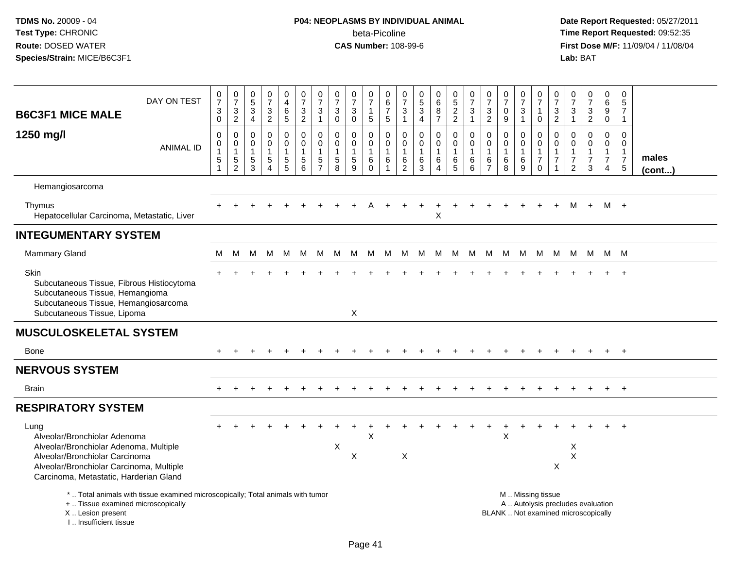**TDMS No.** 20009 - 04
**Test Type:** CHRONIC
**Route:** DOSED WATER
**Species/Strain:** MICE/B6C3F1

**P04: NEOPLASMS BY INDIVIDUAL ANIMAL**
beta-Picoline
**CAS Number:** 108-99-6

**Date Report Requested:** 05/27/2011
**Time Report Requested:** 09:52:35
**First Dose M/F:** 11/09/04 / 11/08/04
**Lab:** BAT

| B6C3F1 MICE MALE 1250 mg/l | | | | | | | | | | | | | | | | | | | | | | | | | | |
|---|---|---|---|---|---|---|---|---|---|---|---|---|---|---|---|---|---|---|---|---|---|---|---|---|---|---|
| DAY ON TEST | 0730 | 0732 | 0534 | 0732 | 0465 | 0732 | 0731 | 0730 | 0730 | 0715 | 0675 | 0731 | 0534 | 0687 | 0522 | 0731 | 0732 | 0709 | 0731 | 0710 | 0732 | 0731 | 0732 | 0690 | 0571 | |
| ANIMAL ID | 0015 1 | 0015 2 | 0015 3 | 0015 4 | 0015 5 | 0015 6 | 0015 7 | 0015 8 | 0015 9 | 0016 0 | 0016 1 | 0016 2 | 0016 3 | 0016 4 | 0016 5 | 0016 6 | 0016 7 | 0016 8 | 0016 9 | 0017 0 | 0017 1 | 0017 2 | 0017 3 | 0017 4 | 0017 5 | males (cont...) |
| Hemangiosarcoma | | | | | | | | | | | | | | | | | | | | | | | | | | |
| Thymus | + | + | + | + | + | + | + | + | + | A | + | + | + | + | + | + | + | + | + | + | + | M | + | M | + | |
| Hepatocellular Carcinoma, Metastatic, Liver | | | | | | | | | | | | | | X | | | | | | | | | | | | |
| **INTEGUMENTARY SYSTEM** | | | | | | | | | | | | | | | | | | | | | | | | | | |
| Mammary Gland | M | M | M | M | M | M | M | M | M | M | M | M | M | M | M | M | M | M | M | M | M | M | M | M | M | |
| Skin | + | + | + | + | + | + | + | + | + | + | + | + | + | + | + | + | + | + | + | + | + | + | + | + | + | |
| Subcutaneous Tissue, Fibrous Histiocytoma | | | | | | | | | | | | | | | | | | | | | | | | | | |
| Subcutaneous Tissue, Hemangioma | | | | | | | | | | | | | | | | | | | | | | | | | | |
| Subcutaneous Tissue, Hemangiosarcoma | | | | | | | | | | | | | | | | | | | | | | | | | | |
| Subcutaneous Tissue, Lipoma | | | | | | | | | X | | | | | | | | | | | | | | | | | |
| **MUSCULOSKELETAL SYSTEM** | | | | | | | | | | | | | | | | | | | | | | | | | | |
| Bone | + | + | + | + | + | + | + | + | + | + | + | + | + | + | + | + | + | + | + | + | + | + | + | + | + | |
| **NERVOUS SYSTEM** | | | | | | | | | | | | | | | | | | | | | | | | | | |
| Brain | + | + | + | + | + | + | + | + | + | + | + | + | + | + | + | + | + | + | + | + | + | + | + | + | + | |
| **RESPIRATORY SYSTEM** | | | | | | | | | | | | | | | | | | | | | | | | | | |
| Lung | + | + | + | + | + | + | + | + | + | + | + | + | + | + | + | + | + | + | + | + | + | + | + | + | + | |
| Alveolar/Bronchiolar Adenoma | | | | | | | | | | X | | | | | | | | X | | | | | | | | |
| Alveolar/Bronchiolar Adenoma, Multiple | | | | | | | | X | | | | | | | | | | | | | | X | | | | |
| Alveolar/Bronchiolar Carcinoma | | | | | | | | | X | | | X | | | | | | | | | | X | | | | |
| Alveolar/Bronchiolar Carcinoma, Multiple | | | | | | | | | | | | | | | | | | | | | X | | | | | |
| Carcinoma, Metastatic, Harderian Gland | | | | | | | | | | | | | | | | | | | | | | | | | | |

\* .. Total animals with tissue examined microscopically; Total animals with tumor
\+ .. Tissue examined microscopically
X .. Lesion present
I .. Insufficient tissue

M .. Missing tissue
A .. Autolysis precludes evaluation
BLANK .. Not examined microscopically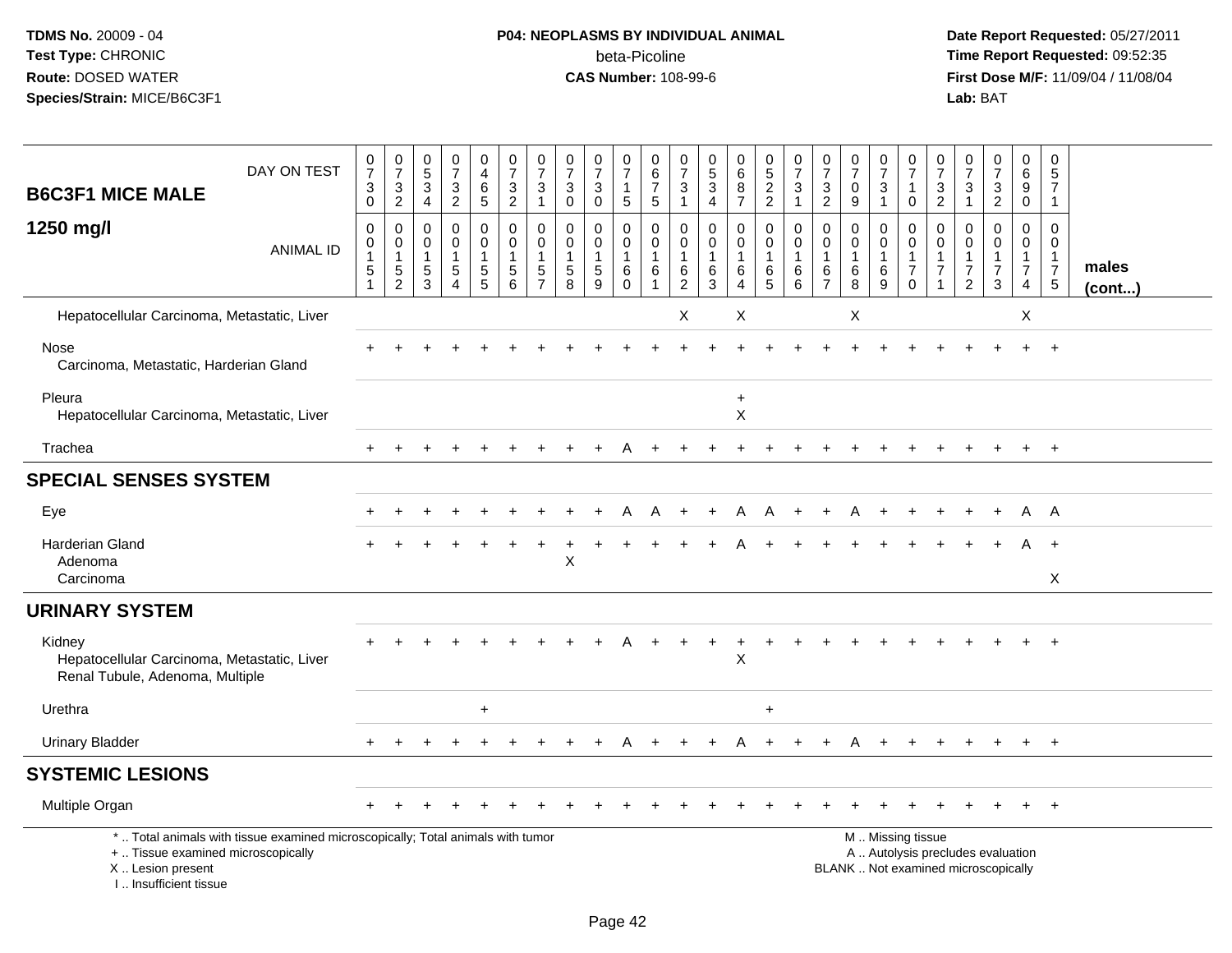**TDMS No.** 20009 - 04
**Test Type:** CHRONIC
**Route:** DOSED WATER
**Species/Strain:** MICE/B6C3F1

**P04: NEOPLASMS BY INDIVIDUAL ANIMAL**
beta-Picoline
**CAS Number:** 108-99-6

**Date Report Requested:** 05/27/2011
**Time Report Requested:** 09:52:35
**First Dose M/F:** 11/09/04 / 11/08/04
**Lab:** BAT

## B6C3F1 MICE MALE 1250 mg/l

| DAY ON TEST | 0730 | 0732 | 0534 | 0732 | 0465 | 0732 | 0731 | 0730 | 0730 | 0715 | 0675 | 0731 | 0534 | 0687 | 0522 | 0731 | 0732 | 0709 | 0731 | 0710 | 0732 | 0731 | 0732 | 0690 | 0571 | |
|---|---|---|---|---|---|---|---|---|---|---|---|---|---|---|---|---|---|---|---|---|---|---|---|---|---|---|
| ANIMAL ID | 0015 1 | 0015 2 | 0015 3 | 0015 4 | 0015 5 | 0015 6 | 0015 7 | 0015 8 | 0015 9 | 0016 0 | 0016 1 | 0016 2 | 0016 3 | 0016 4 | 0016 5 | 0016 6 | 0016 7 | 0016 8 | 0016 9 | 0017 0 | 0017 1 | 0017 2 | 0017 3 | 0017 4 | 0017 5 | males (cont...) |
| Hepatocellular Carcinoma, Metastatic, Liver | | | | | | | | | | | | X | | X | | | | X | | | | | | X | | |
| Nose | + | + | + | + | + | + | + | + | + | + | + | + | + | + | + | + | + | + | + | + | + | + | + | + | + | |
| Carcinoma, Metastatic, Harderian Gland | | | | | | | | | | | | | | | | | | | | | | | | | | |
| Pleura | | | | | | | | | | | | | | + | | | | | | | | | | | | |
| Hepatocellular Carcinoma, Metastatic, Liver | | | | | | | | | | | | | | X | | | | | | | | | | | | |
| Trachea | + | + | + | + | + | + | + | + | + | A | + | + | + | + | + | + | + | + | + | + | + | + | + | + | + | |
| **SPECIAL SENSES SYSTEM** | | | | | | | | | | | | | | | | | | | | | | | | | | |
| Eye | + | + | + | + | + | + | + | + | + | A | A | + | + | A | A | + | + | A | + | + | + | + | + | A | A | |
| Harderian Gland | + | + | + | + | + | + | + | + | + | + | + | + | + | A | + | + | + | + | + | + | + | + | + | A | + | |
| Adenoma | | | | | | | | X | | | | | | | | | | | | | | | | | | |
| Carcinoma | | | | | | | | | | | | | | | | | | | | | | | | | X | |
| **URINARY SYSTEM** | | | | | | | | | | | | | | | | | | | | | | | | | | |
| Kidney | + | + | + | + | + | + | + | + | + | A | + | + | + | + | + | + | + | + | + | + | + | + | + | + | + | |
| Hepatocellular Carcinoma, Metastatic, Liver | | | | | | | | | | | | | | X | | | | | | | | | | | | |
| Renal Tubule, Adenoma, Multiple | | | | | | | | | | | | | | | | | | | | | | | | | | |
| Urethra | | | | | + | | | | | | | | | | + | | | | | | | | | | | |
| Urinary Bladder | + | + | + | + | + | + | + | + | + | A | + | + | + | A | + | + | + | A | + | + | + | + | + | + | + | |
| **SYSTEMIC LESIONS** | | | | | | | | | | | | | | | | | | | | | | | | | | |
| Multiple Organ | + | + | + | + | + | + | + | + | + | + | + | + | + | + | + | + | + | + | + | + | + | + | + | + | + | |

\* .. Total animals with tissue examined microscopically; Total animals with tumor
\+ .. Tissue examined microscopically
X .. Lesion present
I .. Insufficient tissue

M .. Missing tissue
A .. Autolysis precludes evaluation
BLANK .. Not examined microscopically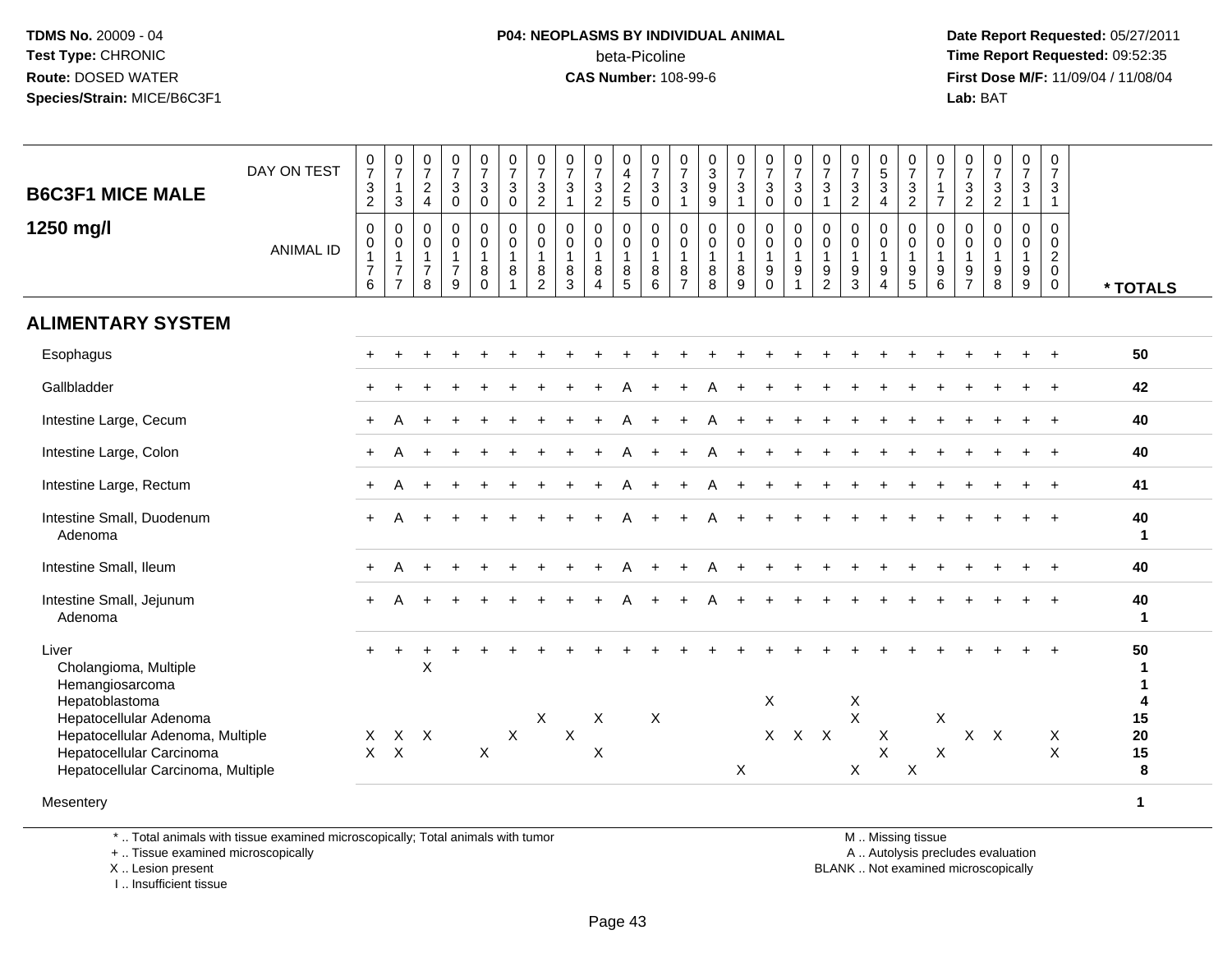TDMS No. 20009 - 04
Test Type: CHRONIC
Route: DOSED WATER
Species/Strain: MICE/B6C3F1

**P04: NEOPLASMS BY INDIVIDUAL ANIMAL**
beta-Picoline
**CAS Number:** 108-99-6

Date Report Requested: 05/27/2011
Time Report Requested: 09:52:35
First Dose M/F: 11/09/04 / 11/08/04
Lab: BAT

| B6C3F1 MICE MALE 1250 mg/l | DAY ON TEST | 0732 | 0713 | 0724 | 0730 | 0730 | 0730 | 0732 | 0731 | 0732 | 0425 | 0730 | 0731 | 0399 | 0731 | 0730 | 0730 | 0731 | 0732 | 0534 | 0732 | 0717 | 0732 | 0732 | 0731 | 0731 | |
|---|---|---|---|---|---|---|---|---|---|---|---|---|---|---|---|---|---|---|---|---|---|---|---|---|---|---|---|
| | ANIMAL ID | 00176 | 00177 | 00178 | 00179 | 00180 | 00181 | 00182 | 00183 | 00184 | 00185 | 00186 | 00187 | 00188 | 00189 | 00190 | 00191 | 00192 | 00193 | 00194 | 00195 | 00196 | 00197 | 00198 | 00199 | 00200 | * TOTALS |
| **ALIMENTARY SYSTEM** | | | | | | | | | | | | | | | | | | | | | | | | | | | |
| Esophagus | | + | + | + | + | + | + | + | + | + | + | + | + | + | + | + | + | + | + | + | + | + | + | + | + | + | 50 |
| Gallbladder | | + | + | + | + | + | + | + | + | + | A | + | + | A | + | + | + | + | + | + | + | + | + | + | + | + | 42 |
| Intestine Large, Cecum | | + | A | + | + | + | + | + | + | + | A | + | + | A | + | + | + | + | + | + | + | + | + | + | + | + | 40 |
| Intestine Large, Colon | | + | A | + | + | + | + | + | + | + | A | + | + | A | + | + | + | + | + | + | + | + | + | + | + | + | 40 |
| Intestine Large, Rectum | | + | A | + | + | + | + | + | + | + | A | + | + | A | + | + | + | + | + | + | + | + | + | + | + | + | 41 |
| Intestine Small, Duodenum | | + | A | + | + | + | + | + | + | + | A | + | + | A | + | + | + | + | + | + | + | + | + | + | + | + | 40 |
| Adenoma | | | | | | | | | | | | | | | | | | | | | | | | | | | 1 |
| Intestine Small, Ileum | | + | A | + | + | + | + | + | + | + | A | + | + | A | + | + | + | + | + | + | + | + | + | + | + | + | 40 |
| Intestine Small, Jejunum | | + | A | + | + | + | + | + | + | + | A | + | + | A | + | + | + | + | + | + | + | + | + | + | + | + | 40 |
| Adenoma | | | | | | | | | | | | | | | | | | | | | | | | | | | 1 |
| Liver | | + | + | + | + | + | + | + | + | + | + | + | + | + | + | + | + | + | + | + | + | + | + | + | + | + | 50 |
| Cholangioma, Multiple | | | | X | | | | | | | | | | | | | | | | | | | | | | | 1 |
| Hemangiosarcoma | | | | | | | | | | | | | | | | | | | | | | | | | | | 1 |
| Hepatoblastoma | | | | | | | | | | | | | | | | X | | | X | | | | | | | | 4 |
| Hepatocellular Adenoma | | | | | | | | X | | X | | X | | | | | | | X | | | X | | | | | 15 |
| Hepatocellular Adenoma, Multiple | | X | X | X | | | X | | X | | | | | | | X | X | X | | X | | | X | X | | X | 20 |
| Hepatocellular Carcinoma | | X | X | | | X | | | | X | | | | | | | | | | X | | X | | | | X | 15 |
| Hepatocellular Carcinoma, Multiple | | | | | | | | | | | | | | | X | | | | X | | X | | | | | | 8 |
| Mesentery | | | | | | | | | | | | | | | | | | | | | | | | | | | 1 |

\* .. Total animals with tissue examined microscopically; Total animals with tumor
\+ .. Tissue examined microscopically
X .. Lesion present
I .. Insufficient tissue

M .. Missing tissue
A .. Autolysis precludes evaluation
BLANK .. Not examined microscopically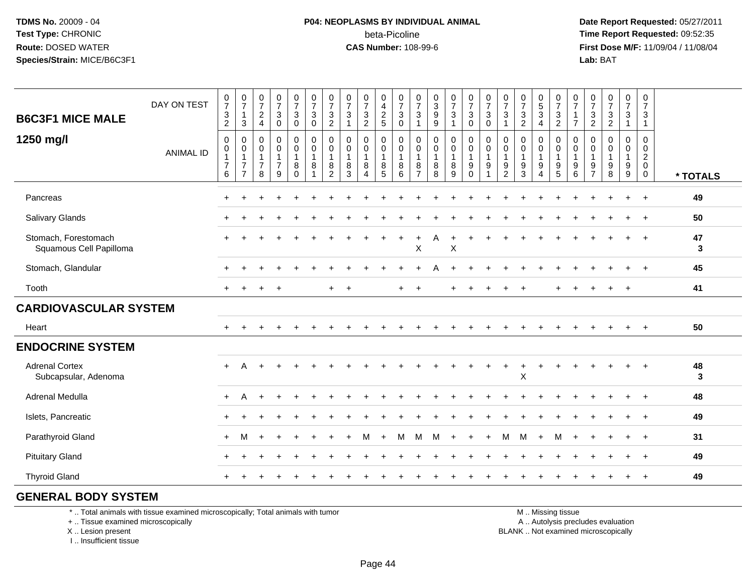**TDMS No.** 20009 - 04
**Test Type:** CHRONIC
**Route:** DOSED WATER
**Species/Strain:** MICE/B6C3F1

**P04: NEOPLASMS BY INDIVIDUAL ANIMAL**
beta-Picoline
**CAS Number:** 108-99-6

**Date Report Requested:** 05/27/2011
**Time Report Requested:** 09:52:35
**First Dose M/F:** 11/09/04 / 11/08/04
**Lab:** BAT

## B6C3F1 MICE MALE 1250 mg/l

| DAY ON TEST | 0732 | 0713 | 0724 | 0730 | 0730 | 0730 | 0732 | 0731 | 0732 | 0425 | 0730 | 0731 | 0399 | 0731 | 0730 | 0730 | 0731 | 0732 | 0534 | 0732 | 0717 | 0732 | 0732 | 0731 | 0731 | |
|---|---|---|---|---|---|---|---|---|---|---|---|---|---|---|---|---|---|---|---|---|---|---|---|---|---|---|
| ANIMAL ID | 00176 | 00177 | 00178 | 00179 | 00180 | 00181 | 00182 | 00183 | 00184 | 00185 | 00186 | 00187 | 00188 | 00189 | 00190 | 00191 | 00192 | 00193 | 00194 | 00195 | 00196 | 00197 | 00198 | 00199 | 00200 | * TOTALS |
| Pancreas | + | + | + | + | + | + | + | + | + | + | + | + | + | + | + | + | + | + | + | + | + | + | + | + | + | 49 |
| Salivary Glands | + | + | + | + | + | + | + | + | + | + | + | + | + | + | + | + | + | + | + | + | + | + | + | + | + | 50 |
| Stomach, Forestomach | + | + | + | + | + | + | + | + | + | + | + | + | A | + | + | + | + | + | + | + | + | + | + | + | + | 47 |
| Squamous Cell Papilloma | | | | | | | | | | | | X | | X | | | | | | | | | | | | 3 |
| Stomach, Glandular | + | + | + | + | + | + | + | + | + | + | + | + | A | + | + | + | + | + | + | + | + | + | + | + | + | 45 |
| Tooth | + | + | + | + | | | + | + | | | + | + | | + | + | + | + | + | | + | + | + | + | + | | 41 |
| **CARDIOVASCULAR SYSTEM** | | | | | | | | | | | | | | | | | | | | | | | | | | |
| Heart | + | + | + | + | + | + | + | + | + | + | + | + | + | + | + | + | + | + | + | + | + | + | + | + | + | 50 |
| **ENDOCRINE SYSTEM** | | | | | | | | | | | | | | | | | | | | | | | | | | |
| Adrenal Cortex | + | A | + | + | + | + | + | + | + | + | + | + | + | + | + | + | + | + | + | + | + | + | + | + | + | 48 |
| Subcapsular, Adenoma | | | | | | | | | | | | | | | | | | X | | | | | | | | 3 |
| Adrenal Medulla | + | A | + | + | + | + | + | + | + | + | + | + | + | + | + | + | + | + | + | + | + | + | + | + | + | 48 |
| Islets, Pancreatic | + | + | + | + | + | + | + | + | + | + | + | + | + | + | + | + | + | + | + | + | + | + | + | + | + | 49 |
| Parathyroid Gland | + | M | + | + | + | + | + | + | M | + | M | M | M | + | + | + | M | M | + | M | + | + | + | + | + | 31 |
| Pituitary Gland | + | + | + | + | + | + | + | + | + | + | + | + | + | + | + | + | + | + | + | + | + | + | + | + | + | 49 |
| Thyroid Gland | + | + | + | + | + | + | + | + | + | + | + | + | + | + | + | + | + | + | + | + | + | + | + | + | + | 49 |
| **GENERAL BODY SYSTEM** | | | | | | | | | | | | | | | | | | | | | | | | | | |

\* .. Total animals with tissue examined microscopically; Total animals with tumor
\+ .. Tissue examined microscopically
X .. Lesion present
I .. Insufficient tissue

M .. Missing tissue
A .. Autolysis precludes evaluation
BLANK .. Not examined microscopically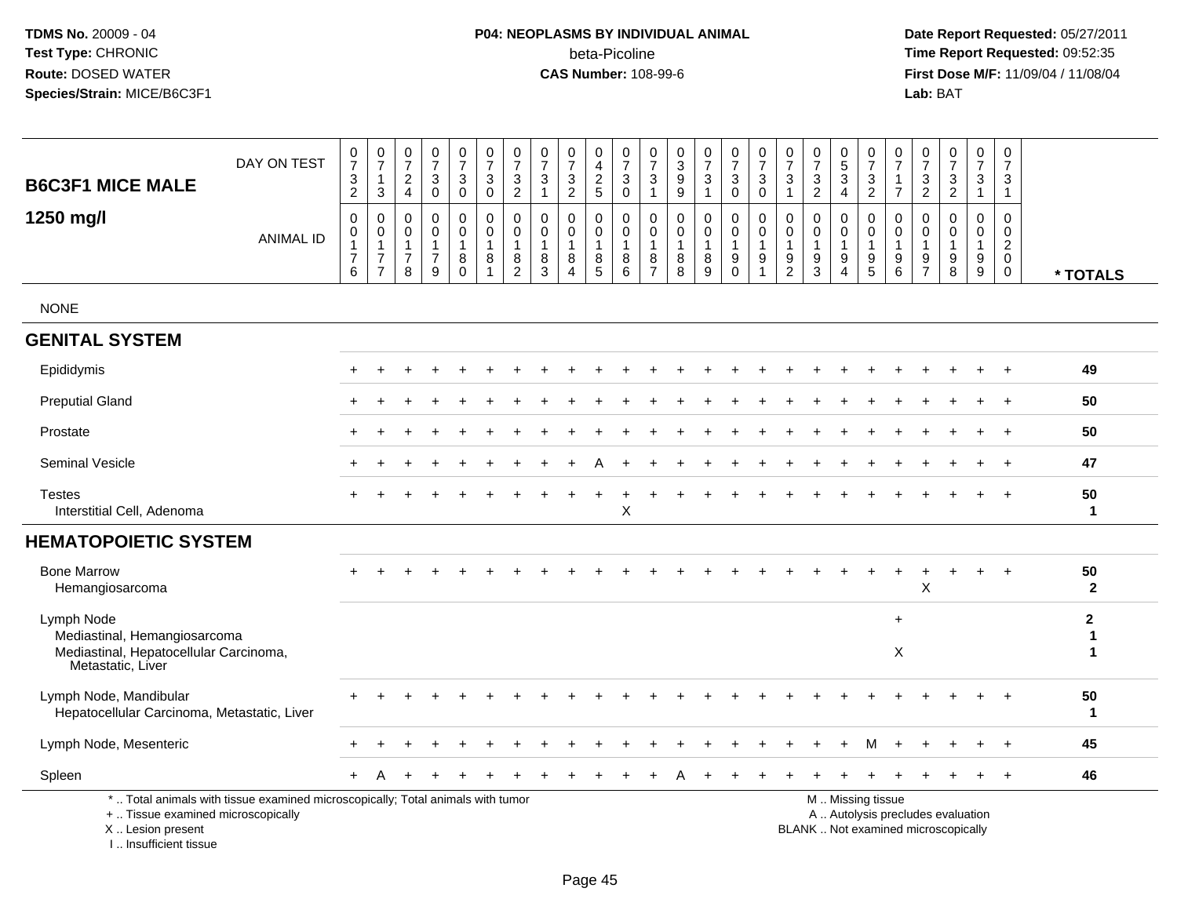TDMS No. 20009 - 04
Test Type: CHRONIC
Route: DOSED WATER
Species/Strain: MICE/B6C3F1

**P04: NEOPLASMS BY INDIVIDUAL ANIMAL**
beta-Picoline
**CAS Number:** 108-99-6

Date Report Requested: 05/27/2011
Time Report Requested: 09:52:35
First Dose M/F: 11/09/04 / 11/08/04
Lab: BAT

**B6C3F1 MICE MALE**
**1250 mg/l**

| DAY ON TEST | 0732 | 0713 | 0724 | 0730 | 0730 | 0730 | 0732 | 0731 | 0732 | 0425 | 0730 | 0731 | 0399 | 0731 | 0730 | 0730 | 0731 | 0732 | 0534 | 0732 | 0717 | 0732 | 0732 | 0731 | 0731 | |
|---|---|---|---|---|---|---|---|---|---|---|---|---|---|---|---|---|---|---|---|---|---|---|---|---|---|---|
| **ANIMAL ID** | 00176 | 00177 | 00178 | 00179 | 00180 | 00181 | 00182 | 00183 | 00184 | 00185 | 00186 | 00187 | 00188 | 00189 | 00190 | 00191 | 00192 | 00193 | 00194 | 00195 | 00196 | 00197 | 00198 | 00199 | 00200 | *** TOTALS** |
| NONE | | | | | | | | | | | | | | | | | | | | | | | | | | |
| **GENITAL SYSTEM** | | | | | | | | | | | | | | | | | | | | | | | | | | |
| Epididymis | + | + | + | + | + | + | + | + | + | + | + | + | + | + | + | + | + | + | + | + | + | + | + | + | + | 49 |
| Preputial Gland | + | + | + | + | + | + | + | + | + | + | + | + | + | + | + | + | + | + | + | + | + | + | + | + | + | 50 |
| Prostate | + | + | + | + | + | + | + | + | + | + | + | + | + | + | + | + | + | + | + | + | + | + | + | + | + | 50 |
| Seminal Vesicle | + | + | + | + | + | + | + | + | + | A | + | + | + | + | + | + | + | + | + | + | + | + | + | + | + | 47 |
| Testes | + | + | + | + | + | + | + | + | + | + | + | + | + | + | + | + | + | + | + | + | + | + | + | + | + | 50 |
| Interstitial Cell, Adenoma | | | | | | | | | | | X | | | | | | | | | | | | | | | 1 |
| **HEMATOPOIETIC SYSTEM** | | | | | | | | | | | | | | | | | | | | | | | | | | |
| Bone Marrow | + | + | + | + | + | + | + | + | + | + | + | + | + | + | + | + | + | + | + | + | + | + | + | + | + | 50 |
| Hemangiosarcoma | | | | | | | | | | | | | | | | | | | | | | X | | | | 2 |
| Lymph Node | | | | | | | | | | | | | | | | | | | | | + | | | | | 2 |
| Mediastinal, Hemangiosarcoma | | | | | | | | | | | | | | | | | | | | | | | | | | 1 |
| Mediastinal, Hepatocellular Carcinoma, Metastatic, Liver | | | | | | | | | | | | | | | | | | | | | X | | | | | 1 |
| Lymph Node, Mandibular | + | + | + | + | + | + | + | + | + | + | + | + | + | + | + | + | + | + | + | + | + | + | + | + | + | 50 |
| Hepatocellular Carcinoma, Metastatic, Liver | | | | | | | | | | | | | | | | | | | | | | | | | | 1 |
| Lymph Node, Mesenteric | + | + | + | + | + | + | + | + | + | + | + | + | + | + | + | + | + | + | + | M | + | + | + | + | + | 45 |
| Spleen | + | A | + | + | + | + | + | + | + | + | + | + | A | + | + | + | + | + | + | + | + | + | + | + | + | 46 |

\* .. Total animals with tissue examined microscopically; Total animals with tumor
\+ .. Tissue examined microscopically
X .. Lesion present
I .. Insufficient tissue

M .. Missing tissue
A .. Autolysis precludes evaluation
BLANK .. Not examined microscopically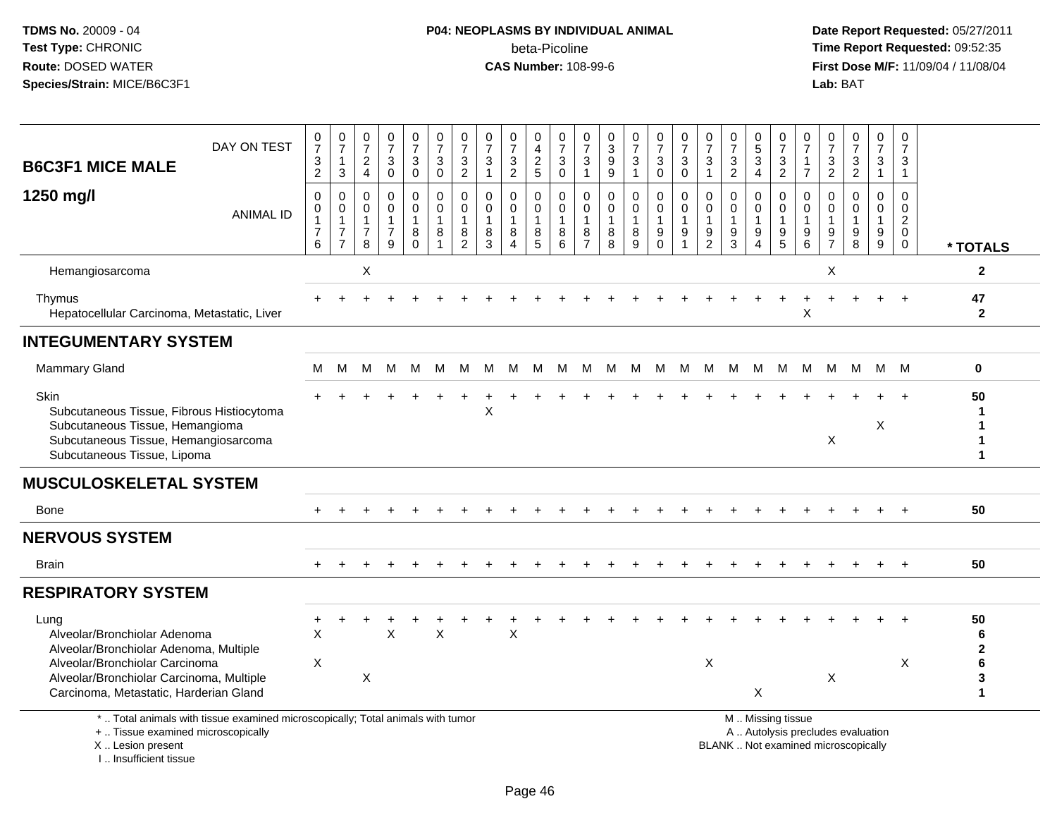TDMS No. 20009 - 04
Test Type: CHRONIC
Route: DOSED WATER
Species/Strain: MICE/B6C3F1

**P04: NEOPLASMS BY INDIVIDUAL ANIMAL**
beta-Picoline
CAS Number: 108-99-6

Date Report Requested: 05/27/2011
Time Report Requested: 09:52:35
First Dose M/F: 11/09/04 / 11/08/04
Lab: BAT

## B6C3F1 MICE MALE 1250 mg/l

| DAY ON TEST | 0732 | 0713 | 0724 | 0730 | 0730 | 0730 | 0732 | 0731 | 0732 | 0425 | 0730 | 0731 | 0399 | 0731 | 0730 | 0730 | 0731 | 0732 | 0534 | 0732 | 0717 | 0732 | 0732 | 0731 | 0731 | |
|---|---|---|---|---|---|---|---|---|---|---|---|---|---|---|---|---|---|---|---|---|---|---|---|---|---|---|
| **ANIMAL ID** | 00176 | 00177 | 00178 | 00179 | 00180 | 00181 | 00182 | 00183 | 00184 | 00185 | 00186 | 00187 | 00188 | 00189 | 00190 | 00191 | 00192 | 00193 | 00194 | 00195 | 00196 | 00197 | 00198 | 00199 | 00200 | *** TOTALS** |
| Hemangiosarcoma | | | X | | | | | | | | | | | | | | | | | | | X | | | | 2 |
| Thymus | + | + | + | + | + | + | + | + | + | + | + | + | + | + | + | + | + | + | + | + | + | + | + | + | + | 47 |
| Hepatocellular Carcinoma, Metastatic, Liver | | | | | | | | | | | | | | | | | | | | | X | | | | | 2 |
| **INTEGUMENTARY SYSTEM** | | | | | | | | | | | | | | | | | | | | | | | | | | |
| Mammary Gland | M | M | M | M | M | M | M | M | M | M | M | M | M | M | M | M | M | M | M | M | M | M | M | M | M | 0 |
| Skin | + | + | + | + | + | + | + | + | + | + | + | + | + | + | + | + | + | + | + | + | + | + | + | + | + | 50 |
| Subcutaneous Tissue, Fibrous Histiocytoma | | | | | | | | X | | | | | | | | | | | | | | | | | | 1 |
| Subcutaneous Tissue, Hemangioma | | | | | | | | | | | | | | | | | | | | | | | | X | | 1 |
| Subcutaneous Tissue, Hemangiosarcoma | | | | | | | | | | | | | | | | | | | | | | X | | | | 1 |
| Subcutaneous Tissue, Lipoma | | | | | | | | | | | | | | | | | | | | | | | | | | 1 |
| **MUSCULOSKELETAL SYSTEM** | | | | | | | | | | | | | | | | | | | | | | | | | | |
| Bone | + | + | + | + | + | + | + | + | + | + | + | + | + | + | + | + | + | + | + | + | + | + | + | + | + | 50 |
| **NERVOUS SYSTEM** | | | | | | | | | | | | | | | | | | | | | | | | | | |
| Brain | + | + | + | + | + | + | + | + | + | + | + | + | + | + | + | + | + | + | + | + | + | + | + | + | + | 50 |
| **RESPIRATORY SYSTEM** | | | | | | | | | | | | | | | | | | | | | | | | | | |
| Lung | + | + | + | + | + | + | + | + | + | + | + | + | + | + | + | + | + | + | + | + | + | + | + | + | + | 50 |
| Alveolar/Bronchiolar Adenoma | X | | | X | | X | | | X | | | | | | | | | | | | | | | | | 6 |
| Alveolar/Bronchiolar Adenoma, Multiple | | | | | | | | | | | | | | | | | | | | | | | | | | 2 |
| Alveolar/Bronchiolar Carcinoma | X | | | | | | | | | | | | | | | | X | | | | | | | | X | 6 |
| Alveolar/Bronchiolar Carcinoma, Multiple | | | X | | | | | | | | | | | | | | | | | | | X | | | | 3 |
| Carcinoma, Metastatic, Harderian Gland | | | | | | | | | | | | | | | | | | | X | | | | | | | 1 |

\* .. Total animals with tissue examined microscopically; Total animals with tumor
\+ .. Tissue examined microscopically
X .. Lesion present
I .. Insufficient tissue

M .. Missing tissue
A .. Autolysis precludes evaluation
BLANK .. Not examined microscopically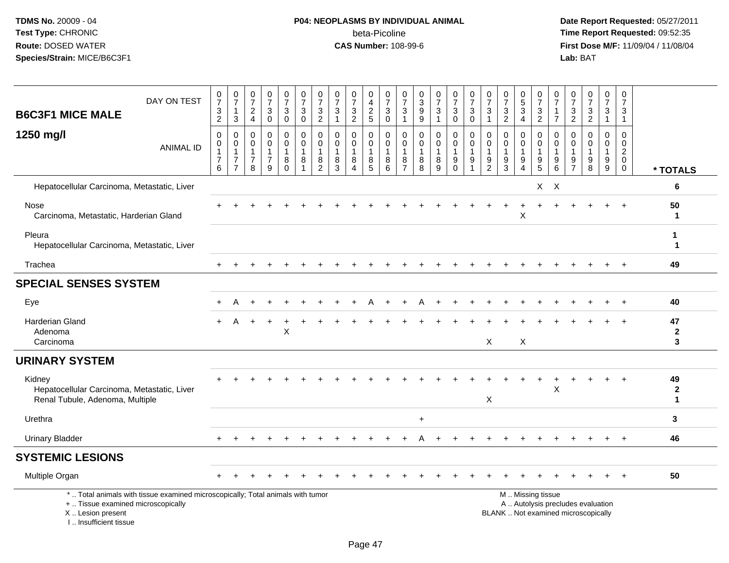**B6C3F1 MICE MALE — 1250 mg/l**

| DAY ON TEST | 0732 | 0713 | 0724 | 0730 | 0730 | 0730 | 0732 | 0731 | 0732 | 0425 | 0730 | 0731 | 0399 | 0731 | 0730 | 0730 | 0731 | 0732 | 0534 | 0732 | 0717 | 0732 | 0732 | 0731 | 0731 | |
|---|---|---|---|---|---|---|---|---|---|---|---|---|---|---|---|---|---|---|---|---|---|---|---|---|---|---|
| **ANIMAL ID** | 0176 | 0177 | 0178 | 0179 | 0180 | 0181 | 0182 | 0183 | 0184 | 0185 | 0186 | 0187 | 0188 | 0189 | 0190 | 0191 | 0192 | 0193 | 0194 | 0195 | 0196 | 0197 | 0198 | 0199 | 0200 | *** TOTALS** |
| Hepatocellular Carcinoma, Metastatic, Liver | | | | | | | | | | | | | | | | | | | | X | X | | | | | 6 |
| Nose | + | + | + | + | + | + | + | + | + | + | + | + | + | + | + | + | + | + | + | + | + | + | + | + | + | 50 |
| Carcinoma, Metastatic, Harderian Gland | | | | | | | | | | | | | | | | | | | X | | | | | | | 1 |
| Pleura | | | | | | | | | | | | | | | | | | | | | | | | | | 1 |
| Hepatocellular Carcinoma, Metastatic, Liver | | | | | | | | | | | | | | | | | | | | | | | | | | 1 |
| Trachea | + | + | + | + | + | + | + | + | + | + | + | + | + | + | + | + | + | + | + | + | + | + | + | + | + | 49 |
| **SPECIAL SENSES SYSTEM** | | | | | | | | | | | | | | | | | | | | | | | | | | |
| Eye | + | A | + | + | + | + | + | + | + | A | + | + | A | + | + | + | + | + | + | + | + | + | + | + | + | 40 |
| Harderian Gland | + | A | + | + | + | + | + | + | + | + | + | + | + | + | + | + | + | + | + | + | + | + | + | + | + | 47 |
| Adenoma | | | | | X | | | | | | | | | | | | | | | | | | | | | 2 |
| Carcinoma | | | | | | | | | | | | | | | | | X | | X | | | | | | | 3 |
| **URINARY SYSTEM** | | | | | | | | | | | | | | | | | | | | | | | | | | |
| Kidney | + | + | + | + | + | + | + | + | + | + | + | + | + | + | + | + | + | + | + | + | + | + | + | + | + | 49 |
| Hepatocellular Carcinoma, Metastatic, Liver | | | | | | | | | | | | | | | | | | | | | X | | | | | 2 |
| Renal Tubule, Adenoma, Multiple | | | | | | | | | | | | | | | | | X | | | | | | | | | 1 |
| Urethra | | | | | | | | | | | | | + | | | | | | | | | | | | | 3 |
| Urinary Bladder | + | + | + | + | + | + | + | + | + | + | + | + | A | + | + | + | + | + | + | + | + | + | + | + | + | 46 |
| **SYSTEMIC LESIONS** | | | | | | | | | | | | | | | | | | | | | | | | | | |
| Multiple Organ | + | + | + | + | + | + | + | + | + | + | + | + | + | + | + | + | + | + | + | + | + | + | + | + | + | 50 |

\* .. Total animals with tissue examined microscopically; Total animals with tumor
\+ .. Tissue examined microscopically
X .. Lesion present
I .. Insufficient tissue

M .. Missing tissue
A .. Autolysis precludes evaluation
BLANK .. Not examined microscopically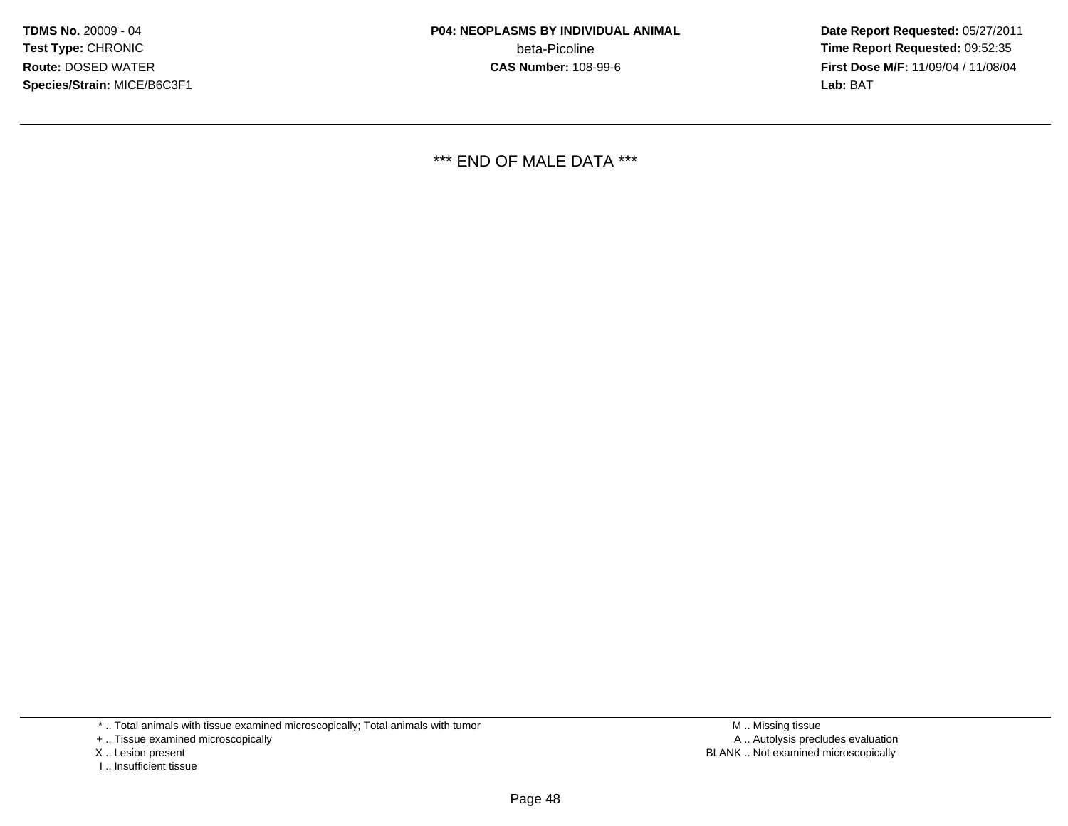*** END OF MALE DATA ***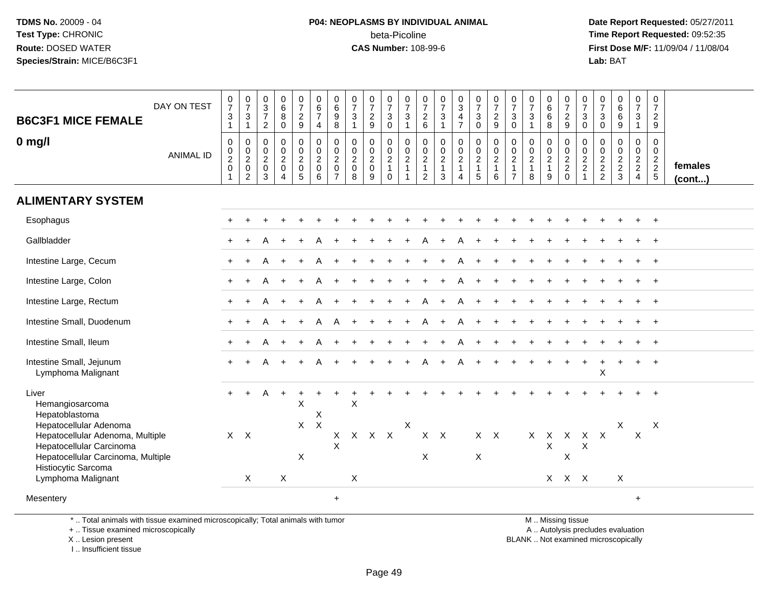TDMS No. 20009 - 04
Test Type: CHRONIC
Route: DOSED WATER
Species/Strain: MICE/B6C3F1

**P04: NEOPLASMS BY INDIVIDUAL ANIMAL**
beta-Picoline
**CAS Number:** 108-99-6

Date Report Requested: 05/27/2011
Time Report Requested: 09:52:35
First Dose M/F: 11/09/04 / 11/08/04
Lab: BAT

**B6C3F1 MICE FEMALE**
**0 mg/l**

| DAY ON TEST | 0731 | 0731 | 0372 | 0680 | 0729 | 0674 | 0698 | 0731 | 0729 | 0730 | 0731 | 0726 | 0731 | 0347 | 0730 | 0729 | 0730 | 0731 | 0668 | 0729 | 0730 | 0730 | 0669 | 0731 | 0729 | |
|---|---|---|---|---|---|---|---|---|---|---|---|---|---|---|---|---|---|---|---|---|---|---|---|---|---|---|
| **ANIMAL ID** | 00201 | 00202 | 00203 | 00204 | 00205 | 00206 | 00207 | 00208 | 00209 | 00210 | 00211 | 00212 | 00213 | 00214 | 00215 | 00216 | 00217 | 00218 | 00219 | 00220 | 00221 | 00222 | 00223 | 00224 | 00225 | **females (cont...)** |
| **ALIMENTARY SYSTEM** | | | | | | | | | | | | | | | | | | | | | | | | | | |
| Esophagus | + | + | + | + | + | + | + | + | + | + | + | + | + | + | + | + | + | + | + | + | + | + | + | + | + | |
| Gallbladder | + | + | A | + | + | A | + | + | + | + | + | A | + | A | + | + | + | + | + | + | + | + | + | + | + | |
| Intestine Large, Cecum | + | + | A | + | + | A | + | + | + | + | + | + | + | A | + | + | + | + | + | + | + | + | + | + | + | |
| Intestine Large, Colon | + | + | A | + | + | A | + | + | + | + | + | + | + | A | + | + | + | + | + | + | + | + | + | + | + | |
| Intestine Large, Rectum | + | + | A | + | + | A | + | + | + | + | + | A | + | A | + | + | + | + | + | + | + | + | + | + | + | |
| Intestine Small, Duodenum | + | + | A | + | + | A | A | + | + | + | + | A | + | A | + | + | + | + | + | + | + | + | + | + | + | |
| Intestine Small, Ileum | + | + | A | + | + | A | + | + | + | + | + | + | + | A | + | + | + | + | + | + | + | + | + | + | + | |
| Intestine Small, Jejunum | + | + | A | + | + | A | + | + | + | + | + | A | + | A | + | + | + | + | + | + | + | + | + | + | + | |
| Lymphoma Malignant | | | | | | | | | | | | | | | | | | | | | | X | | | | |
| Liver | + | + | A | + | + | + | + | + | + | + | + | + | + | + | + | + | + | + | + | + | + | + | + | + | + | |
| Hemangiosarcoma | | | | | X | | | X | | | | | | | | | | | | | | | | | | |
| Hepatoblastoma | | | | | | X | | | | | | | | | | | | | | | | | | | | |
| Hepatocellular Adenoma | | | | | X | X | | | | | X | | | | | | | | | | | | X | | X | |
| Hepatocellular Adenoma, Multiple | X | X | | | | | X | X | X | X | | X | X | | X | X | | X | X | X | X | X | | X | | |
| Hepatocellular Carcinoma | | | | | | | X | | | | | | | | | | | | X | | X | | | | | |
| Hepatocellular Carcinoma, Multiple | | | | | X | | | | | | | X | | | X | | | | | X | | | | | | |
| Histiocytic Sarcoma | | | | | | | | | | | | | | | | | | | | | | | | | | |
| Lymphoma Malignant | | X | | X | | | | X | | | | | | | | | | | X | X | X | | X | | | |
| Mesentery | | | | | | | + | | | | | | | | | | | | | | | | | + | | |

\* .. Total animals with tissue examined microscopically; Total animals with tumor
\+ .. Tissue examined microscopically
X .. Lesion present
I .. Insufficient tissue

M .. Missing tissue
A .. Autolysis precludes evaluation
BLANK .. Not examined microscopically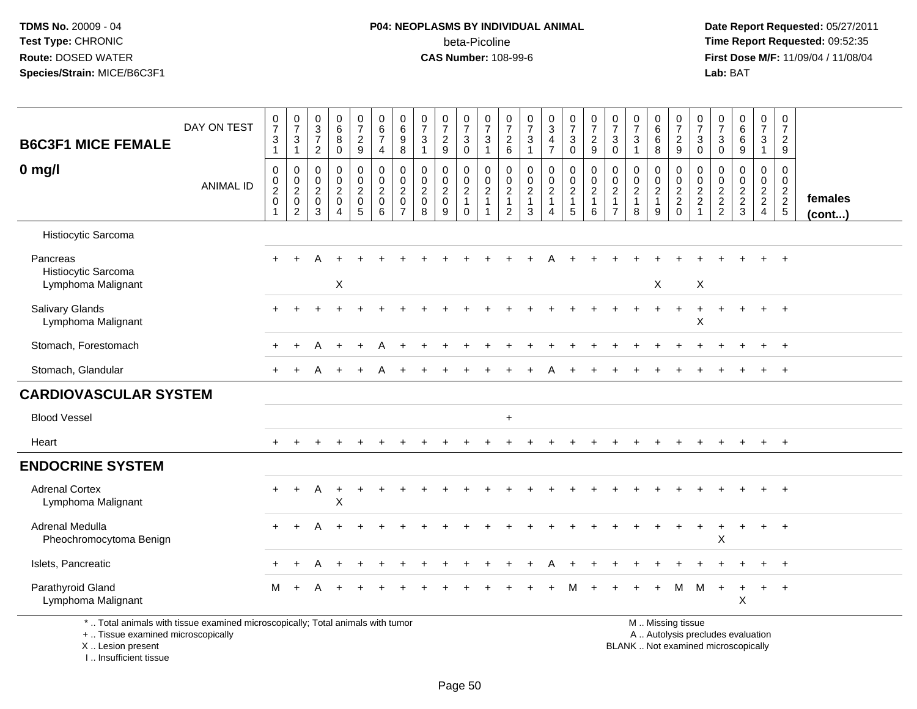**TDMS No.** 20009 - 04
**Test Type:** CHRONIC
**Route:** DOSED WATER
**Species/Strain:** MICE/B6C3F1

**P04: NEOPLASMS BY INDIVIDUAL ANIMAL**
beta-Picoline
**CAS Number:** 108-99-6

**Date Report Requested:** 05/27/2011
**Time Report Requested:** 09:52:35
**First Dose M/F:** 11/09/04 / 11/08/04
**Lab:** BAT

| B6C3F1 MICE FEMALE 0 mg/l | DAY ON TEST | 0731 | 0731 | 0372 | 0680 | 0729 | 0674 | 0698 | 0731 | 0729 | 0730 | 0731 | 0726 | 0731 | 0347 | 0730 | 0729 | 0730 | 0731 | 0668 | 0729 | 0730 | 0730 | 0669 | 0731 | 0729 | |
|---|---|---|---|---|---|---|---|---|---|---|---|---|---|---|---|---|---|---|---|---|---|---|---|---|---|---|---|
| | ANIMAL ID | 00201 | 00202 | 00203 | 00204 | 00205 | 00206 | 00207 | 00208 | 00209 | 00210 | 00211 | 00212 | 00213 | 00214 | 00215 | 00216 | 00217 | 00218 | 00219 | 00220 | 00221 | 00222 | 00223 | 00224 | 00225 | females (cont...) |
| Histiocytic Sarcoma | | | | | | | | | | | | | | | | | | | | | | | | | | | |
| Pancreas | | + | + | A | + | + | + | + | + | + | + | + | + | + | A | + | + | + | + | + | + | + | + | + | + | + | |
| Histiocytic Sarcoma | | | | | | | | | | | | | | | | | | | | | | | | | | | |
| Lymphoma Malignant | | | | | X | | | | | | | | | | | | | | | X | | X | | | | | |
| Salivary Glands | | + | + | + | + | + | + | + | + | + | + | + | + | + | + | + | + | + | + | + | + | + | + | + | + | + | |
| Lymphoma Malignant | | | | | | | | | | | | | | | | | | | | | | X | | | | | |
| Stomach, Forestomach | | + | + | A | + | + | A | + | + | + | + | + | + | + | + | + | + | + | + | + | + | + | + | + | + | + | |
| Stomach, Glandular | | + | + | A | + | + | A | + | + | + | + | + | + | + | A | + | + | + | + | + | + | + | + | + | + | + | |
| **CARDIOVASCULAR SYSTEM** | | | | | | | | | | | | | | | | | | | | | | | | | | | |
| Blood Vessel | | | | | | | | | | | | | + | | | | | | | | | | | | | | |
| Heart | | + | + | + | + | + | + | + | + | + | + | + | + | + | + | + | + | + | + | + | + | + | + | + | + | + | |
| **ENDOCRINE SYSTEM** | | | | | | | | | | | | | | | | | | | | | | | | | | | |
| Adrenal Cortex | | + | + | A | + | + | + | + | + | + | + | + | + | + | + | + | + | + | + | + | + | + | + | + | + | + | |
| Lymphoma Malignant | | | | | X | | | | | | | | | | | | | | | | | | | | | | |
| Adrenal Medulla | | + | + | A | + | + | + | + | + | + | + | + | + | + | + | + | + | + | + | + | + | + | + | + | + | + | |
| Pheochromocytoma Benign | | | | | | | | | | | | | | | | | | | | | | | X | | | | |
| Islets, Pancreatic | | + | + | A | + | + | + | + | + | + | + | + | + | + | A | + | + | + | + | + | + | + | + | + | + | + | |
| Parathyroid Gland | | M | + | A | + | + | + | + | + | + | + | + | + | + | + | M | + | + | + | + | M | M | + | + | + | + | |
| Lymphoma Malignant | | | | | | | | | | | | | | | | | | | | | | | | X | | | |

\* .. Total animals with tissue examined microscopically; Total animals with tumor
\+ .. Tissue examined microscopically
X .. Lesion present
I .. Insufficient tissue

M .. Missing tissue
A .. Autolysis precludes evaluation
BLANK .. Not examined microscopically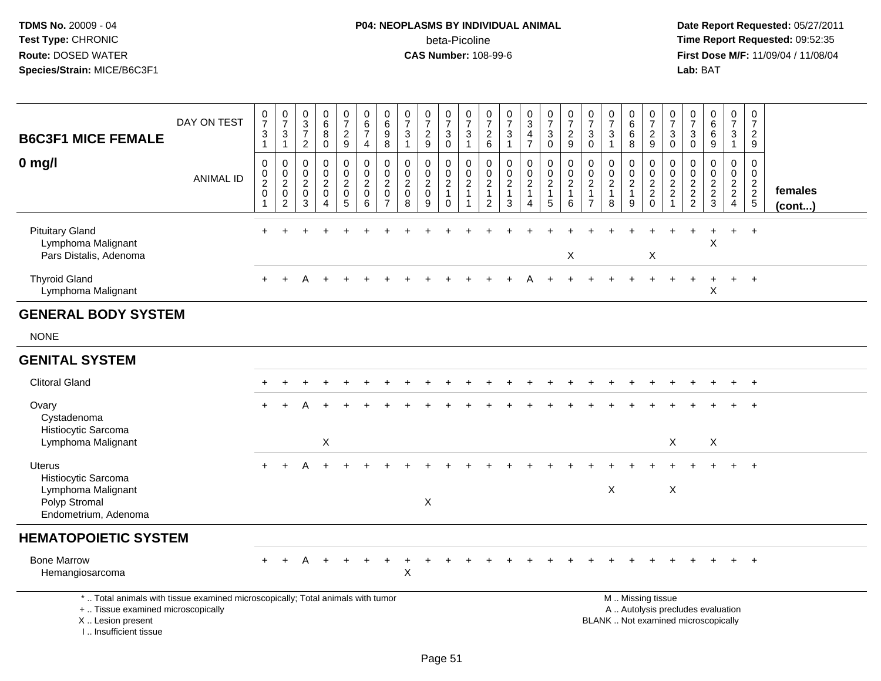**TDMS No.** 20009 - 04
**Test Type:** CHRONIC
**Route:** DOSED WATER
**Species/Strain:** MICE/B6C3F1

**P04: NEOPLASMS BY INDIVIDUAL ANIMAL**
beta-Picoline
**CAS Number:** 108-99-6

**Date Report Requested:** 05/27/2011
**Time Report Requested:** 09:52:35
**First Dose M/F:** 11/09/04 / 11/08/04
**Lab:** BAT

| B6C3F1 MICE FEMALE 0 mg/l | DAY ON TEST | 0731 | 0731 | 0372 | 0680 | 0729 | 0674 | 0698 | 0731 | 0729 | 0730 | 0731 | 0726 | 0731 | 0347 | 0730 | 0729 | 0730 | 0731 | 0668 | 0729 | 0730 | 0730 | 0669 | 0731 | 0729 | |
|---|---|---|---|---|---|---|---|---|---|---|---|---|---|---|---|---|---|---|---|---|---|---|---|---|---|---|---|
| | ANIMAL ID | 00201 | 00202 | 00203 | 00204 | 00205 | 00206 | 00207 | 00208 | 00209 | 00210 | 00211 | 00212 | 00213 | 00214 | 00215 | 00216 | 00217 | 00218 | 00219 | 00220 | 00221 | 00222 | 00223 | 00224 | 00225 | females (cont...) |
| Pituitary Gland | | + | + | + | + | + | + | + | + | + | + | + | + | + | + | + | + | + | + | + | + | + | + | + | + | + | |
| Lymphoma Malignant | | | | | | | | | | | | | | | | | | | | | | | | X | | | |
| Pars Distalis, Adenoma | | | | | | | | | | | | | | | | | X | | | | X | | | | | | |
| Thyroid Gland | | + | + | A | + | + | + | + | + | + | + | + | + | + | A | + | + | + | + | + | + | + | + | + | + | + | |
| Lymphoma Malignant | | | | | | | | | | | | | | | | | | | | | | | | X | | | |
| **GENERAL BODY SYSTEM** | | | | | | | | | | | | | | | | | | | | | | | | | | | |
| NONE | | | | | | | | | | | | | | | | | | | | | | | | | | | |
| **GENITAL SYSTEM** | | | | | | | | | | | | | | | | | | | | | | | | | | | |
| Clitoral Gland | | + | + | + | + | + | + | + | + | + | + | + | + | + | + | + | + | + | + | + | + | + | + | + | + | + | |
| Ovary | | + | + | A | + | + | + | + | + | + | + | + | + | + | + | + | + | + | + | + | + | + | + | + | + | + | |
| Cystadenoma | | | | | | | | | | | | | | | | | | | | | | | | | | | |
| Histiocytic Sarcoma | | | | | | | | | | | | | | | | | | | | | | | | | | | |
| Lymphoma Malignant | | | | | X | | | | | | | | | | | | | | | | | X | | X | | | |
| Uterus | | + | + | A | + | + | + | + | + | + | + | + | + | + | + | + | + | + | + | + | + | + | + | + | + | + | |
| Histiocytic Sarcoma | | | | | | | | | | | | | | | | | | | | | | | | | | | |
| Lymphoma Malignant | | | | | | | | | | | | | | | | | | | X | | | X | | | | | |
| Polyp Stromal | | | | | | | | | | X | | | | | | | | | | | | | | | | | |
| Endometrium, Adenoma | | | | | | | | | | | | | | | | | | | | | | | | | | | |
| **HEMATOPOIETIC SYSTEM** | | | | | | | | | | | | | | | | | | | | | | | | | | | |
| Bone Marrow | | + | + | A | + | + | + | + | + | + | + | + | + | + | + | + | + | + | + | + | + | + | + | + | + | + | |
| Hemangiosarcoma | | | | | | | | | X | | | | | | | | | | | | | | | | | | |

\* .. Total animals with tissue examined microscopically; Total animals with tumor
\+ .. Tissue examined microscopically
X .. Lesion present
I .. Insufficient tissue

M .. Missing tissue
A .. Autolysis precludes evaluation
BLANK .. Not examined microscopically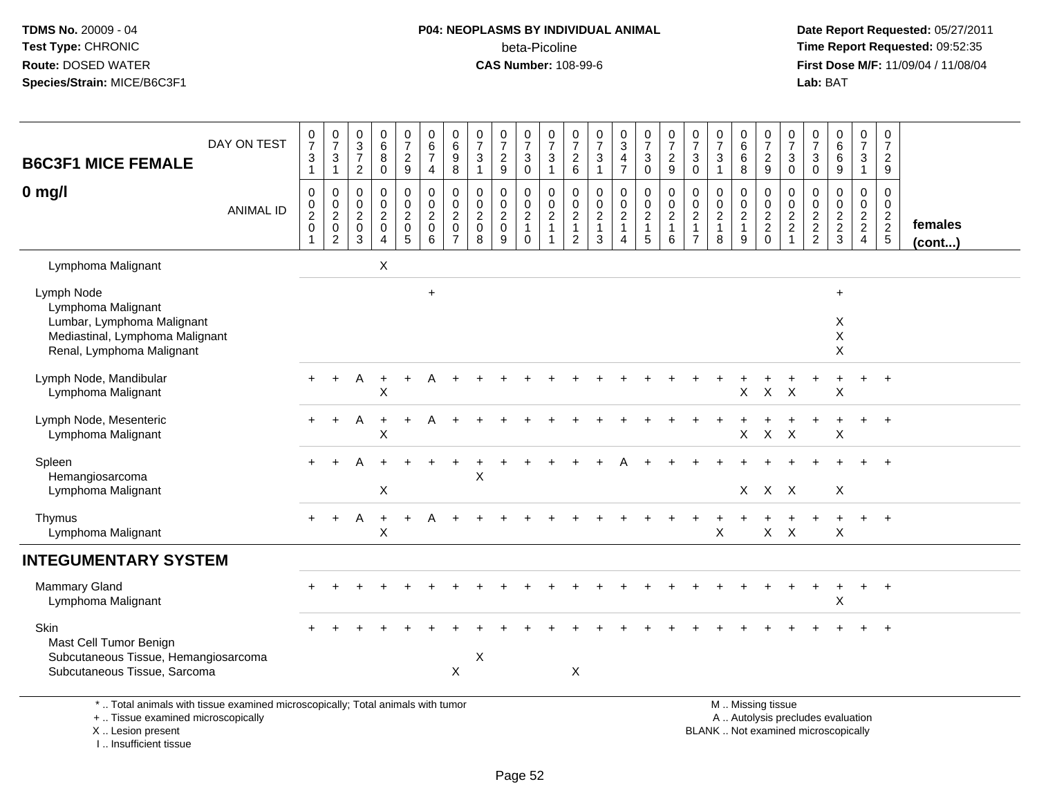**TDMS No.** 20009 - 04
**Test Type:** CHRONIC
**Route:** DOSED WATER
**Species/Strain:** MICE/B6C3F1

**P04: NEOPLASMS BY INDIVIDUAL ANIMAL**
beta-Picoline
**CAS Number:** 108-99-6

**Date Report Requested:** 05/27/2011
**Time Report Requested:** 09:52:35
**First Dose M/F:** 11/09/04 / 11/08/04
**Lab:** BAT

| B6C3F1 MICE FEMALE 0 mg/l | | | | | | | | | | | | | | | | | | | | | | | | | | |
|---|---|---|---|---|---|---|---|---|---|---|---|---|---|---|---|---|---|---|---|---|---|---|---|---|---|---|
| DAY ON TEST | 0731 | 0731 | 0372 | 0680 | 0729 | 0674 | 0698 | 0731 | 0729 | 0730 | 0731 | 0726 | 0731 | 0347 | 0730 | 0729 | 0730 | 0731 | 0668 | 0729 | 0730 | 0730 | 0669 | 0731 | 0729 | |
| ANIMAL ID | 00201 | 00202 | 00203 | 00204 | 00205 | 00206 | 00207 | 00208 | 00209 | 00210 | 00211 | 00212 | 00213 | 00214 | 00215 | 00216 | 00217 | 00218 | 00219 | 00220 | 00221 | 00222 | 00223 | 00224 | 00225 | **females (cont...)** |
| Lymphoma Malignant | | | | X | | | | | | | | | | | | | | | | | | | | | | |
| Lymph Node | | | | | | + | | | | | | | | | | | | | | | | | + | | | |
| Lymphoma Malignant | | | | | | | | | | | | | | | | | | | | | | | | | | |
| Lumbar, Lymphoma Malignant | | | | | | | | | | | | | | | | | | | | | | | X | | | |
| Mediastinal, Lymphoma Malignant | | | | | | | | | | | | | | | | | | | | | | | X | | | |
| Renal, Lymphoma Malignant | | | | | | | | | | | | | | | | | | | | | | | X | | | |
| Lymph Node, Mandibular | + | + | A | + | + | A | + | + | + | + | + | + | + | + | + | + | + | + | + | + | + | + | + | + | + | |
| Lymphoma Malignant | | | | X | | | | | | | | | | | | | | | X | X | X | | X | | | |
| Lymph Node, Mesenteric | + | + | A | + | + | A | + | + | + | + | + | + | + | + | + | + | + | + | + | + | + | + | + | + | + | |
| Lymphoma Malignant | | | | X | | | | | | | | | | | | | | | X | X | X | | X | | | |
| Spleen | + | + | A | + | + | + | + | + | + | + | + | + | + | A | + | + | + | + | + | + | + | + | + | + | + | |
| Hemangiosarcoma | | | | | | | | X | | | | | | | | | | | | | | | | | | |
| Lymphoma Malignant | | | | X | | | | | | | | | | | | | | | X | X | X | | X | | | |
| Thymus | + | + | A | + | + | A | + | + | + | + | + | + | + | + | + | + | + | + | + | + | + | + | + | + | + | |
| Lymphoma Malignant | | | | X | | | | | | | | | | | | | | X | | X | X | | X | | | |
| **INTEGUMENTARY SYSTEM** | | | | | | | | | | | | | | | | | | | | | | | | | | |
| Mammary Gland | + | + | + | + | + | + | + | + | + | + | + | + | + | + | + | + | + | + | + | + | + | + | + | + | + | |
| Lymphoma Malignant | | | | | | | | | | | | | | | | | | | | | | | X | | | |
| Skin | + | + | + | + | + | + | + | + | + | + | + | + | + | + | + | + | + | + | + | + | + | + | + | + | + | |
| Mast Cell Tumor Benign | | | | | | | | | | | | | | | | | | | | | | | | | | |
| Subcutaneous Tissue, Hemangiosarcoma | | | | | | | | X | | | | | | | | | | | | | | | | | | |
| Subcutaneous Tissue, Sarcoma | | | | | | | X | | | | | X | | | | | | | | | | | | | | |

\* .. Total animals with tissue examined microscopically; Total animals with tumor
\+ .. Tissue examined microscopically
X .. Lesion present
I .. Insufficient tissue

M .. Missing tissue
A .. Autolysis precludes evaluation
BLANK .. Not examined microscopically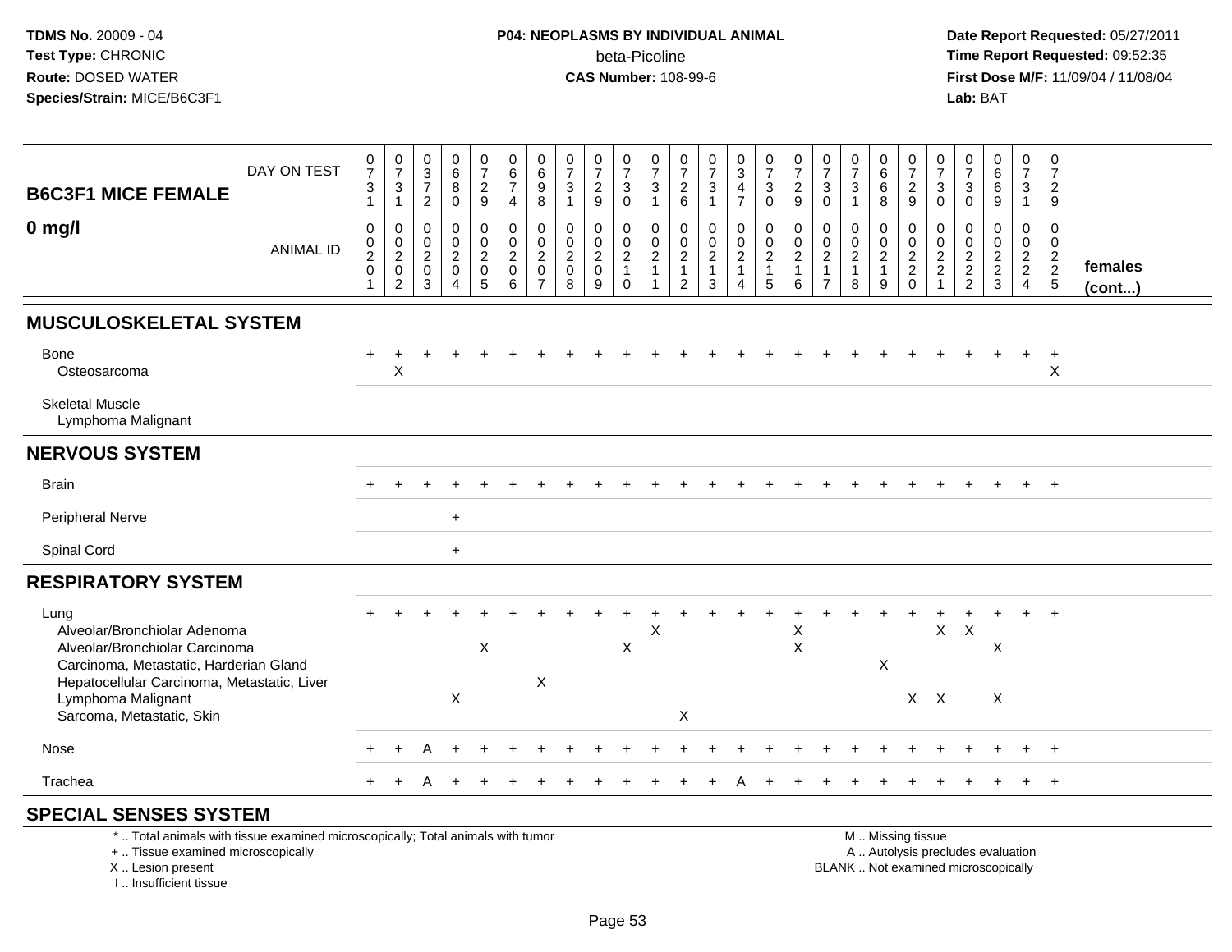## B6C3F1 MICE FEMALE

## 0 mg/l

| DAY ON TEST | 0731 | 0731 | 0372 | 0680 | 0729 | 0674 | 0698 | 0731 | 0729 | 0730 | 0731 | 0726 | 0731 | 0347 | 0730 | 0729 | 0730 | 0731 | 0668 | 0729 | 0730 | 0730 | 0669 | 0731 | 0729 | |
|---|---|---|---|---|---|---|---|---|---|---|---|---|---|---|---|---|---|---|---|---|---|---|---|---|---|---|
| **ANIMAL ID** | 00201 | 00202 | 00203 | 00204 | 00205 | 00206 | 00207 | 00208 | 00209 | 00210 | 00211 | 00212 | 00213 | 00214 | 00215 | 00216 | 00217 | 00218 | 00219 | 00220 | 00221 | 00222 | 00223 | 00224 | 00225 | **females (cont...)** |
| **MUSCULOSKELETAL SYSTEM** | | | | | | | | | | | | | | | | | | | | | | | | | | |
| Bone | + | + | + | + | + | + | + | + | + | + | + | + | + | + | + | + | + | + | + | + | + | + | + | + | + | |
| Osteosarcoma | | X | | | | | | | | | | | | | | | | | | | | | | | X | |
| Skeletal Muscle | | | | | | | | | | | | | | | | | | | | | | | | | | |
| Lymphoma Malignant | | | | | | | | | | | | | | | | | | | | | | | | | | |
| **NERVOUS SYSTEM** | | | | | | | | | | | | | | | | | | | | | | | | | | |
| Brain | + | + | + | + | + | + | + | + | + | + | + | + | + | + | + | + | + | + | + | + | + | + | + | + | + | |
| Peripheral Nerve | | | | + | | | | | | | | | | | | | | | | | | | | | | |
| Spinal Cord | | | | + | | | | | | | | | | | | | | | | | | | | | | |
| **RESPIRATORY SYSTEM** | | | | | | | | | | | | | | | | | | | | | | | | | | |
| Lung | + | + | + | + | + | + | + | + | + | + | + | + | + | + | + | + | + | + | + | + | + | + | + | + | + | |
| Alveolar/Bronchiolar Adenoma | | | | | | | | | | | X | | | | | X | | | | | X | X | | | | |
| Alveolar/Bronchiolar Carcinoma | | | | | X | | | | | X | | | | | | X | | | | | | | X | | | |
| Carcinoma, Metastatic, Harderian Gland | | | | | | | | | | | | | | | | | | | X | | | | | | | |
| Hepatocellular Carcinoma, Metastatic, Liver | | | | | | | X | | | | | | | | | | | | | | | | | | | |
| Lymphoma Malignant | | | | X | | | | | | | | | | | | | | | | X | X | | X | | | |
| Sarcoma, Metastatic, Skin | | | | | | | | | | | | X | | | | | | | | | | | | | | |
| Nose | + | + | A | + | + | + | + | + | + | + | + | + | + | + | + | + | + | + | + | + | + | + | + | + | + | |
| Trachea | + | + | A | + | + | + | + | + | + | + | + | + | + | A | + | + | + | + | + | + | + | + | + | + | + | |
| **SPECIAL SENSES SYSTEM** | | | | | | | | | | | | | | | | | | | | | | | | | | |

* .. Total animals with tissue examined microscopically; Total animals with tumor
+ .. Tissue examined microscopically
X .. Lesion present
I .. Insufficient tissue

M .. Missing tissue
A .. Autolysis precludes evaluation
BLANK .. Not examined microscopically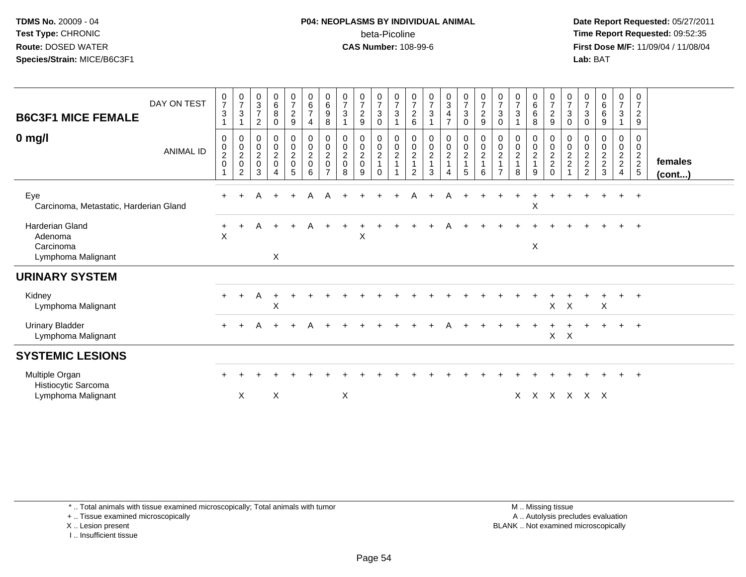**TDMS No.** 20009 - 04
**Test Type:** CHRONIC
**Route:** DOSED WATER
**Species/Strain:** MICE/B6C3F1

**P04: NEOPLASMS BY INDIVIDUAL ANIMAL**
beta-Picoline
**CAS Number:** 108-99-6

**Date Report Requested:** 05/27/2011
**Time Report Requested:** 09:52:35
**First Dose M/F:** 11/09/04 / 11/08/04
**Lab:** BAT

| B6C3F1 MICE FEMALE 0 mg/l | | | | | | | | | | | | | | | | | | | | | | | | | | |
|---|---|---|---|---|---|---|---|---|---|---|---|---|---|---|---|---|---|---|---|---|---|---|---|---|---|---|
| DAY ON TEST | 0731 | 0731 | 0372 | 0680 | 0729 | 0674 | 0698 | 0731 | 0729 | 0730 | 0731 | 0726 | 0731 | 0347 | 0730 | 0729 | 0730 | 0731 | 0668 | 0729 | 0730 | 0730 | 0669 | 0731 | 0729 | |
| ANIMAL ID | 0020 1 | 0020 2 | 0020 3 | 0020 4 | 0020 5 | 0020 6 | 0020 7 | 0020 8 | 0020 9 | 0021 0 | 0021 1 | 0021 2 | 0021 3 | 0021 4 | 0021 5 | 0021 6 | 0021 7 | 0021 8 | 0021 9 | 0022 0 | 0022 1 | 0022 2 | 0022 3 | 0022 4 | 0022 5 | females (cont...) |
| Eye | + | + | A | + | + | A | A | + | + | + | + | A | + | A | + | + | + | + | + | + | + | + | + | + | + | |
| Carcinoma, Metastatic, Harderian Gland | | | | | | | | | | | | | | | | | | | X | | | | | | | |
| Harderian Gland | + | + | A | + | + | A | + | + | + | + | + | + | + | A | + | + | + | + | + | + | + | + | + | + | + | |
| Adenoma | X | | | | | | | | X | | | | | | | | | | | | | | | | | |
| Carcinoma | | | | | | | | | | | | | | | | | | | X | | | | | | | |
| Lymphoma Malignant | | | | X | | | | | | | | | | | | | | | | | | | | | | |
| **URINARY SYSTEM** | | | | | | | | | | | | | | | | | | | | | | | | | | |
| Kidney | + | + | A | + | + | + | + | + | + | + | + | + | + | + | + | + | + | + | + | + | + | + | + | + | + | |
| Lymphoma Malignant | | | | X | | | | | | | | | | | | | | | | X | X | | X | | | |
| Urinary Bladder | + | + | A | + | + | A | + | + | + | + | + | + | + | A | + | + | + | + | + | + | + | + | + | + | + | |
| Lymphoma Malignant | | | | | | | | | | | | | | | | | | | | X | X | | | | | |
| **SYSTEMIC LESIONS** | | | | | | | | | | | | | | | | | | | | | | | | | | |
| Multiple Organ | + | + | + | + | + | + | + | + | + | + | + | + | + | + | + | + | + | + | + | + | + | + | + | + | + | |
| Histiocytic Sarcoma | | | | | | | | | | | | | | | | | | | | | | | | | | |
| Lymphoma Malignant | | X | | X | | | | X | | | | | | | | | | X | X | X | X | X | X | | | |

\* .. Total animals with tissue examined microscopically; Total animals with tumor
\+ .. Tissue examined microscopically
X .. Lesion present
I .. Insufficient tissue

M .. Missing tissue
A .. Autolysis precludes evaluation
BLANK .. Not examined microscopically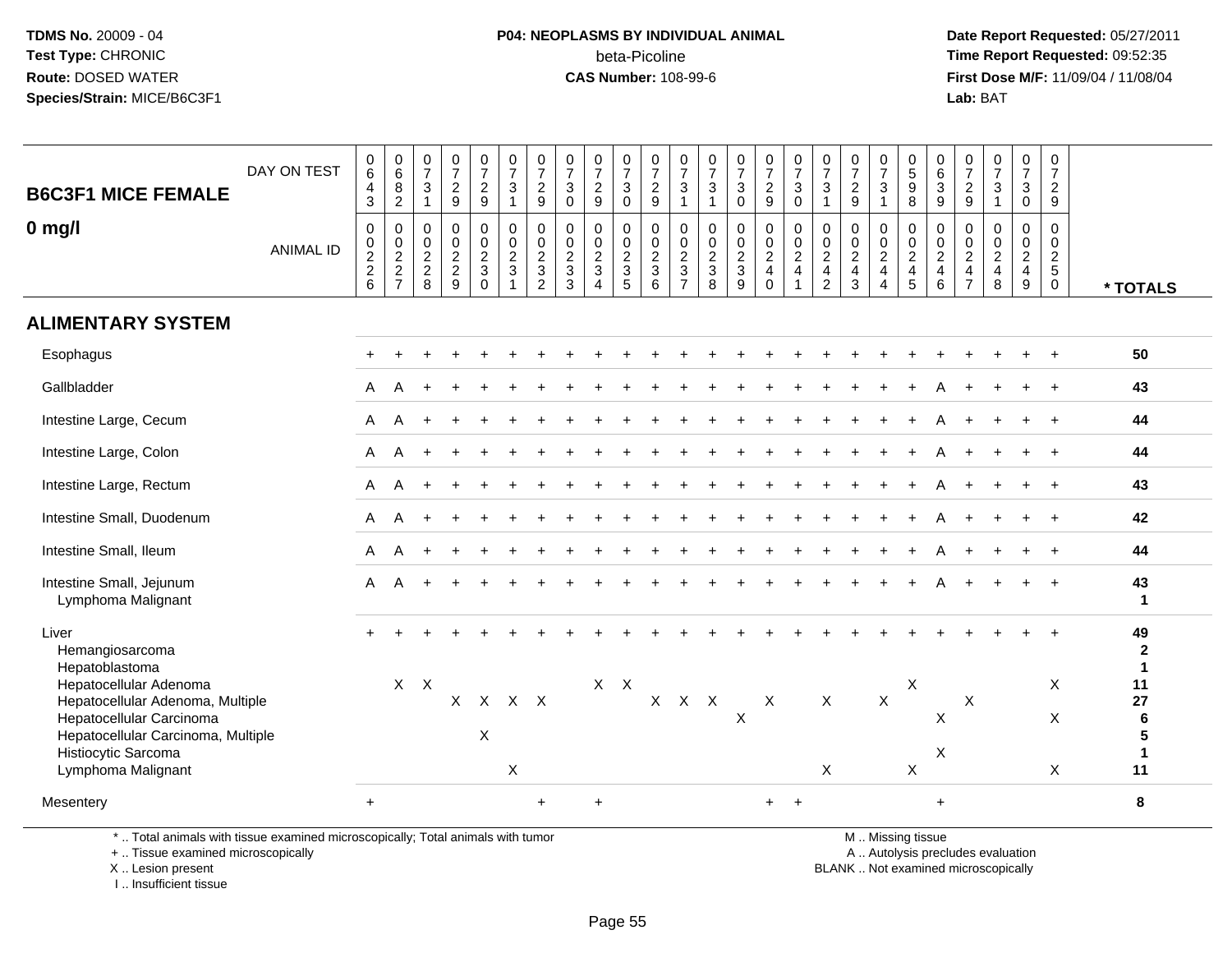**TDMS No.** 20009 - 04
**Test Type:** CHRONIC
**Route:** DOSED WATER
**Species/Strain:** MICE/B6C3F1

**P04: NEOPLASMS BY INDIVIDUAL ANIMAL**
beta-Picoline
**CAS Number:** 108-99-6

**Date Report Requested:** 05/27/2011
**Time Report Requested:** 09:52:35
**First Dose M/F:** 11/09/04 / 11/08/04
**Lab:** BAT

## B6C3F1 MICE FEMALE

## 0 mg/l

| DAY ON TEST | 0643 | 0682 | 0731 | 0729 | 0729 | 0731 | 0729 | 0730 | 0729 | 0730 | 0729 | 0731 | 0731 | 0730 | 0729 | 0730 | 0731 | 0729 | 0731 | 0598 | 0639 | 0729 | 0731 | 0730 | 0729 | |
|---|---|---|---|---|---|---|---|---|---|---|---|---|---|---|---|---|---|---|---|---|---|---|---|---|---|---|
| **ANIMAL ID** | 0226 | 0227 | 0228 | 0229 | 0230 | 0231 | 0232 | 0233 | 0234 | 0235 | 0236 | 0237 | 0238 | 0239 | 0240 | 0241 | 0242 | 0243 | 0244 | 0245 | 0246 | 0247 | 0248 | 0249 | 0250 | *** TOTALS** |
| **ALIMENTARY SYSTEM** | | | | | | | | | | | | | | | | | | | | | | | | | | |
| Esophagus | + | + | + | + | + | + | + | + | + | + | + | + | + | + | + | + | + | + | + | + | + | + | + | + | + | 50 |
| Gallbladder | A | A | + | + | + | + | + | + | + | + | + | + | + | + | + | + | + | + | + | + | A | + | + | + | + | 43 |
| Intestine Large, Cecum | A | A | + | + | + | + | + | + | + | + | + | + | + | + | + | + | + | + | + | + | A | + | + | + | + | 44 |
| Intestine Large, Colon | A | A | + | + | + | + | + | + | + | + | + | + | + | + | + | + | + | + | + | + | A | + | + | + | + | 44 |
| Intestine Large, Rectum | A | A | + | + | + | + | + | + | + | + | + | + | + | + | + | + | + | + | + | + | A | + | + | + | + | 43 |
| Intestine Small, Duodenum | A | A | + | + | + | + | + | + | + | + | + | + | + | + | + | + | + | + | + | + | A | + | + | + | + | 42 |
| Intestine Small, Ileum | A | A | + | + | + | + | + | + | + | + | + | + | + | + | + | + | + | + | + | + | A | + | + | + | + | 44 |
| Intestine Small, Jejunum | A | A | + | + | + | + | + | + | + | + | + | + | + | + | + | + | + | + | + | + | A | + | + | + | + | 43 |
| Lymphoma Malignant | | | | | | | | | | | | | | | | | | | | | | | | | | 1 |
| Liver | + | + | + | + | + | + | + | + | + | + | + | + | + | + | + | + | + | + | + | + | + | + | + | + | + | 49 |
| Hemangiosarcoma | | | | | | | | | | | | | | | | | | | | | | | | | | 2 |
| Hepatoblastoma | | | | | | | | | | | | | | | | | | | | | | | | | | 1 |
| Hepatocellular Adenoma | | X | X | | | | | | X | X | | | | | | | | | | X | | | | | X | 11 |
| Hepatocellular Adenoma, Multiple | | | | X | X | X | X | | | | X | X | X | | X | | X | | X | | | X | | | | 27 |
| Hepatocellular Carcinoma | | | | | | | | | | | | | | X | | | | | | | X | | | | X | 6 |
| Hepatocellular Carcinoma, Multiple | | | | | X | | | | | | | | | | | | | | | | | | | | | 5 |
| Histiocytic Sarcoma | | | | | | | | | | | | | | | | | | | | | X | | | | | 1 |
| Lymphoma Malignant | | | | | | X | | | | | | | | | | | X | | | X | | | | | X | 11 |
| Mesentery | + | | | | | | + | | + | | | | | | + | + | | | | | + | | | | | 8 |

\* .. Total animals with tissue examined microscopically; Total animals with tumor
\+ .. Tissue examined microscopically
X .. Lesion present
I .. Insufficient tissue

M .. Missing tissue
A .. Autolysis precludes evaluation
BLANK .. Not examined microscopically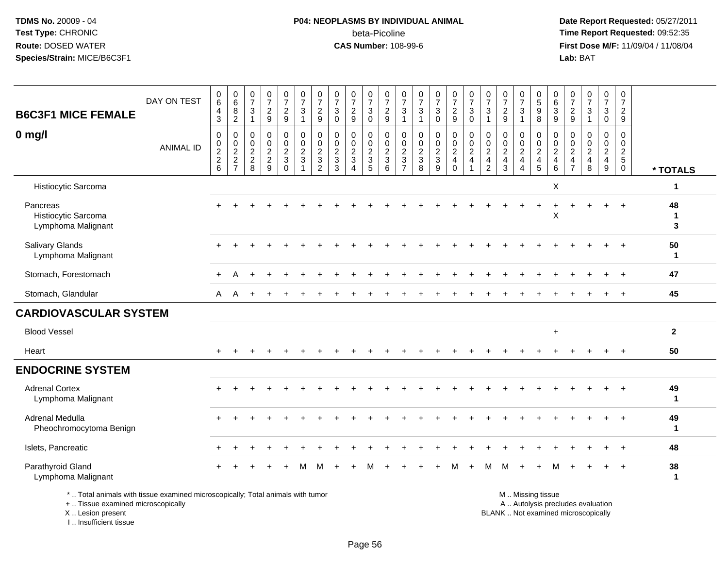**TDMS No.** 20009 - 04
**Test Type:** CHRONIC
**Route:** DOSED WATER
**Species/Strain:** MICE/B6C3F1

**P04: NEOPLASMS BY INDIVIDUAL ANIMAL**
beta-Picoline
**CAS Number:** 108-99-6

**Date Report Requested:** 05/27/2011
**Time Report Requested:** 09:52:35
**First Dose M/F:** 11/09/04 / 11/08/04
**Lab:** BAT

## B6C3F1 MICE FEMALE

## 0 mg/l

| DAY ON TEST | 0643 | 0682 | 0731 | 0729 | 0729 | 0731 | 0729 | 0730 | 0729 | 0730 | 0729 | 0731 | 0731 | 0730 | 0729 | 0730 | 0731 | 0729 | 0731 | 0598 | 0639 | 0729 | 0731 | 0730 | 0729 | |
|---|---|---|---|---|---|---|---|---|---|---|---|---|---|---|---|---|---|---|---|---|---|---|---|---|---|---|
| **ANIMAL ID** | 0226 | 0227 | 0228 | 0229 | 0230 | 0231 | 0232 | 0233 | 0234 | 0235 | 0236 | 0237 | 0238 | 0239 | 0240 | 0241 | 0242 | 0243 | 0244 | 0245 | 0246 | 0247 | 0248 | 0249 | 0250 | *** TOTALS** |
| Histiocytic Sarcoma | | | | | | | | | | | | | | | | | | | | | X | | | | | 1 |
| Pancreas | + | + | + | + | + | + | + | + | + | + | + | + | + | + | + | + | + | + | + | + | + | + | + | + | + | 48 |
| Histiocytic Sarcoma | | | | | | | | | | | | | | | | | | | | | X | | | | | 1 |
| Lymphoma Malignant | | | | | | | | | | | | | | | | | | | | | | | | | | 3 |
| Salivary Glands | + | + | + | + | + | + | + | + | + | + | + | + | + | + | + | + | + | + | + | + | + | + | + | + | + | 50 |
| Lymphoma Malignant | | | | | | | | | | | | | | | | | | | | | | | | | | 1 |
| Stomach, Forestomach | + | A | + | + | + | + | + | + | + | + | + | + | + | + | + | + | + | + | + | + | + | + | + | + | + | 47 |
| Stomach, Glandular | A | A | + | + | + | + | + | + | + | + | + | + | + | + | + | + | + | + | + | + | + | + | + | + | + | 45 |
| **CARDIOVASCULAR SYSTEM** | | | | | | | | | | | | | | | | | | | | | | | | | | |
| Blood Vessel | | | | | | | | | | | | | | | | | | | | | + | | | | | 2 |
| Heart | + | + | + | + | + | + | + | + | + | + | + | + | + | + | + | + | + | + | + | + | + | + | + | + | + | 50 |
| **ENDOCRINE SYSTEM** | | | | | | | | | | | | | | | | | | | | | | | | | | |
| Adrenal Cortex | + | + | + | + | + | + | + | + | + | + | + | + | + | + | + | + | + | + | + | + | + | + | + | + | + | 49 |
| Lymphoma Malignant | | | | | | | | | | | | | | | | | | | | | | | | | | 1 |
| Adrenal Medulla | + | + | + | + | + | + | + | + | + | + | + | + | + | + | + | + | + | + | + | + | + | + | + | + | + | 49 |
| Pheochromocytoma Benign | | | | | | | | | | | | | | | | | | | | | | | | | | 1 |
| Islets, Pancreatic | + | + | + | + | + | + | + | + | + | + | + | + | + | + | + | + | + | + | + | + | + | + | + | + | + | 48 |
| Parathyroid Gland | + | + | + | + | + | M | M | + | + | M | + | + | + | + | M | + | M | M | + | + | M | + | + | + | + | 38 |
| Lymphoma Malignant | | | | | | | | | | | | | | | | | | | | | | | | | | 1 |

\* .. Total animals with tissue examined microscopically; Total animals with tumor
\+ .. Tissue examined microscopically
X .. Lesion present
I .. Insufficient tissue

M .. Missing tissue
A .. Autolysis precludes evaluation
BLANK .. Not examined microscopically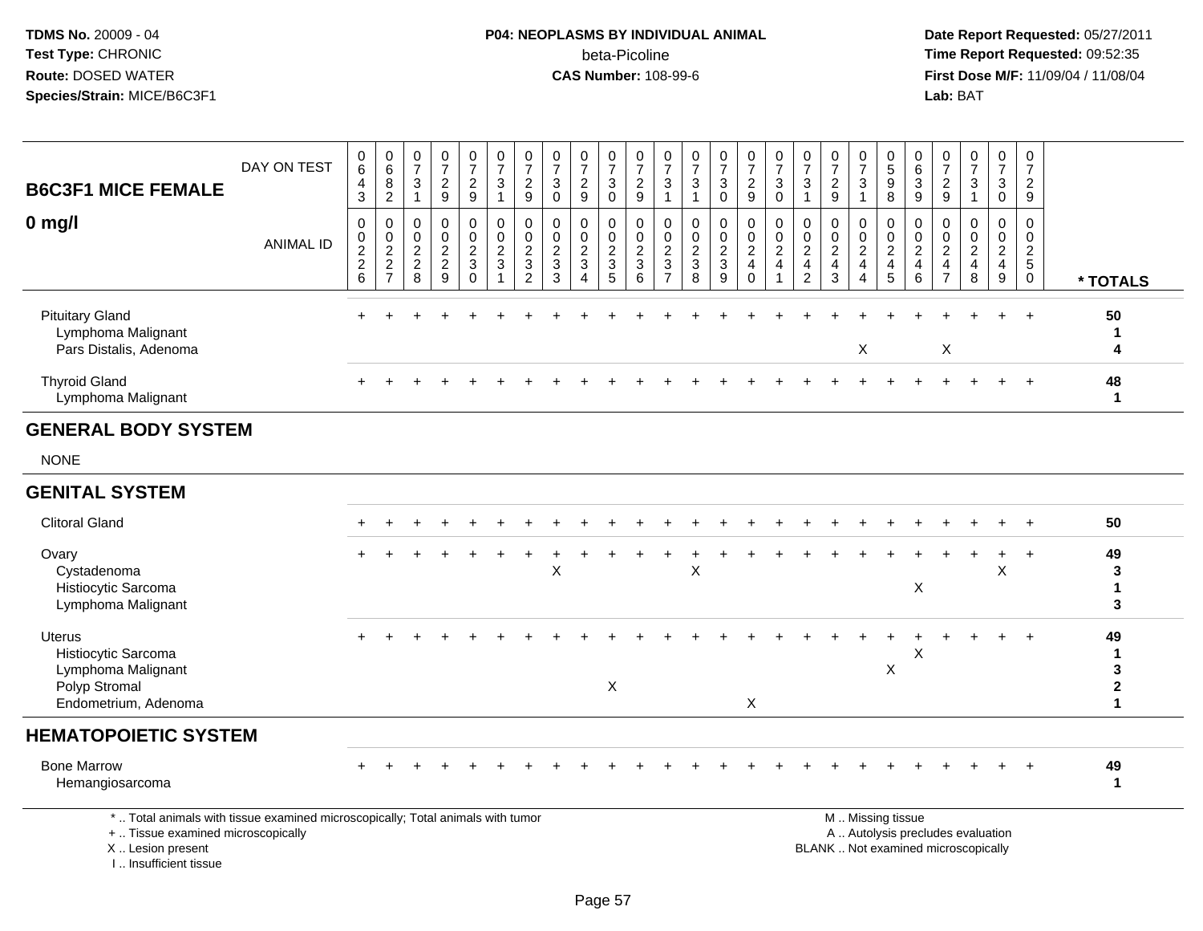**TDMS No.** 20009 - 04
**Test Type:** CHRONIC
**Route:** DOSED WATER
**Species/Strain:** MICE/B6C3F1

**P04: NEOPLASMS BY INDIVIDUAL ANIMAL**
beta-Picoline
**CAS Number:** 108-99-6

**Date Report Requested:** 05/27/2011
**Time Report Requested:** 09:52:35
**First Dose M/F:** 11/09/04 / 11/08/04
**Lab:** BAT

## B6C3F1 MICE FEMALE 0 mg/l

| DAY ON TEST | 0643 | 0682 | 0731 | 0729 | 0729 | 0731 | 0729 | 0730 | 0729 | 0730 | 0729 | 0731 | 0731 | 0730 | 0729 | 0730 | 0731 | 0729 | 0731 | 0598 | 0639 | 0729 | 0731 | 0730 | 0729 | |
|---|---|---|---|---|---|---|---|---|---|---|---|---|---|---|---|---|---|---|---|---|---|---|---|---|---|---|
| **ANIMAL ID** | 00226 | 00227 | 00228 | 00229 | 00230 | 00231 | 00232 | 00233 | 00234 | 00235 | 00236 | 00237 | 00238 | 00239 | 00240 | 00241 | 00242 | 00243 | 00244 | 00245 | 00246 | 00247 | 00248 | 00249 | 00250 | *** TOTALS** |
| Pituitary Gland | + | + | + | + | + | + | + | + | + | + | + | + | + | + | + | + | + | + | + | + | + | + | + | + | + | 50 |
| Lymphoma Malignant | | | | | | | | | | | | | | | | | | | | | | | | | | 1 |
| Pars Distalis, Adenoma | | | | | | | | | | | | | | | | | | | X | | | X | | | | 4 |
| Thyroid Gland | + | + | + | + | + | + | + | + | + | + | + | + | + | + | + | + | + | + | + | + | + | + | + | + | + | 48 |
| Lymphoma Malignant | | | | | | | | | | | | | | | | | | | | | | | | | | 1 |
| **GENERAL BODY SYSTEM** | | | | | | | | | | | | | | | | | | | | | | | | | | |
| NONE | | | | | | | | | | | | | | | | | | | | | | | | | | |
| **GENITAL SYSTEM** | | | | | | | | | | | | | | | | | | | | | | | | | | |
| Clitoral Gland | + | + | + | + | + | + | + | + | + | + | + | + | + | + | + | + | + | + | + | + | + | + | + | + | + | 50 |
| Ovary | + | + | + | + | + | + | + | + | + | + | + | + | + | + | + | + | + | + | + | + | + | + | + | + | + | 49 |
| Cystadenoma | | | | | | | | X | | | | | X | | | | | | | | | | | X | | 3 |
| Histiocytic Sarcoma | | | | | | | | | | | | | | | | | | | | | X | | | | | 1 |
| Lymphoma Malignant | | | | | | | | | | | | | | | | | | | | | | | | | | 3 |
| Uterus | + | + | + | + | + | + | + | + | + | + | + | + | + | + | + | + | + | + | + | + | + | + | + | + | + | 49 |
| Histiocytic Sarcoma | | | | | | | | | | | | | | | | | | | | | X | | | | | 1 |
| Lymphoma Malignant | | | | | | | | | | | | | | | | | | | | X | | | | | | 3 |
| Polyp Stromal | | | | | | | | | | X | | | | | | | | | | | | | | | | 2 |
| Endometrium, Adenoma | | | | | | | | | | | | | | | X | | | | | | | | | | | 1 |
| **HEMATOPOIETIC SYSTEM** | | | | | | | | | | | | | | | | | | | | | | | | | | |
| Bone Marrow | + | + | + | + | + | + | + | + | + | + | + | + | + | + | + | + | + | + | + | + | + | + | + | + | + | 49 |
| Hemangiosarcoma | | | | | | | | | | | | | | | | | | | | | | | | | | 1 |

\* .. Total animals with tissue examined microscopically; Total animals with tumor
\+ .. Tissue examined microscopically
X .. Lesion present
I .. Insufficient tissue

M .. Missing tissue
A .. Autolysis precludes evaluation
BLANK .. Not examined microscopically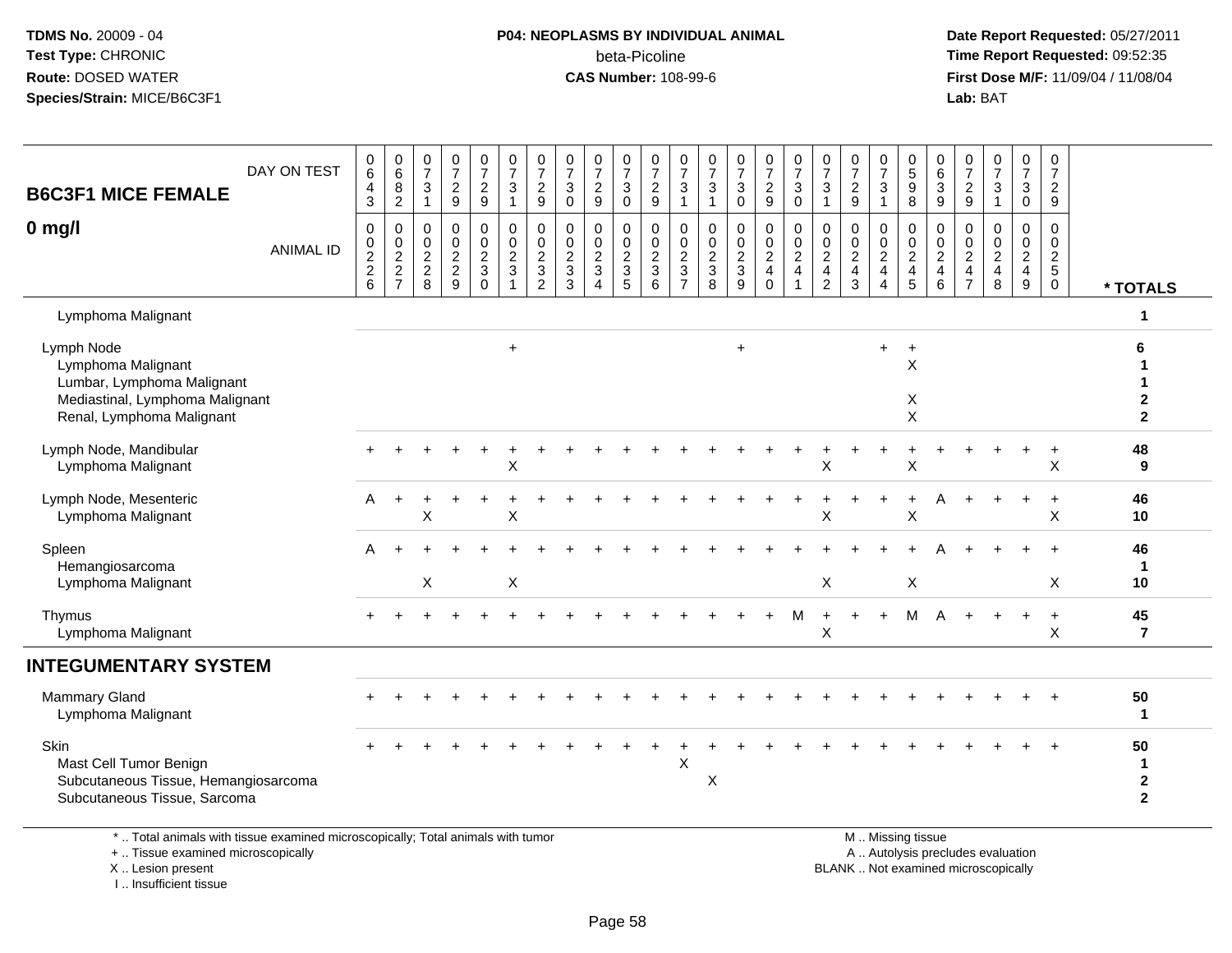**TDMS No.** 20009 - 04
**Test Type:** CHRONIC
**Route:** DOSED WATER
**Species/Strain:** MICE/B6C3F1

**P04: NEOPLASMS BY INDIVIDUAL ANIMAL**
beta-Picoline
**CAS Number:** 108-99-6

**Date Report Requested:** 05/27/2011
**Time Report Requested:** 09:52:35
**First Dose M/F:** 11/09/04 / 11/08/04
**Lab:** BAT

## B6C3F1 MICE FEMALE
## 0 mg/l

| DAY ON TEST | 0643 | 0682 | 0731 | 0729 | 0729 | 0731 | 0729 | 0730 | 0729 | 0730 | 0729 | 0731 | 0731 | 0730 | 0729 | 0730 | 0731 | 0729 | 0731 | 0598 | 0639 | 0729 | 0731 | 0730 | 0729 | |
|---|---|---|---|---|---|---|---|---|---|---|---|---|---|---|---|---|---|---|---|---|---|---|---|---|---|---|
| ANIMAL ID | 0226 | 0227 | 0228 | 0229 | 0230 | 0231 | 0232 | 0233 | 0234 | 0235 | 0236 | 0237 | 0238 | 0239 | 0240 | 0241 | 0242 | 0243 | 0244 | 0245 | 0246 | 0247 | 0248 | 0249 | 0250 | * TOTALS |
| Lymphoma Malignant | | | | | | | | | | | | | | | | | | | | | | | | | | 1 |
| Lymph Node | | | | | | + | | | | | | | | + | | | | | + | + | | | | | | 6 |
| Lymphoma Malignant | | | | | | | | | | | | | | | | | | | | X | | | | | | 1 |
| Lumbar, Lymphoma Malignant | | | | | | | | | | | | | | | | | | | | | | | | | | 1 |
| Mediastinal, Lymphoma Malignant | | | | | | | | | | | | | | | | | | | | X | | | | | | 2 |
| Renal, Lymphoma Malignant | | | | | | | | | | | | | | | | | | | | X | | | | | | 2 |
| Lymph Node, Mandibular | + | + | + | + | + | + | + | + | + | + | + | + | + | + | + | + | + | + | + | + | + | + | + | + | + | 48 |
| Lymphoma Malignant | | | | | | X | | | | | | | | | | | X | | | X | | | | | X | 9 |
| Lymph Node, Mesenteric | A | + | + | + | + | + | + | + | + | + | + | + | + | + | + | + | + | + | + | + | A | + | + | + | + | 46 |
| Lymphoma Malignant | | | X | | | X | | | | | | | | | | | X | | | X | | | | | X | 10 |
| Spleen | A | + | + | + | + | + | + | + | + | + | + | + | + | + | + | + | + | + | + | + | A | + | + | + | + | 46 |
| Hemangiosarcoma | | | | | | | | | | | | | | | | | | | | | | | | | | 1 |
| Lymphoma Malignant | | | X | | | X | | | | | | | | | | | X | | | X | | | | | X | 10 |
| Thymus | + | + | + | + | + | + | + | + | + | + | + | + | + | + | + | M | + | + | + | M | A | + | + | + | + | 45 |
| Lymphoma Malignant | | | | | | | | | | | | | | | | | X | | | | | | | | X | 7 |

## INTEGUMENTARY SYSTEM

| | 0226 | 0227 | 0228 | 0229 | 0230 | 0231 | 0232 | 0233 | 0234 | 0235 | 0236 | 0237 | 0238 | 0239 | 0240 | 0241 | 0242 | 0243 | 0244 | 0245 | 0246 | 0247 | 0248 | 0249 | 0250 | * TOTALS |
|---|---|---|---|---|---|---|---|---|---|---|---|---|---|---|---|---|---|---|---|---|---|---|---|---|---|---|
| Mammary Gland | + | + | + | + | + | + | + | + | + | + | + | + | + | + | + | + | + | + | + | + | + | + | + | + | + | 50 |
| Lymphoma Malignant | | | | | | | | | | | | | | | | | | | | | | | | | | 1 |
| Skin | + | + | + | + | + | + | + | + | + | + | + | + | + | + | + | + | + | + | + | + | + | + | + | + | + | 50 |
| Mast Cell Tumor Benign | | | | | | | | | | | | X | | | | | | | | | | | | | | 1 |
| Subcutaneous Tissue, Hemangiosarcoma | | | | | | | | | | | | | X | | | | | | | | | | | | | 2 |
| Subcutaneous Tissue, Sarcoma | | | | | | | | | | | | | | | | | | | | | | | | | | 2 |

\* .. Total animals with tissue examined microscopically; Total animals with tumor
\+ .. Tissue examined microscopically
X .. Lesion present
I .. Insufficient tissue

M .. Missing tissue
A .. Autolysis precludes evaluation
BLANK .. Not examined microscopically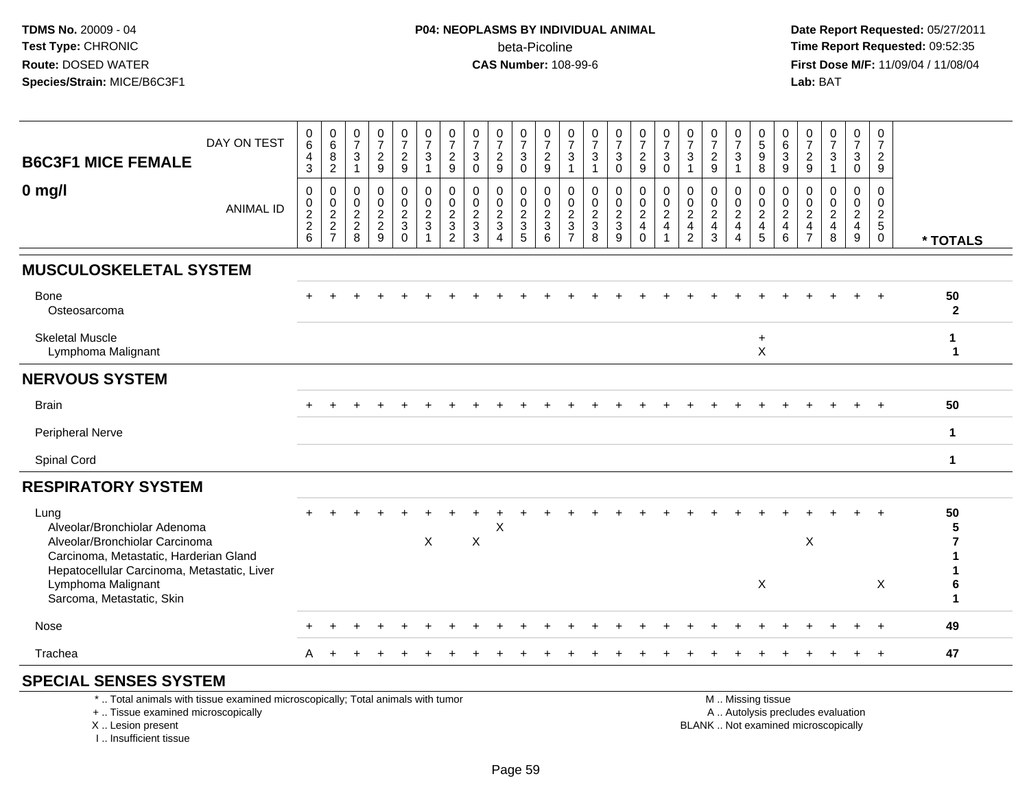**TDMS No.** 20009 - 04
**Test Type:** CHRONIC
**Route:** DOSED WATER
**Species/Strain:** MICE/B6C3F1

**P04: NEOPLASMS BY INDIVIDUAL ANIMAL**
beta-Picoline
**CAS Number:** 108-99-6

**Date Report Requested:** 05/27/2011
**Time Report Requested:** 09:52:35
**First Dose M/F:** 11/09/04 / 11/08/04
**Lab:** BAT

| B6C3F1 MICE FEMALE 0 mg/l | DAY ON TEST | 0643 | 0682 | 0731 | 0729 | 0729 | 0731 | 0729 | 0730 | 0729 | 0730 | 0729 | 0731 | 0731 | 0730 | 0729 | 0730 | 0731 | 0729 | 0731 | 0598 | 0639 | 0729 | 0731 | 0730 | 0729 | |
|---|---|---|---|---|---|---|---|---|---|---|---|---|---|---|---|---|---|---|---|---|---|---|---|---|---|---|---|
| | ANIMAL ID | 00226 | 00227 | 00228 | 00229 | 00230 | 00231 | 00232 | 00233 | 00234 | 00235 | 00236 | 00237 | 00238 | 00239 | 00240 | 00241 | 00242 | 00243 | 00244 | 00245 | 00246 | 00247 | 00248 | 00249 | 00250 | * TOTALS |
| **MUSCULOSKELETAL SYSTEM** | | | | | | | | | | | | | | | | | | | | | | | | | | | |
| Bone | | + | + | + | + | + | + | + | + | + | + | + | + | + | + | + | + | + | + | + | + | + | + | + | + | + | 50 |
| Osteosarcoma | | | | | | | | | | | | | | | | | | | | | | | | | | | 2 |
| Skeletal Muscle | | | | | | | | | | | | | | | | | | | | | + | | | | | | 1 |
| Lymphoma Malignant | | | | | | | | | | | | | | | | | | | | | X | | | | | | 1 |
| **NERVOUS SYSTEM** | | | | | | | | | | | | | | | | | | | | | | | | | | | |
| Brain | | + | + | + | + | + | + | + | + | + | + | + | + | + | + | + | + | + | + | + | + | + | + | + | + | + | 50 |
| Peripheral Nerve | | | | | | | | | | | | | | | | | | | | | | | | | | | 1 |
| Spinal Cord | | | | | | | | | | | | | | | | | | | | | | | | | | | 1 |
| **RESPIRATORY SYSTEM** | | | | | | | | | | | | | | | | | | | | | | | | | | | |
| Lung | | + | + | + | + | + | + | + | + | + | + | + | + | + | + | + | + | + | + | + | + | + | + | + | + | + | 50 |
| Alveolar/Bronchiolar Adenoma | | | | | | | | | | X | | | | | | | | | | | | | | | | | 5 |
| Alveolar/Bronchiolar Carcinoma | | | | | | | X | | X | | | | | | | | | | | | | | X | | | | 7 |
| Carcinoma, Metastatic, Harderian Gland | | | | | | | | | | | | | | | | | | | | | | | | | | | 1 |
| Hepatocellular Carcinoma, Metastatic, Liver | | | | | | | | | | | | | | | | | | | | | | | | | | | 1 |
| Lymphoma Malignant | | | | | | | | | | | | | | | | | | | | | X | | | | | X | 6 |
| Sarcoma, Metastatic, Skin | | | | | | | | | | | | | | | | | | | | | | | | | | | 1 |
| Nose | | + | + | + | + | + | + | + | + | + | + | + | + | + | + | + | + | + | + | + | + | + | + | + | + | + | 49 |
| Trachea | | A | + | + | + | + | + | + | + | + | + | + | + | + | + | + | + | + | + | + | + | + | + | + | + | + | 47 |
| **SPECIAL SENSES SYSTEM** | | | | | | | | | | | | | | | | | | | | | | | | | | | |

\* .. Total animals with tissue examined microscopically; Total animals with tumor
\+ .. Tissue examined microscopically
X .. Lesion present
I .. Insufficient tissue

M .. Missing tissue
A .. Autolysis precludes evaluation
BLANK .. Not examined microscopically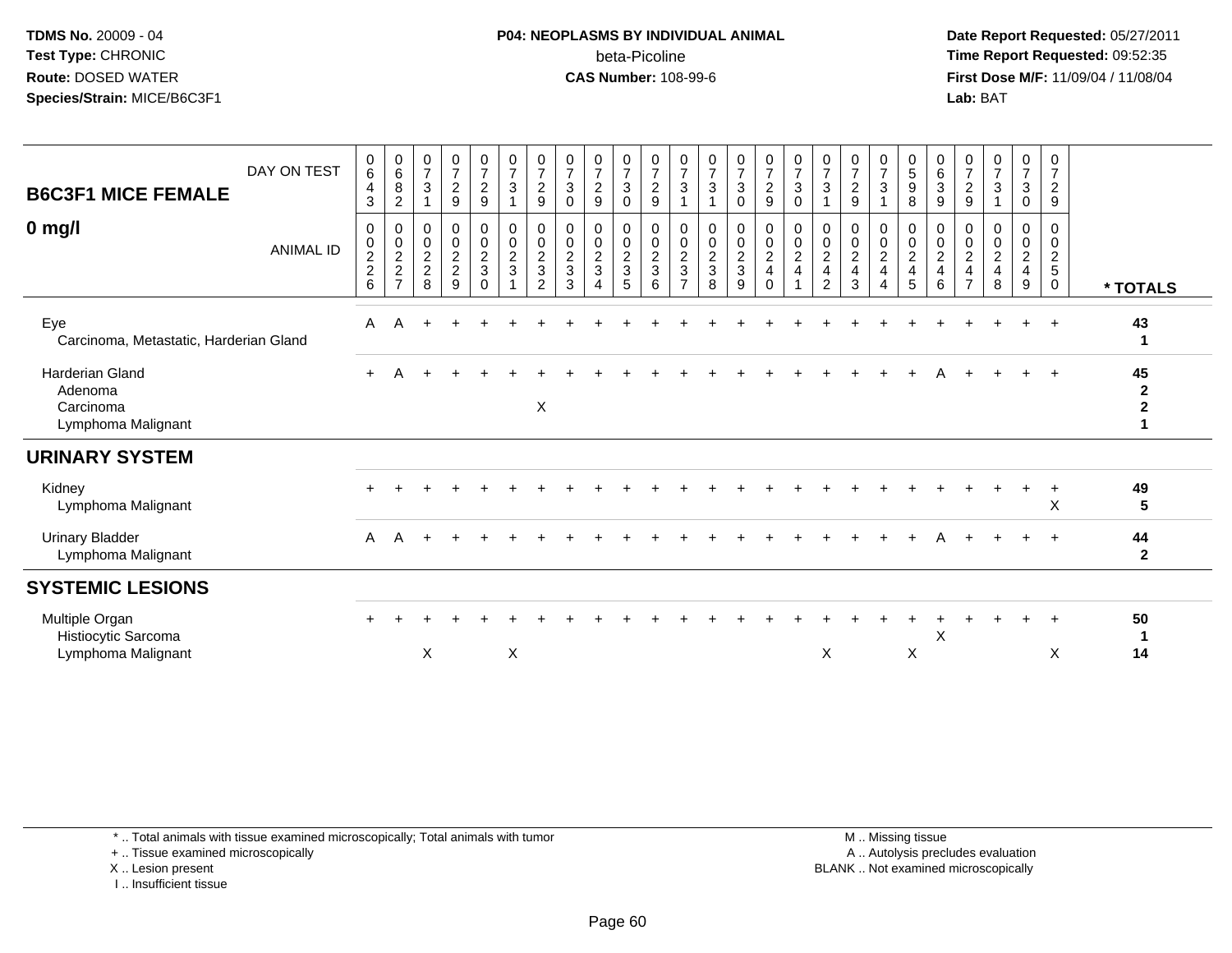**TDMS No.** 20009 - 04
**Test Type:** CHRONIC
**Route:** DOSED WATER
**Species/Strain:** MICE/B6C3F1

**P04: NEOPLASMS BY INDIVIDUAL ANIMAL**
beta-Picoline
**CAS Number:** 108-99-6

**Date Report Requested:** 05/27/2011
**Time Report Requested:** 09:52:35
**First Dose M/F:** 11/09/04 / 11/08/04
**Lab:** BAT

## B6C3F1 MICE FEMALE
## 0 mg/l

| DAY ON TEST | 0643 | 0682 | 0731 | 0729 | 0729 | 0731 | 0729 | 0730 | 0729 | 0730 | 0729 | 0731 | 0731 | 0730 | 0729 | 0730 | 0731 | 0729 | 0731 | 0598 | 0639 | 0729 | 0731 | 0730 | 0729 | |
|---|---|---|---|---|---|---|---|---|---|---|---|---|---|---|---|---|---|---|---|---|---|---|---|---|---|---|
| **ANIMAL ID** | 00226 | 00227 | 00228 | 00229 | 00230 | 00231 | 00232 | 00233 | 00234 | 00235 | 00236 | 00237 | 00238 | 00239 | 00240 | 00241 | 00242 | 00243 | 00244 | 00245 | 00246 | 00247 | 00248 | 00249 | 00250 | *** TOTALS** |
| Eye | A | A | + | + | + | + | + | + | + | + | + | + | + | + | + | + | + | + | + | + | + | + | + | + | + | **43** |
| Carcinoma, Metastatic, Harderian Gland | | | | | | | | | | | | | | | | | | | | | | | | | | **1** |
| Harderian Gland | + | A | + | + | + | + | + | + | + | + | + | + | + | + | + | + | + | + | + | + | A | + | + | + | + | **45** |
| Adenoma | | | | | | | | | | | | | | | | | | | | | | | | | | **2** |
| Carcinoma | | | | | | | X | | | | | | | | | | | | | | | | | | | **2** |
| Lymphoma Malignant | | | | | | | | | | | | | | | | | | | | | | | | | | **1** |
| **URINARY SYSTEM** | | | | | | | | | | | | | | | | | | | | | | | | | | |
| Kidney | + | + | + | + | + | + | + | + | + | + | + | + | + | + | + | + | + | + | + | + | + | + | + | + | + | **49** |
| Lymphoma Malignant | | | | | | | | | | | | | | | | | | | | | | | | | X | **5** |
| Urinary Bladder | A | A | + | + | + | + | + | + | + | + | + | + | + | + | + | + | + | + | + | + | A | + | + | + | + | **44** |
| Lymphoma Malignant | | | | | | | | | | | | | | | | | | | | | | | | | | **2** |
| **SYSTEMIC LESIONS** | | | | | | | | | | | | | | | | | | | | | | | | | | |
| Multiple Organ | + | + | + | + | + | + | + | + | + | + | + | + | + | + | + | + | + | + | + | + | + | + | + | + | + | **50** |
| Histiocytic Sarcoma | | | | | | | | | | | | | | | | | | | | | X | | | | | **1** |
| Lymphoma Malignant | | | X | | | X | | | | | | | | | | | X | | | X | | | | | X | **14** |

\* .. Total animals with tissue examined microscopically; Total animals with tumor
\+ .. Tissue examined microscopically
X .. Lesion present
I .. Insufficient tissue

M .. Missing tissue
A .. Autolysis precludes evaluation
BLANK .. Not examined microscopically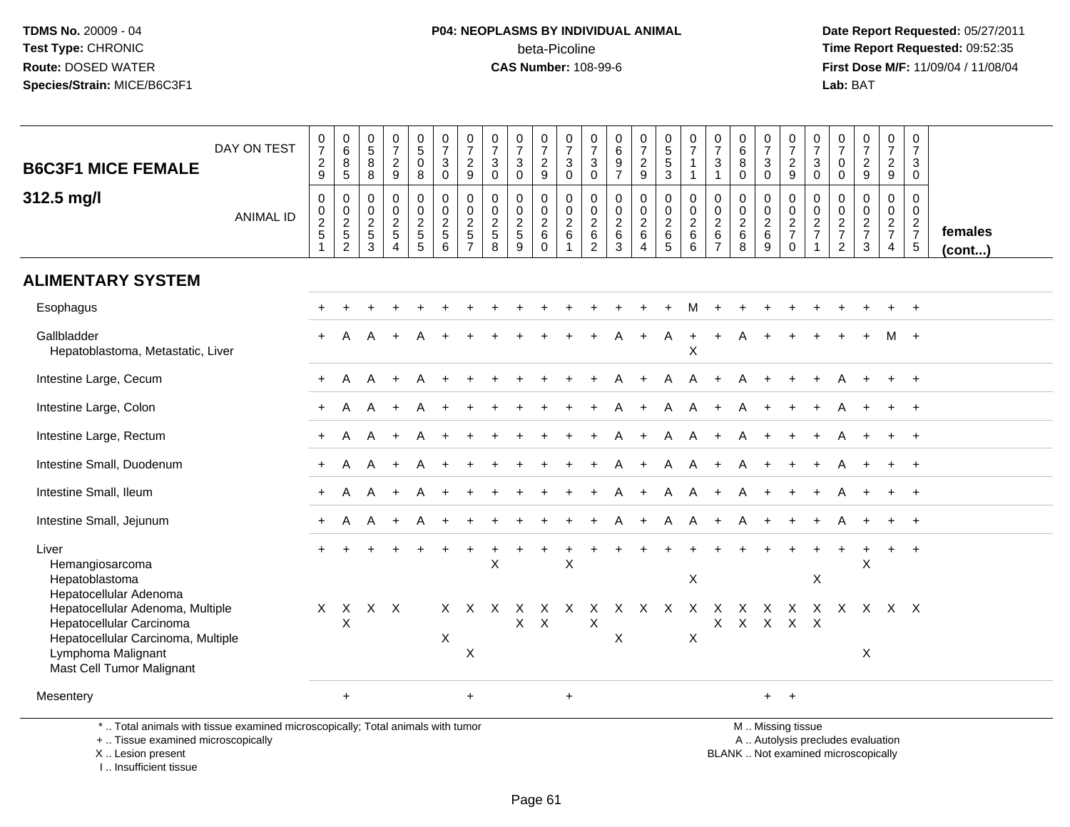**TDMS No.** 20009 - 04
**Test Type:** CHRONIC
**Route:** DOSED WATER
**Species/Strain:** MICE/B6C3F1

**P04: NEOPLASMS BY INDIVIDUAL ANIMAL**
beta-Picoline
**CAS Number:** 108-99-6

**Date Report Requested:** 05/27/2011
**Time Report Requested:** 09:52:35
**First Dose M/F:** 11/09/04 / 11/08/04
**Lab:** BAT

## B6C3F1 MICE FEMALE 312.5 mg/l

| DAY ON TEST | 0729 | 0685 | 0588 | 0729 | 0508 | 0730 | 0729 | 0730 | 0730 | 0729 | 0730 | 0730 | 0697 | 0729 | 0553 | 0711 | 0731 | 0680 | 0730 | 0729 | 0730 | 0700 | 0729 | 0729 | 0730 | |
|---|---|---|---|---|---|---|---|---|---|---|---|---|---|---|---|---|---|---|---|---|---|---|---|---|---|---|
| **ANIMAL ID** | 0025 1 | 0025 2 | 0025 3 | 0025 4 | 0025 5 | 0025 6 | 0025 7 | 0025 8 | 0025 9 | 0026 0 | 0026 1 | 0026 2 | 0026 3 | 0026 4 | 0026 5 | 0026 6 | 0026 7 | 0026 8 | 0026 9 | 0027 0 | 0027 1 | 0027 2 | 0027 3 | 0027 4 | 0027 5 | **females (cont...)** |
| **ALIMENTARY SYSTEM** | | | | | | | | | | | | | | | | | | | | | | | | | | |
| Esophagus | + | + | + | + | + | + | + | + | + | + | + | + | + | + | + | M | + | + | + | + | + | + | + | + | + | |
| Gallbladder | + | A | A | + | A | + | + | + | + | + | + | + | A | + | A | + | + | A | + | + | + | + | + | M | + | |
| Hepatoblastoma, Metastatic, Liver | | | | | | | | | | | | | | | | X | | | | | | | | | | |
| Intestine Large, Cecum | + | A | A | + | A | + | + | + | + | + | + | + | A | + | A | A | + | A | + | + | + | A | + | + | + | |
| Intestine Large, Colon | + | A | A | + | A | + | + | + | + | + | + | + | A | + | A | A | + | A | + | + | + | A | + | + | + | |
| Intestine Large, Rectum | + | A | A | + | A | + | + | + | + | + | + | + | A | + | A | A | + | A | + | + | + | A | + | + | + | |
| Intestine Small, Duodenum | + | A | A | + | A | + | + | + | + | + | + | + | A | + | A | A | + | A | + | + | + | A | + | + | + | |
| Intestine Small, Ileum | + | A | A | + | A | + | + | + | + | + | + | + | A | + | A | A | + | A | + | + | + | A | + | + | + | |
| Intestine Small, Jejunum | + | A | A | + | A | + | + | + | + | + | + | + | A | + | A | A | + | A | + | + | + | A | + | + | + | |
| Liver | + | + | + | + | + | + | + | + | + | + | + | + | + | + | + | + | + | + | + | + | + | + | + | + | + | |
| Hemangiosarcoma | | | | | | | | X | | | X | | | | | | | | | | | | X | | | |
| Hepatoblastoma | | | | | | | | | | | | | | | | X | | | | | X | | | | | |
| Hepatocellular Adenoma | | | | | | | | | | | | | | | | | | | | | | | | | | |
| Hepatocellular Adenoma, Multiple | X | X | X | X | | X | X | X | X | X | X | X | X | X | X | X | X | X | X | X | X | X | X | X | X | |
| Hepatocellular Carcinoma | | X | | | | | | | X | X | | X | | | | | X | X | X | X | X | | | | | |
| Hepatocellular Carcinoma, Multiple | | | | | | X | | | | | | | X | | | X | | | | | | | | | | |
| Lymphoma Malignant | | | | | | | X | | | | | | | | | | | | | | | | X | | | |
| Mast Cell Tumor Malignant | | | | | | | | | | | | | | | | | | | | | | | | | | |
| Mesentery | | + | | | | | + | | | | + | | | | | | | | + | + | | | | | | |

\* .. Total animals with tissue examined microscopically; Total animals with tumor
\+ .. Tissue examined microscopically
X .. Lesion present
I .. Insufficient tissue

M .. Missing tissue
A .. Autolysis precludes evaluation
BLANK .. Not examined microscopically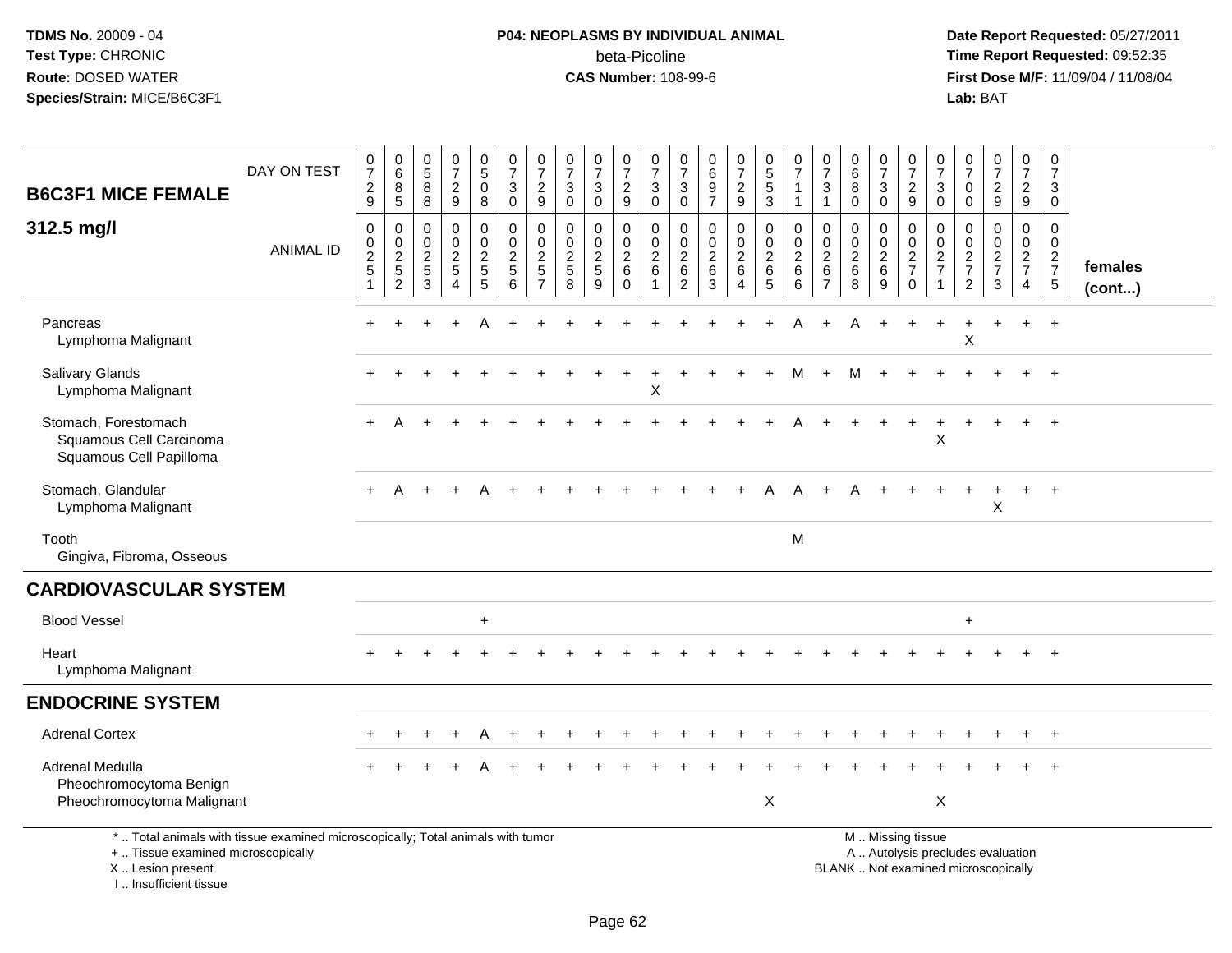**TDMS No.** 20009 - 04
**Test Type:** CHRONIC
**Route:** DOSED WATER
**Species/Strain:** MICE/B6C3F1

**P04: NEOPLASMS BY INDIVIDUAL ANIMAL**
beta-Picoline
**CAS Number:** 108-99-6

**Date Report Requested:** 05/27/2011
**Time Report Requested:** 09:52:35
**First Dose M/F:** 11/09/04 / 11/08/04
**Lab:** BAT

## B6C3F1 MICE FEMALE
## 312.5 mg/l

| DAY ON TEST | 0729 | 0685 | 0588 | 0729 | 0508 | 0730 | 0729 | 0730 | 0730 | 0729 | 0730 | 0730 | 0697 | 0729 | 0553 | 0711 | 0731 | 0680 | 0730 | 0729 | 0730 | 0700 | 0729 | 0729 | 0730 | |
|---|---|---|---|---|---|---|---|---|---|---|---|---|---|---|---|---|---|---|---|---|---|---|---|---|---|---|
| **ANIMAL ID** | 0025 1 | 0025 2 | 0025 3 | 0025 4 | 0025 5 | 0025 6 | 0025 7 | 0025 8 | 0025 9 | 0026 0 | 0026 1 | 0026 2 | 0026 3 | 0026 4 | 0026 5 | 0026 6 | 0026 7 | 0026 8 | 0026 9 | 0027 0 | 0027 1 | 0027 2 | 0027 3 | 0027 4 | 0027 5 | **females (cont...)** |
| Pancreas | + | + | + | + | A | + | + | + | + | + | + | + | + | + | + | A | + | A | + | + | + | + | + | + | + | |
| Lymphoma Malignant | | | | | | | | | | | | | | | | | | | | | | X | | | | |
| Salivary Glands | + | + | + | + | + | + | + | + | + | + | + | + | + | + | + | M | + | M | + | + | + | + | + | + | + | |
| Lymphoma Malignant | | | | | | | | | | | X | | | | | | | | | | | | | | | |
| Stomach, Forestomach | + | A | + | + | + | + | + | + | + | + | + | + | + | + | + | A | + | + | + | + | + | + | + | + | + | |
| Squamous Cell Carcinoma | | | | | | | | | | | | | | | | | | | | | X | | | | | |
| Squamous Cell Papilloma | | | | | | | | | | | | | | | | | | | | | | | | | | |
| Stomach, Glandular | + | A | + | + | A | + | + | + | + | + | + | + | + | + | A | A | + | A | + | + | + | + | + | + | + | |
| Lymphoma Malignant | | | | | | | | | | | | | | | | | | | | | | | X | | | |
| Tooth | | | | | | | | | | | | | | | | M | | | | | | | | | | |
| Gingiva, Fibroma, Osseous | | | | | | | | | | | | | | | | | | | | | | | | | | |
| **CARDIOVASCULAR SYSTEM** | | | | | | | | | | | | | | | | | | | | | | | | | | |
| Blood Vessel | | | | | + | | | | | | | | | | | | | | | | | + | | | | |
| Heart | + | + | + | + | + | + | + | + | + | + | + | + | + | + | + | + | + | + | + | + | + | + | + | + | + | |
| Lymphoma Malignant | | | | | | | | | | | | | | | | | | | | | | | | | | |
| **ENDOCRINE SYSTEM** | | | | | | | | | | | | | | | | | | | | | | | | | | |
| Adrenal Cortex | + | + | + | + | A | + | + | + | + | + | + | + | + | + | + | + | + | + | + | + | + | + | + | + | + | |
| Adrenal Medulla | + | + | + | + | A | + | + | + | + | + | + | + | + | + | + | + | + | + | + | + | + | + | + | + | + | |
| Pheochromocytoma Benign | | | | | | | | | | | | | | | | | | | | | | | | | | |
| Pheochromocytoma Malignant | | | | | | | | | | | | | | | X | | | | | | X | | | | | |

\* .. Total animals with tissue examined microscopically; Total animals with tumor
\+ .. Tissue examined microscopically
X .. Lesion present
I .. Insufficient tissue

M .. Missing tissue
A .. Autolysis precludes evaluation
BLANK .. Not examined microscopically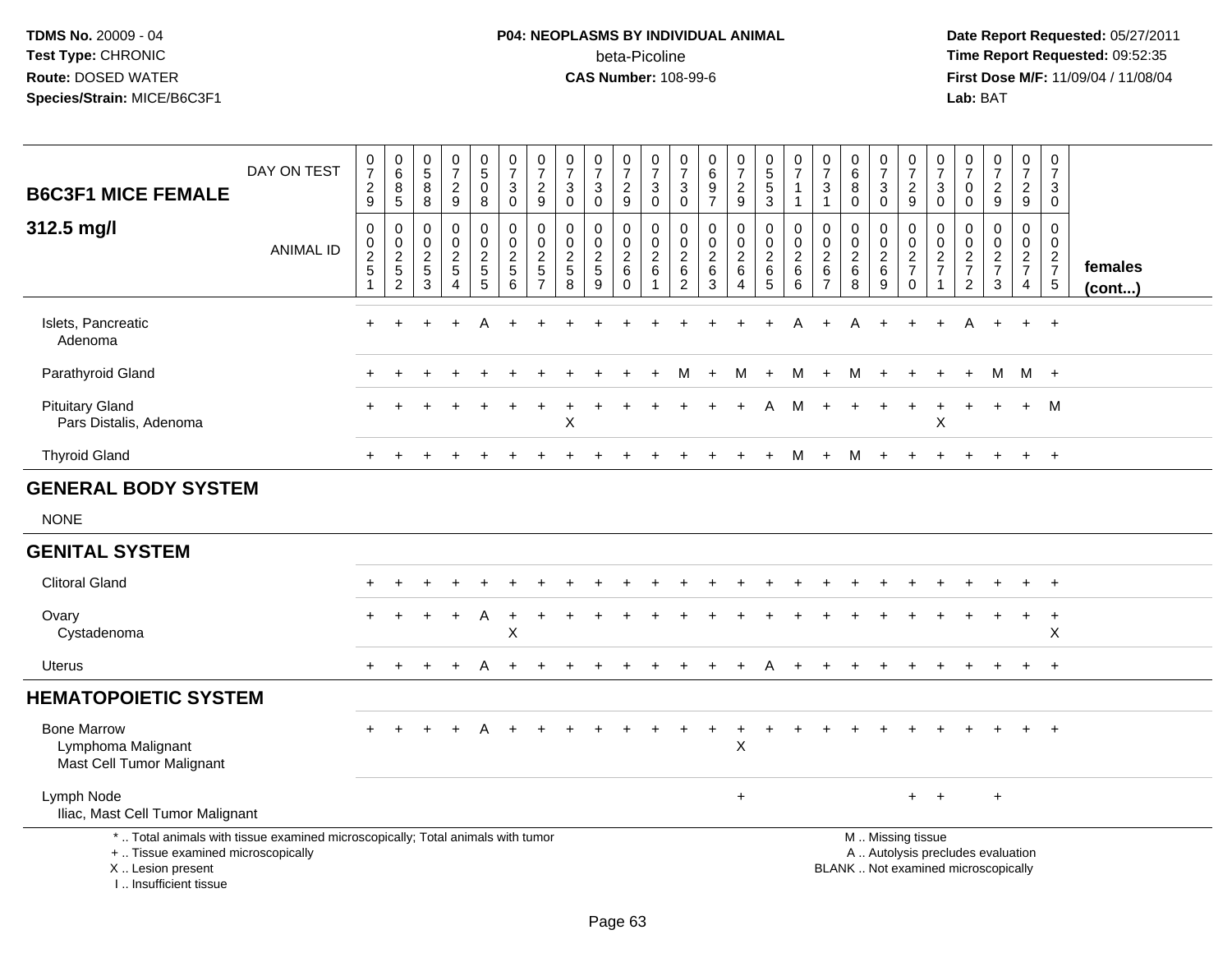**TDMS No.** 20009 - 04
**Test Type:** CHRONIC
**Route:** DOSED WATER
**Species/Strain:** MICE/B6C3F1

**P04: NEOPLASMS BY INDIVIDUAL ANIMAL**
beta-Picoline
**CAS Number:** 108-99-6

**Date Report Requested:** 05/27/2011
**Time Report Requested:** 09:52:35
**First Dose M/F:** 11/09/04 / 11/08/04
**Lab:** BAT

| B6C3F1 MICE FEMALE 312.5 mg/l | | | | | | | | | | | | | | | | | | | | | | | | | | |
|---|---|---|---|---|---|---|---|---|---|---|---|---|---|---|---|---|---|---|---|---|---|---|---|---|---|---|
| DAY ON TEST | 0729 | 0685 | 0588 | 0729 | 0508 | 0730 | 0729 | 0730 | 0730 | 0729 | 0730 | 0730 | 0697 | 0729 | 0553 | 0711 | 0731 | 0680 | 0730 | 0729 | 0730 | 0700 | 0729 | 0729 | 0730 | |
| ANIMAL ID | 00251 | 00252 | 00253 | 00254 | 00255 | 00256 | 00257 | 00258 | 00259 | 00260 | 00261 | 00262 | 00263 | 00264 | 00265 | 00266 | 00267 | 00268 | 00269 | 00270 | 00271 | 00272 | 00273 | 00274 | 00275 | females (cont...) |
| Islets, Pancreatic | + | + | + | + | A | + | + | + | + | + | + | + | + | + | + | A | + | A | + | + | + | A | + | + | + | |
| Adenoma | | | | | | | | | | | | | | | | | | | | | | | | | | |
| Parathyroid Gland | + | + | + | + | + | + | + | + | + | + | + | M | + | M | + | M | + | M | + | + | + | + | M | M | + | |
| Pituitary Gland | + | + | + | + | + | + | + | + | + | + | + | + | + | + | A | M | + | + | + | + | + | + | + | + | M | |
| Pars Distalis, Adenoma | | | | | | | | X | | | | | | | | | | | | | X | | | | | |
| Thyroid Gland | + | + | + | + | + | + | + | + | + | + | + | + | + | + | + | M | + | M | + | + | + | + | + | + | + | |
| **GENERAL BODY SYSTEM** | | | | | | | | | | | | | | | | | | | | | | | | | | |
| NONE | | | | | | | | | | | | | | | | | | | | | | | | | | |
| **GENITAL SYSTEM** | | | | | | | | | | | | | | | | | | | | | | | | | | |
| Clitoral Gland | + | + | + | + | + | + | + | + | + | + | + | + | + | + | + | + | + | + | + | + | + | + | + | + | + | |
| Ovary | + | + | + | + | A | + | + | + | + | + | + | + | + | + | + | + | + | + | + | + | + | + | + | + | + | |
| Cystadenoma | | | | | | X | | | | | | | | | | | | | | | | | | | X | |
| Uterus | + | + | + | + | A | + | + | + | + | + | + | + | + | + | A | + | + | + | + | + | + | + | + | + | + | |
| **HEMATOPOIETIC SYSTEM** | | | | | | | | | | | | | | | | | | | | | | | | | | |
| Bone Marrow | + | + | + | + | A | + | + | + | + | + | + | + | + | + | + | + | + | + | + | + | + | + | + | + | + | |
| Lymphoma Malignant | | | | | | | | | | | | | | X | | | | | | | | | | | | |
| Mast Cell Tumor Malignant | | | | | | | | | | | | | | | | | | | | | | | | | | |
| Lymph Node | | | | | | | | | | | | | | + | | | | | | + | + | | + | | | |
| Iliac, Mast Cell Tumor Malignant | | | | | | | | | | | | | | | | | | | | | | | | | | |

\* .. Total animals with tissue examined microscopically; Total animals with tumor
\+ .. Tissue examined microscopically
X .. Lesion present
I .. Insufficient tissue

M .. Missing tissue
A .. Autolysis precludes evaluation
BLANK .. Not examined microscopically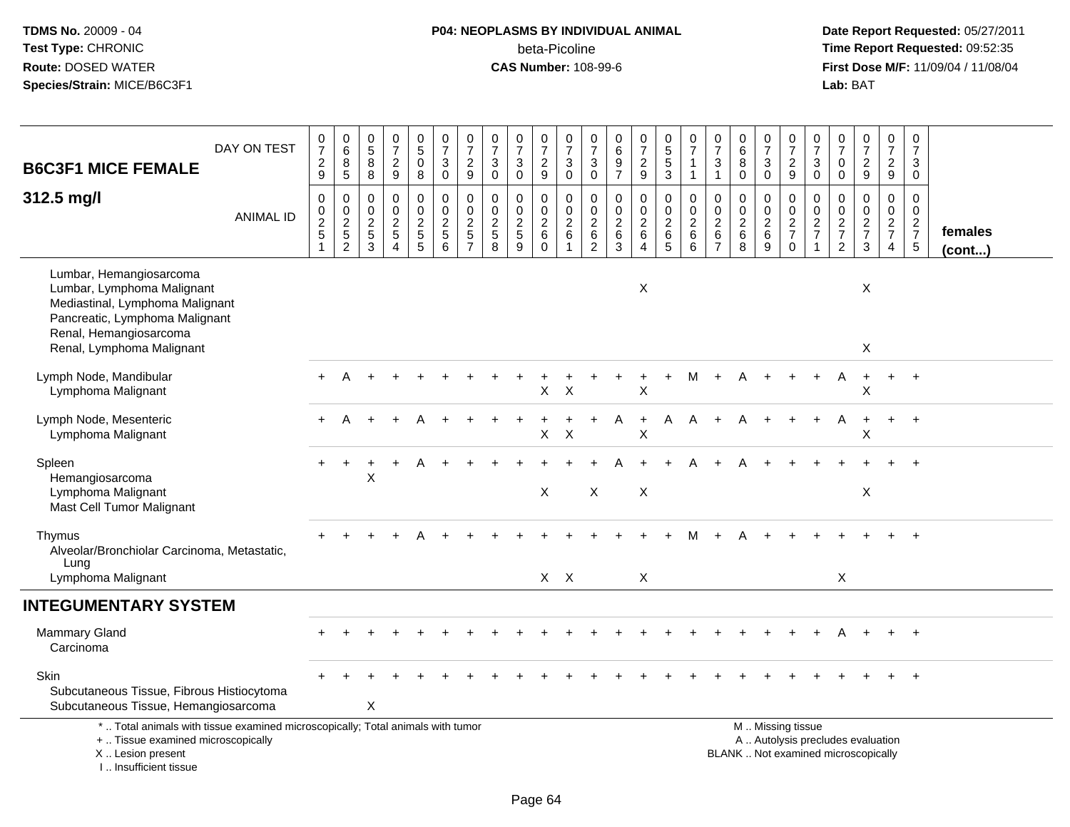TDMS No. 20009 - 04
Test Type: CHRONIC
Route: DOSED WATER
Species/Strain: MICE/B6C3F1

**P04: NEOPLASMS BY INDIVIDUAL ANIMAL**
beta-Picoline
**CAS Number:** 108-99-6

Date Report Requested: 05/27/2011
Time Report Requested: 09:52:35
First Dose M/F: 11/09/04 / 11/08/04
Lab: BAT

| B6C3F1 MICE FEMALE 312.5 mg/l — DAY ON TEST | 0729 | 0685 | 0588 | 0729 | 0508 | 0730 | 0729 | 0730 | 0730 | 0729 | 0730 | 0730 | 0697 | 0729 | 0553 | 0711 | 0731 | 0680 | 0730 | 0729 | 0730 | 0700 | 0729 | 0729 | 0730 | |
|---|---|---|---|---|---|---|---|---|---|---|---|---|---|---|---|---|---|---|---|---|---|---|---|---|---|---|
| ANIMAL ID | 00251 | 00252 | 00253 | 00254 | 00255 | 00256 | 00257 | 00258 | 00259 | 00260 | 00261 | 00262 | 00263 | 00264 | 00265 | 00266 | 00267 | 00268 | 00269 | 00270 | 00271 | 00272 | 00273 | 00274 | 00275 | females (cont...) |
| Lumbar, Hemangiosarcoma | | | | | | | | | | | | | | | | | | | | | | | | | | |
| Lumbar, Lymphoma Malignant | | | | | | | | | | | | | | X | | | | | | | | | X | | | |
| Mediastinal, Lymphoma Malignant | | | | | | | | | | | | | | | | | | | | | | | | | | |
| Pancreatic, Lymphoma Malignant | | | | | | | | | | | | | | | | | | | | | | | | | | |
| Renal, Hemangiosarcoma | | | | | | | | | | | | | | | | | | | | | | | | | | |
| Renal, Lymphoma Malignant | | | | | | | | | | | | | | | | | | | | | | | X | | | |
| Lymph Node, Mandibular | + | A | + | + | + | + | + | + | + | + | + | + | + | + | + | M | + | A | + | + | + | A | + | + | + | |
| Lymphoma Malignant | | | | | | | | | | X | X | | | X | | | | | | | | | X | | | |
| Lymph Node, Mesenteric | + | A | + | + | A | + | + | + | + | + | + | + | A | + | A | A | + | A | + | + | + | A | + | + | + | |
| Lymphoma Malignant | | | | | | | | | | X | X | | | X | | | | | | | | | X | | | |
| Spleen | + | + | + | + | A | + | + | + | + | + | + | + | A | + | + | A | + | A | + | + | + | + | + | + | + | |
| Hemangiosarcoma | | | X | | | | | | | | | | | | | | | | | | | | | | | |
| Lymphoma Malignant | | | | | | | | | | X | | X | | X | | | | | | | | | X | | | |
| Mast Cell Tumor Malignant | | | | | | | | | | | | | | | | | | | | | | | | | | |
| Thymus | + | + | + | + | A | + | + | + | + | + | + | + | + | + | + | M | + | A | + | + | + | + | + | + | + | |
| Alveolar/Bronchiolar Carcinoma, Metastatic, Lung | | | | | | | | | | | | | | | | | | | | | | | | | | |
| Lymphoma Malignant | | | | | | | | | | X | X | | | X | | | | | | | | X | | | | |
| **INTEGUMENTARY SYSTEM** | | | | | | | | | | | | | | | | | | | | | | | | | | |
| Mammary Gland | + | + | + | + | + | + | + | + | + | + | + | + | + | + | + | + | + | + | + | + | + | A | + | + | + | |
| Carcinoma | | | | | | | | | | | | | | | | | | | | | | | | | | |
| Skin | + | + | + | + | + | + | + | + | + | + | + | + | + | + | + | + | + | + | + | + | + | + | + | + | + | |
| Subcutaneous Tissue, Fibrous Histiocytoma | | | | | | | | | | | | | | | | | | | | | | | | | | |
| Subcutaneous Tissue, Hemangiosarcoma | | | X | | | | | | | | | | | | | | | | | | | | | | | |

\* .. Total animals with tissue examined microscopically; Total animals with tumor
\+ .. Tissue examined microscopically
X .. Lesion present
I .. Insufficient tissue

M .. Missing tissue
A .. Autolysis precludes evaluation
BLANK .. Not examined microscopically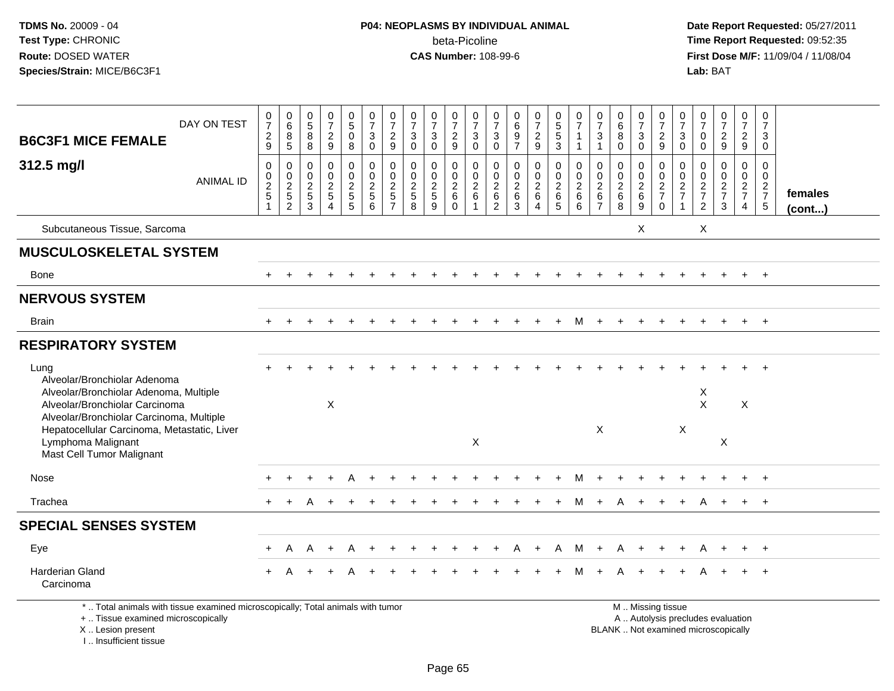**TDMS No.** 20009 - 04
**Test Type:** CHRONIC
**Route:** DOSED WATER
**Species/Strain:** MICE/B6C3F1

**P04: NEOPLASMS BY INDIVIDUAL ANIMAL**
beta-Picoline
**CAS Number:** 108-99-6

**Date Report Requested:** 05/27/2011
**Time Report Requested:** 09:52:35
**First Dose M/F:** 11/09/04 / 11/08/04
**Lab:** BAT

| B6C3F1 MICE FEMALE 312.5 mg/l | 0729 | 0685 | 0588 | 0729 | 0508 | 0730 | 0729 | 0730 | 0730 | 0729 | 0730 | 0730 | 0697 | 0729 | 0553 | 0711 | 0731 | 0680 | 0730 | 0729 | 0730 | 0700 | 0729 | 0729 | 0730 | |
|---|---|---|---|---|---|---|---|---|---|---|---|---|---|---|---|---|---|---|---|---|---|---|---|---|---|---|
| ANIMAL ID | 00251 | 00252 | 00253 | 00254 | 00255 | 00256 | 00257 | 00258 | 00259 | 00260 | 00261 | 00262 | 00263 | 00264 | 00265 | 00266 | 00267 | 00268 | 00269 | 00270 | 00271 | 00272 | 00273 | 00274 | 00275 | females (cont...) |
| Subcutaneous Tissue, Sarcoma | | | | | | | | | | | | | | | | | | | X | | | X | | | | |
| **MUSCULOSKELETAL SYSTEM** | | | | | | | | | | | | | | | | | | | | | | | | | | |
| Bone | + | + | + | + | + | + | + | + | + | + | + | + | + | + | + | + | + | + | + | + | + | + | + | + | + | |
| **NERVOUS SYSTEM** | | | | | | | | | | | | | | | | | | | | | | | | | | |
| Brain | + | + | + | + | + | + | + | + | + | + | + | + | + | + | + | M | + | + | + | + | + | + | + | + | + | |
| **RESPIRATORY SYSTEM** | | | | | | | | | | | | | | | | | | | | | | | | | | |
| Lung | + | + | + | + | + | + | + | + | + | + | + | + | + | + | + | + | + | + | + | + | + | + | + | + | + | |
| Alveolar/Bronchiolar Adenoma | | | | | | | | | | | | | | | | | | | | | | | | | | |
| Alveolar/Bronchiolar Adenoma, Multiple | | | | | | | | | | | | | | | | | | | | | | X | | | | |
| Alveolar/Bronchiolar Carcinoma | | | | X | | | | | | | | | | | | | | | | | | X | | X | | |
| Alveolar/Bronchiolar Carcinoma, Multiple | | | | | | | | | | | | | | | | | | | | | | | | | | |
| Hepatocellular Carcinoma, Metastatic, Liver | | | | | | | | | | | | | | | | | X | | | | X | | | | | |
| Lymphoma Malignant | | | | | | | | | | | X | | | | | | | | | | | | X | | | |
| Mast Cell Tumor Malignant | | | | | | | | | | | | | | | | | | | | | | | | | | |
| Nose | + | + | + | + | A | + | + | + | + | + | + | + | + | + | + | M | + | + | + | + | + | + | + | + | + | |
| Trachea | + | + | A | + | + | + | + | + | + | + | + | + | + | + | + | M | + | A | + | + | + | A | + | + | + | |
| **SPECIAL SENSES SYSTEM** | | | | | | | | | | | | | | | | | | | | | | | | | | |
| Eye | + | A | A | + | A | + | + | + | + | + | + | + | A | + | A | M | + | A | + | + | + | A | + | + | + | |
| Harderian Gland | + | A | + | + | A | + | + | + | + | + | + | + | + | + | + | M | + | A | + | + | + | A | + | + | + | |
| Carcinoma | | | | | | | | | | | | | | | | | | | | | | | | | | |

\* .. Total animals with tissue examined microscopically; Total animals with tumor
\+ .. Tissue examined microscopically
X .. Lesion present
I .. Insufficient tissue

M .. Missing tissue
A .. Autolysis precludes evaluation
BLANK .. Not examined microscopically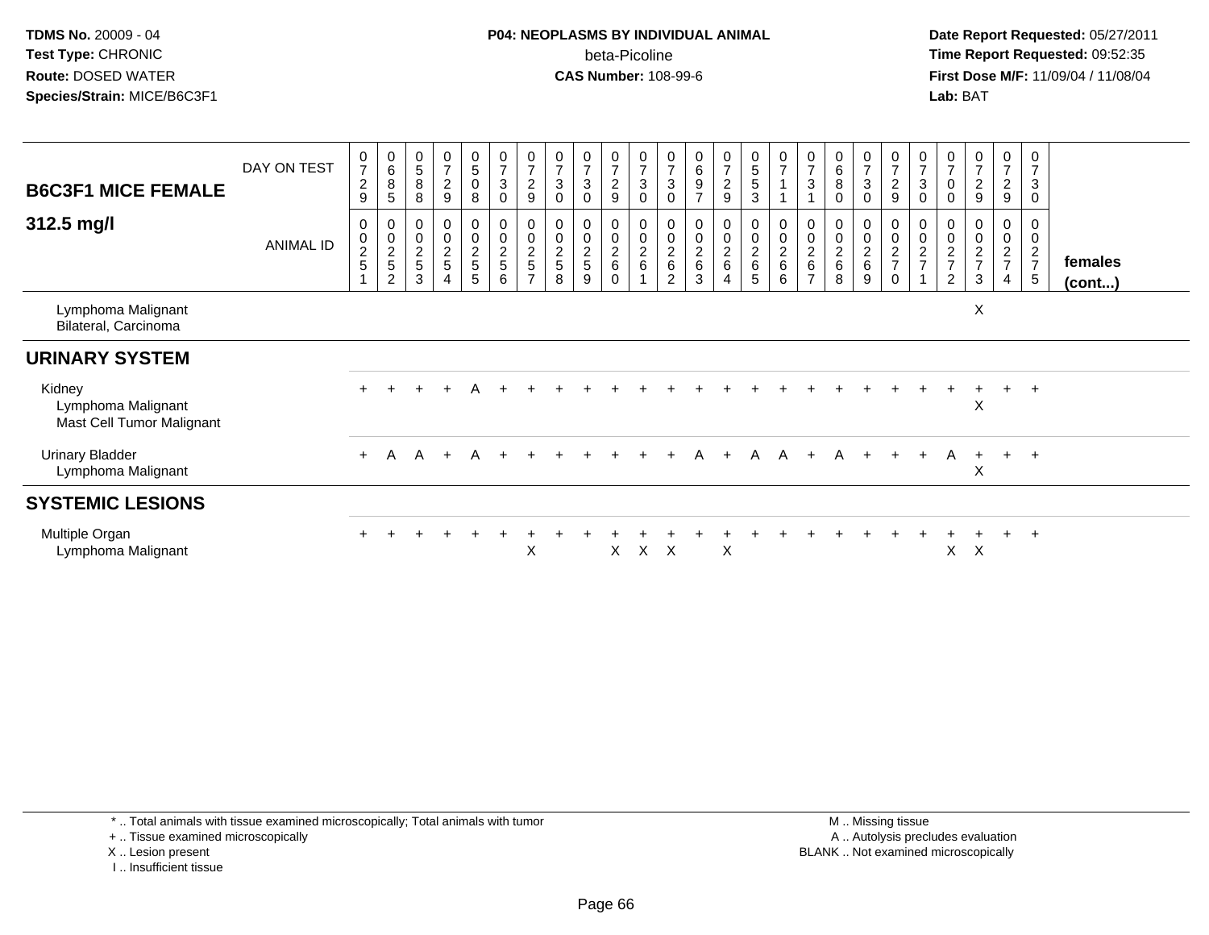**TDMS No.** 20009 - 04
**Test Type:** CHRONIC
**Route:** DOSED WATER
**Species/Strain:** MICE/B6C3F1

**P04: NEOPLASMS BY INDIVIDUAL ANIMAL**
beta-Picoline
**CAS Number:** 108-99-6

**Date Report Requested:** 05/27/2011
**Time Report Requested:** 09:52:35
**First Dose M/F:** 11/09/04 / 11/08/04
**Lab:** BAT

## B6C3F1 MICE FEMALE 312.5 mg/l

| DAY ON TEST | 0729 | 0685 | 0588 | 0729 | 0508 | 0730 | 0729 | 0730 | 0730 | 0729 | 0730 | 0730 | 0697 | 0729 | 0553 | 0711 | 0731 | 0680 | 0730 | 0729 | 0730 | 0700 | 0729 | 0729 | 0730 | |
|---|---|---|---|---|---|---|---|---|---|---|---|---|---|---|---|---|---|---|---|---|---|---|---|---|---|---|
| **ANIMAL ID** | 00251 | 00252 | 00253 | 00254 | 00255 | 00256 | 00257 | 00258 | 00259 | 00260 | 00261 | 00262 | 00263 | 00264 | 00265 | 00266 | 00267 | 00268 | 00269 | 00270 | 00271 | 00272 | 00273 | 00274 | 00275 | **females (cont...)** |
| Lymphoma Malignant | | | | | | | | | | | | | | | | | | | | | | | X | | | |
| Bilateral, Carcinoma | | | | | | | | | | | | | | | | | | | | | | | | | | |
| **URINARY SYSTEM** | | | | | | | | | | | | | | | | | | | | | | | | | | |
| Kidney | + | + | + | + | A | + | + | + | + | + | + | + | + | + | + | + | + | + | + | + | + | + | + | + | + | |
| Lymphoma Malignant | | | | | | | | | | | | | | | | | | | | | | | X | | | |
| Mast Cell Tumor Malignant | | | | | | | | | | | | | | | | | | | | | | | | | | |
| Urinary Bladder | + | A | A | + | A | + | + | + | + | + | + | + | A | + | A | A | + | A | + | + | + | A | + | + | + | |
| Lymphoma Malignant | | | | | | | | | | | | | | | | | | | | | | | X | | | |
| **SYSTEMIC LESIONS** | | | | | | | | | | | | | | | | | | | | | | | | | | |
| Multiple Organ | + | + | + | + | + | + | + | + | + | + | + | + | + | + | + | + | + | + | + | + | + | + | + | + | + | |
| Lymphoma Malignant | | | | | | | X | | | X | X | X | | X | | | | | | | | X | X | | | |

\* .. Total animals with tissue examined microscopically; Total animals with tumor
\+ .. Tissue examined microscopically
X .. Lesion present
I .. Insufficient tissue

M .. Missing tissue
A .. Autolysis precludes evaluation
BLANK .. Not examined microscopically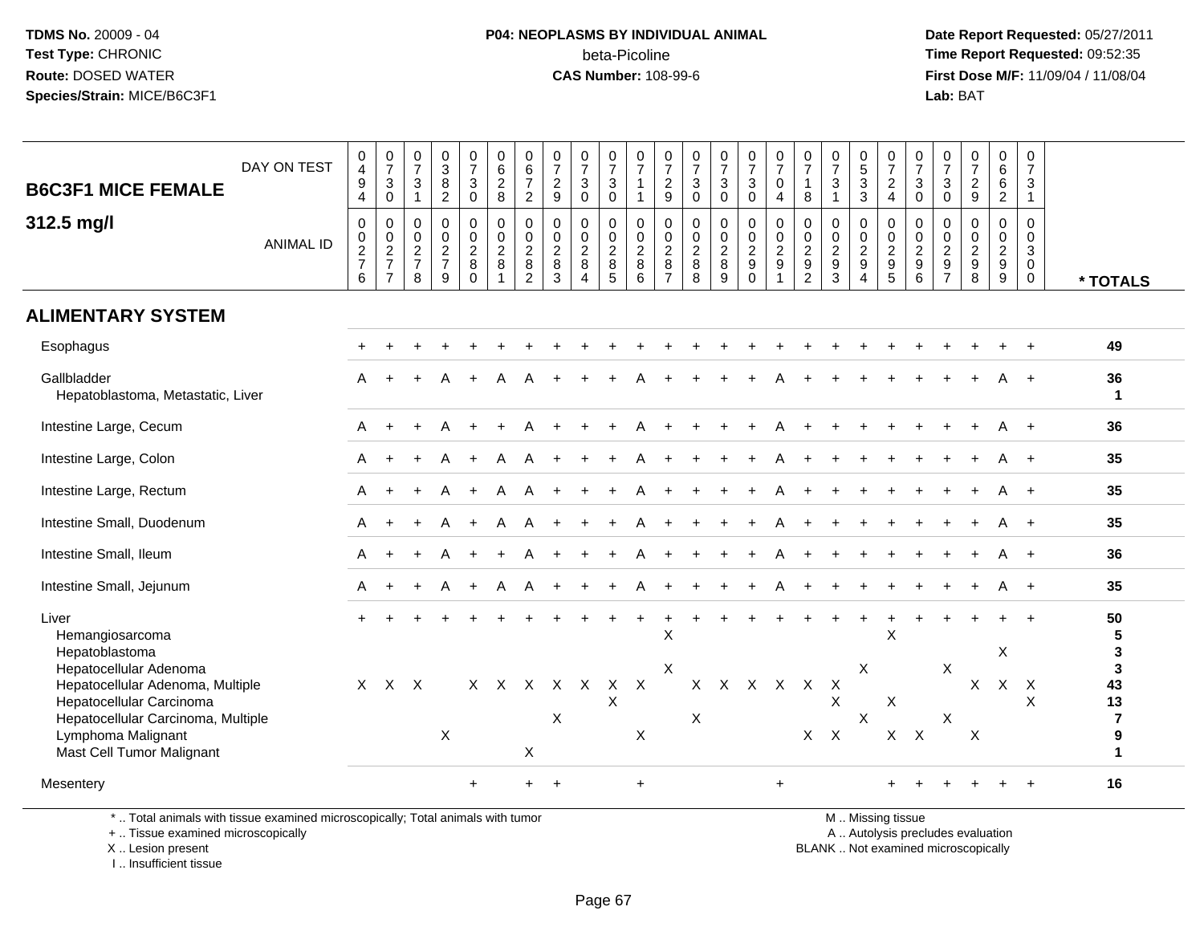**TDMS No.** 20009 - 04
**Test Type:** CHRONIC
**Route:** DOSED WATER
**Species/Strain:** MICE/B6C3F1

**P04: NEOPLASMS BY INDIVIDUAL ANIMAL**
beta-Picoline
**CAS Number:** 108-99-6

**Date Report Requested:** 05/27/2011
**Time Report Requested:** 09:52:35
**First Dose M/F:** 11/09/04 / 11/08/04
**Lab:** BAT

## B6C3F1 MICE FEMALE

## 312.5 mg/l

| DAY ON TEST | 0494 | 0730 | 0731 | 0382 | 0730 | 0628 | 0672 | 0729 | 0730 | 0730 | 0711 | 0729 | 0730 | 0730 | 0730 | 0704 | 0718 | 0731 | 0533 | 0724 | 0730 | 0730 | 0729 | 0662 | 0731 | |
|---|---|---|---|---|---|---|---|---|---|---|---|---|---|---|---|---|---|---|---|---|---|---|---|---|---|---|
| **ANIMAL ID** | 0276 | 0277 | 0278 | 0279 | 0280 | 0281 | 0282 | 0283 | 0284 | 0285 | 0286 | 0287 | 0288 | 0289 | 0290 | 0291 | 0292 | 0293 | 0294 | 0295 | 0296 | 0297 | 0298 | 0299 | 0300 | *** TOTALS** |
| **ALIMENTARY SYSTEM** | | | | | | | | | | | | | | | | | | | | | | | | | | |
| Esophagus | + | + | + | + | + | + | + | + | + | + | + | + | + | + | + | + | + | + | + | + | + | + | + | + | + | 49 |
| Gallbladder | A | + | + | A | + | A | A | + | + | + | A | + | + | + | + | A | + | + | + | + | + | + | + | A | + | 36 |
| Hepatoblastoma, Metastatic, Liver | | | | | | | | | | | | | | | | | | | | | | | | | | 1 |
| Intestine Large, Cecum | A | + | + | A | + | + | A | + | + | + | A | + | + | + | + | A | + | + | + | + | + | + | + | A | + | 36 |
| Intestine Large, Colon | A | + | + | A | + | A | A | + | + | + | A | + | + | + | + | A | + | + | + | + | + | + | + | A | + | 35 |
| Intestine Large, Rectum | A | + | + | A | + | A | A | + | + | + | A | + | + | + | + | A | + | + | + | + | + | + | + | A | + | 35 |
| Intestine Small, Duodenum | A | + | + | A | + | A | A | + | + | + | A | + | + | + | + | A | + | + | + | + | + | + | + | A | + | 35 |
| Intestine Small, Ileum | A | + | + | A | + | + | A | + | + | + | A | + | + | + | + | A | + | + | + | + | + | + | + | A | + | 36 |
| Intestine Small, Jejunum | A | + | + | A | + | A | A | + | + | + | A | + | + | + | + | A | + | + | + | + | + | + | + | A | + | 35 |
| Liver | + | + | + | + | + | + | + | + | + | + | + | + | + | + | + | + | + | + | + | + | + | + | + | + | + | 50 |
| Hemangiosarcoma | | | | | | | | | | | | X | | | | | | | | X | | | | | | 5 |
| Hepatoblastoma | | | | | | | | | | | | | | | | | | | | | | | | X | | 3 |
| Hepatocellular Adenoma | | | | | | | | | | | | X | | | | | | | X | | | X | | | | 3 |
| Hepatocellular Adenoma, Multiple | X | X | X | | X | X | X | X | X | X | X | | X | X | X | X | X | X | | | | | X | X | X | 43 |
| Hepatocellular Carcinoma | | | | | | | | | | X | | | | | | | | X | | X | | | | | X | 13 |
| Hepatocellular Carcinoma, Multiple | | | | | | | | X | | | | | X | | | | | | X | | | X | | | | 7 |
| Lymphoma Malignant | | | | X | | | | | | | X | | | | | | X | X | | X | X | | X | | | 9 |
| Mast Cell Tumor Malignant | | | | | | | X | | | | | | | | | | | | | | | | | | | 1 |
| Mesentery | | | | | + | | + | + | | | + | | | | | + | | | | + | + | + | + | + | + | 16 |

\* .. Total animals with tissue examined microscopically; Total animals with tumor
\+ .. Tissue examined microscopically
X .. Lesion present
I .. Insufficient tissue

M .. Missing tissue
A .. Autolysis precludes evaluation
BLANK .. Not examined microscopically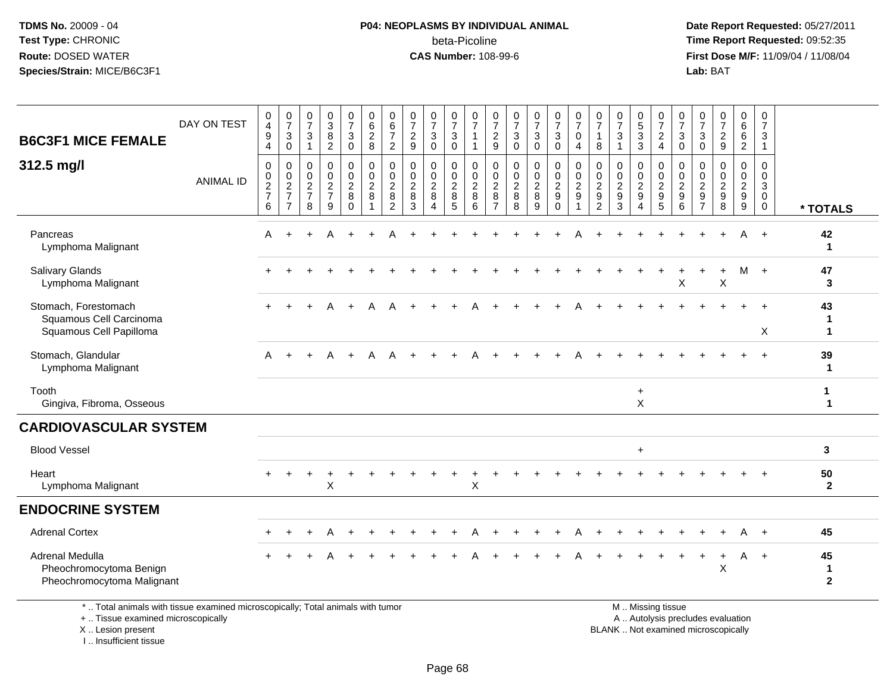TDMS No. 20009 - 04
Test Type: CHRONIC
Route: DOSED WATER
Species/Strain: MICE/B6C3F1

**P04: NEOPLASMS BY INDIVIDUAL ANIMAL**
beta-Picoline
**CAS Number:** 108-99-6

Date Report Requested: 05/27/2011
Time Report Requested: 09:52:35
First Dose M/F: 11/09/04 / 11/08/04
Lab: BAT

## B6C3F1 MICE FEMALE
### 312.5 mg/l

| DAY ON TEST | 0494 | 0730 | 0731 | 0382 | 0730 | 0628 | 0672 | 0729 | 0730 | 0730 | 0711 | 0729 | 0730 | 0730 | 0730 | 0704 | 0718 | 0731 | 0533 | 0724 | 0730 | 0730 | 0729 | 0662 | 0731 | |
|---|---|---|---|---|---|---|---|---|---|---|---|---|---|---|---|---|---|---|---|---|---|---|---|---|---|---|
| **ANIMAL ID** | 00276 | 00277 | 00278 | 00279 | 00280 | 00281 | 00282 | 00283 | 00284 | 00285 | 00286 | 00287 | 00288 | 00289 | 00290 | 00291 | 00292 | 00293 | 00294 | 00295 | 00296 | 00297 | 00298 | 00299 | 00300 | *** TOTALS** |
| Pancreas | A | + | + | A | + | + | A | + | + | + | + | + | + | + | + | A | + | + | + | + | + | + | + | A | + | 42 |
| Lymphoma Malignant | | | | | | | | | | | | | | | | | | | | | | | | | | 1 |
| Salivary Glands | + | + | + | + | + | + | + | + | + | + | + | + | + | + | + | + | + | + | + | + | + | + | + | M | + | 47 |
| Lymphoma Malignant | | | | | | | | | | | | | | | | | | | | | X | | X | | | 3 |
| Stomach, Forestomach | + | + | + | A | + | A | A | + | + | + | A | + | + | + | + | A | + | + | + | + | + | + | + | + | + | 43 |
| Squamous Cell Carcinoma | | | | | | | | | | | | | | | | | | | | | | | | | | 1 |
| Squamous Cell Papilloma | | | | | | | | | | | | | | | | | | | | | | | | | X | 1 |
| Stomach, Glandular | A | + | + | A | + | A | A | + | + | + | A | + | + | + | + | A | + | + | + | + | + | + | + | + | + | 39 |
| Lymphoma Malignant | | | | | | | | | | | | | | | | | | | | | | | | | | 1 |
| Tooth | | | | | | | | | | | | | | | | | | | + | | | | | | | 1 |
| Gingiva, Fibroma, Osseous | | | | | | | | | | | | | | | | | | | X | | | | | | | 1 |

## CARDIOVASCULAR SYSTEM

| | | | | | | | | | | | | | | | | | | | | | | | | | | |
|---|---|---|---|---|---|---|---|---|---|---|---|---|---|---|---|---|---|---|---|---|---|---|---|---|---|---|
| Blood Vessel | | | | | | | | | | | | | | | | | | | + | | | | | | | 3 |
| Heart | + | + | + | + | + | + | + | + | + | + | + | + | + | + | + | + | + | + | + | + | + | + | + | + | + | 50 |
| Lymphoma Malignant | | | | X | | | | | | | X | | | | | | | | | | | | | | | 2 |

## ENDOCRINE SYSTEM

| | | | | | | | | | | | | | | | | | | | | | | | | | | |
|---|---|---|---|---|---|---|---|---|---|---|---|---|---|---|---|---|---|---|---|---|---|---|---|---|---|---|
| Adrenal Cortex | + | + | + | A | + | + | + | + | + | + | A | + | + | + | + | A | + | + | + | + | + | + | + | A | + | 45 |
| Adrenal Medulla | + | + | + | A | + | + | + | + | + | + | A | + | + | + | + | A | + | + | + | + | + | + | + | A | + | 45 |
| Pheochromocytoma Benign | | | | | | | | | | | | | | | | | | | | | | | X | | | 1 |
| Pheochromocytoma Malignant | | | | | | | | | | | | | | | | | | | | | | | | | | 2 |

\* .. Total animals with tissue examined microscopically; Total animals with tumor
\+ .. Tissue examined microscopically
X .. Lesion present
I .. Insufficient tissue

M .. Missing tissue
A .. Autolysis precludes evaluation
BLANK .. Not examined microscopically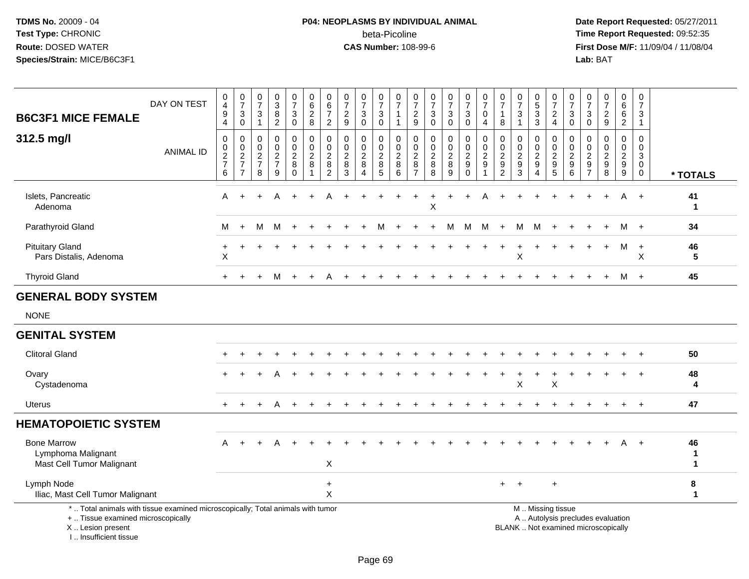TDMS No. 20009 - 04
Test Type: CHRONIC
Route: DOSED WATER
Species/Strain: MICE/B6C3F1

**P04: NEOPLASMS BY INDIVIDUAL ANIMAL**
beta-Picoline
**CAS Number:** 108-99-6

Date Report Requested: 05/27/2011
Time Report Requested: 09:52:35
First Dose M/F: 11/09/04 / 11/08/04
Lab: BAT

## B6C3F1 MICE FEMALE 312.5 mg/l

| DAY ON TEST | 0494 | 0730 | 0731 | 0382 | 0730 | 0628 | 0672 | 0729 | 0730 | 0730 | 0711 | 0729 | 0730 | 0730 | 0730 | 0704 | 0718 | 0731 | 0533 | 0724 | 0730 | 0730 | 0729 | 0662 | 0731 | |
|---|---|---|---|---|---|---|---|---|---|---|---|---|---|---|---|---|---|---|---|---|---|---|---|---|---|---|
| ANIMAL ID | 00276 | 00277 | 00278 | 00279 | 00280 | 00281 | 00282 | 00283 | 00284 | 00285 | 00286 | 00287 | 00288 | 00289 | 00290 | 00291 | 00292 | 00293 | 00294 | 00295 | 00296 | 00297 | 00298 | 00299 | 00300 | * TOTALS |
| Islets, Pancreatic | A | + | + | A | + | + | A | + | + | + | + | + | + | + | + | A | + | + | + | + | + | + | + | A | + | 41 |
| Adenoma | | | | | | | | | | | | | X | | | | | | | | | | | | | 1 |
| Parathyroid Gland | M | + | M | M | + | + | + | + | + | M | + | + | + | M | M | M | + | M | M | + | + | + | + | M | + | 34 |
| Pituitary Gland | + | + | + | + | + | + | + | + | + | + | + | + | + | + | + | + | + | + | + | + | + | + | + | M | + | 46 |
| Pars Distalis, Adenoma | X | | | | | | | | | | | | | | | | | X | | | | | | | X | 5 |
| Thyroid Gland | + | + | + | M | + | + | A | + | + | + | + | + | + | + | + | + | + | + | + | + | + | + | + | M | + | 45 |
| **GENERAL BODY SYSTEM** | | | | | | | | | | | | | | | | | | | | | | | | | | |
| NONE | | | | | | | | | | | | | | | | | | | | | | | | | | |
| **GENITAL SYSTEM** | | | | | | | | | | | | | | | | | | | | | | | | | | |
| Clitoral Gland | + | + | + | + | + | + | + | + | + | + | + | + | + | + | + | + | + | + | + | + | + | + | + | + | + | 50 |
| Ovary | + | + | + | A | + | + | + | + | + | + | + | + | + | + | + | + | + | + | + | + | + | + | + | + | + | 48 |
| Cystadenoma | | | | | | | | | | | | | | | | | | X | | X | | | | | | 4 |
| Uterus | + | + | + | A | + | + | + | + | + | + | + | + | + | + | + | + | + | + | + | + | + | + | + | + | + | 47 |
| **HEMATOPOIETIC SYSTEM** | | | | | | | | | | | | | | | | | | | | | | | | | | |
| Bone Marrow | A | + | + | A | + | + | + | + | + | + | + | + | + | + | + | + | + | + | + | + | + | + | + | A | + | 46 |
| Lymphoma Malignant | | | | | | | | | | | | | | | | | | | | | | | | | | 1 |
| Mast Cell Tumor Malignant | | | | | | | X | | | | | | | | | | | | | | | | | | | 1 |
| Lymph Node | | | | | | | + | | | | | | | | | | + | + | | + | | | | | | 8 |
| Iliac, Mast Cell Tumor Malignant | | | | | | | X | | | | | | | | | | | | | | | | | | | 1 |

\* .. Total animals with tissue examined microscopically; Total animals with tumor
\+ .. Tissue examined microscopically
X .. Lesion present
I .. Insufficient tissue

M .. Missing tissue
A .. Autolysis precludes evaluation
BLANK .. Not examined microscopically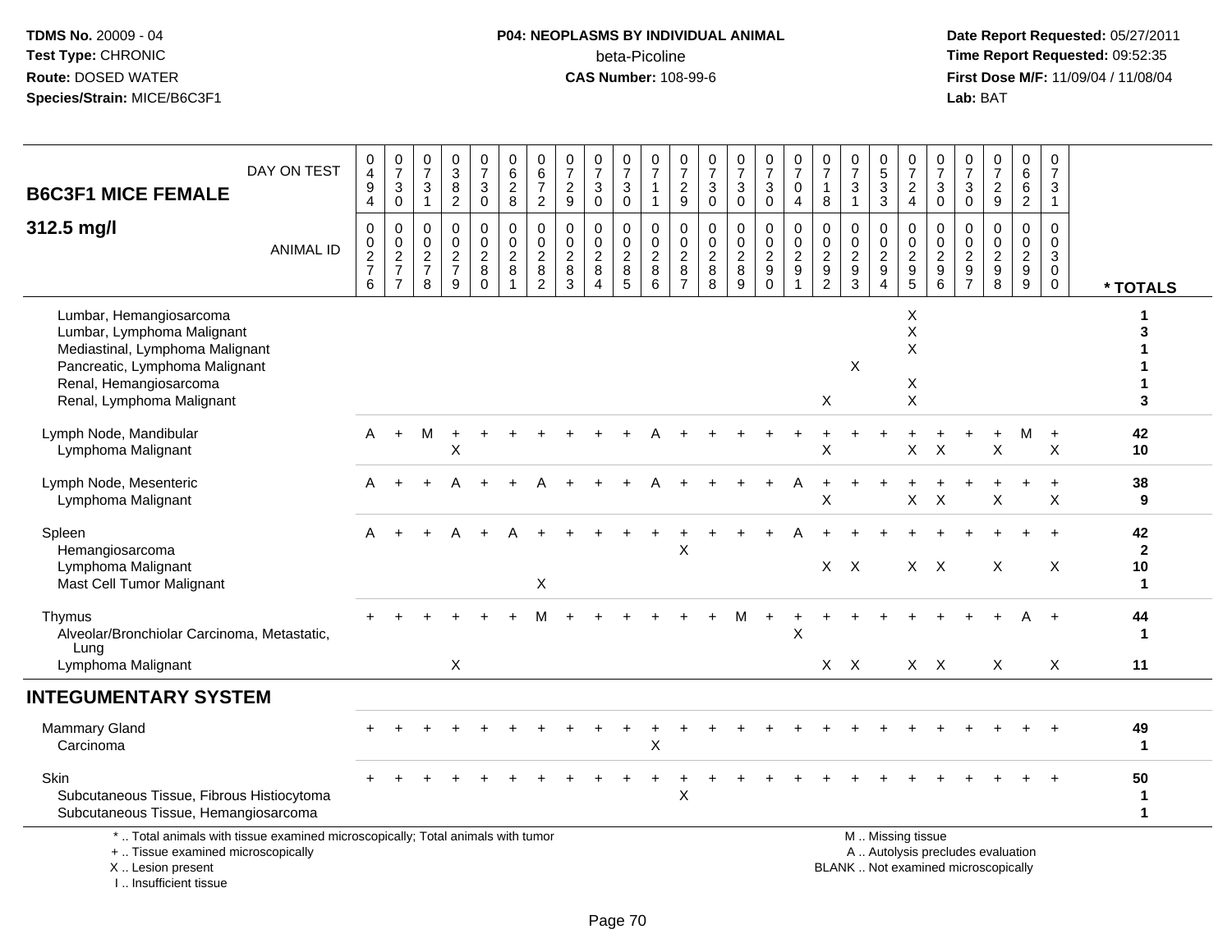TDMS No. 20009 - 04
Test Type: CHRONIC
Route: DOSED WATER
Species/Strain: MICE/B6C3F1

**P04: NEOPLASMS BY INDIVIDUAL ANIMAL**
beta-Picoline
**CAS Number:** 108-99-6

Date Report Requested: 05/27/2011
Time Report Requested: 09:52:35
First Dose M/F: 11/09/04 / 11/08/04
Lab: BAT

**B6C3F1 MICE FEMALE**

**312.5 mg/l**

| DAY ON TEST | 0494 | 0730 | 0731 | 0382 | 0730 | 0628 | 0672 | 0729 | 0730 | 0730 | 0711 | 0729 | 0730 | 0730 | 0730 | 0704 | 0718 | 0731 | 0533 | 0724 | 0730 | 0730 | 0729 | 0662 | 0731 | |
|---|---|---|---|---|---|---|---|---|---|---|---|---|---|---|---|---|---|---|---|---|---|---|---|---|---|---|
| ANIMAL ID | 00276 | 00277 | 00278 | 00279 | 00280 | 00281 | 00282 | 00283 | 00284 | 00285 | 00286 | 00287 | 00288 | 00289 | 00290 | 00291 | 00292 | 00293 | 00294 | 00295 | 00296 | 00297 | 00298 | 00299 | 00300 | * TOTALS |
| Lumbar, Hemangiosarcoma | | | | | | | | | | | | | | | | | | | | X | | | | | | 1 |
| Lumbar, Lymphoma Malignant | | | | | | | | | | | | | | | | | | | | X | | | | | | 3 |
| Mediastinal, Lymphoma Malignant | | | | | | | | | | | | | | | | | | | | X | | | | | | 1 |
| Pancreatic, Lymphoma Malignant | | | | | | | | | | | | | | | | | | X | | | | | | | | 1 |
| Renal, Hemangiosarcoma | | | | | | | | | | | | | | | | | | | | X | | | | | | 1 |
| Renal, Lymphoma Malignant | | | | | | | | | | | | | | | | | X | | | X | | | | | | 3 |
| Lymph Node, Mandibular | A | + | M | + | + | + | + | + | + | + | A | + | + | + | + | + | + | + | + | + | + | + | + | M | + | 42 |
| Lymphoma Malignant | | | | X | | | | | | | | | | | | | X | | | X | X | | X | | X | 10 |
| Lymph Node, Mesenteric | A | + | + | A | + | + | A | + | + | + | A | + | + | + | + | A | + | + | + | + | + | + | + | + | + | 38 |
| Lymphoma Malignant | | | | | | | | | | | | | | | | | X | | | X | X | | X | | X | 9 |
| Spleen | A | + | + | A | + | A | + | + | + | + | + | + | + | + | + | A | + | + | + | + | + | + | + | + | + | 42 |
| Hemangiosarcoma | | | | | | | | | | | | X | | | | | | | | | | | | | | 2 |
| Lymphoma Malignant | | | | | | | | | | | | | | | | | X | X | | X | X | | X | | X | 10 |
| Mast Cell Tumor Malignant | | | | | | | X | | | | | | | | | | | | | | | | | | | 1 |
| Thymus | + | + | + | + | + | + | M | + | + | + | + | + | + | M | + | + | + | + | + | + | + | + | + | A | + | 44 |
| Alveolar/Bronchiolar Carcinoma, Metastatic, Lung | | | | | | | | | | | | | | | | X | | | | | | | | | | 1 |
| Lymphoma Malignant | | | | X | | | | | | | | | | | | | X | X | | X | X | | X | | X | 11 |
| **INTEGUMENTARY SYSTEM** | | | | | | | | | | | | | | | | | | | | | | | | | | |
| Mammary Gland | + | + | + | + | + | + | + | + | + | + | + | + | + | + | + | + | + | + | + | + | + | + | + | + | + | 49 |
| Carcinoma | | | | | | | | | | | X | | | | | | | | | | | | | | | 1 |
| Skin | + | + | + | + | + | + | + | + | + | + | + | + | + | + | + | + | + | + | + | + | + | + | + | + | + | 50 |
| Subcutaneous Tissue, Fibrous Histiocytoma | | | | | | | | | | | | X | | | | | | | | | | | | | | 1 |
| Subcutaneous Tissue, Hemangiosarcoma | | | | | | | | | | | | | | | | | | | | | | | | | | 1 |

\* .. Total animals with tissue examined microscopically; Total animals with tumor
\+ .. Tissue examined microscopically
X .. Lesion present
I .. Insufficient tissue

M .. Missing tissue
A .. Autolysis precludes evaluation
BLANK .. Not examined microscopically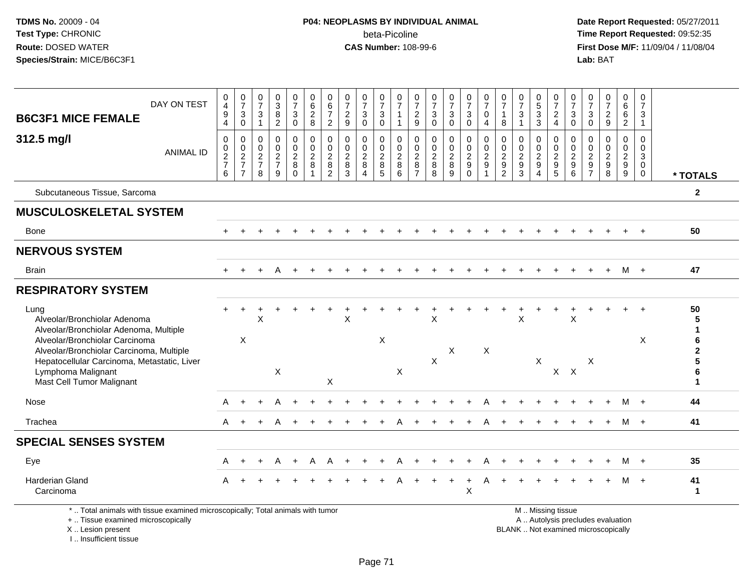TDMS No. 20009 - 04
Test Type: CHRONIC
Route: DOSED WATER
Species/Strain: MICE/B6C3F1

**P04: NEOPLASMS BY INDIVIDUAL ANIMAL**
beta-Picoline
**CAS Number:** 108-99-6

Date Report Requested: 05/27/2011
Time Report Requested: 09:52:35
First Dose M/F: 11/09/04 / 11/08/04
Lab: BAT

| B6C3F1 MICE FEMALE 312.5 mg/l | 0 4 9 4 | 0 7 3 0 | 0 7 3 1 | 0 3 8 2 | 0 7 3 0 | 0 6 2 8 | 0 6 7 2 | 0 7 2 9 | 0 7 3 0 | 0 7 3 0 | 0 7 1 1 | 0 7 2 9 | 0 7 3 0 | 0 7 3 0 | 0 7 3 0 | 0 7 0 4 | 0 7 1 8 | 0 7 3 1 | 0 5 3 3 | 0 7 2 4 | 0 7 3 0 | 0 7 3 0 | 0 7 2 9 | 0 6 6 2 | 0 7 3 1 | |
|---|---|---|---|---|---|---|---|---|---|---|---|---|---|---|---|---|---|---|---|---|---|---|---|---|---|---|
| **ANIMAL ID** | 0 0 2 7 6 | 0 0 2 7 7 | 0 0 2 7 8 | 0 0 2 7 9 | 0 0 2 8 0 | 0 0 2 8 1 | 0 0 2 8 2 | 0 0 2 8 3 | 0 0 2 8 4 | 0 0 2 8 5 | 0 0 2 8 6 | 0 0 2 8 7 | 0 0 2 8 8 | 0 0 2 8 9 | 0 0 2 9 0 | 0 0 2 9 1 | 0 0 2 9 2 | 0 0 2 9 3 | 0 0 2 9 4 | 0 0 2 9 5 | 0 0 2 9 6 | 0 0 2 9 7 | 0 0 2 9 8 | 0 0 2 9 9 | 0 0 3 0 0 | * TOTALS |
| Subcutaneous Tissue, Sarcoma | | | | | | | | | | | | | | | | | | | | | | | | | | 2 |
| **MUSCULOSKELETAL SYSTEM** | | | | | | | | | | | | | | | | | | | | | | | | | | |
| Bone | + | + | + | + | + | + | + | + | + | + | + | + | + | + | + | + | + | + | + | + | + | + | + | + | + | 50 |
| **NERVOUS SYSTEM** | | | | | | | | | | | | | | | | | | | | | | | | | | |
| Brain | + | + | + | A | + | + | + | + | + | + | + | + | + | + | + | + | + | + | + | + | + | + | + | M | + | 47 |
| **RESPIRATORY SYSTEM** | | | | | | | | | | | | | | | | | | | | | | | | | | |
| Lung | + | + | + | + | + | + | + | + | + | + | + | + | + | + | + | + | + | + | + | + | + | + | + | + | + | 50 |
| Alveolar/Bronchiolar Adenoma | | | X | | | | | X | | | | | X | | | | | X | | | X | | | | | 5 |
| Alveolar/Bronchiolar Adenoma, Multiple | | | | | | | | | | | | | | | | | | | | | | | | | | 1 |
| Alveolar/Bronchiolar Carcinoma | | X | | | | | | | | X | | | | | | | | | | | | | | | X | 6 |
| Alveolar/Bronchiolar Carcinoma, Multiple | | | | | | | | | | | | | | X | | X | | | | | | | | | | 2 |
| Hepatocellular Carcinoma, Metastatic, Liver | | | | | | | | | | | | | X | | | | | | X | | | X | | | | 5 |
| Lymphoma Malignant | | | | X | | | | | | | X | | | | | | | | | X | X | | | | | 6 |
| Mast Cell Tumor Malignant | | | | | | | X | | | | | | | | | | | | | | | | | | | 1 |
| Nose | A | + | + | A | + | + | + | + | + | + | + | + | + | + | + | A | + | + | + | + | + | + | + | M | + | 44 |
| Trachea | A | + | + | A | + | + | + | + | + | + | A | + | + | + | + | A | + | + | + | + | + | + | + | M | + | 41 |
| **SPECIAL SENSES SYSTEM** | | | | | | | | | | | | | | | | | | | | | | | | | | |
| Eye | A | + | + | A | + | A | A | + | + | + | A | + | + | + | + | A | + | + | + | + | + | + | + | M | + | 35 |
| Harderian Gland | A | + | + | + | + | + | + | + | + | + | A | + | + | + | + | A | + | + | + | + | + | + | + | M | + | 41 |
| Carcinoma | | | | | | | | | | | | | | | X | | | | | | | | | | | 1 |

\* .. Total animals with tissue examined microscopically; Total animals with tumor
\+ .. Tissue examined microscopically
X .. Lesion present
I .. Insufficient tissue

M .. Missing tissue
A .. Autolysis precludes evaluation
BLANK .. Not examined microscopically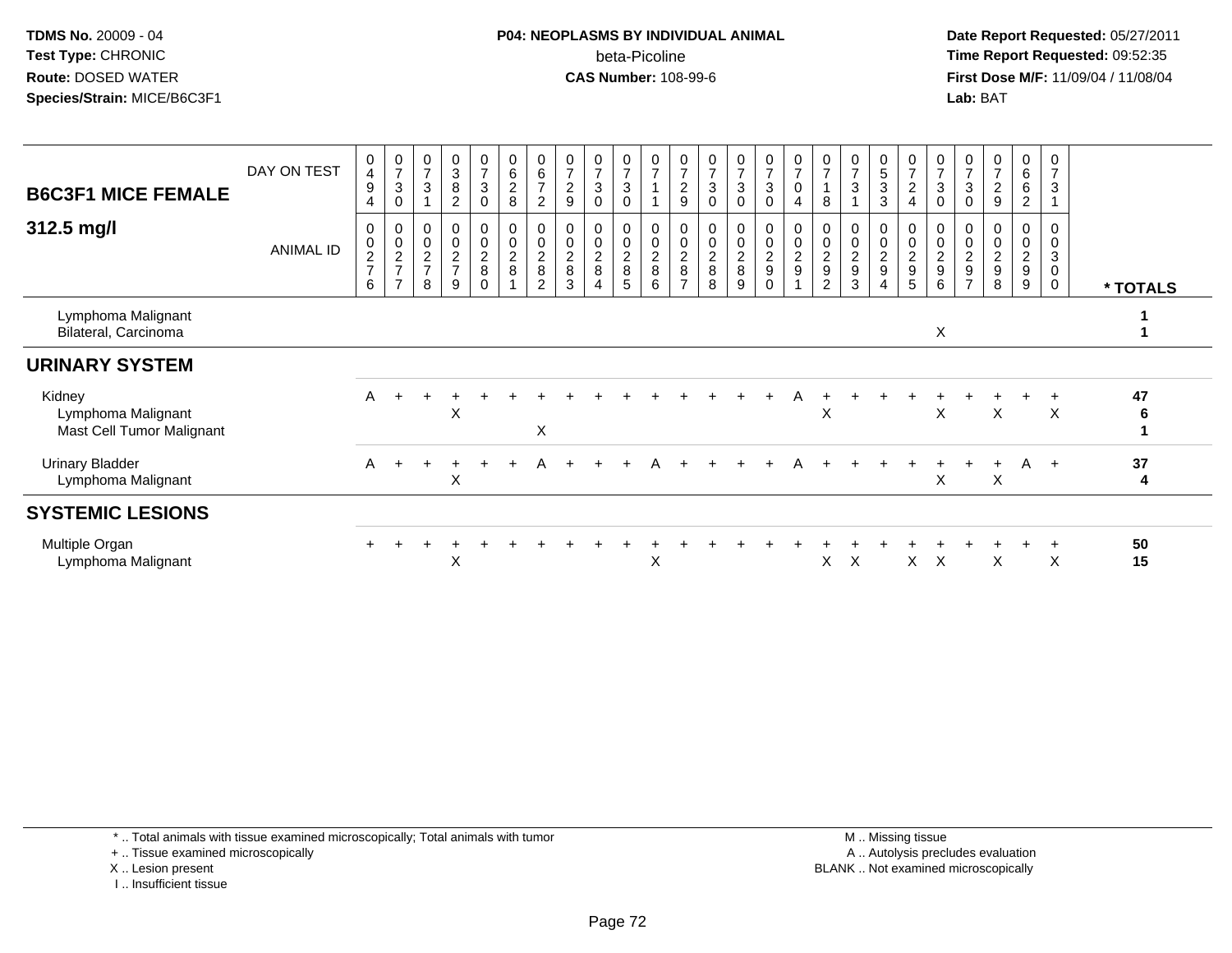**TDMS No.** 20009 - 04
**Test Type:** CHRONIC
**Route:** DOSED WATER
**Species/Strain:** MICE/B6C3F1

**P04: NEOPLASMS BY INDIVIDUAL ANIMAL**
beta-Picoline
**CAS Number:** 108-99-6

**Date Report Requested:** 05/27/2011
**Time Report Requested:** 09:52:35
**First Dose M/F:** 11/09/04 / 11/08/04
**Lab:** BAT

| B6C3F1 MICE FEMALE 312.5 mg/l | DAY ON TEST | 0494 | 0730 | 0731 | 0382 | 0730 | 0628 | 0672 | 0729 | 0730 | 0730 | 0711 | 0729 | 0730 | 0730 | 0730 | 0704 | 0718 | 0731 | 0533 | 0724 | 0730 | 0730 | 0729 | 0662 | 0731 | |
|---|---|---|---|---|---|---|---|---|---|---|---|---|---|---|---|---|---|---|---|---|---|---|---|---|---|---|---|
| | ANIMAL ID | 00276 | 00277 | 00278 | 00279 | 00280 | 00281 | 00282 | 00283 | 00284 | 00285 | 00286 | 00287 | 00288 | 00289 | 00290 | 00291 | 00292 | 00293 | 00294 | 00295 | 00296 | 00297 | 00298 | 00299 | 00300 | * TOTALS |
| Lymphoma Malignant | | | | | | | | | | | | | | | | | | | | | | | | | | | 1 |
| Bilateral, Carcinoma | | | | | | | | | | | | | | | | | | | | | | X | | | | | 1 |
| **URINARY SYSTEM** | | | | | | | | | | | | | | | | | | | | | | | | | | | |
| Kidney | | A | + | + | + | + | + | + | + | + | + | + | + | + | + | + | A | + | + | + | + | + | + | + | + | + | 47 |
| Lymphoma Malignant | | | | | X | | | | | | | | | | | | | X | | | | X | | X | | X | 6 |
| Mast Cell Tumor Malignant | | | | | | | | X | | | | | | | | | | | | | | | | | | | 1 |
| Urinary Bladder | | A | + | + | + | + | + | A | + | + | + | A | + | + | + | + | A | + | + | + | + | + | + | + | A | + | 37 |
| Lymphoma Malignant | | | | | X | | | | | | | | | | | | | | | | | X | | X | | | 4 |
| **SYSTEMIC LESIONS** | | | | | | | | | | | | | | | | | | | | | | | | | | | |
| Multiple Organ | | + | + | + | + | + | + | + | + | + | + | + | + | + | + | + | + | + | + | + | + | + | + | + | + | + | 50 |
| Lymphoma Malignant | | | | | X | | | | | | | X | | | | | | X | X | | X | X | | X | | X | 15 |

\* .. Total animals with tissue examined microscopically; Total animals with tumor
\+ .. Tissue examined microscopically
X .. Lesion present
I .. Insufficient tissue

M .. Missing tissue
A .. Autolysis precludes evaluation
BLANK .. Not examined microscopically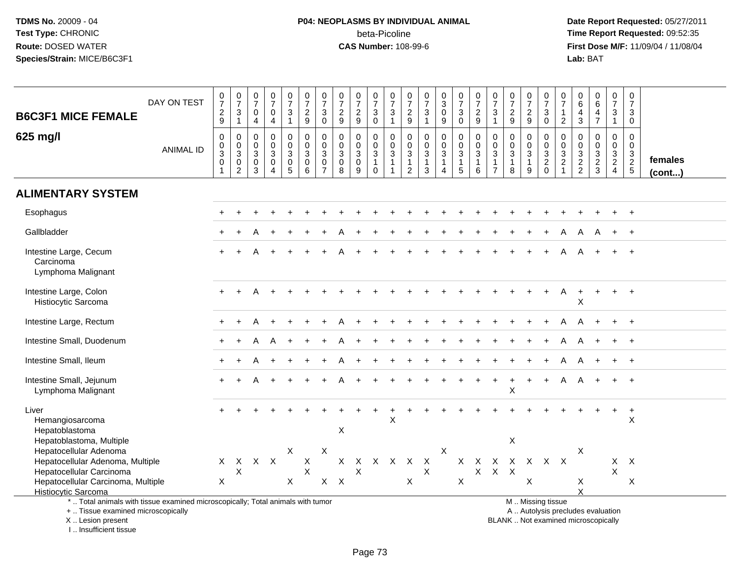**TDMS No.** 20009 - 04
**Test Type:** CHRONIC
**Route:** DOSED WATER
**Species/Strain:** MICE/B6C3F1

**P04: NEOPLASMS BY INDIVIDUAL ANIMAL**
beta-Picoline
**CAS Number:** 108-99-6

**Date Report Requested:** 05/27/2011
**Time Report Requested:** 09:52:35
**First Dose M/F:** 11/09/04 / 11/08/04
**Lab:** BAT

## B6C3F1 MICE FEMALE 625 mg/l

| DAY ON TEST | 0729 | 0731 | 0704 | 0704 | 0731 | 0729 | 0730 | 0729 | 0729 | 0730 | 0731 | 0729 | 0731 | 0309 | 0730 | 0729 | 0731 | 0729 | 0729 | 0730 | 0712 | 0643 | 0647 | 0731 | 0730 | |
|---|---|---|---|---|---|---|---|---|---|---|---|---|---|---|---|---|---|---|---|---|---|---|---|---|---|---|
| **ANIMAL ID** | 0030 1 | 0030 2 | 0030 3 | 0030 4 | 0030 5 | 0030 6 | 0030 7 | 0030 8 | 0030 9 | 0031 0 | 0031 1 | 0031 2 | 0031 3 | 0031 4 | 0031 5 | 0031 6 | 0031 7 | 0031 8 | 0031 9 | 0032 0 | 0032 1 | 0032 2 | 0032 3 | 0032 4 | 0032 5 | **females (cont...)** |
| **ALIMENTARY SYSTEM** | | | | | | | | | | | | | | | | | | | | | | | | | | |
| Esophagus | + | + | + | + | + | + | + | + | + | + | + | + | + | + | + | + | + | + | + | + | + | + | + | + | + | |
| Gallbladder | + | + | A | + | + | + | + | A | + | + | + | + | + | + | + | + | + | + | + | + | A | A | A | + | + | |
| Intestine Large, Cecum | + | + | A | + | + | + | + | A | + | + | + | + | + | + | + | + | + | + | + | + | A | A | + | + | + | |
| Carcinoma | | | | | | | | | | | | | | | | | | | | | | | | | | |
| Lymphoma Malignant | | | | | | | | | | | | | | | | | | | | | | | | | | |
| Intestine Large, Colon | + | + | A | + | + | + | + | + | + | + | + | + | + | + | + | + | + | + | + | + | A | + | + | + | + | |
| Histiocytic Sarcoma | | | | | | | | | | | | | | | | | | | | | | X | | | | |
| Intestine Large, Rectum | + | + | A | + | + | + | + | A | + | + | + | + | + | + | + | + | + | + | + | + | A | A | + | + | + | |
| Intestine Small, Duodenum | + | + | A | A | + | + | + | A | + | + | + | + | + | + | + | + | + | + | + | + | A | A | + | + | + | |
| Intestine Small, Ileum | + | + | A | + | + | + | + | A | + | + | + | + | + | + | + | + | + | + | + | + | A | A | + | + | + | |
| Intestine Small, Jejunum | + | + | A | + | + | + | + | A | + | + | + | + | + | + | + | + | + | + | + | + | A | A | + | + | + | |
| Lymphoma Malignant | | | | | | | | | | | | | | | | | | X | | | | | | | | |
| Liver | + | + | + | + | + | + | + | + | + | + | + | + | + | + | + | + | + | + | + | + | + | + | + | + | + | |
| Hemangiosarcoma | | | | | | | | | | | X | | | | | | | | | | | | | | X | |
| Hepatoblastoma | | | | | | | | X | | | | | | | | | | | | | | | | | | |
| Hepatoblastoma, Multiple | | | | | | | | | | | | | | | | | | X | | | | | | | | |
| Hepatocellular Adenoma | | | | | X | | X | | | | | | | X | | | | | | | | X | | | | |
| Hepatocellular Adenoma, Multiple | X | X | X | X | | X | | X | X | X | X | X | X | | X | X | X | X | X | X | X | | | X | X | |
| Hepatocellular Carcinoma | | X | | | | X | | | X | | | | X | | | X | X | X | | | | | | X | | |
| Hepatocellular Carcinoma, Multiple | X | | | | X | | X | X | | | | X | | | X | | | | X | | | X | | | X | |
| Histiocytic Sarcoma | | | | | | | | | | | | | | | | | | | | | | X | | | | |

\* .. Total animals with tissue examined microscopically; Total animals with tumor
+ .. Tissue examined microscopically
X .. Lesion present
I .. Insufficient tissue

M .. Missing tissue
A .. Autolysis precludes evaluation
BLANK .. Not examined microscopically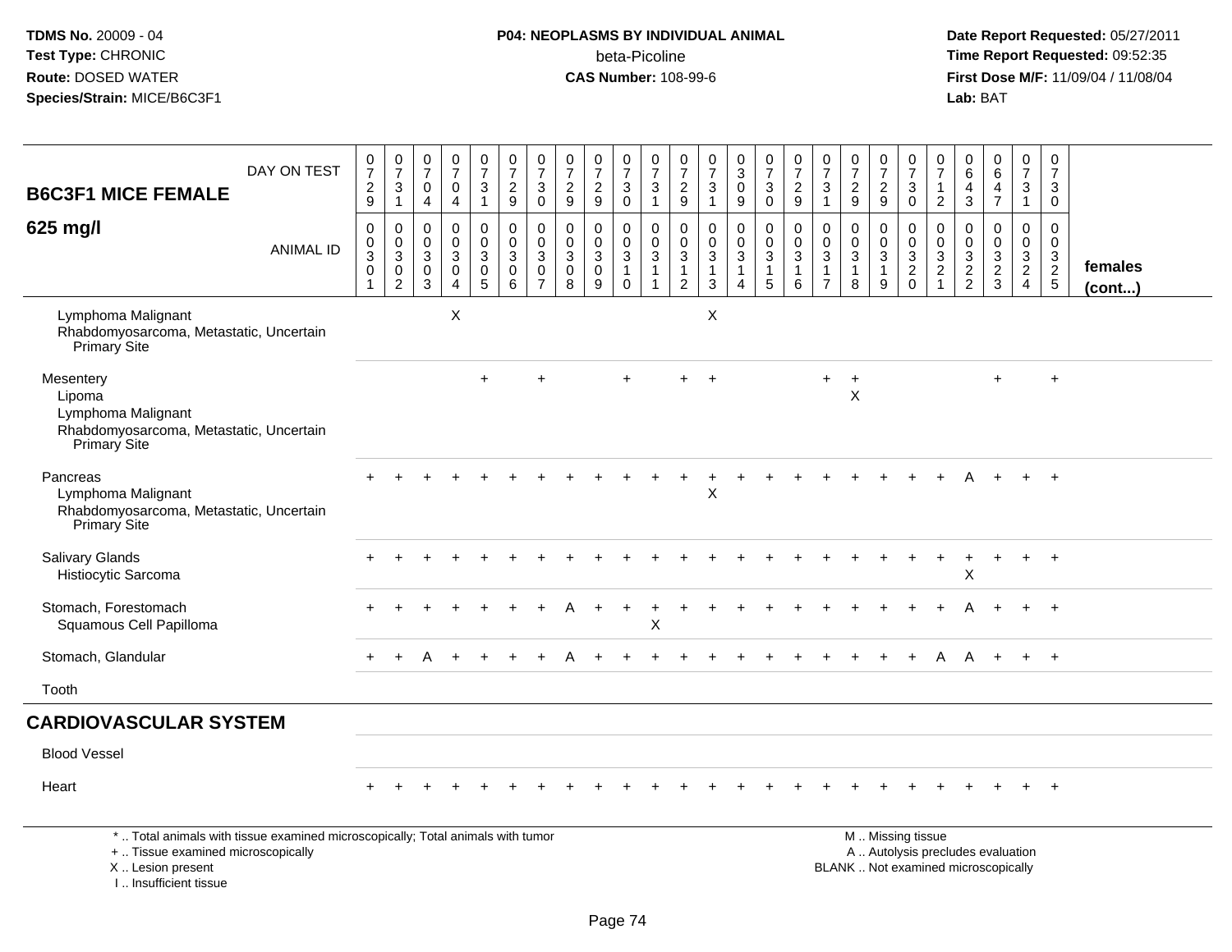TDMS No. 20009 - 04
Test Type: CHRONIC
Route: DOSED WATER
Species/Strain: MICE/B6C3F1

**P04: NEOPLASMS BY INDIVIDUAL ANIMAL**
beta-Picoline
**CAS Number:** 108-99-6

Date Report Requested: 05/27/2011
Time Report Requested: 09:52:35
First Dose M/F: 11/09/04 / 11/08/04
Lab: BAT

## B6C3F1 MICE FEMALE

## 625 mg/l

| DAY ON TEST | 0729 | 0731 | 0704 | 0704 | 0731 | 0729 | 0730 | 0729 | 0729 | 0730 | 0731 | 0729 | 0731 | 0309 | 0730 | 0729 | 0731 | 0729 | 0729 | 0730 | 0712 | 0643 | 0647 | 0731 | 0730 | |
|---|---|---|---|---|---|---|---|---|---|---|---|---|---|---|---|---|---|---|---|---|---|---|---|---|---|---|
| **ANIMAL ID** | 00301 | 00302 | 00303 | 00304 | 00305 | 00306 | 00307 | 00308 | 00309 | 00310 | 00311 | 00312 | 00313 | 00314 | 00315 | 00316 | 00317 | 00318 | 00319 | 00320 | 00321 | 00322 | 00323 | 00324 | 00325 | **females (cont...)** |
| Lymphoma Malignant | | | | X | | | | | | | | | X | | | | | | | | | | | | | |
| Rhabdomyosarcoma, Metastatic, Uncertain Primary Site | | | | | | | | | | | | | | | | | | | | | | | | | | |
| Mesentery | | | | | + | | + | | | + | | + | + | | | | + | + | | | | | + | | + | |
| Lipoma | | | | | | | | | | | | | | | | | | X | | | | | | | | |
| Lymphoma Malignant | | | | | | | | | | | | | | | | | | | | | | | | | | |
| Rhabdomyosarcoma, Metastatic, Uncertain Primary Site | | | | | | | | | | | | | | | | | | | | | | | | | | |
| Pancreas | + | + | + | + | + | + | + | + | + | + | + | + | + | + | + | + | + | + | + | + | + | A | + | + | + | |
| Lymphoma Malignant | | | | | | | | | | | | | X | | | | | | | | | | | | | |
| Rhabdomyosarcoma, Metastatic, Uncertain Primary Site | | | | | | | | | | | | | | | | | | | | | | | | | | |
| Salivary Glands | + | + | + | + | + | + | + | + | + | + | + | + | + | + | + | + | + | + | + | + | + | + | + | + | + | |
| Histiocytic Sarcoma | | | | | | | | | | | | | | | | | | | | | | X | | | | |
| Stomach, Forestomach | + | + | + | + | + | + | + | A | + | + | + | + | + | + | + | + | + | + | + | + | + | A | + | + | + | |
| Squamous Cell Papilloma | | | | | | | | | | | X | | | | | | | | | | | | | | | |
| Stomach, Glandular | + | + | A | + | + | + | + | A | + | + | + | + | + | + | + | + | + | + | + | + | A | A | + | + | + | |
| Tooth | | | | | | | | | | | | | | | | | | | | | | | | | | |
| **CARDIOVASCULAR SYSTEM** | | | | | | | | | | | | | | | | | | | | | | | | | | |
| Blood Vessel | | | | | | | | | | | | | | | | | | | | | | | | | | |
| Heart | + | + | + | + | + | + | + | + | + | + | + | + | + | + | + | + | + | + | + | + | + | + | + | + | + | |

\* .. Total animals with tissue examined microscopically; Total animals with tumor
\+ .. Tissue examined microscopically
X .. Lesion present
I .. Insufficient tissue

M .. Missing tissue
A .. Autolysis precludes evaluation
BLANK .. Not examined microscopically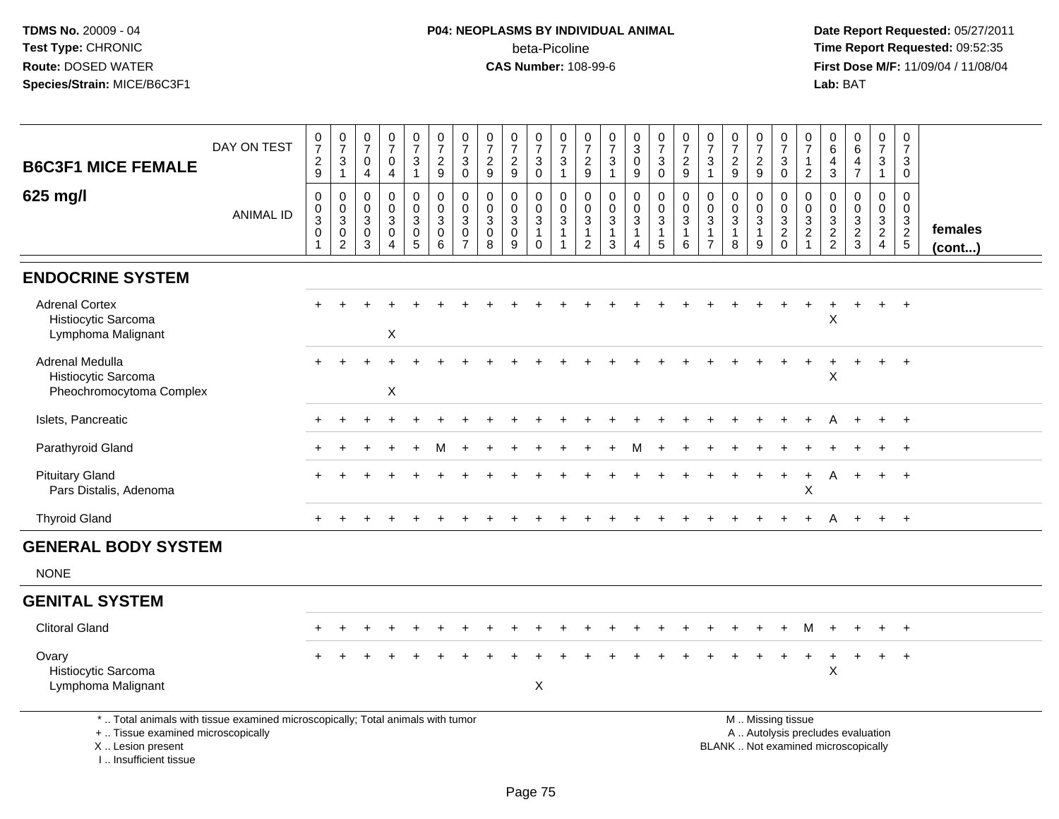**TDMS No.** 20009 - 04
**Test Type:** CHRONIC
**Route:** DOSED WATER
**Species/Strain:** MICE/B6C3F1

**P04: NEOPLASMS BY INDIVIDUAL ANIMAL**
beta-Picoline
**CAS Number:** 108-99-6

**Date Report Requested:** 05/27/2011
**Time Report Requested:** 09:52:35
**First Dose M/F:** 11/09/04 / 11/08/04
**Lab:** BAT

## B6C3F1 MICE FEMALE
### 625 mg/l

| DAY ON TEST | 0729 | 0731 | 0704 | 0704 | 0731 | 0729 | 0730 | 0729 | 0729 | 0730 | 0731 | 0729 | 0731 | 0309 | 0730 | 0729 | 0731 | 0729 | 0729 | 0730 | 0712 | 0643 | 0647 | 0731 | 0730 | |
|---|---|---|---|---|---|---|---|---|---|---|---|---|---|---|---|---|---|---|---|---|---|---|---|---|---|---|
| **ANIMAL ID** | 00301 | 00302 | 00303 | 00304 | 00305 | 00306 | 00307 | 00308 | 00309 | 00310 | 00311 | 00312 | 00313 | 00314 | 00315 | 00316 | 00317 | 00318 | 00319 | 00320 | 00321 | 00322 | 00323 | 00324 | 00325 | **females (cont...)** |
| **ENDOCRINE SYSTEM** | | | | | | | | | | | | | | | | | | | | | | | | | | |
| Adrenal Cortex | + | + | + | + | + | + | + | + | + | + | + | + | + | + | + | + | + | + | + | + | + | + | + | + | + | |
| Histiocytic Sarcoma | | | | | | | | | | | | | | | | | | | | | | X | | | | |
| Lymphoma Malignant | | | | X | | | | | | | | | | | | | | | | | | | | | | |
| Adrenal Medulla | + | + | + | + | + | + | + | + | + | + | + | + | + | + | + | + | + | + | + | + | + | + | + | + | + | |
| Histiocytic Sarcoma | | | | | | | | | | | | | | | | | | | | | | X | | | | |
| Pheochromocytoma Complex | | | | X | | | | | | | | | | | | | | | | | | | | | | |
| Islets, Pancreatic | + | + | + | + | + | + | + | + | + | + | + | + | + | + | + | + | + | + | + | + | + | A | + | + | + | |
| Parathyroid Gland | + | + | + | + | + | M | + | + | + | + | + | + | + | M | + | + | + | + | + | + | + | + | + | + | + | |
| Pituitary Gland | + | + | + | + | + | + | + | + | + | + | + | + | + | + | + | + | + | + | + | + | + | A | + | + | + | |
| Pars Distalis, Adenoma | | | | | | | | | | | | | | | | | | | | | X | | | | | |
| Thyroid Gland | + | + | + | + | + | + | + | + | + | + | + | + | + | + | + | + | + | + | + | + | + | A | + | + | + | |
| **GENERAL BODY SYSTEM** | | | | | | | | | | | | | | | | | | | | | | | | | | |
| NONE | | | | | | | | | | | | | | | | | | | | | | | | | | |
| **GENITAL SYSTEM** | | | | | | | | | | | | | | | | | | | | | | | | | | |
| Clitoral Gland | + | + | + | + | + | + | + | + | + | + | + | + | + | + | + | + | + | + | + | + | M | + | + | + | + | |
| Ovary | + | + | + | + | + | + | + | + | + | + | + | + | + | + | + | + | + | + | + | + | + | + | + | + | + | |
| Histiocytic Sarcoma | | | | | | | | | | | | | | | | | | | | | | X | | | | |
| Lymphoma Malignant | | | | | | | | | | X | | | | | | | | | | | | | | | | |

\* .. Total animals with tissue examined microscopically; Total animals with tumor
\+ .. Tissue examined microscopically
X .. Lesion present
I .. Insufficient tissue

M .. Missing tissue
A .. Autolysis precludes evaluation
BLANK .. Not examined microscopically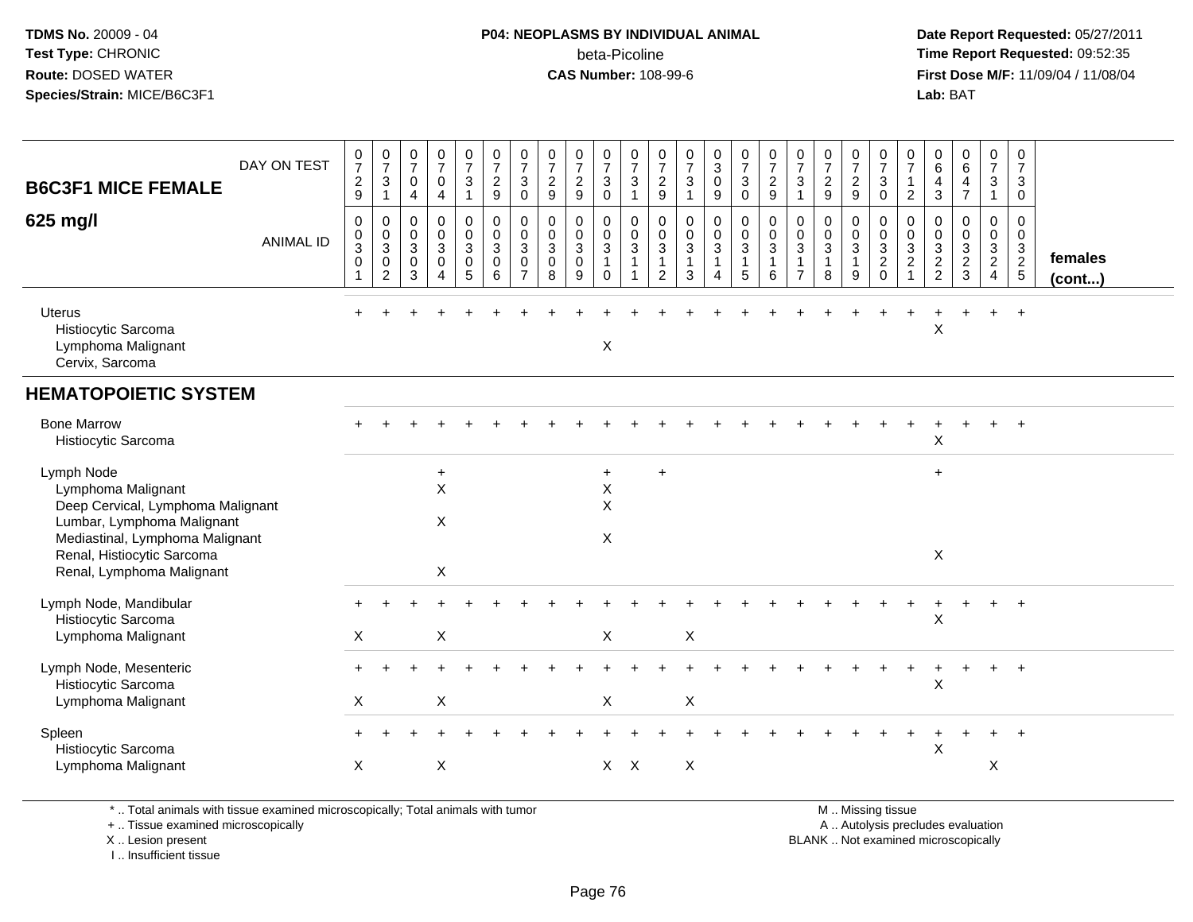**TDMS No.** 20009 - 04
**Test Type:** CHRONIC
**Route:** DOSED WATER
**Species/Strain:** MICE/B6C3F1

**P04: NEOPLASMS BY INDIVIDUAL ANIMAL**
beta-Picoline
**CAS Number:** 108-99-6

**Date Report Requested:** 05/27/2011
**Time Report Requested:** 09:52:35
**First Dose M/F:** 11/09/04 / 11/08/04
**Lab:** BAT

## B6C3F1 MICE FEMALE

## 625 mg/l

| DAY ON TEST | 0729 | 0731 | 0704 | 0704 | 0731 | 0729 | 0730 | 0729 | 0729 | 0730 | 0731 | 0729 | 0731 | 0309 | 0730 | 0729 | 0731 | 0729 | 0729 | 0730 | 0712 | 0643 | 0647 | 0731 | 0730 | |
|---|---|---|---|---|---|---|---|---|---|---|---|---|---|---|---|---|---|---|---|---|---|---|---|---|---|---|
| **ANIMAL ID** | 00301 | 00302 | 00303 | 00304 | 00305 | 00306 | 00307 | 00308 | 00309 | 00310 | 00311 | 00312 | 00313 | 00314 | 00315 | 00316 | 00317 | 00318 | 00319 | 00320 | 00321 | 00322 | 00323 | 00324 | 00325 | **females (cont...)** |
| Uterus | + | + | + | + | + | + | + | + | + | + | + | + | + | + | + | + | + | + | + | + | + | + | + | + | + | |
| Histiocytic Sarcoma | | | | | | | | | | | | | | | | | | | | | | X | | | | |
| Lymphoma Malignant | | | | | | | | | | X | | | | | | | | | | | | | | | | |
| Cervix, Sarcoma | | | | | | | | | | | | | | | | | | | | | | | | | | |
| **HEMATOPOIETIC SYSTEM** | | | | | | | | | | | | | | | | | | | | | | | | | | |
| Bone Marrow | + | + | + | + | + | + | + | + | + | + | + | + | + | + | + | + | + | + | + | + | + | + | + | + | + | |
| Histiocytic Sarcoma | | | | | | | | | | | | | | | | | | | | | | X | | | | |
| Lymph Node | | | | + | | | | | | + | | + | | | | | | | | | | + | | | | |
| Lymphoma Malignant | | | | X | | | | | | X | | | | | | | | | | | | | | | | |
| Deep Cervical, Lymphoma Malignant | | | | | | | | | | X | | | | | | | | | | | | | | | | |
| Lumbar, Lymphoma Malignant | | | | X | | | | | | | | | | | | | | | | | | | | | | |
| Mediastinal, Lymphoma Malignant | | | | | | | | | | X | | | | | | | | | | | | | | | | |
| Renal, Histiocytic Sarcoma | | | | | | | | | | | | | | | | | | | | | | X | | | | |
| Renal, Lymphoma Malignant | | | | X | | | | | | | | | | | | | | | | | | | | | | |
| Lymph Node, Mandibular | + | + | + | + | + | + | + | + | + | + | + | + | + | + | + | + | + | + | + | + | + | + | + | + | + | |
| Histiocytic Sarcoma | | | | | | | | | | | | | | | | | | | | | | X | | | | |
| Lymphoma Malignant | X | | | X | | | | | | X | | | X | | | | | | | | | | | | | |
| Lymph Node, Mesenteric | + | + | + | + | + | + | + | + | + | + | + | + | + | + | + | + | + | + | + | + | + | + | + | + | + | |
| Histiocytic Sarcoma | | | | | | | | | | | | | | | | | | | | | | X | | | | |
| Lymphoma Malignant | X | | | X | | | | | | X | | | X | | | | | | | | | | | | | |
| Spleen | + | + | + | + | + | + | + | + | + | + | + | + | + | + | + | + | + | + | + | + | + | + | + | + | + | |
| Histiocytic Sarcoma | | | | | | | | | | | | | | | | | | | | | | X | | | | |
| Lymphoma Malignant | X | | | X | | | | | | X | X | | X | | | | | | | | | | | X | | |

\* .. Total animals with tissue examined microscopically; Total animals with tumor
\+ .. Tissue examined microscopically
X .. Lesion present
I .. Insufficient tissue

M .. Missing tissue
A .. Autolysis precludes evaluation
BLANK .. Not examined microscopically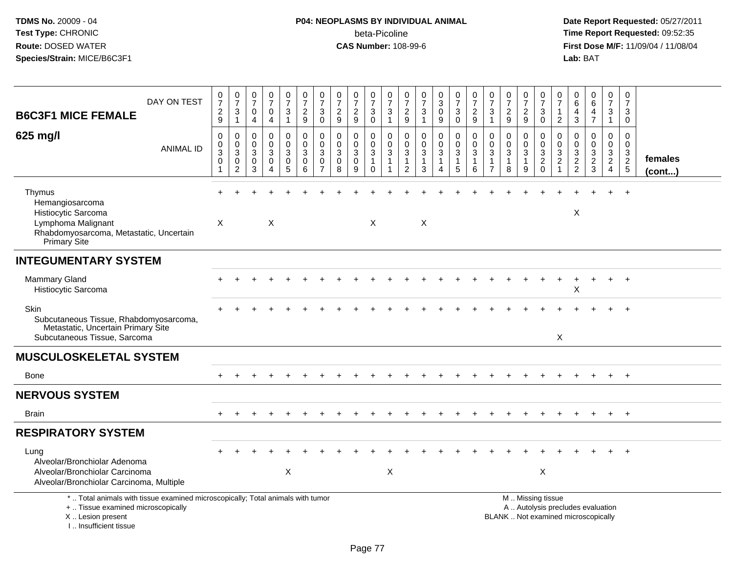**TDMS No.** 20009 - 04
**Test Type:** CHRONIC
**Route:** DOSED WATER
**Species/Strain:** MICE/B6C3F1

**P04: NEOPLASMS BY INDIVIDUAL ANIMAL**
beta-Picoline
**CAS Number:** 108-99-6

**Date Report Requested:** 05/27/2011
**Time Report Requested:** 09:52:35
**First Dose M/F:** 11/09/04 / 11/08/04
**Lab:** BAT

| B6C3F1 MICE FEMALE 625 mg/l | | | | | | | | | | | | | | | | | | | | | | | | | | |
|---|---|---|---|---|---|---|---|---|---|---|---|---|---|---|---|---|---|---|---|---|---|---|---|---|---|---|
| DAY ON TEST | 0729 | 0731 | 0704 | 0704 | 0731 | 0729 | 0730 | 0729 | 0729 | 0730 | 0731 | 0729 | 0731 | 0309 | 0730 | 0729 | 0731 | 0729 | 0729 | 0730 | 0712 | 0643 | 0647 | 0731 | 0730 | |
| ANIMAL ID | 0030 1 | 0030 2 | 0030 3 | 0030 4 | 0030 5 | 0030 6 | 0030 7 | 0030 8 | 0030 9 | 0031 0 | 0031 1 | 0031 2 | 0031 3 | 0031 4 | 0031 5 | 0031 6 | 0031 7 | 0031 8 | 0031 9 | 0032 0 | 0032 1 | 0032 2 | 0032 3 | 0032 4 | 0032 5 | **females (cont...)** |
| Thymus | + | + | + | + | + | + | + | + | + | + | + | + | + | + | + | + | + | + | + | + | + | + | + | + | + | |
| Hemangiosarcoma | | | | | | | | | | | | | | | | | | | | | | | | | | |
| Histiocytic Sarcoma | | | | | | | | | | | | | | | | | | | | | | X | | | | |
| Lymphoma Malignant | X | | | X | | | | | | X | | | X | | | | | | | | | | | | | |
| Rhabdomyosarcoma, Metastatic, Uncertain Primary Site | | | | | | | | | | | | | | | | | | | | | | | | | | |
| **INTEGUMENTARY SYSTEM** | | | | | | | | | | | | | | | | | | | | | | | | | | |
| Mammary Gland | + | + | + | + | + | + | + | + | + | + | + | + | + | + | + | + | + | + | + | + | + | + | + | + | + | |
| Histiocytic Sarcoma | | | | | | | | | | | | | | | | | | | | | | X | | | | |
| Skin | + | + | + | + | + | + | + | + | + | + | + | + | + | + | + | + | + | + | + | + | + | + | + | + | + | |
| Subcutaneous Tissue, Rhabdomyosarcoma, Metastatic, Uncertain Primary Site | | | | | | | | | | | | | | | | | | | | | | | | | | |
| Subcutaneous Tissue, Sarcoma | | | | | | | | | | | | | | | | | | | | | X | | | | | |
| **MUSCULOSKELETAL SYSTEM** | | | | | | | | | | | | | | | | | | | | | | | | | | |
| Bone | + | + | + | + | + | + | + | + | + | + | + | + | + | + | + | + | + | + | + | + | + | + | + | + | + | |
| **NERVOUS SYSTEM** | | | | | | | | | | | | | | | | | | | | | | | | | | |
| Brain | + | + | + | + | + | + | + | + | + | + | + | + | + | + | + | + | + | + | + | + | + | + | + | + | + | |
| **RESPIRATORY SYSTEM** | | | | | | | | | | | | | | | | | | | | | | | | | | |
| Lung | + | + | + | + | + | + | + | + | + | + | + | + | + | + | + | + | + | + | + | + | + | + | + | + | + | |
| Alveolar/Bronchiolar Adenoma | | | | | | | | | | | | | | | | | | | | | | | | | | |
| Alveolar/Bronchiolar Carcinoma | | | | | X | | | | | | X | | | | | | | | | X | | | | | | |
| Alveolar/Bronchiolar Carcinoma, Multiple | | | | | | | | | | | | | | | | | | | | | | | | | | |

\* .. Total animals with tissue examined microscopically; Total animals with tumor
\+ .. Tissue examined microscopically
X .. Lesion present
I .. Insufficient tissue

M .. Missing tissue
A .. Autolysis precludes evaluation
BLANK .. Not examined microscopically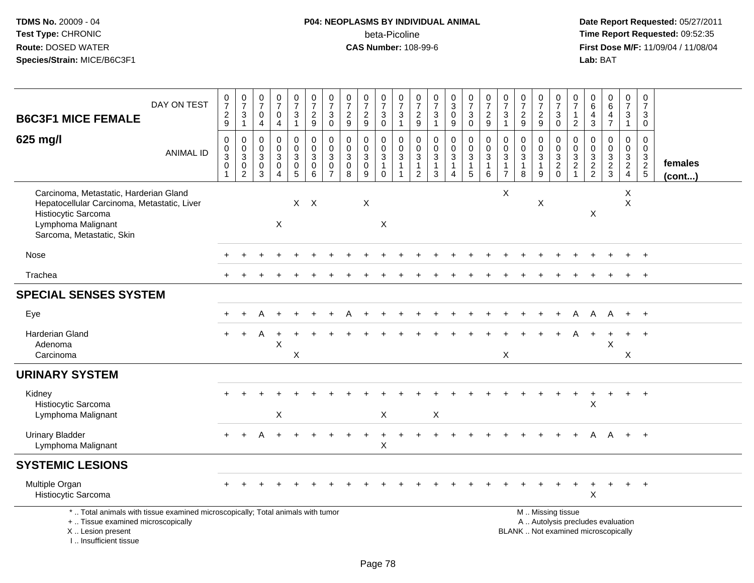TDMS No. 20009 - 04
Test Type: CHRONIC
Route: DOSED WATER
Species/Strain: MICE/B6C3F1

**P04: NEOPLASMS BY INDIVIDUAL ANIMAL**
beta-Picoline
**CAS Number:** 108-99-6

Date Report Requested: 05/27/2011
Time Report Requested: 09:52:35
First Dose M/F: 11/09/04 / 11/08/04
Lab: BAT

**B6C3F1 MICE FEMALE**

**625 mg/l**

| DAY ON TEST | 0729 | 0731 | 0704 | 0704 | 0731 | 0729 | 0730 | 0729 | 0729 | 0730 | 0731 | 0729 | 0731 | 0309 | 0730 | 0729 | 0731 | 0729 | 0729 | 0730 | 0712 | 0643 | 0647 | 0731 | 0730 | |
|---|---|---|---|---|---|---|---|---|---|---|---|---|---|---|---|---|---|---|---|---|---|---|---|---|---|---|
| ANIMAL ID | 00301 | 00302 | 00303 | 00304 | 00305 | 00306 | 00307 | 00308 | 00309 | 00310 | 00311 | 00312 | 00313 | 00314 | 00315 | 00316 | 00317 | 00318 | 00319 | 00320 | 00321 | 00322 | 00323 | 00324 | 00325 | **females (cont...)** |
| Carcinoma, Metastatic, Harderian Gland | | | | | | | | | | | | | | | | | X | | | | | | | X | | |
| Hepatocellular Carcinoma, Metastatic, Liver | | | | | X | X | | | X | | | | | | | | | | X | | | | | X | | |
| Histiocytic Sarcoma | | | | | | | | | | | | | | | | | | | | | | X | | | | |
| Lymphoma Malignant | | | | X | | | | | | X | | | | | | | | | | | | | | | | |
| Sarcoma, Metastatic, Skin | | | | | | | | | | | | | | | | | | | | | | | | | | |
| Nose | + | + | + | + | + | + | + | + | + | + | + | + | + | + | + | + | + | + | + | + | + | + | + | + | + | |
| Trachea | + | + | + | + | + | + | + | + | + | + | + | + | + | + | + | + | + | + | + | + | + | + | + | + | + | |
| **SPECIAL SENSES SYSTEM** | | | | | | | | | | | | | | | | | | | | | | | | | | |
| Eye | + | + | A | + | + | + | + | A | + | + | + | + | + | + | + | + | + | + | + | + | A | A | A | + | + | |
| Harderian Gland | + | + | A | + | + | + | + | + | + | + | + | + | + | + | + | + | + | + | + | + | A | + | + | + | + | |
| Adenoma | | | | X | | | | | | | | | | | | | | | | | | | X | | | |
| Carcinoma | | | | | X | | | | | | | | | | | | X | | | | | | | X | | |
| **URINARY SYSTEM** | | | | | | | | | | | | | | | | | | | | | | | | | | |
| Kidney | + | + | + | + | + | + | + | + | + | + | + | + | + | + | + | + | + | + | + | + | + | + | + | + | + | |
| Histiocytic Sarcoma | | | | | | | | | | | | | | | | | | | | | | X | | | | |
| Lymphoma Malignant | | | | X | | | | | | X | | | X | | | | | | | | | | | | | |
| Urinary Bladder | + | + | A | + | + | + | + | + | + | + | + | + | + | + | + | + | + | + | + | + | + | A | A | + | + | |
| Lymphoma Malignant | | | | | | | | | | X | | | | | | | | | | | | | | | | |
| **SYSTEMIC LESIONS** | | | | | | | | | | | | | | | | | | | | | | | | | | |
| Multiple Organ | + | + | + | + | + | + | + | + | + | + | + | + | + | + | + | + | + | + | + | + | + | + | + | + | + | |
| Histiocytic Sarcoma | | | | | | | | | | | | | | | | | | | | | | X | | | | |

\* .. Total animals with tissue examined microscopically; Total animals with tumor
\+ .. Tissue examined microscopically
X .. Lesion present
I .. Insufficient tissue

M .. Missing tissue
A .. Autolysis precludes evaluation
BLANK .. Not examined microscopically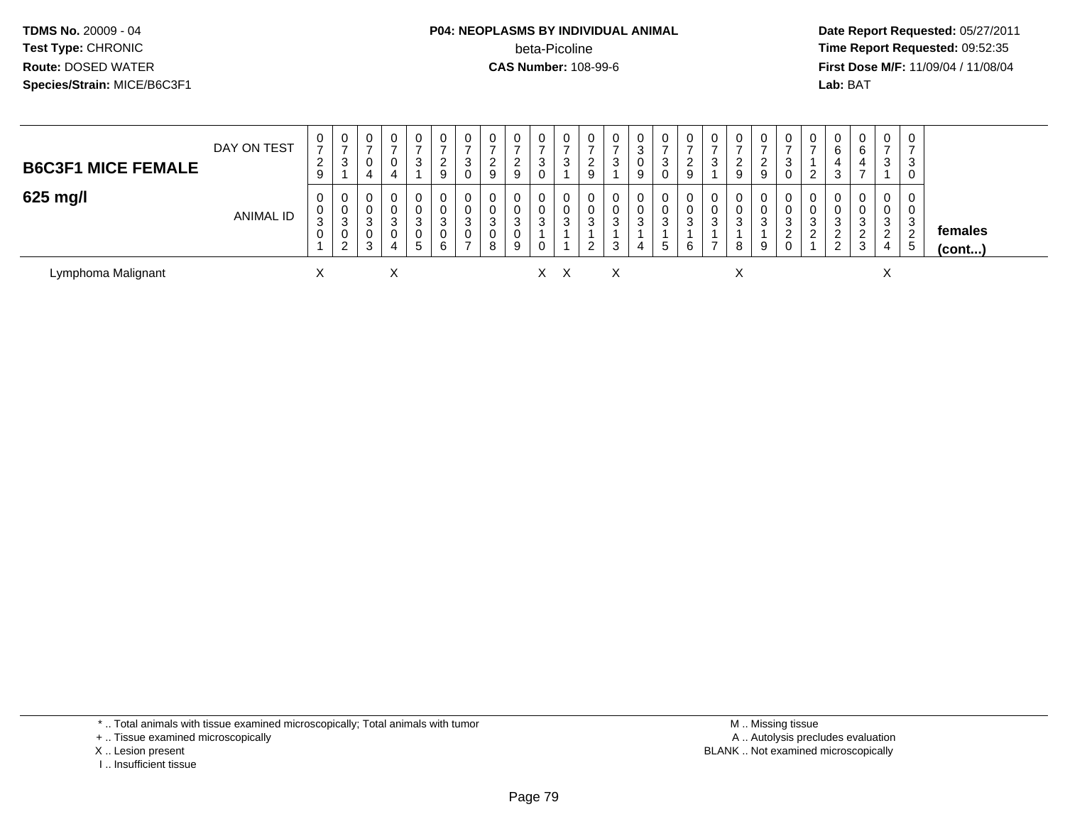**TDMS No.** 20009 - 04
**Test Type:** CHRONIC
**Route:** DOSED WATER
**Species/Strain:** MICE/B6C3F1

**P04: NEOPLASMS BY INDIVIDUAL ANIMAL**
beta-Picoline
**CAS Number:** 108-99-6

**Date Report Requested:** 05/27/2011
**Time Report Requested:** 09:52:35
**First Dose M/F:** 11/09/04 / 11/08/04
**Lab:** BAT

| **B6C3F1 MICE FEMALE** DAY ON TEST | 0729 | 0731 | 0704 | 0704 | 0731 | 0729 | 0730 | 0729 | 0729 | 0730 | 0731 | 0729 | 0731 | 0309 | 0730 | 0729 | 0731 | 0729 | 0729 | 0730 | 0712 | 0643 | 0647 | 0731 | 0730 | |
|---|---|---|---|---|---|---|---|---|---|---|---|---|---|---|---|---|---|---|---|---|---|---|---|---|---|---|
| **625 mg/l** ANIMAL ID | 00301 | 00302 | 00303 | 00304 | 00305 | 00306 | 00307 | 00308 | 00309 | 00310 | 00311 | 00312 | 00313 | 00314 | 00315 | 00316 | 00317 | 00318 | 00319 | 00320 | 00321 | 00322 | 00323 | 00324 | 00325 | **females (cont...)** |
| Lymphoma Malignant | X | | | X | | | | | | X | X | | X | | | | | X | | | | | | X | | |

\* .. Total animals with tissue examined microscopically; Total animals with tumor
\+ .. Tissue examined microscopically
X .. Lesion present
I .. Insufficient tissue

M .. Missing tissue
A .. Autolysis precludes evaluation
BLANK .. Not examined microscopically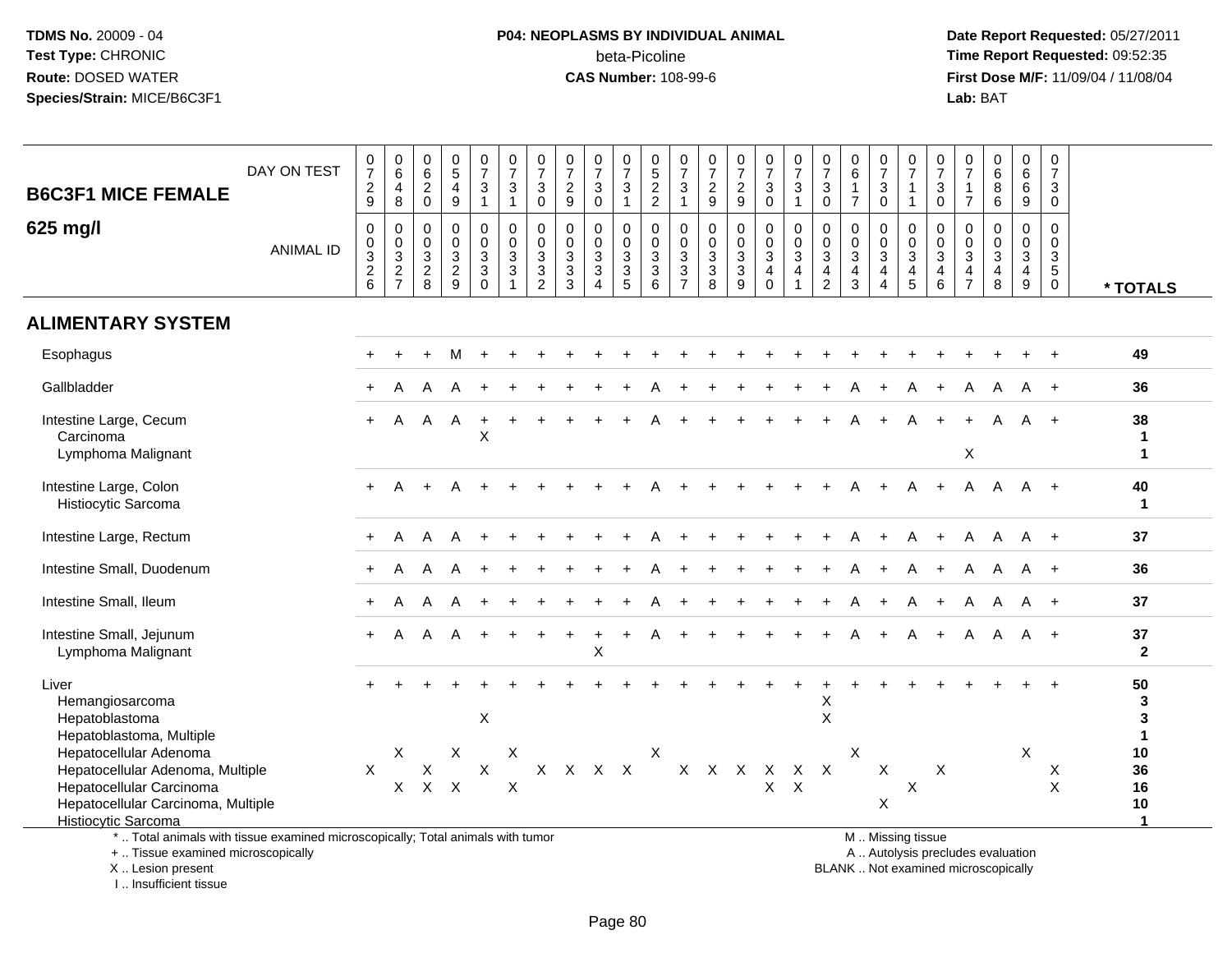TDMS No. 20009 - 04
Test Type: CHRONIC
Route: DOSED WATER
Species/Strain: MICE/B6C3F1

**P04: NEOPLASMS BY INDIVIDUAL ANIMAL**
beta-Picoline
**CAS Number:** 108-99-6

Date Report Requested: 05/27/2011
Time Report Requested: 09:52:35
First Dose M/F: 11/09/04 / 11/08/04
Lab: BAT

## B6C3F1 MICE FEMALE 625 mg/l

| DAY ON TEST | 0729 | 0648 | 0620 | 0549 | 0731 | 0731 | 0730 | 0729 | 0730 | 0731 | 0522 | 0731 | 0729 | 0729 | 0730 | 0731 | 0730 | 0617 | 0730 | 0711 | 0730 | 0717 | 0686 | 0669 | 0730 | |
|---|---|---|---|---|---|---|---|---|---|---|---|---|---|---|---|---|---|---|---|---|---|---|---|---|---|---|
| **ANIMAL ID** | 00326 | 00327 | 00328 | 00329 | 00330 | 00331 | 00332 | 00333 | 00334 | 00335 | 00336 | 00337 | 00338 | 00339 | 00340 | 00341 | 00342 | 00343 | 00344 | 00345 | 00346 | 00347 | 00348 | 00349 | 00350 | *** TOTALS** |
| **ALIMENTARY SYSTEM** | | | | | | | | | | | | | | | | | | | | | | | | | | |
| Esophagus | + | + | + | M | + | + | + | + | + | + | + | + | + | + | + | + | + | + | + | + | + | + | + | + | + | 49 |
| Gallbladder | + | A | A | A | + | + | + | + | + | + | A | + | + | + | + | + | + | A | + | A | + | A | A | A | + | 36 |
| Intestine Large, Cecum | + | A | A | A | + | + | + | + | + | + | A | + | + | + | + | + | + | A | + | A | + | + | A | A | + | 38 |
| Carcinoma | | | | | X | | | | | | | | | | | | | | | | | | | | | 1 |
| Lymphoma Malignant | | | | | | | | | | | | | | | | | | | | | | X | | | | 1 |
| Intestine Large, Colon | + | A | + | A | + | + | + | + | + | + | A | + | + | + | + | + | + | A | + | A | + | A | A | A | + | 40 |
| Histiocytic Sarcoma | | | | | | | | | | | | | | | | | | | | | | | | | | 1 |
| Intestine Large, Rectum | + | A | A | A | + | + | + | + | + | + | A | + | + | + | + | + | + | A | + | A | + | A | A | A | + | 37 |
| Intestine Small, Duodenum | + | A | A | A | + | + | + | + | + | + | A | + | + | + | + | + | + | A | + | A | + | A | A | A | + | 36 |
| Intestine Small, Ileum | + | A | A | A | + | + | + | + | + | + | A | + | + | + | + | + | + | A | + | A | + | A | A | A | + | 37 |
| Intestine Small, Jejunum | + | A | A | A | + | + | + | + | + | + | A | + | + | + | + | + | + | A | + | A | + | A | A | A | + | 37 |
| Lymphoma Malignant | | | | | | | | | X | | | | | | | | | | | | | | | | | 2 |
| Liver | + | + | + | + | + | + | + | + | + | + | + | + | + | + | + | + | + | + | + | + | + | + | + | + | + | 50 |
| Hemangiosarcoma | | | | | | | | | | | | | | | | | X | | | | | | | | | 3 |
| Hepatoblastoma | | | | | X | | | | | | | | | | | | X | | | | | | | | | 3 |
| Hepatoblastoma, Multiple | | | | | | | | | | | | | | | | | | | | | | | | | | 1 |
| Hepatocellular Adenoma | | X | | X | | X | | | | | X | | | | | | | X | | | | | | X | | 10 |
| Hepatocellular Adenoma, Multiple | X | | X | | X | | X | X | X | X | | X | X | X | X | X | X | | X | | X | | | | X | 36 |
| Hepatocellular Carcinoma | | X | X | X | | X | | | | | | | | | X | X | | | | X | | | | | X | 16 |
| Hepatocellular Carcinoma, Multiple | | | | | | | | | | | | | | | | | | | X | | | | | | | 10 |
| Histiocytic Sarcoma | | | | | | | | | | | | | | | | | | | | | | | | | | 1 |

\* .. Total animals with tissue examined microscopically; Total animals with tumor
\+ .. Tissue examined microscopically
X .. Lesion present
I .. Insufficient tissue

M .. Missing tissue
A .. Autolysis precludes evaluation
BLANK .. Not examined microscopically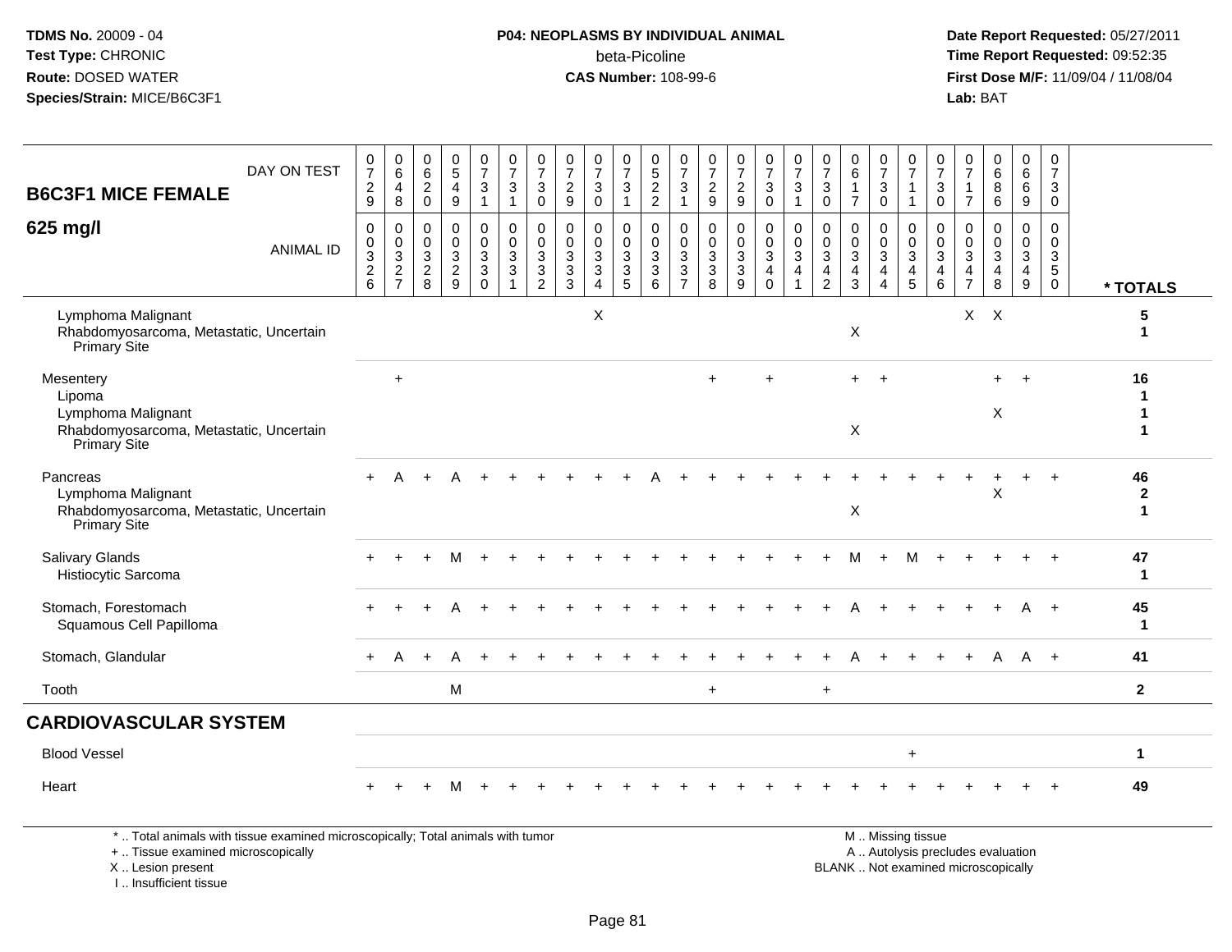TDMS No. 20009 - 04
Test Type: CHRONIC
Route: DOSED WATER
Species/Strain: MICE/B6C3F1

**P04: NEOPLASMS BY INDIVIDUAL ANIMAL**
beta-Picoline
**CAS Number:** 108-99-6

Date Report Requested: 05/27/2011
Time Report Requested: 09:52:35
First Dose M/F: 11/09/04 / 11/08/04
Lab: BAT

**B6C3F1 MICE FEMALE 625 mg/l**

| DAY ON TEST | 0729 | 0648 | 0620 | 0549 | 0731 | 0731 | 0730 | 0729 | 0730 | 0731 | 0522 | 0731 | 0729 | 0729 | 0730 | 0731 | 0730 | 0617 | 0730 | 0711 | 0730 | 0717 | 0686 | 0669 | 0730 | |
|---|---|---|---|---|---|---|---|---|---|---|---|---|---|---|---|---|---|---|---|---|---|---|---|---|---|---|
| **ANIMAL ID** | 00326 | 00327 | 00328 | 00329 | 00330 | 00331 | 00332 | 00333 | 00334 | 00335 | 00336 | 00337 | 00338 | 00339 | 00340 | 00341 | 00342 | 00343 | 00344 | 00345 | 00346 | 00347 | 00348 | 00349 | 00350 | *** TOTALS** |
| Lymphoma Malignant | | | | | | | | | X | | | | | | | | | | | | | X | X | | | 5 |
| Rhabdomyosarcoma, Metastatic, Uncertain Primary Site | | | | | | | | | | | | | | | | | | X | | | | | | | | 1 |
| Mesentery | | + | | | | | | | | | | | + | | + | | | + | + | | | | + | + | | 16 |
| Lipoma | | | | | | | | | | | | | | | | | | | | | | | | | | 1 |
| Lymphoma Malignant | | | | | | | | | | | | | | | | | | | | | | | X | | | 1 |
| Rhabdomyosarcoma, Metastatic, Uncertain Primary Site | | | | | | | | | | | | | | | | | | X | | | | | | | | 1 |
| Pancreas | + | A | + | A | + | + | + | + | + | + | A | + | + | + | + | + | + | + | + | + | + | + | + | + | + | 46 |
| Lymphoma Malignant | | | | | | | | | | | | | | | | | | | | | | | X | | | 2 |
| Rhabdomyosarcoma, Metastatic, Uncertain Primary Site | | | | | | | | | | | | | | | | | | X | | | | | | | | 1 |
| Salivary Glands | + | + | + | M | + | + | + | + | + | + | + | + | + | + | + | + | + | M | + | M | + | + | + | + | + | 47 |
| Histiocytic Sarcoma | | | | | | | | | | | | | | | | | | | | | | | | | | 1 |
| Stomach, Forestomach | + | + | + | A | + | + | + | + | + | + | + | + | + | + | + | + | + | A | + | + | + | + | + | A | + | 45 |
| Squamous Cell Papilloma | | | | | | | | | | | | | | | | | | | | | | | | | | 1 |
| Stomach, Glandular | + | A | + | A | + | + | + | + | + | + | + | + | + | + | + | + | + | A | + | + | + | + | A | A | + | 41 |
| Tooth | | | | M | | | | | | | | | + | | | | + | | | | | | | | | 2 |
| **CARDIOVASCULAR SYSTEM** | | | | | | | | | | | | | | | | | | | | | | | | | | |
| Blood Vessel | | | | | | | | | | | | | | | | | | | | + | | | | | | 1 |
| Heart | + | + | + | M | + | + | + | + | + | + | + | + | + | + | + | + | + | + | + | + | + | + | + | + | + | 49 |

\* .. Total animals with tissue examined microscopically; Total animals with tumor
\+ .. Tissue examined microscopically
X .. Lesion present
I .. Insufficient tissue

M .. Missing tissue
A .. Autolysis precludes evaluation
BLANK .. Not examined microscopically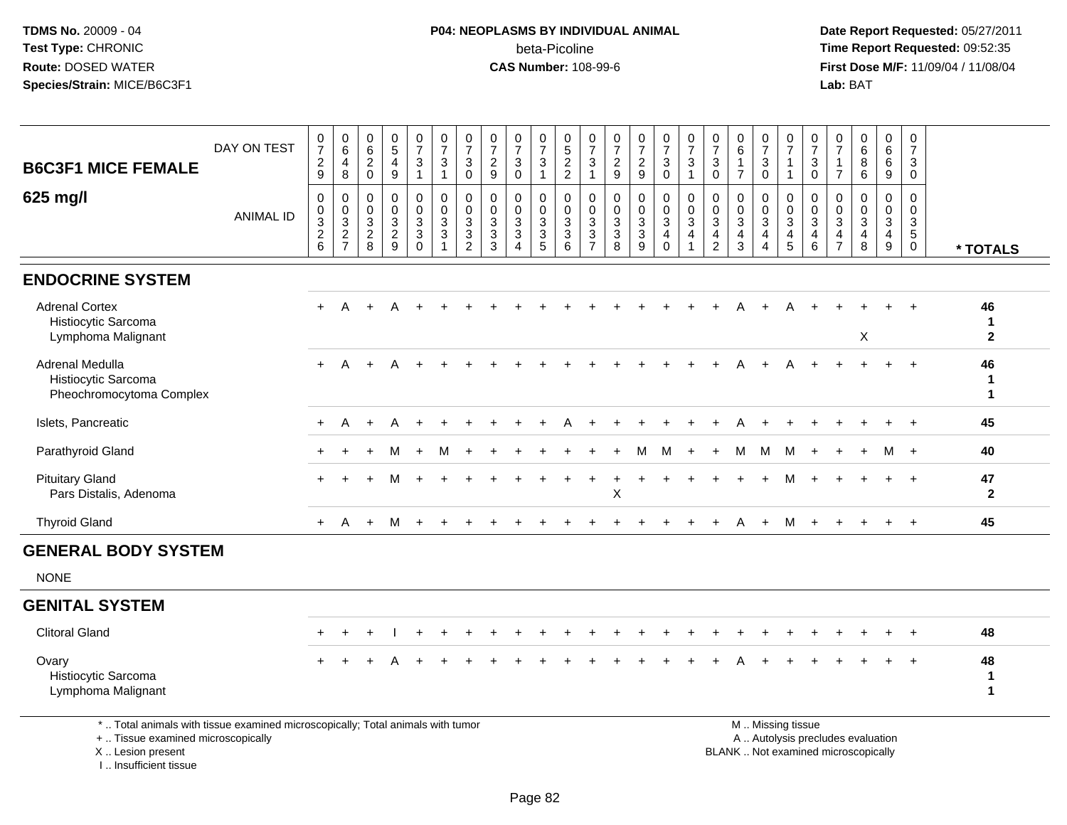TDMS No. 20009 - 04
Test Type: CHRONIC
Route: DOSED WATER
Species/Strain: MICE/B6C3F1

**P04: NEOPLASMS BY INDIVIDUAL ANIMAL**
beta-Picoline
**CAS Number:** 108-99-6

Date Report Requested: 05/27/2011
Time Report Requested: 09:52:35
First Dose M/F: 11/09/04 / 11/08/04
Lab: BAT

## B6C3F1 MICE FEMALE
## 625 mg/l

| DAY ON TEST | 0729 | 0648 | 0620 | 0549 | 0731 | 0731 | 0730 | 0729 | 0730 | 0731 | 0522 | 0731 | 0729 | 0729 | 0730 | 0731 | 0730 | 0617 | 0730 | 0711 | 0730 | 0717 | 0686 | 0669 | 0730 | |
|---|---|---|---|---|---|---|---|---|---|---|---|---|---|---|---|---|---|---|---|---|---|---|---|---|---|---|
| ANIMAL ID | 00326 | 00327 | 00328 | 00329 | 00330 | 00331 | 00332 | 00333 | 00334 | 00335 | 00336 | 00337 | 00338 | 00339 | 00340 | 00341 | 00342 | 00343 | 00344 | 00345 | 00346 | 00347 | 00348 | 00349 | 00350 | * TOTALS |
| **ENDOCRINE SYSTEM** | | | | | | | | | | | | | | | | | | | | | | | | | | |
| Adrenal Cortex | + | A | + | A | + | + | + | + | + | + | + | + | + | + | + | + | + | A | + | A | + | + | + | + | + | 46 |
| Histiocytic Sarcoma | | | | | | | | | | | | | | | | | | | | | | | | | | 1 |
| Lymphoma Malignant | | | | | | | | | | | | | | | | | | | | | | | X | | | 2 |
| Adrenal Medulla | + | A | + | A | + | + | + | + | + | + | + | + | + | + | + | + | + | A | + | A | + | + | + | + | + | 46 |
| Histiocytic Sarcoma | | | | | | | | | | | | | | | | | | | | | | | | | | 1 |
| Pheochromocytoma Complex | | | | | | | | | | | | | | | | | | | | | | | | | | 1 |
| Islets, Pancreatic | + | A | + | A | + | + | + | + | + | + | A | + | + | + | + | + | + | A | + | + | + | + | + | + | + | 45 |
| Parathyroid Gland | + | + | + | M | + | M | + | + | + | + | + | + | + | M | M | + | + | M | M | M | + | + | + | M | + | 40 |
| Pituitary Gland | + | + | + | M | + | + | + | + | + | + | + | + | + | + | + | + | + | + | + | M | + | + | + | + | + | 47 |
| Pars Distalis, Adenoma | | | | | | | | | | | | | X | | | | | | | | | | | | | 2 |
| Thyroid Gland | + | A | + | M | + | + | + | + | + | + | + | + | + | + | + | + | + | A | + | M | + | + | + | + | + | 45 |
| **GENERAL BODY SYSTEM** | | | | | | | | | | | | | | | | | | | | | | | | | | |
| NONE | | | | | | | | | | | | | | | | | | | | | | | | | | |
| **GENITAL SYSTEM** | | | | | | | | | | | | | | | | | | | | | | | | | | |
| Clitoral Gland | + | + | + | I | + | + | + | + | + | + | + | + | + | + | + | + | + | + | + | + | + | + | + | + | + | 48 |
| Ovary | + | + | + | A | + | + | + | + | + | + | + | + | + | + | + | + | + | A | + | + | + | + | + | + | + | 48 |
| Histiocytic Sarcoma | | | | | | | | | | | | | | | | | | | | | | | | | | 1 |
| Lymphoma Malignant | | | | | | | | | | | | | | | | | | | | | | | | | | 1 |

\* .. Total animals with tissue examined microscopically; Total animals with tumor
\+ .. Tissue examined microscopically
X .. Lesion present
I .. Insufficient tissue

M .. Missing tissue
A .. Autolysis precludes evaluation
BLANK .. Not examined microscopically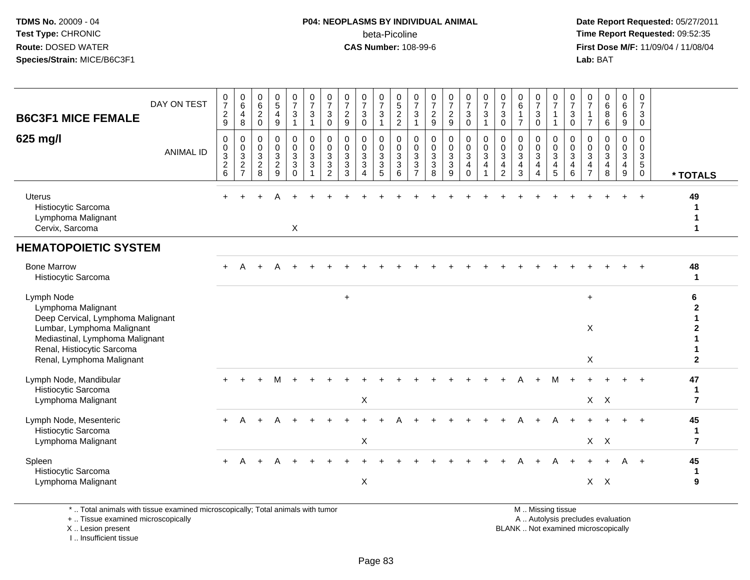**TDMS No.** 20009 - 04
**Test Type:** CHRONIC
**Route:** DOSED WATER
**Species/Strain:** MICE/B6C3F1

**P04: NEOPLASMS BY INDIVIDUAL ANIMAL**
beta-Picoline
**CAS Number:** 108-99-6

**Date Report Requested:** 05/27/2011
**Time Report Requested:** 09:52:35
**First Dose M/F:** 11/09/04 / 11/08/04
**Lab:** BAT

| B6C3F1 MICE FEMALE 625 mg/l | DAY ON TEST | 729 | 648 | 620 | 549 | 731 | 731 | 730 | 729 | 730 | 731 | 522 | 731 | 729 | 729 | 730 | 731 | 730 | 617 | 730 | 711 | 730 | 717 | 686 | 669 | 730 | |
|---|---|---|---|---|---|---|---|---|---|---|---|---|---|---|---|---|---|---|---|---|---|---|---|---|---|---|---|
| | ANIMAL ID | 0326 | 0327 | 0328 | 0329 | 0330 | 0331 | 0332 | 0333 | 0334 | 0335 | 0336 | 0337 | 0338 | 0339 | 0340 | 0341 | 0342 | 0343 | 0344 | 0345 | 0346 | 0347 | 0348 | 0349 | 0350 | * TOTALS |
| Uterus | | + | + | + | A | + | + | + | + | + | + | + | + | + | + | + | + | + | + | + | + | + | + | + | + | + | 49 |
| Histiocytic Sarcoma | | | | | | | | | | | | | | | | | | | | | | | | | | | 1 |
| Lymphoma Malignant | | | | | | | | | | | | | | | | | | | | | | | | | | | 1 |
| Cervix, Sarcoma | | | | | | X | | | | | | | | | | | | | | | | | | | | | 1 |
| **HEMATOPOIETIC SYSTEM** | | | | | | | | | | | | | | | | | | | | | | | | | | | |
| Bone Marrow | | + | A | + | A | + | + | + | + | + | + | + | + | + | + | + | + | + | + | + | + | + | + | + | + | + | 48 |
| Histiocytic Sarcoma | | | | | | | | | | | | | | | | | | | | | | | | | | | 1 |
| Lymph Node | | | | | | | | | + | | | | | | | | | | | | | | + | | | | 6 |
| Lymphoma Malignant | | | | | | | | | | | | | | | | | | | | | | | | | | | 2 |
| Deep Cervical, Lymphoma Malignant | | | | | | | | | | | | | | | | | | | | | | | | | | | 1 |
| Lumbar, Lymphoma Malignant | | | | | | | | | | | | | | | | | | | | | | | X | | | | 2 |
| Mediastinal, Lymphoma Malignant | | | | | | | | | | | | | | | | | | | | | | | | | | | 1 |
| Renal, Histiocytic Sarcoma | | | | | | | | | | | | | | | | | | | | | | | | | | | 1 |
| Renal, Lymphoma Malignant | | | | | | | | | | | | | | | | | | | | | | | X | | | | 2 |
| Lymph Node, Mandibular | | + | + | + | M | + | + | + | + | + | + | + | + | + | + | + | + | + | A | + | M | + | + | + | + | + | 47 |
| Histiocytic Sarcoma | | | | | | | | | | | | | | | | | | | | | | | | | | | 1 |
| Lymphoma Malignant | | | | | | | | | | X | | | | | | | | | | | | | X | X | | | 7 |
| Lymph Node, Mesenteric | | + | A | + | A | + | + | + | + | + | + | A | + | + | + | + | + | + | A | + | A | + | + | + | + | + | 45 |
| Histiocytic Sarcoma | | | | | | | | | | | | | | | | | | | | | | | | | | | 1 |
| Lymphoma Malignant | | | | | | | | | | X | | | | | | | | | | | | | X | X | | | 7 |
| Spleen | | + | A | + | A | + | + | + | + | + | + | + | + | + | + | + | + | + | A | + | A | + | + | + | A | + | 45 |
| Histiocytic Sarcoma | | | | | | | | | | | | | | | | | | | | | | | | | | | 1 |
| Lymphoma Malignant | | | | | | | | | | X | | | | | | | | | | | | | X | X | | | 9 |

\* .. Total animals with tissue examined microscopically; Total animals with tumor
\+ .. Tissue examined microscopically
X .. Lesion present
I .. Insufficient tissue

M .. Missing tissue
A .. Autolysis precludes evaluation
BLANK .. Not examined microscopically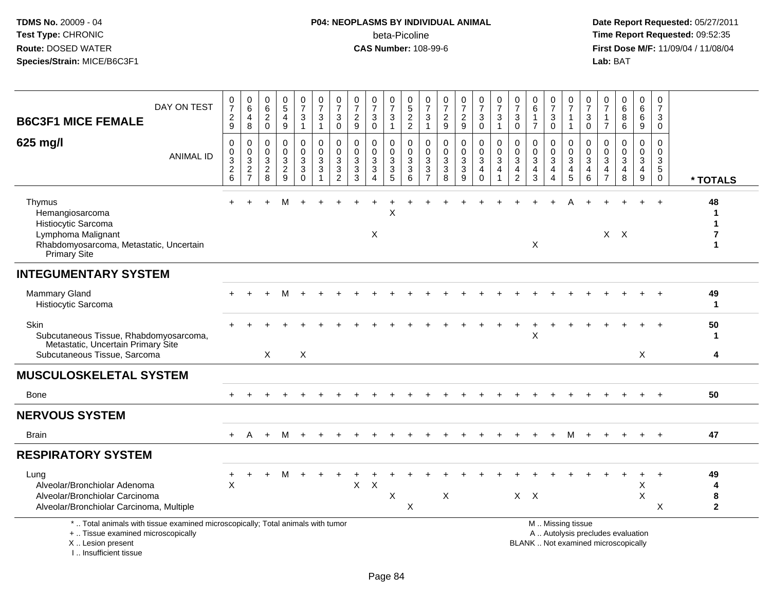**TDMS No.** 20009 - 04
**Test Type:** CHRONIC
**Route:** DOSED WATER
**Species/Strain:** MICE/B6C3F1

**P04: NEOPLASMS BY INDIVIDUAL ANIMAL**
beta-Picoline
**CAS Number:** 108-99-6

**Date Report Requested:** 05/27/2011
**Time Report Requested:** 09:52:35
**First Dose M/F:** 11/09/04 / 11/08/04
**Lab:** BAT

| B6C3F1 MICE FEMALE 625 mg/l | | | | | | | | | | | | | | | | | | | | | | | | | | |
|---|---|---|---|---|---|---|---|---|---|---|---|---|---|---|---|---|---|---|---|---|---|---|---|---|---|---|
| DAY ON TEST | 0729 | 0648 | 0620 | 0549 | 0731 | 0731 | 0730 | 0729 | 0730 | 0731 | 0522 | 0731 | 0729 | 0729 | 0730 | 0731 | 0730 | 0617 | 0730 | 0711 | 0730 | 0717 | 0686 | 0669 | 0730 | |
| ANIMAL ID | 0326 | 0327 | 0328 | 0329 | 0330 | 0331 | 0332 | 0333 | 0334 | 0335 | 0336 | 0337 | 0338 | 0339 | 0340 | 0341 | 0342 | 0343 | 0344 | 0345 | 0346 | 0347 | 0348 | 0349 | 0350 | * TOTALS |
| Thymus | + | + | + | M | + | + | + | + | + | + | + | + | + | + | + | + | + | + | + | A | + | + | + | + | + | 48 |
| Hemangiosarcoma | | | | | | | | | | X | | | | | | | | | | | | | | | | 1 |
| Histiocytic Sarcoma | | | | | | | | | | | | | | | | | | | | | | | | | | 1 |
| Lymphoma Malignant | | | | | | | | | X | | | | | | | | | | | | | X | X | | | 7 |
| Rhabdomyosarcoma, Metastatic, Uncertain Primary Site | | | | | | | | | | | | | | | | | | X | | | | | | | | 1 |
| **INTEGUMENTARY SYSTEM** | | | | | | | | | | | | | | | | | | | | | | | | | | |
| Mammary Gland | + | + | + | M | + | + | + | + | + | + | + | + | + | + | + | + | + | + | + | + | + | + | + | + | + | 49 |
| Histiocytic Sarcoma | | | | | | | | | | | | | | | | | | | | | | | | | | 1 |
| Skin | + | + | + | + | + | + | + | + | + | + | + | + | + | + | + | + | + | + | + | + | + | + | + | + | + | 50 |
| Subcutaneous Tissue, Rhabdomyosarcoma, Metastatic, Uncertain Primary Site | | | | | | | | | | | | | | | | | | X | | | | | | | | 1 |
| Subcutaneous Tissue, Sarcoma | | | X | | X | | | | | | | | | | | | | | | | | | | X | | 4 |
| **MUSCULOSKELETAL SYSTEM** | | | | | | | | | | | | | | | | | | | | | | | | | | |
| Bone | + | + | + | + | + | + | + | + | + | + | + | + | + | + | + | + | + | + | + | + | + | + | + | + | + | 50 |
| **NERVOUS SYSTEM** | | | | | | | | | | | | | | | | | | | | | | | | | | |
| Brain | + | A | + | M | + | + | + | + | + | + | + | + | + | + | + | + | + | + | + | M | + | + | + | + | + | 47 |
| **RESPIRATORY SYSTEM** | | | | | | | | | | | | | | | | | | | | | | | | | | |
| Lung | + | + | + | M | + | + | + | + | + | + | + | + | + | + | + | + | + | + | + | + | + | + | + | + | + | 49 |
| Alveolar/Bronchiolar Adenoma | X | | | | | | | X | X | | | | | | | | | | | | | | | X | | 4 |
| Alveolar/Bronchiolar Carcinoma | | | | | | | | | | X | | | X | | | | X | X | | | | | | X | | 8 |
| Alveolar/Bronchiolar Carcinoma, Multiple | | | | | | | | | | | X | | | | | | | | | | | | | | X | 2 |

\* .. Total animals with tissue examined microscopically; Total animals with tumor
\+ .. Tissue examined microscopically
X .. Lesion present
I .. Insufficient tissue

M .. Missing tissue
A .. Autolysis precludes evaluation
BLANK .. Not examined microscopically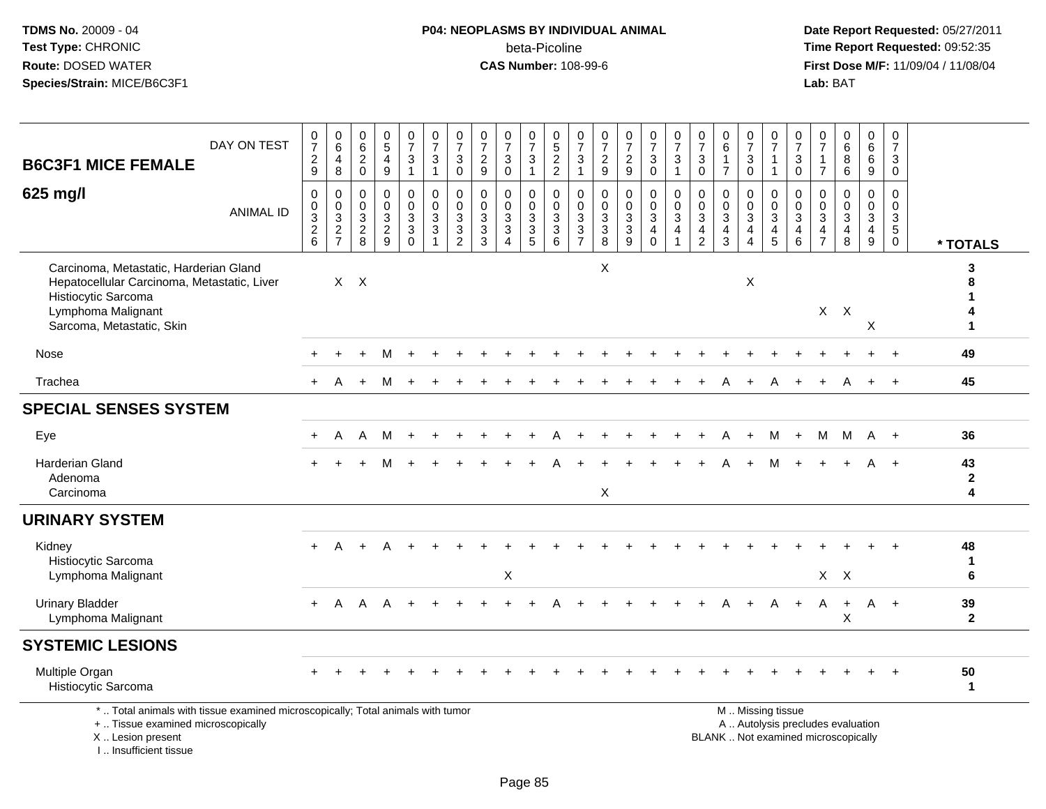**TDMS No.** 20009 - 04
**Test Type:** CHRONIC
**Route:** DOSED WATER
**Species/Strain:** MICE/B6C3F1

**P04: NEOPLASMS BY INDIVIDUAL ANIMAL**
beta-Picoline
**CAS Number:** 108-99-6

**Date Report Requested:** 05/27/2011
**Time Report Requested:** 09:52:35
**First Dose M/F:** 11/09/04 / 11/08/04
**Lab:** BAT

## B6C3F1 MICE FEMALE 625 mg/l

| DAY ON TEST | 0729 | 0648 | 0620 | 0549 | 0731 | 0731 | 0730 | 0729 | 0730 | 0731 | 0522 | 0731 | 0729 | 0729 | 0730 | 0731 | 0730 | 0617 | 0730 | 0711 | 0730 | 0717 | 0686 | 0669 | 0730 | |
|---|---|---|---|---|---|---|---|---|---|---|---|---|---|---|---|---|---|---|---|---|---|---|---|---|---|---|
| **ANIMAL ID** | 00326 | 00327 | 00328 | 00329 | 00330 | 00331 | 00332 | 00333 | 00334 | 00335 | 00336 | 00337 | 00338 | 00339 | 00340 | 00341 | 00342 | 00343 | 00344 | 00345 | 00346 | 00347 | 00348 | 00349 | 00350 | *** TOTALS** |
| Carcinoma, Metastatic, Harderian Gland | | | | | | | | | | | | | X | | | | | | | | | | | | | 3 |
| Hepatocellular Carcinoma, Metastatic, Liver | | X | X | | | | | | | | | | | | | | | | X | | | | | | | 8 |
| Histiocytic Sarcoma | | | | | | | | | | | | | | | | | | | | | | | | | | 1 |
| Lymphoma Malignant | | | | | | | | | | | | | | | | | | | | | | X | X | | | 4 |
| Sarcoma, Metastatic, Skin | | | | | | | | | | | | | | | | | | | | | | | | X | | 1 |
| Nose | + | + | + | M | + | + | + | + | + | + | + | + | + | + | + | + | + | + | + | + | + | + | + | + | + | 49 |
| Trachea | + | A | + | M | + | + | + | + | + | + | + | + | + | + | + | + | + | A | + | A | + | + | A | + | + | 45 |
| **SPECIAL SENSES SYSTEM** | | | | | | | | | | | | | | | | | | | | | | | | | | |
| Eye | + | A | A | M | + | + | + | + | + | + | A | + | + | + | + | + | + | A | + | M | + | M | M | A | + | 36 |
| Harderian Gland | + | + | + | M | + | + | + | + | + | + | A | + | + | + | + | + | + | A | + | M | + | + | + | A | + | 43 |
| Adenoma | | | | | | | | | | | | | | | | | | | | | | | | | | 2 |
| Carcinoma | | | | | | | | | | | | | X | | | | | | | | | | | | | 4 |
| **URINARY SYSTEM** | | | | | | | | | | | | | | | | | | | | | | | | | | |
| Kidney | + | A | + | A | + | + | + | + | + | + | + | + | + | + | + | + | + | + | + | + | + | + | + | + | + | 48 |
| Histiocytic Sarcoma | | | | | | | | | | | | | | | | | | | | | | | | | | 1 |
| Lymphoma Malignant | | | | | | | | | X | | | | | | | | | | | | | X | X | | | 6 |
| Urinary Bladder | + | A | A | A | + | + | + | + | + | + | A | + | + | + | + | + | + | A | + | A | + | A | + | A | + | 39 |
| Lymphoma Malignant | | | | | | | | | | | | | | | | | | | | | | | X | | | 2 |
| **SYSTEMIC LESIONS** | | | | | | | | | | | | | | | | | | | | | | | | | | |
| Multiple Organ | + | + | + | + | + | + | + | + | + | + | + | + | + | + | + | + | + | + | + | + | + | + | + | + | + | 50 |
| Histiocytic Sarcoma | | | | | | | | | | | | | | | | | | | | | | | | | | 1 |

\* .. Total animals with tissue examined microscopically; Total animals with tumor
\+ .. Tissue examined microscopically
X .. Lesion present
I .. Insufficient tissue

M .. Missing tissue
A .. Autolysis precludes evaluation
BLANK .. Not examined microscopically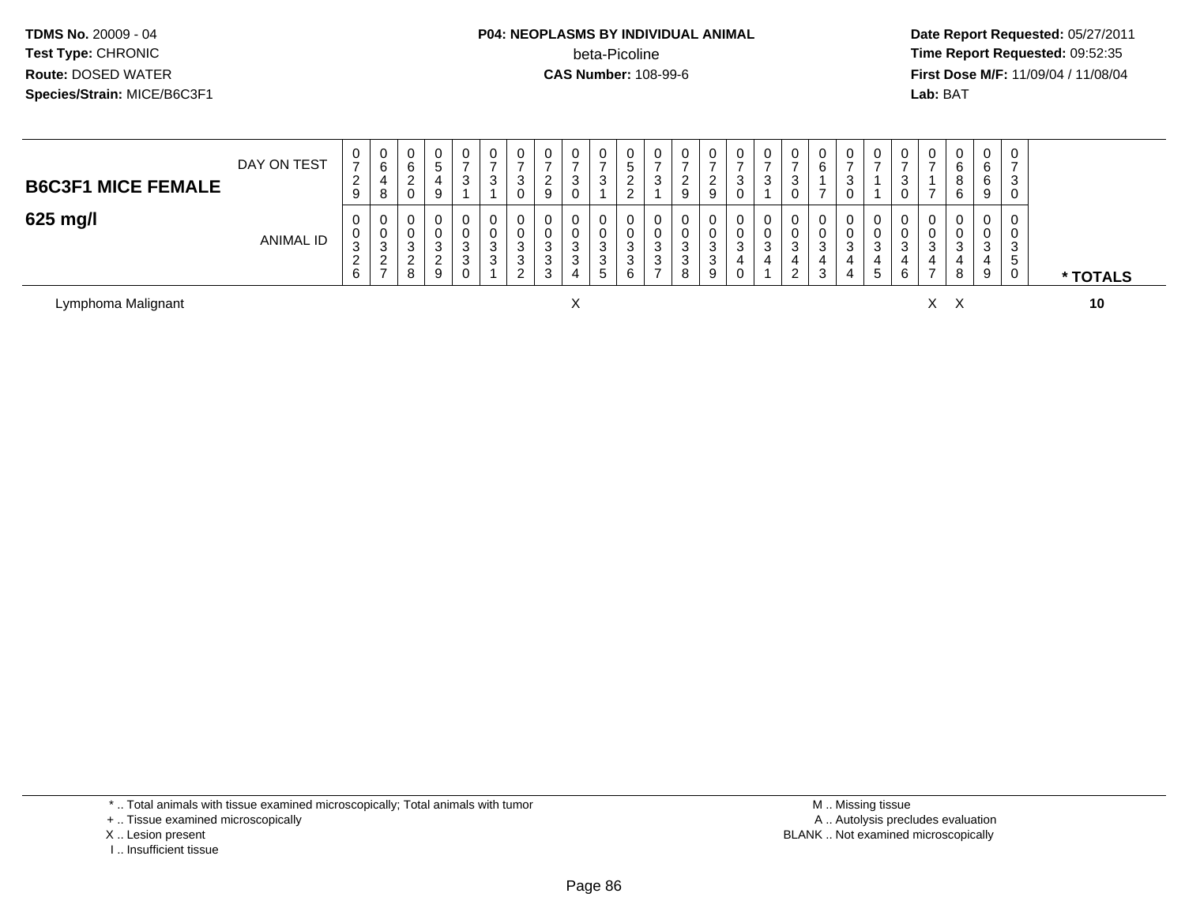TDMS No. 20009 - 04
Test Type: CHRONIC
Route: DOSED WATER
Species/Strain: MICE/B6C3F1

**P04: NEOPLASMS BY INDIVIDUAL ANIMAL**
beta-Picoline
**CAS Number:** 108-99-6

**Date Report Requested:** 05/27/2011
**Time Report Requested:** 09:52:35
**First Dose M/F:** 11/09/04 / 11/08/04
**Lab:** BAT

| B6C3F1 MICE FEMALE 625 mg/l | | | | | | | | | | | | | | | | | | | | | | | | | | | |
|---|---|---|---|---|---|---|---|---|---|---|---|---|---|---|---|---|---|---|---|---|---|---|---|---|---|---|---|
| DAY ON TEST | 0729 | 0648 | 0620 | 0549 | 0731 | 0731 | 0730 | 0729 | 0730 | 0731 | 0522 | 0731 | 0729 | 0729 | 0730 | 0731 | 0730 | 0617 | 0730 | 0711 | 0730 | 0717 | 0686 | 0669 | 0730 | |
| ANIMAL ID | 00326 | 00327 | 00328 | 00329 | 00330 | 00331 | 00332 | 00333 | 00334 | 00335 | 00336 | 00337 | 00338 | 00339 | 00340 | 00341 | 00342 | 00343 | 00344 | 00345 | 00346 | 00347 | 00348 | 00349 | 00350 | * TOTALS |
| Lymphoma Malignant | | | | | | | | | X | | | | | | | | | | | | | X | X | | | 10 |

\* .. Total animals with tissue examined microscopically; Total animals with tumor
\+ .. Tissue examined microscopically
X .. Lesion present
I .. Insufficient tissue

M .. Missing tissue
A .. Autolysis precludes evaluation
BLANK .. Not examined microscopically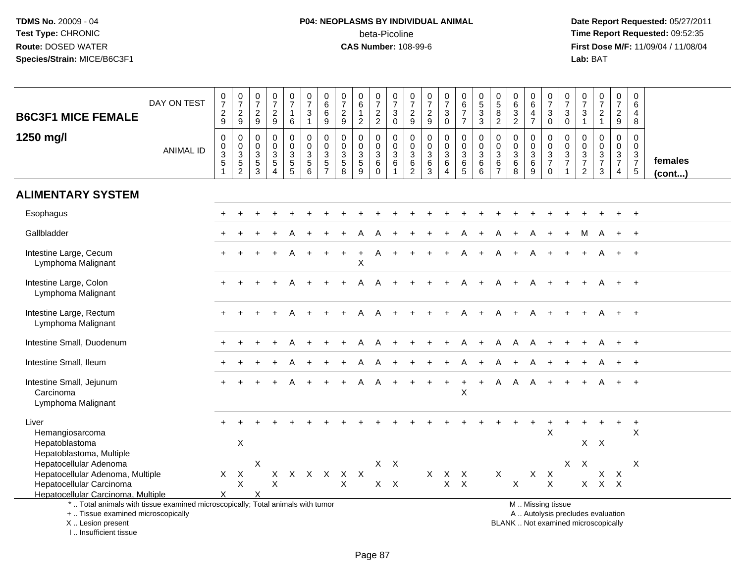**TDMS No.** 20009 - 04
**Test Type:** CHRONIC
**Route:** DOSED WATER
**Species/Strain:** MICE/B6C3F1

**P04: NEOPLASMS BY INDIVIDUAL ANIMAL**
beta-Picoline
**CAS Number:** 108-99-6

**Date Report Requested:** 05/27/2011
**Time Report Requested:** 09:52:35
**First Dose M/F:** 11/09/04 / 11/08/04
**Lab:** BAT

## B6C3F1 MICE FEMALE 1250 mg/l

| DAY ON TEST | 0729 | 0729 | 0729 | 0729 | 0716 | 0731 | 0669 | 0729 | 0612 | 0722 | 0730 | 0729 | 0729 | 0730 | 0677 | 0533 | 0582 | 0632 | 0647 | 0730 | 0730 | 0731 | 0721 | 0729 | 0648 | |
|---|---|---|---|---|---|---|---|---|---|---|---|---|---|---|---|---|---|---|---|---|---|---|---|---|---|---|
| **ANIMAL ID** | 0351 | 0352 | 0353 | 0354 | 0355 | 0356 | 0357 | 0358 | 0359 | 0360 | 0361 | 0362 | 0363 | 0364 | 0365 | 0366 | 0367 | 0368 | 0369 | 0370 | 0371 | 0372 | 0373 | 0374 | 0375 | **females (cont...)** |
| **ALIMENTARY SYSTEM** | | | | | | | | | | | | | | | | | | | | | | | | | | |
| Esophagus | + | + | + | + | + | + | + | + | + | + | + | + | + | + | + | + | + | + | + | + | + | + | + | + | + | |
| Gallbladder | + | + | + | + | A | + | + | + | A | A | + | + | + | + | A | + | A | + | A | + | + | M | A | + | + | |
| Intestine Large, Cecum | + | + | + | + | A | + | + | + | + | A | + | + | + | + | A | + | A | + | A | + | + | + | A | + | + | |
| Lymphoma Malignant | | | | | | | | | X | | | | | | | | | | | | | | | | | |
| Intestine Large, Colon | + | + | + | + | A | + | + | + | A | A | + | + | + | + | A | + | A | + | A | + | + | + | A | + | + | |
| Lymphoma Malignant | | | | | | | | | | | | | | | | | | | | | | | | | | |
| Intestine Large, Rectum | + | + | + | + | A | + | + | + | A | A | + | + | + | + | A | + | A | + | A | + | + | + | A | + | + | |
| Lymphoma Malignant | | | | | | | | | | | | | | | | | | | | | | | | | | |
| Intestine Small, Duodenum | + | + | + | + | A | + | + | + | A | A | + | + | + | + | A | + | A | A | A | + | + | + | A | + | + | |
| Intestine Small, Ileum | + | + | + | + | A | + | + | + | A | A | + | + | + | + | A | + | A | + | A | + | + | + | A | + | + | |
| Intestine Small, Jejunum | + | + | + | + | A | + | + | + | A | A | + | + | + | + | + | + | A | A | A | + | + | + | A | + | + | |
| Carcinoma | | | | | | | | | | | | | | | X | | | | | | | | | | | |
| Lymphoma Malignant | | | | | | | | | | | | | | | | | | | | | | | | | | |
| Liver | + | + | + | + | + | + | + | + | + | + | + | + | + | + | + | + | + | + | + | + | + | + | + | + | + | |
| Hemangiosarcoma | | | | | | | | | | | | | | | | | | | | X | | | | | X | |
| Hepatoblastoma | | X | | | | | | | | | | | | | | | | | | | | X | X | | | |
| Hepatoblastoma, Multiple | | | | | | | | | | | | | | | | | | | | | | | | | | |
| Hepatocellular Adenoma | | | X | | | | | | | X | X | | | | | | | | | | X | X | | | X | |
| Hepatocellular Adenoma, Multiple | X | X | | X | X | X | X | X | X | | | | X | X | X | | X | | X | X | | | X | X | | |
| Hepatocellular Carcinoma | | X | | X | | | | X | | X | X | | | X | X | | | X | | X | | X | X | X | | |
| Hepatocellular Carcinoma, Multiple | X | | X | | | | | | | | | | | | | | | | | | | | | | | |

\* .. Total animals with tissue examined microscopically; Total animals with tumor
\+ .. Tissue examined microscopically
X .. Lesion present
I .. Insufficient tissue

M .. Missing tissue
A .. Autolysis precludes evaluation
BLANK .. Not examined microscopically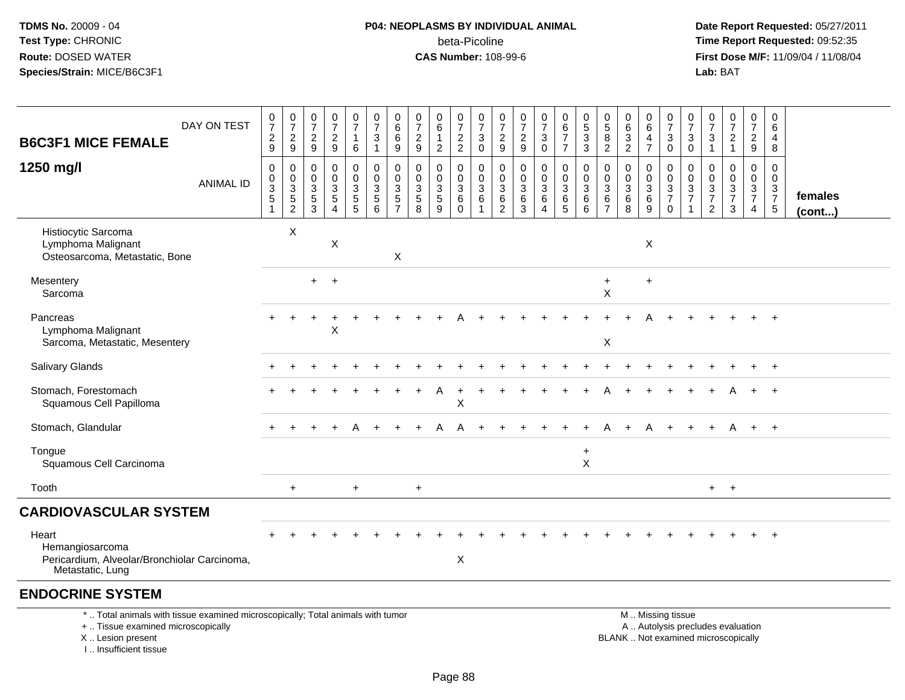TDMS No. 20009 - 04
Test Type: CHRONIC
Route: DOSED WATER
Species/Strain: MICE/B6C3F1

**P04: NEOPLASMS BY INDIVIDUAL ANIMAL**
beta-Picoline
**CAS Number:** 108-99-6

Date Report Requested: 05/27/2011
Time Report Requested: 09:52:35
First Dose M/F: 11/09/04 / 11/08/04
Lab: BAT

| B6C3F1 MICE FEMALE 1250 mg/l — DAY ON TEST | 0729 | 0729 | 0729 | 0729 | 0716 | 0731 | 0669 | 0729 | 0612 | 0722 | 0730 | 0729 | 0729 | 0730 | 0677 | 0533 | 0582 | 0632 | 0647 | 0730 | 0730 | 0731 | 0721 | 0729 | 0648 | |
|---|---|---|---|---|---|---|---|---|---|---|---|---|---|---|---|---|---|---|---|---|---|---|---|---|---|---|
| ANIMAL ID | 00351 | 00352 | 00353 | 00354 | 00355 | 00356 | 00357 | 00358 | 00359 | 00360 | 00361 | 00362 | 00363 | 00364 | 00365 | 00366 | 00367 | 00368 | 00369 | 00370 | 00371 | 00372 | 00373 | 00374 | 00375 | females (cont...) |
| Histiocytic Sarcoma | | X | | | | | | | | | | | | | | | | | | | | | | | | |
| Lymphoma Malignant | | | | X | | | | | | | | | | | | | | | X | | | | | | | |
| Osteosarcoma, Metastatic, Bone | | | | | | | X | | | | | | | | | | | | | | | | | | | |
| Mesentery | | | + | + | | | | | | | | | | | | | + | | + | | | | | | | |
| Sarcoma | | | | | | | | | | | | | | | | | X | | | | | | | | | |
| Pancreas | + | + | + | + | + | + | + | + | + | A | + | + | + | + | + | + | + | + | A | + | + | + | + | + | + | |
| Lymphoma Malignant | | | | X | | | | | | | | | | | | | | | | | | | | | | |
| Sarcoma, Metastatic, Mesentery | | | | | | | | | | | | | | | | | X | | | | | | | | | |
| Salivary Glands | + | + | + | + | + | + | + | + | + | + | + | + | + | + | + | + | + | + | + | + | + | + | + | + | + | |
| Stomach, Forestomach | + | + | + | + | + | + | + | + | A | + | + | + | + | + | + | + | A | + | + | + | + | + | A | + | + | |
| Squamous Cell Papilloma | | | | | | | | | | X | | | | | | | | | | | | | | | | |
| Stomach, Glandular | + | + | + | + | A | + | + | + | A | A | + | + | + | + | + | + | A | + | A | + | + | + | A | + | + | |
| Tongue | | | | | | | | | | | | | | | | + | | | | | | | | | | |
| Squamous Cell Carcinoma | | | | | | | | | | | | | | | | X | | | | | | | | | | |
| Tooth | | + | | | + | | | + | | | | | | | | | | | | | | + | + | | | |
| **CARDIOVASCULAR SYSTEM** | | | | | | | | | | | | | | | | | | | | | | | | | | |
| Heart | + | + | + | + | + | + | + | + | + | + | + | + | + | + | + | + | + | + | + | + | + | + | + | + | + | |
| Hemangiosarcoma | | | | | | | | | | | | | | | | | | | | | | | | | | |
| Pericardium, Alveolar/Bronchiolar Carcinoma, Metastatic, Lung | | | | | | | | | | X | | | | | | | | | | | | | | | | |
| **ENDOCRINE SYSTEM** | | | | | | | | | | | | | | | | | | | | | | | | | | |

\* .. Total animals with tissue examined microscopically; Total animals with tumor
\+ .. Tissue examined microscopically
X .. Lesion present
I .. Insufficient tissue

M .. Missing tissue
A .. Autolysis precludes evaluation
BLANK .. Not examined microscopically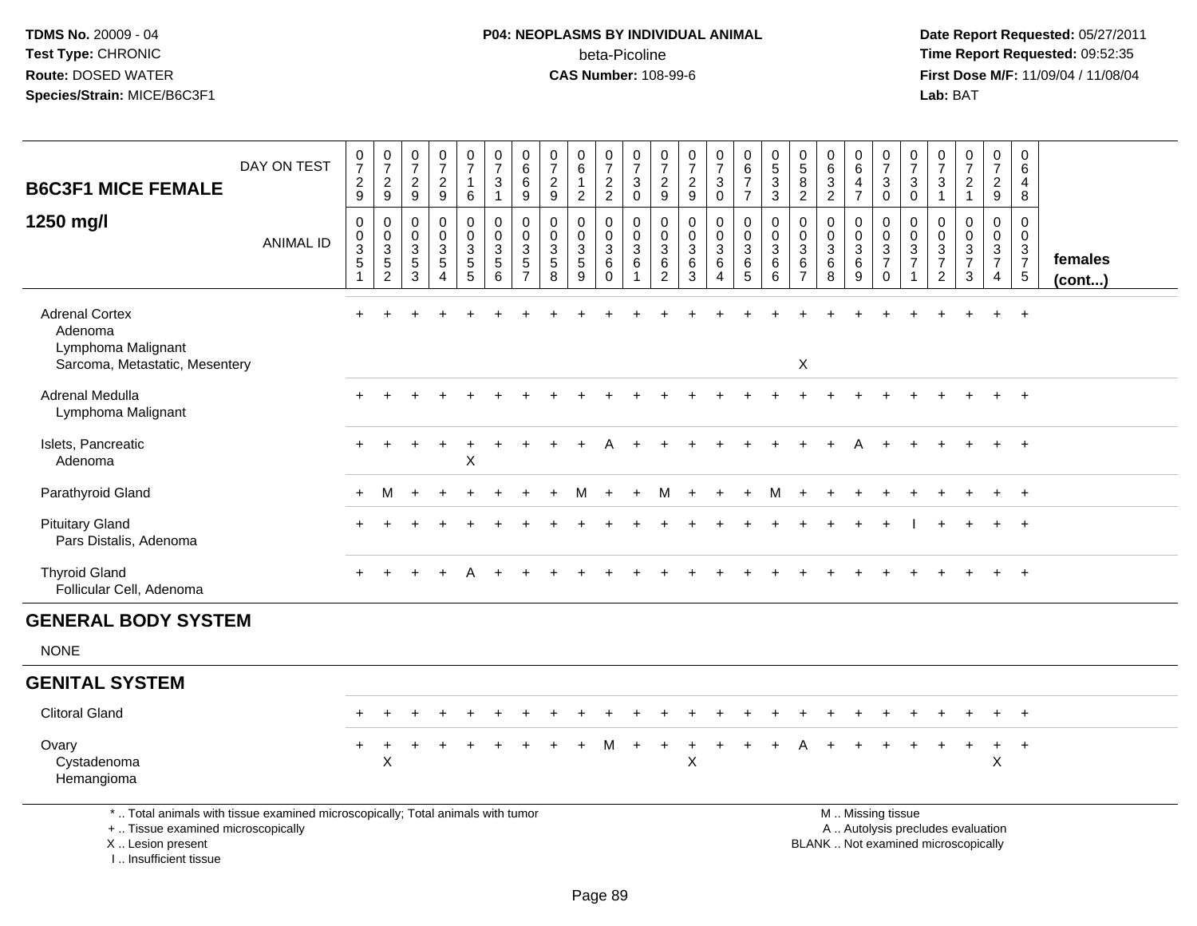**TDMS No.** 20009 - 04
**Test Type:** CHRONIC
**Route:** DOSED WATER
**Species/Strain:** MICE/B6C3F1

**P04: NEOPLASMS BY INDIVIDUAL ANIMAL**
beta-Picoline
**CAS Number:** 108-99-6

**Date Report Requested:** 05/27/2011
**Time Report Requested:** 09:52:35
**First Dose M/F:** 11/09/04 / 11/08/04
**Lab:** BAT

## B6C3F1 MICE FEMALE 1250 mg/l

| DAY ON TEST | 0729 | 0729 | 0729 | 0729 | 0716 | 0731 | 0669 | 0729 | 0612 | 0722 | 0730 | 0729 | 0729 | 0730 | 0677 | 0533 | 0582 | 0632 | 0647 | 0730 | 0730 | 0731 | 0721 | 0729 | 0648 | |
|---|---|---|---|---|---|---|---|---|---|---|---|---|---|---|---|---|---|---|---|---|---|---|---|---|---|---|
| **ANIMAL ID** | 0035 1 | 0035 2 | 0035 3 | 0035 4 | 0035 5 | 0035 6 | 0035 7 | 0035 8 | 0035 9 | 0036 0 | 0036 1 | 0036 2 | 0036 3 | 0036 4 | 0036 5 | 0036 6 | 0036 7 | 0036 8 | 0036 9 | 0037 0 | 0037 1 | 0037 2 | 0037 3 | 0037 4 | 0037 5 | **females (cont...)** |
| Adrenal Cortex | + | + | + | + | + | + | + | + | + | + | + | + | + | + | + | + | + | + | + | + | + | + | + | + | + | |
| Adenoma | | | | | | | | | | | | | | | | | | | | | | | | | | |
| Lymphoma Malignant | | | | | | | | | | | | | | | | | | | | | | | | | | |
| Sarcoma, Metastatic, Mesentery | | | | | | | | | | | | | | | | | X | | | | | | | | | |
| Adrenal Medulla | + | + | + | + | + | + | + | + | + | + | + | + | + | + | + | + | + | + | + | + | + | + | + | + | + | |
| Lymphoma Malignant | | | | | | | | | | | | | | | | | | | | | | | | | | |
| Islets, Pancreatic | + | + | + | + | + | + | + | + | + | A | + | + | + | + | + | + | + | + | A | + | + | + | + | + | + | |
| Adenoma | | | | | X | | | | | | | | | | | | | | | | | | | | | |
| Parathyroid Gland | + | M | + | + | + | + | + | + | M | + | + | M | + | + | + | M | + | + | + | + | + | + | + | + | + | |
| Pituitary Gland | + | + | + | + | + | + | + | + | + | + | + | + | + | + | + | + | + | + | + | + | I | + | + | + | + | |
| Pars Distalis, Adenoma | | | | | | | | | | | | | | | | | | | | | | | | | | |
| Thyroid Gland | + | + | + | + | A | + | + | + | + | + | + | + | + | + | + | + | + | + | + | + | + | + | + | + | + | |
| Follicular Cell, Adenoma | | | | | | | | | | | | | | | | | | | | | | | | | | |

## GENERAL BODY SYSTEM

NONE

## GENITAL SYSTEM

| | | | | | | | | | | | | | | | | | | | | | | | | | | |
|---|---|---|---|---|---|---|---|---|---|---|---|---|---|---|---|---|---|---|---|---|---|---|---|---|---|---|
| Clitoral Gland | + | + | + | + | + | + | + | + | + | + | + | + | + | + | + | + | + | + | + | + | + | + | + | + | + | |
| Ovary | + | + | + | + | + | + | + | + | + | M | + | + | + | + | + | + | A | + | + | + | + | + | + | + | + | |
| Cystadenoma | | X | | | | | | | | | | | X | | | | | | | | | | | X | | |
| Hemangioma | | | | | | | | | | | | | | | | | | | | | | | | | | |

\* .. Total animals with tissue examined microscopically; Total animals with tumor
+ .. Tissue examined microscopically
X .. Lesion present
I .. Insufficient tissue

M .. Missing tissue
A .. Autolysis precludes evaluation
BLANK .. Not examined microscopically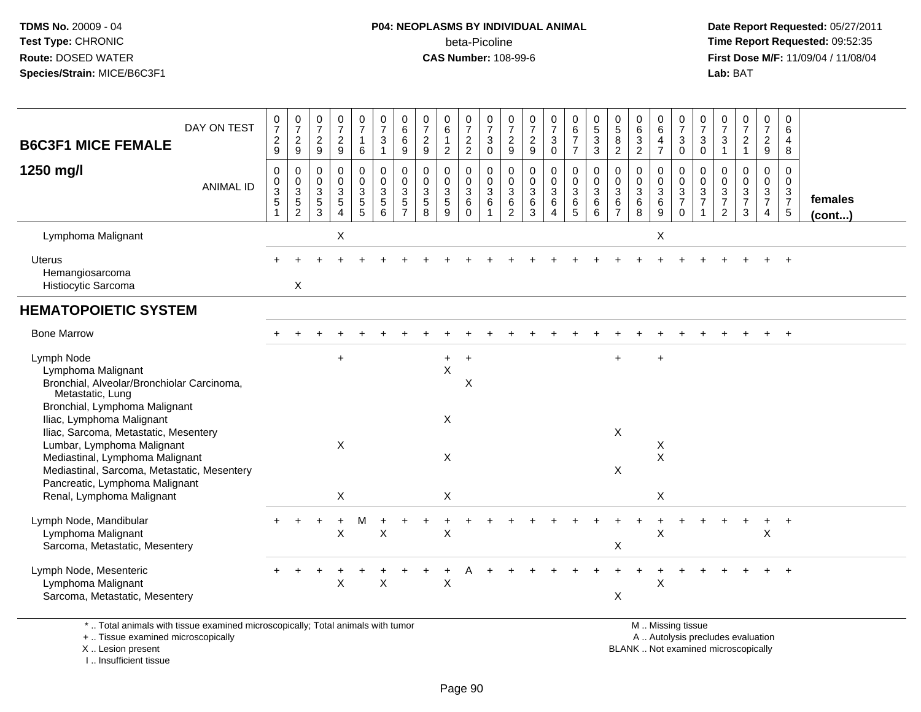TDMS No. 20009 - 04
Test Type: CHRONIC
Route: DOSED WATER
Species/Strain: MICE/B6C3F1

**P04: NEOPLASMS BY INDIVIDUAL ANIMAL**
beta-Picoline
**CAS Number:** 108-99-6

Date Report Requested: 05/27/2011
Time Report Requested: 09:52:35
First Dose M/F: 11/09/04 / 11/08/04
Lab: BAT

| B6C3F1 MICE FEMALE 1250 mg/l | | | | | | | | | | | | | | | | | | | | | | | | | | |
|---|---|---|---|---|---|---|---|---|---|---|---|---|---|---|---|---|---|---|---|---|---|---|---|---|---|---|
| DAY ON TEST | 0729 | 0729 | 0729 | 0729 | 0716 | 0731 | 0669 | 0729 | 0612 | 0722 | 0730 | 0729 | 0729 | 0730 | 0677 | 0533 | 0582 | 0632 | 0647 | 0730 | 0730 | 0731 | 0721 | 0729 | 0648 | |
| ANIMAL ID | 00351 | 00352 | 00353 | 00354 | 00355 | 00356 | 00357 | 00358 | 00359 | 00360 | 00361 | 00362 | 00363 | 00364 | 00365 | 00366 | 00367 | 00368 | 00369 | 00370 | 00371 | 00372 | 00373 | 00374 | 00375 | females (cont...) |
| Lymphoma Malignant | | | | X | | | | | | | | | | | | | | | X | | | | | | | |
| Uterus | + | + | + | + | + | + | + | + | + | + | + | + | + | + | + | + | + | + | + | + | + | + | + | + | + | |
| Hemangiosarcoma | | | | | | | | | | | | | | | | | | | | | | | | | | |
| Histiocytic Sarcoma | | X | | | | | | | | | | | | | | | | | | | | | | | | |
| **HEMATOPOIETIC SYSTEM** | | | | | | | | | | | | | | | | | | | | | | | | | | |
| Bone Marrow | + | + | + | + | + | + | + | + | + | + | + | + | + | + | + | + | + | + | + | + | + | + | + | + | + | |
| Lymph Node | | | | + | | | | | + | + | | | | | | | + | | + | | | | | | | |
| Lymphoma Malignant | | | | | | | | | X | | | | | | | | | | | | | | | | | |
| Bronchial, Alveolar/Bronchiolar Carcinoma, Metastatic, Lung | | | | | | | | | | X | | | | | | | | | | | | | | | | |
| Bronchial, Lymphoma Malignant | | | | | | | | | | | | | | | | | | | | | | | | | | |
| Iliac, Lymphoma Malignant | | | | | | | | | X | | | | | | | | | | | | | | | | | |
| Iliac, Sarcoma, Metastatic, Mesentery | | | | | | | | | | | | | | | | | X | | | | | | | | | |
| Lumbar, Lymphoma Malignant | | | | X | | | | | | | | | | | | | | | X | | | | | | | |
| Mediastinal, Lymphoma Malignant | | | | | | | | | X | | | | | | | | | | X | | | | | | | |
| Mediastinal, Sarcoma, Metastatic, Mesentery | | | | | | | | | | | | | | | | | X | | | | | | | | | |
| Pancreatic, Lymphoma Malignant | | | | | | | | | | | | | | | | | | | | | | | | | | |
| Renal, Lymphoma Malignant | | | | X | | | | | X | | | | | | | | | | X | | | | | | | |
| Lymph Node, Mandibular | + | + | + | + | M | + | + | + | + | + | + | + | + | + | + | + | + | + | + | + | + | + | + | + | + | |
| Lymphoma Malignant | | | | X | | X | | | X | | | | | | | | | | X | | | | | X | | |
| Sarcoma, Metastatic, Mesentery | | | | | | | | | | | | | | | | | X | | | | | | | | | |
| Lymph Node, Mesenteric | + | + | + | + | + | + | + | + | + | A | + | + | + | + | + | + | + | + | + | + | + | + | + | + | + | |
| Lymphoma Malignant | | | | X | | X | | | X | | | | | | | | | | X | | | | | | | |
| Sarcoma, Metastatic, Mesentery | | | | | | | | | | | | | | | | | X | | | | | | | | | |

\* .. Total animals with tissue examined microscopically; Total animals with tumor
\+ .. Tissue examined microscopically
X .. Lesion present
I .. Insufficient tissue

M .. Missing tissue
A .. Autolysis precludes evaluation
BLANK .. Not examined microscopically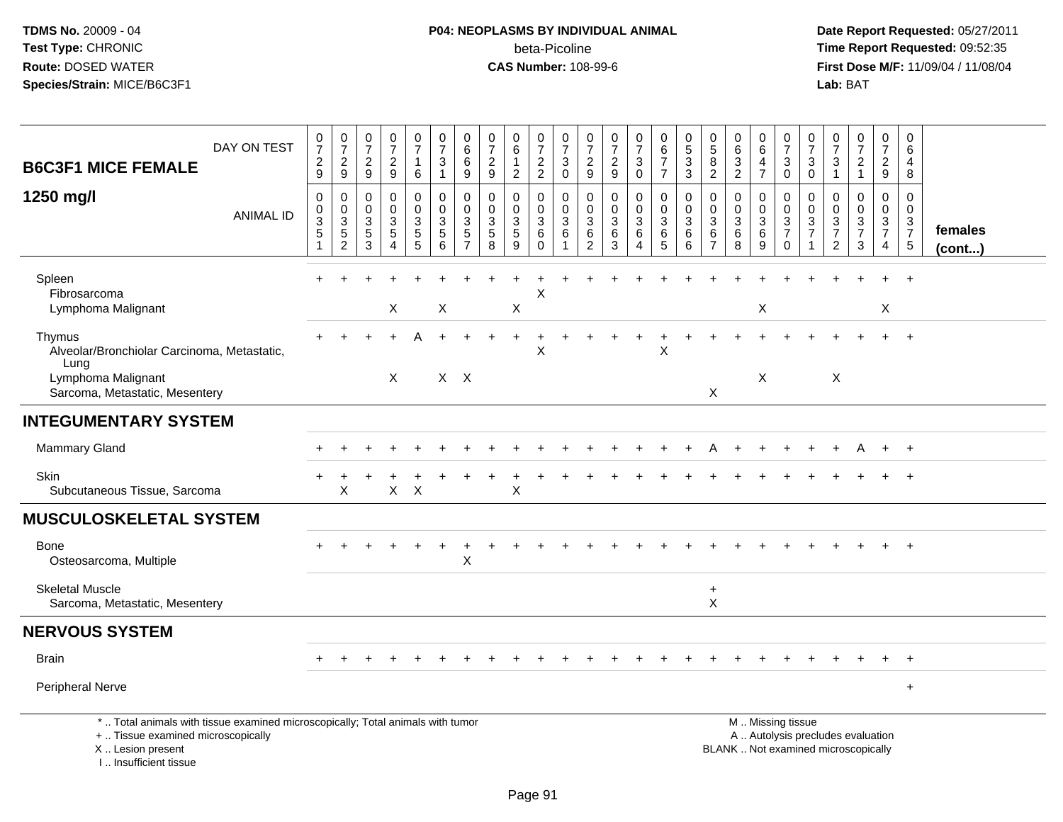**TDMS No.** 20009 - 04
**Test Type:** CHRONIC
**Route:** DOSED WATER
**Species/Strain:** MICE/B6C3F1

**P04: NEOPLASMS BY INDIVIDUAL ANIMAL**
beta-Picoline
**CAS Number:** 108-99-6

**Date Report Requested:** 05/27/2011
**Time Report Requested:** 09:52:35
**First Dose M/F:** 11/09/04 / 11/08/04
**Lab:** BAT

| B6C3F1 MICE FEMALE — DAY ON TEST | 0729 | 0729 | 0729 | 0729 | 0716 | 0731 | 0669 | 0729 | 0612 | 0722 | 0730 | 0729 | 0729 | 0730 | 0677 | 0533 | 0582 | 0632 | 0647 | 0730 | 0730 | 0731 | 0721 | 0729 | 0648 | |
|---|---|---|---|---|---|---|---|---|---|---|---|---|---|---|---|---|---|---|---|---|---|---|---|---|---|---|
| **1250 mg/l** — ANIMAL ID | 00351 | 00352 | 00353 | 00354 | 00355 | 00356 | 00357 | 00358 | 00359 | 00360 | 00361 | 00362 | 00363 | 00364 | 00365 | 00366 | 00367 | 00368 | 00369 | 00370 | 00371 | 00372 | 00373 | 00374 | 00375 | **females (cont...)** |
| Spleen | + | + | + | + | + | + | + | + | + | + | + | + | + | + | + | + | + | + | + | + | + | + | + | + | + | |
| Fibrosarcoma | | | | | | | | | | X | | | | | | | | | | | | | | | | |
| Lymphoma Malignant | | | | X | | X | | | X | | | | | | | | | | X | | | | | X | | |
| Thymus | + | + | + | + | A | + | + | + | + | + | + | + | + | + | + | + | + | + | + | + | + | + | + | + | + | |
| Alveolar/Bronchiolar Carcinoma, Metastatic, Lung | | | | | | | | | | X | | | | | X | | | | | | | | | | | |
| Lymphoma Malignant | | | | X | | X | X | | | | | | | | | | | | X | | | X | | | | |
| Sarcoma, Metastatic, Mesentery | | | | | | | | | | | | | | | | | X | | | | | | | | | |
| **INTEGUMENTARY SYSTEM** | | | | | | | | | | | | | | | | | | | | | | | | | | |
| Mammary Gland | + | + | + | + | + | + | + | + | + | + | + | + | + | + | + | + | A | + | + | + | + | + | A | + | + | |
| Skin | + | + | + | + | + | + | + | + | + | + | + | + | + | + | + | + | + | + | + | + | + | + | + | + | + | |
| Subcutaneous Tissue, Sarcoma | | X | | X | X | | | | X | | | | | | | | | | | | | | | | | |
| **MUSCULOSKELETAL SYSTEM** | | | | | | | | | | | | | | | | | | | | | | | | | | |
| Bone | + | + | + | + | + | + | + | + | + | + | + | + | + | + | + | + | + | + | + | + | + | + | + | + | + | |
| Osteosarcoma, Multiple | | | | | | | X | | | | | | | | | | | | | | | | | | | |
| Skeletal Muscle | | | | | | | | | | | | | | | | | + | | | | | | | | | |
| Sarcoma, Metastatic, Mesentery | | | | | | | | | | | | | | | | | X | | | | | | | | | |
| **NERVOUS SYSTEM** | | | | | | | | | | | | | | | | | | | | | | | | | | |
| Brain | + | + | + | + | + | + | + | + | + | + | + | + | + | + | + | + | + | + | + | + | + | + | + | + | + | |
| Peripheral Nerve | | | | | | | | | | | | | | | | | | | | | | | | | + | |

\* .. Total animals with tissue examined microscopically; Total animals with tumor
\+ .. Tissue examined microscopically
X .. Lesion present
I .. Insufficient tissue

M .. Missing tissue
A .. Autolysis precludes evaluation
BLANK .. Not examined microscopically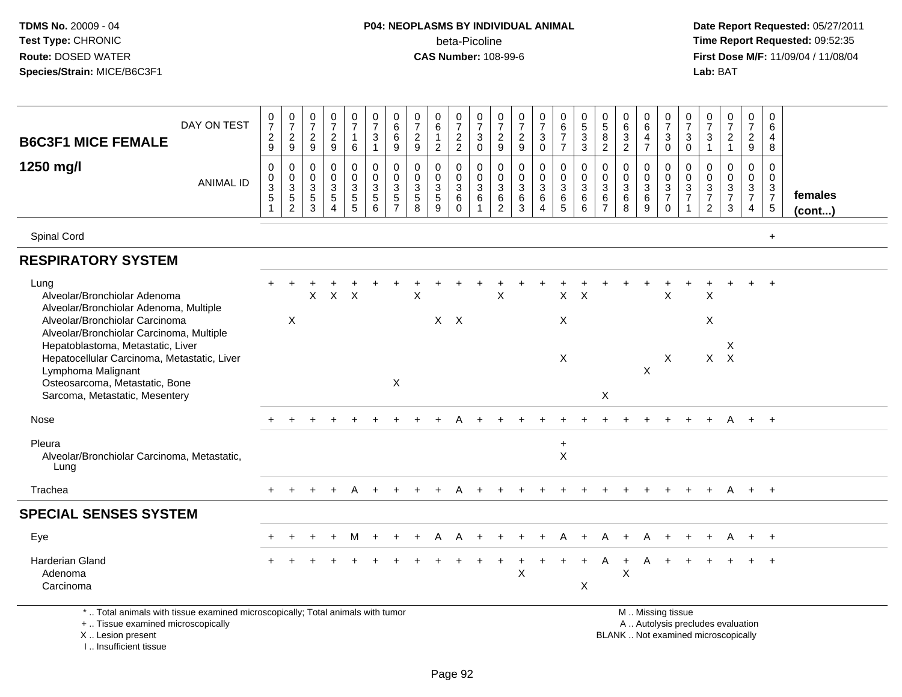**TDMS No.** 20009 - 04
**Test Type:** CHRONIC
**Route:** DOSED WATER
**Species/Strain:** MICE/B6C3F1

**P04: NEOPLASMS BY INDIVIDUAL ANIMAL**
beta-Picoline
**CAS Number:** 108-99-6

**Date Report Requested:** 05/27/2011
**Time Report Requested:** 09:52:35
**First Dose M/F:** 11/09/04 / 11/08/04
**Lab:** BAT

| B6C3F1 MICE FEMALE 1250 mg/l — DAY ON TEST | 0729 | 0729 | 0729 | 0729 | 0716 | 0731 | 0669 | 0729 | 0612 | 0722 | 0730 | 0729 | 0729 | 0730 | 0677 | 0533 | 0582 | 0632 | 0647 | 0730 | 0730 | 0731 | 0721 | 0729 | 0648 | |
|---|---|---|---|---|---|---|---|---|---|---|---|---|---|---|---|---|---|---|---|---|---|---|---|---|---|---|
| **ANIMAL ID** | 0351 | 0352 | 0353 | 0354 | 0355 | 0356 | 0357 | 0358 | 0359 | 0360 | 0361 | 0362 | 0363 | 0364 | 0365 | 0366 | 0367 | 0368 | 0369 | 0370 | 0371 | 0372 | 0373 | 0374 | 0375 | **females (cont...)** |
| Spinal Cord | | | | | | | | | | | | | | | | | | | | | | | | | + | |
| **RESPIRATORY SYSTEM** | | | | | | | | | | | | | | | | | | | | | | | | | | |
| Lung | + | + | + | + | + | + | + | + | + | + | + | + | + | + | + | + | + | + | + | + | + | + | + | + | + | |
| Alveolar/Bronchiolar Adenoma | | | X | X | X | | | X | | | | X | | | X | X | | | | X | | X | | | | |
| Alveolar/Bronchiolar Adenoma, Multiple | | | | | | | | | | | | | | | | | | | | | | | | | | |
| Alveolar/Bronchiolar Carcinoma | | X | | | | | | | X | X | | | | | X | | | | | | | X | | | | |
| Alveolar/Bronchiolar Carcinoma, Multiple | | | | | | | | | | | | | | | | | | | | | | | | | | |
| Hepatoblastoma, Metastatic, Liver | | | | | | | | | | | | | | | | | | | | | | | X | | | |
| Hepatocellular Carcinoma, Metastatic, Liver | | | | | | | | | | | | | | | X | | | | | X | | X | X | | | |
| Lymphoma Malignant | | | | | | | | | | | | | | | | | | | X | | | | | | | |
| Osteosarcoma, Metastatic, Bone | | | | | | | X | | | | | | | | | | | | | | | | | | | |
| Sarcoma, Metastatic, Mesentery | | | | | | | | | | | | | | | | | X | | | | | | | | | |
| Nose | + | + | + | + | + | + | + | + | + | A | + | + | + | + | + | + | + | + | + | + | + | + | A | + | + | |
| Pleura | | | | | | | | | | | | | | | + | | | | | | | | | | | |
| Alveolar/Bronchiolar Carcinoma, Metastatic, Lung | | | | | | | | | | | | | | | X | | | | | | | | | | | |
| Trachea | + | + | + | + | A | + | + | + | + | A | + | + | + | + | + | + | + | + | + | + | + | + | A | + | + | |
| **SPECIAL SENSES SYSTEM** | | | | | | | | | | | | | | | | | | | | | | | | | | |
| Eye | + | + | + | + | M | + | + | + | A | A | + | + | + | + | A | + | A | + | A | + | + | + | A | + | + | |
| Harderian Gland | + | + | + | + | + | + | + | + | + | + | + | + | + | + | + | + | A | + | A | + | + | + | + | + | + | |
| Adenoma | | | | | | | | | | | | | X | | | | | X | | | | | | | | |
| Carcinoma | | | | | | | | | | | | | | | | X | | | | | | | | | | |

\* .. Total animals with tissue examined microscopically; Total animals with tumor
\+ .. Tissue examined microscopically
X .. Lesion present
I .. Insufficient tissue

M .. Missing tissue
A .. Autolysis precludes evaluation
BLANK .. Not examined microscopically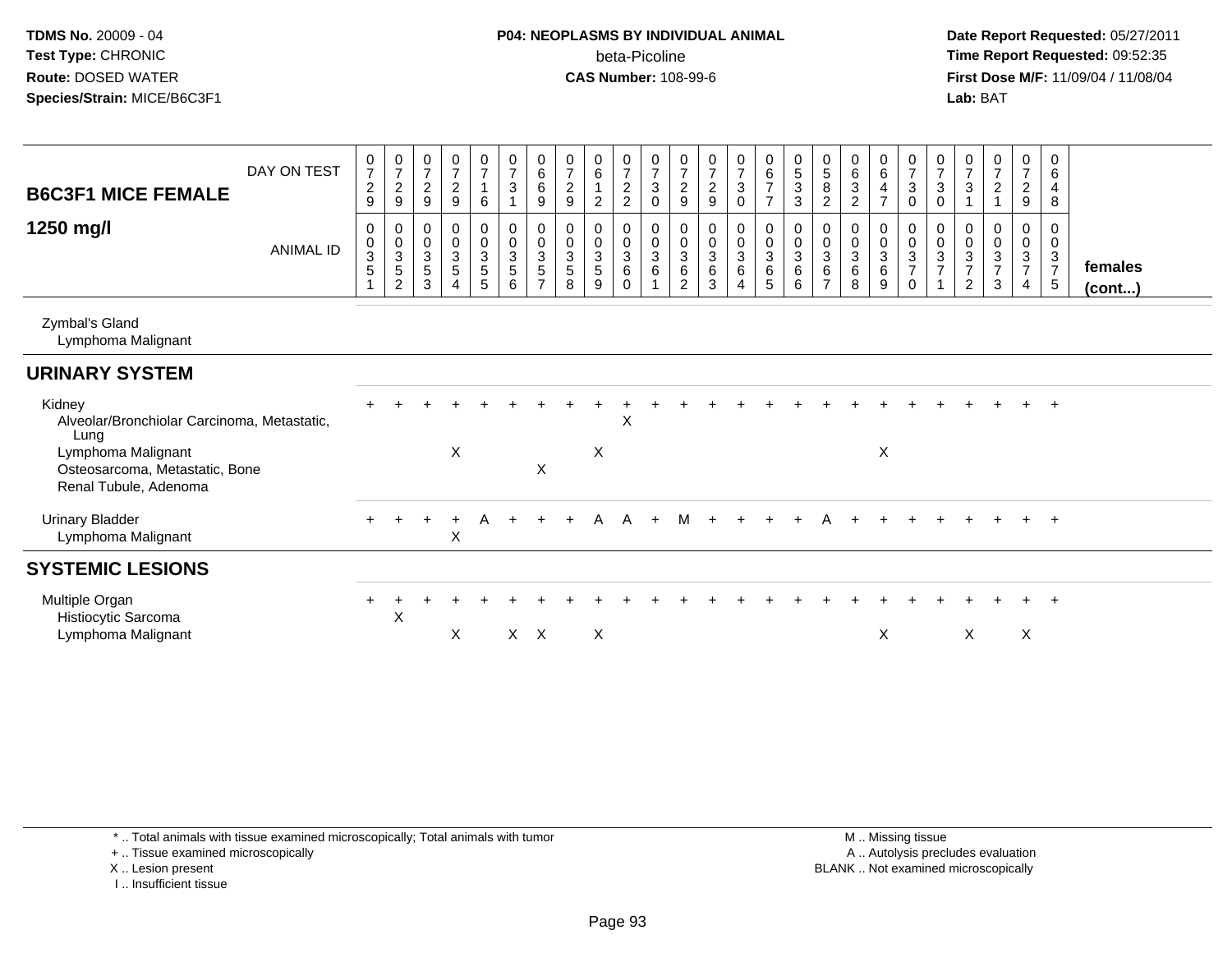TDMS No. 20009 - 04
Test Type: CHRONIC
Route: DOSED WATER
Species/Strain: MICE/B6C3F1

**P04: NEOPLASMS BY INDIVIDUAL ANIMAL**
beta-Picoline
**CAS Number:** 108-99-6

Date Report Requested: 05/27/2011
Time Report Requested: 09:52:35
First Dose M/F: 11/09/04 / 11/08/04
Lab: BAT

| B6C3F1 MICE FEMALE 1250 mg/l | | | | | | | | | | | | | | | | | | | | | | | | | | |
|---|---|---|---|---|---|---|---|---|---|---|---|---|---|---|---|---|---|---|---|---|---|---|---|---|---|---|
| DAY ON TEST | 0729 | 0729 | 0729 | 0729 | 0716 | 0731 | 0669 | 0729 | 0612 | 0722 | 0730 | 0729 | 0729 | 0730 | 0677 | 0533 | 0582 | 0632 | 0647 | 0730 | 0730 | 0731 | 0721 | 0729 | 0648 | |
| ANIMAL ID | 00351 | 00352 | 00353 | 00354 | 00355 | 00356 | 00357 | 00358 | 00359 | 00360 | 00361 | 00362 | 00363 | 00364 | 00365 | 00366 | 00367 | 00368 | 00369 | 00370 | 00371 | 00372 | 00373 | 00374 | 00375 | females (cont...) |
| Zymbal's Gland | | | | | | | | | | | | | | | | | | | | | | | | | | |
| Lymphoma Malignant | | | | | | | | | | | | | | | | | | | | | | | | | | |
| **URINARY SYSTEM** | | | | | | | | | | | | | | | | | | | | | | | | | | |
| Kidney | + | + | + | + | + | + | + | + | + | + | + | + | + | + | + | + | + | + | + | + | + | + | + | + | + | |
| Alveolar/Bronchiolar Carcinoma, Metastatic, Lung | | | | | | | | | | X | | | | | | | | | | | | | | | | |
| Lymphoma Malignant | | | | X | | | | | X | | | | | | | | | | X | | | | | | | |
| Osteosarcoma, Metastatic, Bone | | | | | | | X | | | | | | | | | | | | | | | | | | | |
| Renal Tubule, Adenoma | | | | | | | | | | | | | | | | | | | | | | | | | | |
| Urinary Bladder | + | + | + | + | A | + | + | + | A | A | + | M | + | + | + | + | A | + | + | + | + | + | + | + | + | |
| Lymphoma Malignant | | | | X | | | | | | | | | | | | | | | | | | | | | | |
| **SYSTEMIC LESIONS** | | | | | | | | | | | | | | | | | | | | | | | | | | |
| Multiple Organ | + | + | + | + | + | + | + | + | + | + | + | + | + | + | + | + | + | + | + | + | + | + | + | + | + | |
| Histiocytic Sarcoma | | X | | | | | | | | | | | | | | | | | | | | | | | | |
| Lymphoma Malignant | | | | X | | X | X | | X | | | | | | | | | | X | | | X | | X | | |

\* .. Total animals with tissue examined microscopically; Total animals with tumor
\+ .. Tissue examined microscopically
X .. Lesion present
I .. Insufficient tissue

M .. Missing tissue
A .. Autolysis precludes evaluation
BLANK .. Not examined microscopically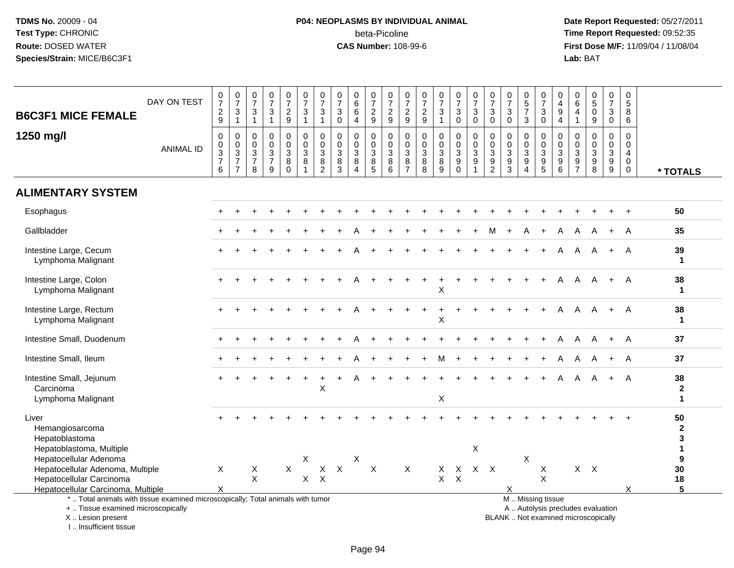**TDMS No.** 20009 - 04
**Test Type:** CHRONIC
**Route:** DOSED WATER
**Species/Strain:** MICE/B6C3F1

**P04: NEOPLASMS BY INDIVIDUAL ANIMAL**
beta-Picoline
**CAS Number:** 108-99-6

**Date Report Requested:** 05/27/2011
**Time Report Requested:** 09:52:35
**First Dose M/F:** 11/09/04 / 11/08/04
**Lab:** BAT

| B6C3F1 MICE FEMALE 1250 mg/l | | | | | | | | | | | | | | | | | | | | | | | | | | |
|---|---|---|---|---|---|---|---|---|---|---|---|---|---|---|---|---|---|---|---|---|---|---|---|---|---|---|
| DAY ON TEST | 0729 | 0731 | 0731 | 0731 | 0729 | 0731 | 0731 | 0730 | 0664 | 0729 | 0729 | 0729 | 0729 | 0731 | 0730 | 0730 | 0730 | 0730 | 0573 | 0730 | 0494 | 0641 | 0509 | 0730 | 0586 | |
| ANIMAL ID | 0376 | 0377 | 0378 | 0379 | 0380 | 0381 | 0382 | 0383 | 0384 | 0385 | 0386 | 0387 | 0388 | 0389 | 0390 | 0391 | 0392 | 0393 | 0394 | 0395 | 0396 | 0397 | 0398 | 0399 | 0400 | * TOTALS |
| **ALIMENTARY SYSTEM** | | | | | | | | | | | | | | | | | | | | | | | | | | |
| Esophagus | + | + | + | + | + | + | + | + | + | + | + | + | + | + | + | + | + | + | + | + | + | + | + | + | + | 50 |
| Gallbladder | + | + | + | + | + | + | + | + | A | + | + | + | + | + | + | + | M | + | A | + | A | A | A | + | A | 35 |
| Intestine Large, Cecum | + | + | + | + | + | + | + | + | A | + | + | + | + | + | + | + | + | + | + | + | A | A | A | + | A | 39 |
| Lymphoma Malignant | | | | | | | | | | | | | | | | | | | | | | | | | | 1 |
| Intestine Large, Colon | + | + | + | + | + | + | + | + | A | + | + | + | + | + | + | + | + | + | + | + | A | A | A | + | A | 38 |
| Lymphoma Malignant | | | | | | | | | | | | | | X | | | | | | | | | | | | 1 |
| Intestine Large, Rectum | + | + | + | + | + | + | + | + | A | + | + | + | + | + | + | + | + | + | + | + | A | A | A | + | A | 38 |
| Lymphoma Malignant | | | | | | | | | | | | | | X | | | | | | | | | | | | 1 |
| Intestine Small, Duodenum | + | + | + | + | + | + | + | + | A | + | + | + | + | + | + | + | + | + | + | + | A | A | A | + | A | 37 |
| Intestine Small, Ileum | + | + | + | + | + | + | + | + | A | + | + | + | + | M | + | + | + | + | + | + | A | A | A | + | A | 37 |
| Intestine Small, Jejunum | + | + | + | + | + | + | + | + | A | + | + | + | + | + | + | + | + | + | + | + | A | A | A | + | A | 38 |
| Carcinoma | | | | | | | X | | | | | | | | | | | | | | | | | | | 2 |
| Lymphoma Malignant | | | | | | | | | | | | | | X | | | | | | | | | | | | 1 |
| Liver | + | + | + | + | + | + | + | + | + | + | + | + | + | + | + | + | + | + | + | + | + | + | + | + | + | 50 |
| Hemangiosarcoma | | | | | | | | | | | | | | | | | | | | | | | | | | 2 |
| Hepatoblastoma | | | | | | | | | | | | | | | | | | | | | | | | | | 3 |
| Hepatoblastoma, Multiple | | | | | | | | | | | | | | | | X | | | | | | | | | | 1 |
| Hepatocellular Adenoma | | | | | | X | | | X | | | | | | | | | | X | | | | | | | 9 |
| Hepatocellular Adenoma, Multiple | X | | X | | X | | X | X | | X | | X | | X | X | X | X | | | X | | X | X | | | 30 |
| Hepatocellular Carcinoma | | | X | | | X | X | | | | | | | X | X | | | | | X | | | | | | 18 |
| Hepatocellular Carcinoma, Multiple | X | | | | | | | | | | | | | | | | | X | | | | | | | X | 5 |

\* .. Total animals with tissue examined microscopically; Total animals with tumor
\+ .. Tissue examined microscopically
X .. Lesion present
I .. Insufficient tissue

M .. Missing tissue
A .. Autolysis precludes evaluation
BLANK .. Not examined microscopically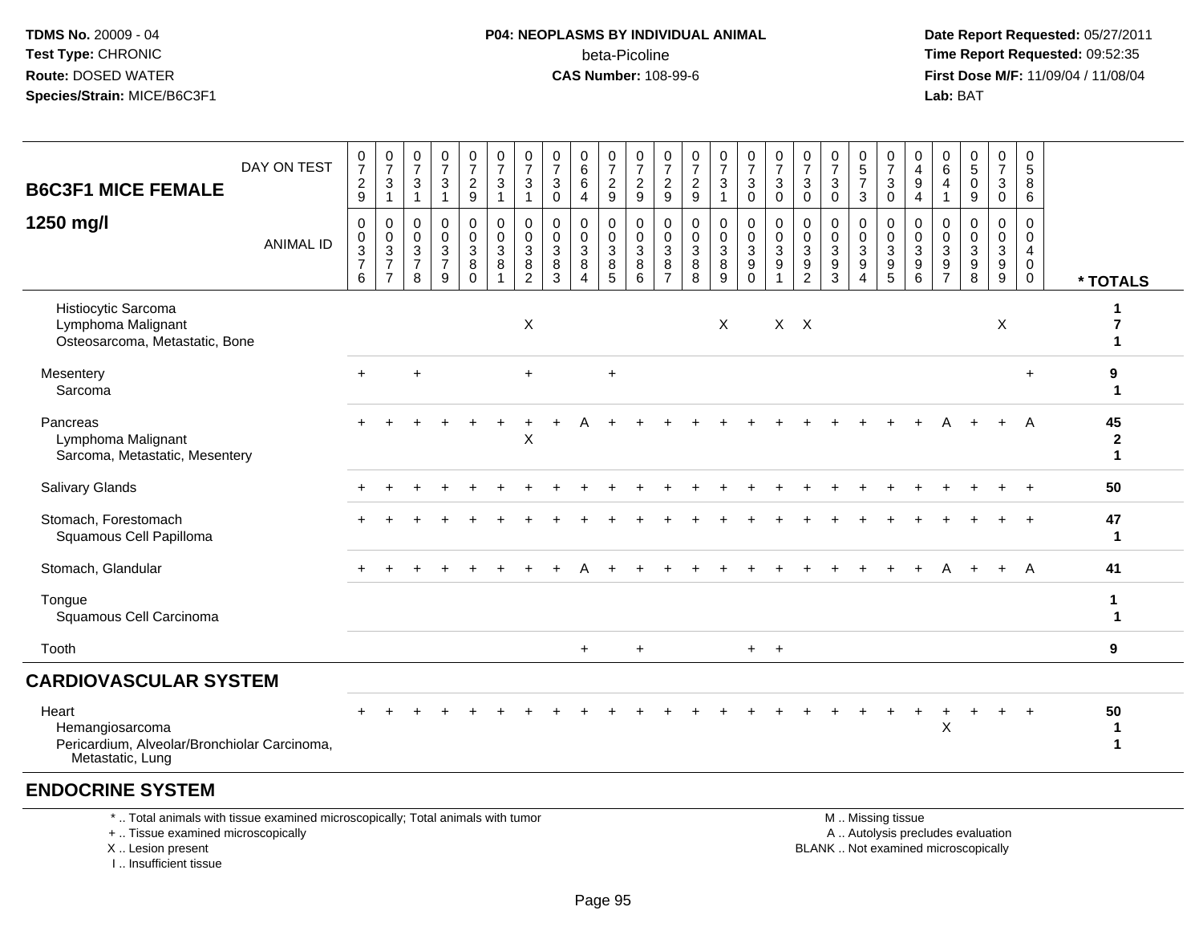**TDMS No.** 20009 - 04
**Test Type:** CHRONIC
**Route:** DOSED WATER
**Species/Strain:** MICE/B6C3F1

**P04: NEOPLASMS BY INDIVIDUAL ANIMAL**
beta-Picoline
**CAS Number:** 108-99-6

**Date Report Requested:** 05/27/2011
**Time Report Requested:** 09:52:35
**First Dose M/F:** 11/09/04 / 11/08/04
**Lab:** BAT

| B6C3F1 MICE FEMALE 1250 mg/l | | | | | | | | | | | | | | | | | | | | | | | | | | |
|---|---|---|---|---|---|---|---|---|---|---|---|---|---|---|---|---|---|---|---|---|---|---|---|---|---|---|
| DAY ON TEST | 0729 | 0731 | 0731 | 0731 | 0729 | 0731 | 0731 | 0730 | 0664 | 0729 | 0729 | 0729 | 0729 | 0731 | 0730 | 0730 | 0730 | 0730 | 0573 | 0730 | 0494 | 0641 | 0509 | 0730 | 0586 | |
| ANIMAL ID | 00376 | 00377 | 00378 | 00379 | 00380 | 00381 | 00382 | 00383 | 00384 | 00385 | 00386 | 00387 | 00388 | 00389 | 00390 | 00391 | 00392 | 00393 | 00394 | 00395 | 00396 | 00397 | 00398 | 00399 | 00400 | * TOTALS |
| Histiocytic Sarcoma | | | | | | | | | | | | | | | | | | | | | | | | | | 1 |
| Lymphoma Malignant | | | | | | | X | | | | | | | X | | X | X | | | | | | | X | | 7 |
| Osteosarcoma, Metastatic, Bone | | | | | | | | | | | | | | | | | | | | | | | | | | 1 |
| Mesentery | + | | + | | | | + | | | + | | | | | | | | | | | | | | | + | 9 |
| Sarcoma | | | | | | | | | | | | | | | | | | | | | | | | | | 1 |
| Pancreas | + | + | + | + | + | + | + | + | A | + | + | + | + | + | + | + | + | + | + | + | + | A | + | + | A | 45 |
| Lymphoma Malignant | | | | | | | X | | | | | | | | | | | | | | | | | | | 2 |
| Sarcoma, Metastatic, Mesentery | | | | | | | | | | | | | | | | | | | | | | | | | | 1 |
| Salivary Glands | + | + | + | + | + | + | + | + | + | + | + | + | + | + | + | + | + | + | + | + | + | + | + | + | + | 50 |
| Stomach, Forestomach | + | + | + | + | + | + | + | + | + | + | + | + | + | + | + | + | + | + | + | + | + | + | + | + | + | 47 |
| Squamous Cell Papilloma | | | | | | | | | | | | | | | | | | | | | | | | | | 1 |
| Stomach, Glandular | + | + | + | + | + | + | + | + | A | + | + | + | + | + | + | + | + | + | + | + | + | A | + | + | A | 41 |
| Tongue | | | | | | | | | | | | | | | | | | | | | | | | | | 1 |
| Squamous Cell Carcinoma | | | | | | | | | | | | | | | | | | | | | | | | | | 1 |
| Tooth | | | | | | | | | + | | + | | | | + | + | | | | | | | | | | 9 |
| **CARDIOVASCULAR SYSTEM** | | | | | | | | | | | | | | | | | | | | | | | | | | |
| Heart | + | + | + | + | + | + | + | + | + | + | + | + | + | + | + | + | + | + | + | + | + | + | + | + | + | 50 |
| Hemangiosarcoma | | | | | | | | | | | | | | | | | | | | | | X | | | | 1 |
| Pericardium, Alveolar/Bronchiolar Carcinoma, Metastatic, Lung | | | | | | | | | | | | | | | | | | | | | | | | | | 1 |
| **ENDOCRINE SYSTEM** | | | | | | | | | | | | | | | | | | | | | | | | | | |

\* .. Total animals with tissue examined microscopically; Total animals with tumor
\+ .. Tissue examined microscopically
X .. Lesion present
I .. Insufficient tissue

M .. Missing tissue
A .. Autolysis precludes evaluation
BLANK .. Not examined microscopically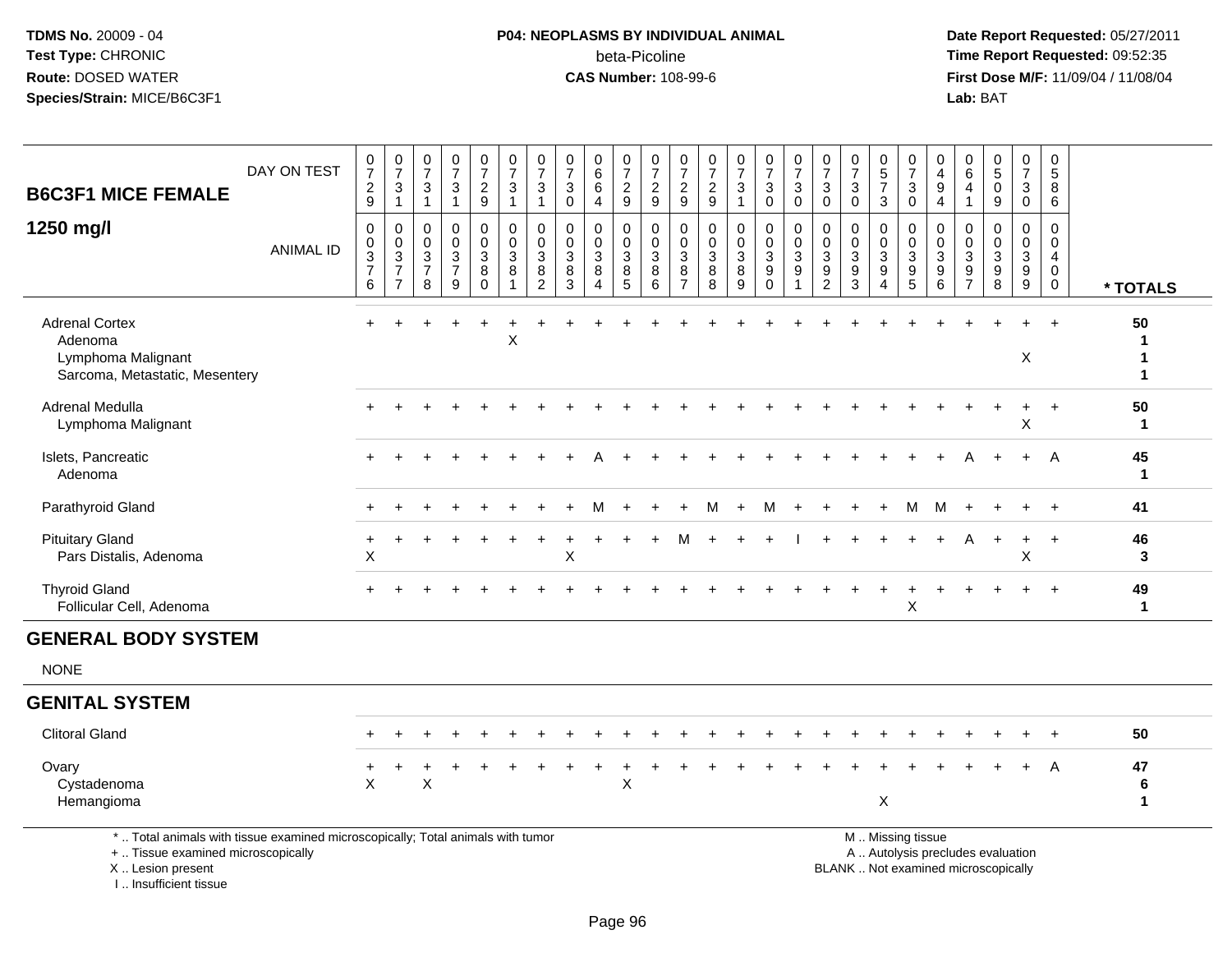TDMS No. 20009 - 04
Test Type: CHRONIC
Route: DOSED WATER
Species/Strain: MICE/B6C3F1

**P04: NEOPLASMS BY INDIVIDUAL ANIMAL**
beta-Picoline
**CAS Number:** 108-99-6

Date Report Requested: 05/27/2011
Time Report Requested: 09:52:35
First Dose M/F: 11/09/04 / 11/08/04
Lab: BAT

## B6C3F1 MICE FEMALE 1250 mg/l

| DAY ON TEST | 0729 | 0731 | 0731 | 0731 | 0729 | 0731 | 0731 | 0730 | 0664 | 0729 | 0729 | 0729 | 0729 | 0731 | 0730 | 0730 | 0730 | 0730 | 0573 | 0730 | 0494 | 0641 | 0509 | 0730 | 0586 | |
|---|---|---|---|---|---|---|---|---|---|---|---|---|---|---|---|---|---|---|---|---|---|---|---|---|---|---|
| **ANIMAL ID** | 0376 | 0377 | 0378 | 0379 | 0380 | 0381 | 0382 | 0383 | 0384 | 0385 | 0386 | 0387 | 0388 | 0389 | 0390 | 0391 | 0392 | 0393 | 0394 | 0395 | 0396 | 0397 | 0398 | 0399 | 0400 | *** TOTALS** |
| Adrenal Cortex | + | + | + | + | + | + | + | + | + | + | + | + | + | + | + | + | + | + | + | + | + | + | + | + | + | 50 |
| Adenoma | | | | | | X | | | | | | | | | | | | | | | | | | | | 1 |
| Lymphoma Malignant | | | | | | | | | | | | | | | | | | | | | | | | X | | 1 |
| Sarcoma, Metastatic, Mesentery | | | | | | | | | | | | | | | | | | | | | | | | | | 1 |
| Adrenal Medulla | + | + | + | + | + | + | + | + | + | + | + | + | + | + | + | + | + | + | + | + | + | + | + | + | + | 50 |
| Lymphoma Malignant | | | | | | | | | | | | | | | | | | | | | | | | X | | 1 |
| Islets, Pancreatic | + | + | + | + | + | + | + | + | A | + | + | + | + | + | + | + | + | + | + | + | + | A | + | + | A | 45 |
| Adenoma | | | | | | | | | | | | | | | | | | | | | | | | | | 1 |
| Parathyroid Gland | + | + | + | + | + | + | + | + | M | + | + | + | M | + | M | + | + | + | + | M | M | + | + | + | + | 41 |
| Pituitary Gland | + | + | + | + | + | + | + | + | + | + | + | M | + | + | + | I | + | + | + | + | + | A | + | + | + | 46 |
| Pars Distalis, Adenoma | X | | | | | | | X | | | | | | | | | | | | | | | | X | | 3 |
| Thyroid Gland | + | + | + | + | + | + | + | + | + | + | + | + | + | + | + | + | + | + | + | + | + | + | + | + | + | 49 |
| Follicular Cell, Adenoma | | | | | | | | | | | | | | | | | | | | X | | | | | | 1 |

## GENERAL BODY SYSTEM

NONE

## GENITAL SYSTEM

| | | | | | | | | | | | | | | | | | | | | | | | | | | |
|---|---|---|---|---|---|---|---|---|---|---|---|---|---|---|---|---|---|---|---|---|---|---|---|---|---|---|
| Clitoral Gland | + | + | + | + | + | + | + | + | + | + | + | + | + | + | + | + | + | + | + | + | + | + | + | + | + | 50 |
| Ovary | + | + | + | + | + | + | + | + | + | + | + | + | + | + | + | + | + | + | + | + | + | + | + | + | A | 47 |
| Cystadenoma | X | | X | | | | | | | X | | | | | | | | | | | | | | | | 6 |
| Hemangioma | | | | | | | | | | | | | | | | | | | X | | | | | | | 1 |

\* .. Total animals with tissue examined microscopically; Total animals with tumor
\+ .. Tissue examined microscopically
X .. Lesion present
I .. Insufficient tissue

M .. Missing tissue
A .. Autolysis precludes evaluation
BLANK .. Not examined microscopically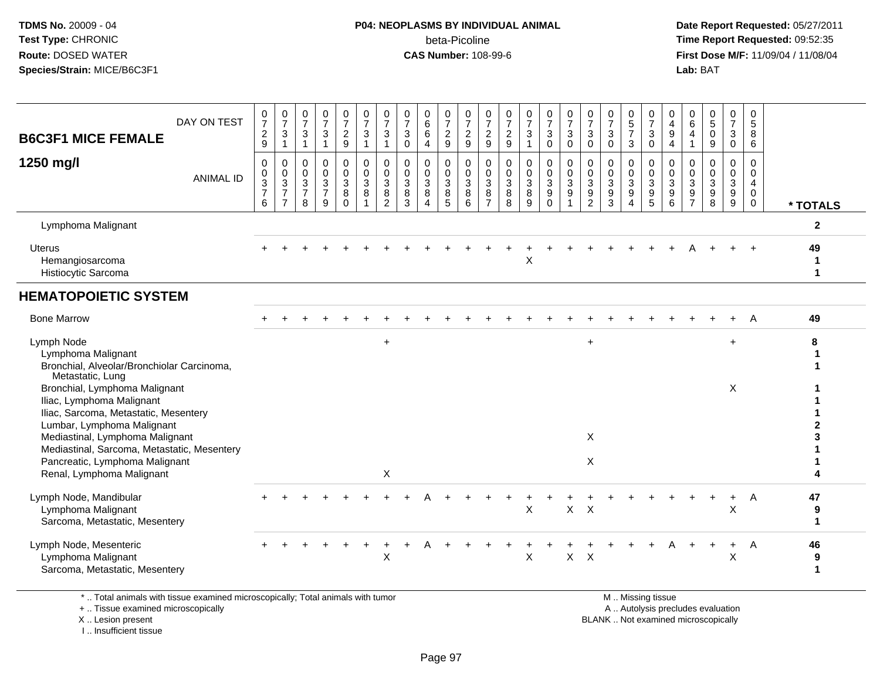**TDMS No.** 20009 - 04
**Test Type:** CHRONIC
**Route:** DOSED WATER
**Species/Strain:** MICE/B6C3F1

**P04: NEOPLASMS BY INDIVIDUAL ANIMAL**
beta-Picoline
**CAS Number:** 108-99-6

**Date Report Requested:** 05/27/2011
**Time Report Requested:** 09:52:35
**First Dose M/F:** 11/09/04 / 11/08/04
**Lab:** BAT

| B6C3F1 MICE FEMALE 1250 mg/l | | | | | | | | | | | | | | | | | | | | | | | | | | |
|---|---|---|---|---|---|---|---|---|---|---|---|---|---|---|---|---|---|---|---|---|---|---|---|---|---|---|
| DAY ON TEST | 0729 | 0731 | 0731 | 0731 | 0729 | 0731 | 0731 | 0730 | 0664 | 0729 | 0729 | 0729 | 0729 | 0731 | 0730 | 0730 | 0730 | 0730 | 0573 | 0730 | 0494 | 0641 | 0509 | 0730 | 0586 | |
| ANIMAL ID | 00376 | 00377 | 00378 | 00379 | 00380 | 00381 | 00382 | 00383 | 00384 | 00385 | 00386 | 00387 | 00388 | 00389 | 00390 | 00391 | 00392 | 00393 | 00394 | 00395 | 00396 | 00397 | 00398 | 00399 | 00400 | * TOTALS |
| Lymphoma Malignant | | | | | | | | | | | | | | | | | | | | | | | | | | 2 |
| Uterus | + | + | + | + | + | + | + | + | + | + | + | + | + | + | + | + | + | + | + | + | + | A | + | + | + | 49 |
| Hemangiosarcoma | | | | | | | | | | | | | | X | | | | | | | | | | | | 1 |
| Histiocytic Sarcoma | | | | | | | | | | | | | | | | | | | | | | | | | | 1 |
| **HEMATOPOIETIC SYSTEM** | | | | | | | | | | | | | | | | | | | | | | | | | | |
| Bone Marrow | + | + | + | + | + | + | + | + | + | + | + | + | + | + | + | + | + | + | + | + | + | + | + | + | A | 49 |
| Lymph Node | | | | | | | + | | | | | | | | | | + | | | | | | | + | | 8 |
| Lymphoma Malignant | | | | | | | | | | | | | | | | | | | | | | | | | | 1 |
| Bronchial, Alveolar/Bronchiolar Carcinoma, Metastatic, Lung | | | | | | | | | | | | | | | | | | | | | | | | | | 1 |
| Bronchial, Lymphoma Malignant | | | | | | | | | | | | | | | | | | | | | | | | X | | 1 |
| Iliac, Lymphoma Malignant | | | | | | | | | | | | | | | | | | | | | | | | | | 1 |
| Iliac, Sarcoma, Metastatic, Mesentery | | | | | | | | | | | | | | | | | | | | | | | | | | 1 |
| Lumbar, Lymphoma Malignant | | | | | | | | | | | | | | | | | | | | | | | | | | 2 |
| Mediastinal, Lymphoma Malignant | | | | | | | | | | | | | | | | | X | | | | | | | | | 3 |
| Mediastinal, Sarcoma, Metastatic, Mesentery | | | | | | | | | | | | | | | | | | | | | | | | | | 1 |
| Pancreatic, Lymphoma Malignant | | | | | | | | | | | | | | | | | X | | | | | | | | | 1 |
| Renal, Lymphoma Malignant | | | | | | | X | | | | | | | | | | | | | | | | | | | 4 |
| Lymph Node, Mandibular | + | + | + | + | + | + | + | + | A | + | + | + | + | + | + | + | + | + | + | + | + | + | + | + | A | 47 |
| Lymphoma Malignant | | | | | | | | | | | | | | X | | X | X | | | | | | | X | | 9 |
| Sarcoma, Metastatic, Mesentery | | | | | | | | | | | | | | | | | | | | | | | | | | 1 |
| Lymph Node, Mesenteric | + | + | + | + | + | + | + | + | A | + | + | + | + | + | + | + | + | + | + | + | A | + | + | + | A | 46 |
| Lymphoma Malignant | | | | | | | X | | | | | | | X | | X | X | | | | | | | X | | 9 |
| Sarcoma, Metastatic, Mesentery | | | | | | | | | | | | | | | | | | | | | | | | | | 1 |

\* .. Total animals with tissue examined microscopically; Total animals with tumor
\+ .. Tissue examined microscopically
X .. Lesion present
I .. Insufficient tissue

M .. Missing tissue
A .. Autolysis precludes evaluation
BLANK .. Not examined microscopically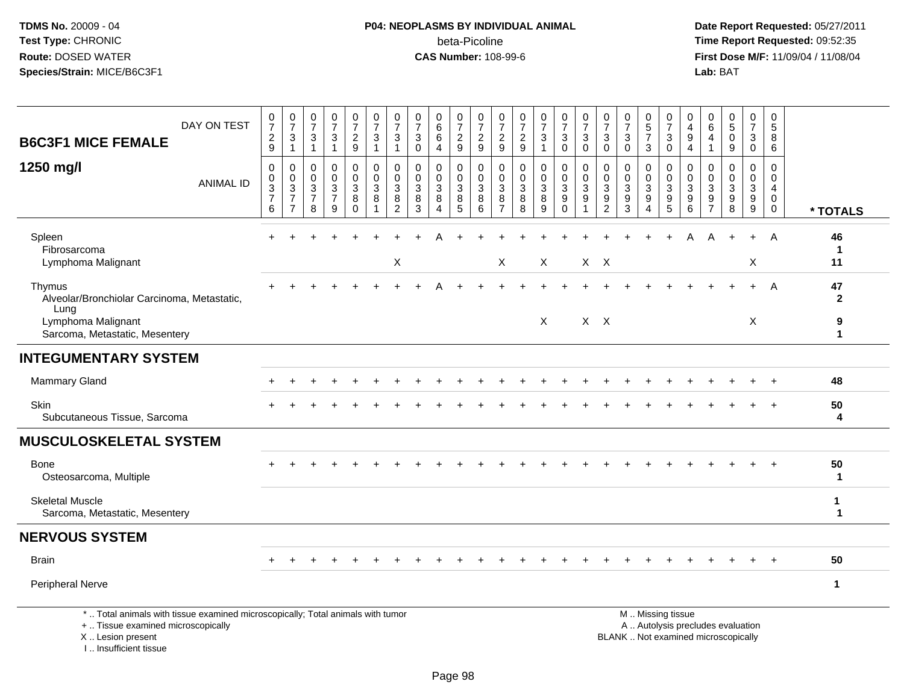TDMS No. 20009 - 04
Test Type: CHRONIC
Route: DOSED WATER
Species/Strain: MICE/B6C3F1

**P04: NEOPLASMS BY INDIVIDUAL ANIMAL**
beta-Picoline
**CAS Number:** 108-99-6

Date Report Requested: 05/27/2011
Time Report Requested: 09:52:35
First Dose M/F: 11/09/04 / 11/08/04
Lab: BAT

| B6C3F1 MICE FEMALE 1250 mg/l | | | | | | | | | | | | | | | | | | | | | | | | | | |
|---|---|---|---|---|---|---|---|---|---|---|---|---|---|---|---|---|---|---|---|---|---|---|---|---|---|---|
| DAY ON TEST | 0729 | 0731 | 0731 | 0731 | 0729 | 0731 | 0731 | 0730 | 0664 | 0729 | 0729 | 0729 | 0729 | 0731 | 0730 | 0730 | 0730 | 0730 | 0573 | 0730 | 0494 | 0641 | 0509 | 0730 | 0586 | |
| ANIMAL ID | 00376 | 00377 | 00378 | 00379 | 00380 | 00381 | 00382 | 00383 | 00384 | 00385 | 00386 | 00387 | 00388 | 00389 | 00390 | 00391 | 00392 | 00393 | 00394 | 00395 | 00396 | 00397 | 00398 | 00399 | 00400 | * TOTALS |
| Spleen | + | + | + | + | + | + | + | + | A | + | + | + | + | + | + | + | + | + | + | + | A | A | + | + | A | 46 |
| Fibrosarcoma | | | | | | | | | | | | | | | | | | | | | | | | | | 1 |
| Lymphoma Malignant | | | | | | | X | | | | | X | | X | | X | X | | | | | | | X | | 11 |
| Thymus | + | + | + | + | + | + | + | + | A | + | + | + | + | + | + | + | + | + | + | + | + | + | + | + | A | 47 |
| Alveolar/Bronchiolar Carcinoma, Metastatic, Lung | | | | | | | | | | | | | | | | | | | | | | | | | | 2 |
| Lymphoma Malignant | | | | | | | | | | | | | | X | | X | X | | | | | | | X | | 9 |
| Sarcoma, Metastatic, Mesentery | | | | | | | | | | | | | | | | | | | | | | | | | | 1 |
| **INTEGUMENTARY SYSTEM** | | | | | | | | | | | | | | | | | | | | | | | | | | |
| Mammary Gland | + | + | + | + | + | + | + | + | + | + | + | + | + | + | + | + | + | + | + | + | + | + | + | + | + | 48 |
| Skin | + | + | + | + | + | + | + | + | + | + | + | + | + | + | + | + | + | + | + | + | + | + | + | + | + | 50 |
| Subcutaneous Tissue, Sarcoma | | | | | | | | | | | | | | | | | | | | | | | | | | 4 |
| **MUSCULOSKELETAL SYSTEM** | | | | | | | | | | | | | | | | | | | | | | | | | | |
| Bone | + | + | + | + | + | + | + | + | + | + | + | + | + | + | + | + | + | + | + | + | + | + | + | + | + | 50 |
| Osteosarcoma, Multiple | | | | | | | | | | | | | | | | | | | | | | | | | | 1 |
| Skeletal Muscle | | | | | | | | | | | | | | | | | | | | | | | | | | 1 |
| Sarcoma, Metastatic, Mesentery | | | | | | | | | | | | | | | | | | | | | | | | | | 1 |
| **NERVOUS SYSTEM** | | | | | | | | | | | | | | | | | | | | | | | | | | |
| Brain | + | + | + | + | + | + | + | + | + | + | + | + | + | + | + | + | + | + | + | + | + | + | + | + | + | 50 |
| Peripheral Nerve | | | | | | | | | | | | | | | | | | | | | | | | | | 1 |

\* .. Total animals with tissue examined microscopically; Total animals with tumor
\+ .. Tissue examined microscopically
X .. Lesion present
I .. Insufficient tissue

M .. Missing tissue
A .. Autolysis precludes evaluation
BLANK .. Not examined microscopically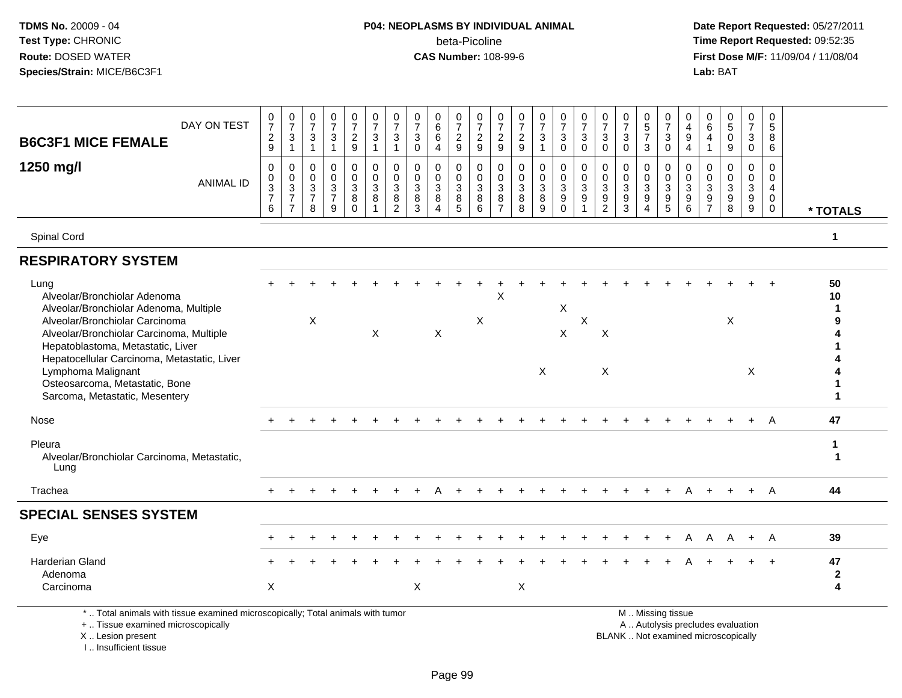**TDMS No.** 20009 - 04
**Test Type:** CHRONIC
**Route:** DOSED WATER
**Species/Strain:** MICE/B6C3F1

**P04: NEOPLASMS BY INDIVIDUAL ANIMAL**
beta-Picoline
**CAS Number:** 108-99-6

**Date Report Requested:** 05/27/2011
**Time Report Requested:** 09:52:35
**First Dose M/F:** 11/09/04 / 11/08/04
**Lab:** BAT

## B6C3F1 MICE FEMALE 1250 mg/l

| DAY ON TEST | 0729 | 0731 | 0731 | 0731 | 0729 | 0731 | 0731 | 0730 | 0664 | 0729 | 0729 | 0729 | 0729 | 0731 | 0730 | 0730 | 0730 | 0730 | 0573 | 0730 | 0494 | 0641 | 0509 | 0730 | 0586 | |
|---|---|---|---|---|---|---|---|---|---|---|---|---|---|---|---|---|---|---|---|---|---|---|---|---|---|---|
| **ANIMAL ID** | 00376 | 00377 | 00378 | 00379 | 00380 | 00381 | 00382 | 00383 | 00384 | 00385 | 00386 | 00387 | 00388 | 00389 | 00390 | 00391 | 00392 | 00393 | 00394 | 00395 | 00396 | 00397 | 00398 | 00399 | 00400 | *** TOTALS** |
| Spinal Cord | | | | | | | | | | | | | | | | | | | | | | | | | | 1 |
| **RESPIRATORY SYSTEM** | | | | | | | | | | | | | | | | | | | | | | | | | | |
| Lung | + | + | + | + | + | + | + | + | + | + | + | + | + | + | + | + | + | + | + | + | + | + | + | + | + | 50 |
| Alveolar/Bronchiolar Adenoma | | | | | | | | | | | | X | | | | | | | | | | | | | | 10 |
| Alveolar/Bronchiolar Adenoma, Multiple | | | | | | | | | | | | | | | X | | | | | | | | | | | 1 |
| Alveolar/Bronchiolar Carcinoma | | | X | | | | | | | | X | | | | | X | | | | | | | X | | | 9 |
| Alveolar/Bronchiolar Carcinoma, Multiple | | | | | | X | | | X | | | | | | X | | X | | | | | | | | | 4 |
| Hepatoblastoma, Metastatic, Liver | | | | | | | | | | | | | | | | | | | | | | | | | | 1 |
| Hepatocellular Carcinoma, Metastatic, Liver | | | | | | | | | | | | | | | | | | | | | | | | | | 4 |
| Lymphoma Malignant | | | | | | | | | | | | | | X | | | X | | | | | | | X | | 4 |
| Osteosarcoma, Metastatic, Bone | | | | | | | | | | | | | | | | | | | | | | | | | | 1 |
| Sarcoma, Metastatic, Mesentery | | | | | | | | | | | | | | | | | | | | | | | | | | 1 |
| Nose | + | + | + | + | + | + | + | + | + | + | + | + | + | + | + | + | + | + | + | + | + | + | + | + | A | 47 |
| Pleura | | | | | | | | | | | | | | | | | | | | | | | | | | 1 |
| Alveolar/Bronchiolar Carcinoma, Metastatic, Lung | | | | | | | | | | | | | | | | | | | | | | | | | | 1 |
| Trachea | + | + | + | + | + | + | + | + | A | + | + | + | + | + | + | + | + | + | + | + | A | + | + | + | A | 44 |
| **SPECIAL SENSES SYSTEM** | | | | | | | | | | | | | | | | | | | | | | | | | | |
| Eye | + | + | + | + | + | + | + | + | + | + | + | + | + | + | + | + | + | + | + | + | A | A | A | + | A | 39 |
| Harderian Gland | + | + | + | + | + | + | + | + | + | + | + | + | + | + | + | + | + | + | + | + | A | + | + | + | + | 47 |
| Adenoma | | | | | | | | | | | | | | | | | | | | | | | | | | 2 |
| Carcinoma | X | | | | | | | X | | | | | X | | | | | | | | | | | | | 4 |

\* .. Total animals with tissue examined microscopically; Total animals with tumor
\+ .. Tissue examined microscopically
X .. Lesion present
I .. Insufficient tissue

M .. Missing tissue
A .. Autolysis precludes evaluation
BLANK .. Not examined microscopically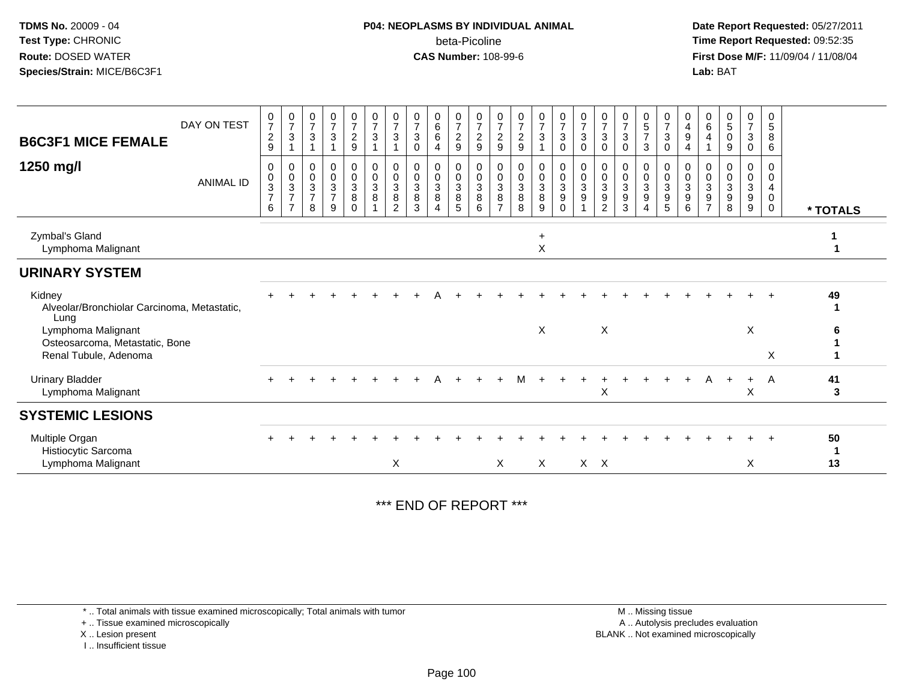**TDMS No.** 20009 - 04
**Test Type:** CHRONIC
**Route:** DOSED WATER
**Species/Strain:** MICE/B6C3F1

**P04: NEOPLASMS BY INDIVIDUAL ANIMAL**
beta-Picoline
**CAS Number:** 108-99-6

**Date Report Requested:** 05/27/2011
**Time Report Requested:** 09:52:35
**First Dose M/F:** 11/09/04 / 11/08/04
**Lab:** BAT

| **B6C3F1 MICE FEMALE** DAY ON TEST | 0729 | 0731 | 0731 | 0731 | 0729 | 0731 | 0731 | 0730 | 0664 | 0729 | 0729 | 0729 | 0729 | 0731 | 0730 | 0730 | 0730 | 0730 | 0573 | 0730 | 0494 | 0641 | 0509 | 0730 | 0586 | |
|---|---|---|---|---|---|---|---|---|---|---|---|---|---|---|---|---|---|---|---|---|---|---|---|---|---|---|
| **1250 mg/l** ANIMAL ID | 00376 | 00377 | 00378 | 00379 | 00380 | 00381 | 00382 | 00383 | 00384 | 00385 | 00386 | 00387 | 00388 | 00389 | 00390 | 00391 | 00392 | 00393 | 00394 | 00395 | 00396 | 00397 | 00398 | 00399 | 00400 | *** TOTALS** |
| Zymbal's Gland | | | | | | | | | | | | | | + | | | | | | | | | | | | **1** |
| Lymphoma Malignant | | | | | | | | | | | | | | X | | | | | | | | | | | | **1** |
| **URINARY SYSTEM** | | | | | | | | | | | | | | | | | | | | | | | | | | |
| Kidney | + | + | + | + | + | + | + | + | A | + | + | + | + | + | + | + | + | + | + | + | + | + | + | + | + | **49** |
| Alveolar/Bronchiolar Carcinoma, Metastatic, Lung | | | | | | | | | | | | | | | | | | | | | | | | | | **1** |
| Lymphoma Malignant | | | | | | | | | | | | | | X | | | X | | | | | | | X | | **6** |
| Osteosarcoma, Metastatic, Bone | | | | | | | | | | | | | | | | | | | | | | | | | | **1** |
| Renal Tubule, Adenoma | | | | | | | | | | | | | | | | | | | | | | | | | X | **1** |
| Urinary Bladder | + | + | + | + | + | + | + | + | A | + | + | + | M | + | + | + | + | + | + | + | + | A | + | + | A | **41** |
| Lymphoma Malignant | | | | | | | | | | | | | | | | | X | | | | | | | X | | **3** |
| **SYSTEMIC LESIONS** | | | | | | | | | | | | | | | | | | | | | | | | | | |
| Multiple Organ | + | + | + | + | + | + | + | + | + | + | + | + | + | + | + | + | + | + | + | + | + | + | + | + | + | **50** |
| Histiocytic Sarcoma | | | | | | | | | | | | | | | | | | | | | | | | | | **1** |
| Lymphoma Malignant | | | | | | | X | | | | | X | | X | | X | X | | | | | | | X | | **13** |

*** END OF REPORT ***

* .. Total animals with tissue examined microscopically; Total animals with tumor
+ .. Tissue examined microscopically
X .. Lesion present
I .. Insufficient tissue

M .. Missing tissue
A .. Autolysis precludes evaluation
BLANK .. Not examined microscopically